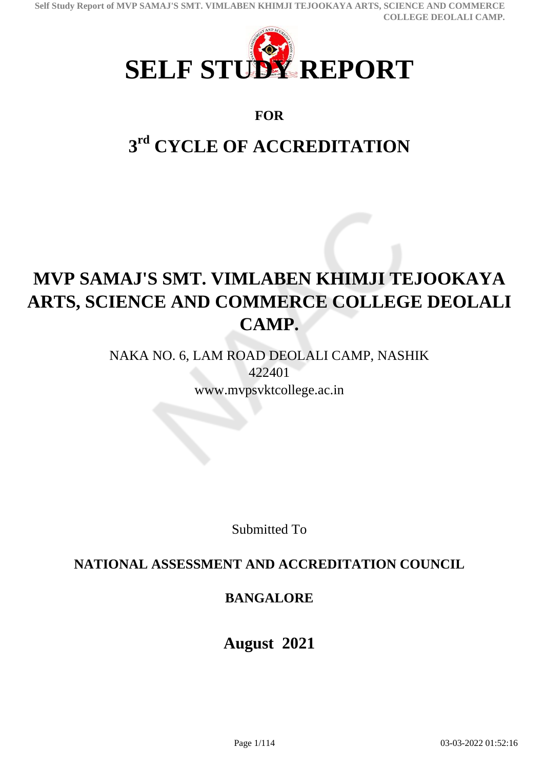# SELF STUDY REPORT

**FOR**

## 3rd CYCLE OF ACCREDITATION

# MVP SAMAJ'S SMT. VIMLABEN KHIMJI TEJOOKAYA ARTS, SCIENCE AND COMMERCE COLLEGE DEOLALI CAMP.

NAKA NO. 6, LAM ROAD DEOLALI CAMP, NASHIK
422401
www.mvpsvktcollege.ac.in

Submitted To

**NATIONAL ASSESSMENT AND ACCREDITATION COUNCIL**

**BANGALORE**

**August 2021**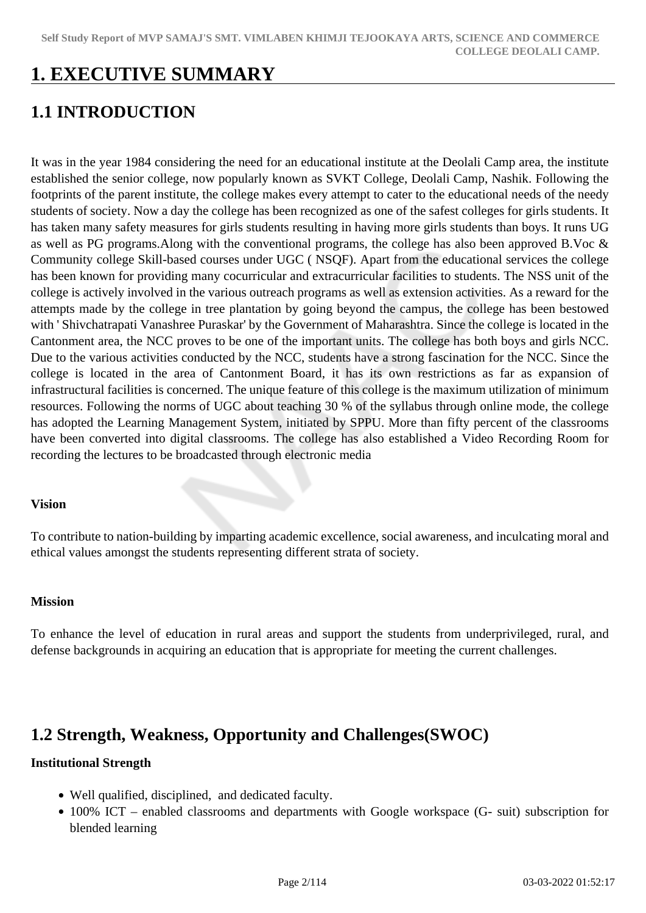# 1. EXECUTIVE SUMMARY

## 1.1 INTRODUCTION

It was in the year 1984 considering the need for an educational institute at the Deolali Camp area, the institute established the senior college, now popularly known as SVKT College, Deolali Camp, Nashik. Following the footprints of the parent institute, the college makes every attempt to cater to the educational needs of the needy students of society. Now a day the college has been recognized as one of the safest colleges for girls students. It has taken many safety measures for girls students resulting in having more girls students than boys. It runs UG as well as PG programs.Along with the conventional programs, the college has also been approved B.Voc & Community college Skill-based courses under UGC ( NSQF). Apart from the educational services the college has been known for providing many cocurricular and extracurricular facilities to students. The NSS unit of the college is actively involved in the various outreach programs as well as extension activities. As a reward for the attempts made by the college in tree plantation by going beyond the campus, the college has been bestowed with ' Shivchatrapati Vanashree Puraskar' by the Government of Maharashtra. Since the college is located in the Cantonment area, the NCC proves to be one of the important units. The college has both boys and girls NCC. Due to the various activities conducted by the NCC, students have a strong fascination for the NCC. Since the college is located in the area of Cantonment Board, it has its own restrictions as far as expansion of infrastructural facilities is concerned. The unique feature of this college is the maximum utilization of minimum resources. Following the norms of UGC about teaching 30 % of the syllabus through online mode, the college has adopted the Learning Management System, initiated by SPPU. More than fifty percent of the classrooms have been converted into digital classrooms. The college has also established a Video Recording Room for recording the lectures to be broadcasted through electronic media

**Vision**

To contribute to nation-building by imparting academic excellence, social awareness, and inculcating moral and ethical values amongst the students representing different strata of society.

**Mission**

To enhance the level of education in rural areas and support the students from underprivileged, rural, and defense backgrounds in acquiring an education that is appropriate for meeting the current challenges.

## 1.2 Strength, Weakness, Opportunity and Challenges(SWOC)

**Institutional Strength**

- Well qualified, disciplined, and dedicated faculty.
- 100% ICT – enabled classrooms and departments with Google workspace (G- suit) subscription for blended learning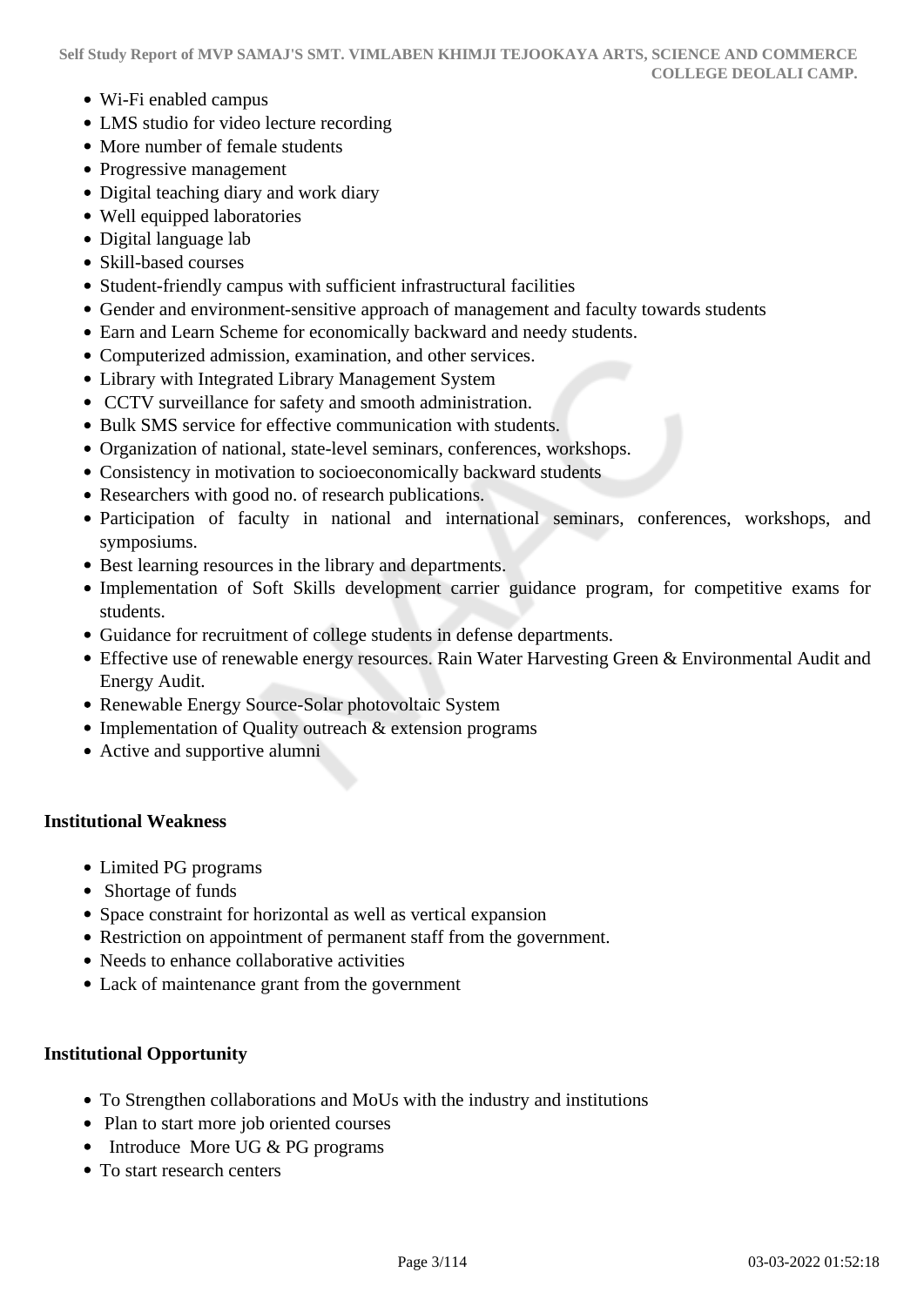- Wi-Fi enabled campus
- LMS studio for video lecture recording
- More number of female students
- Progressive management
- Digital teaching diary and work diary
- Well equipped laboratories
- Digital language lab
- Skill-based courses
- Student-friendly campus with sufficient infrastructural facilities
- Gender and environment-sensitive approach of management and faculty towards students
- Earn and Learn Scheme for economically backward and needy students.
- Computerized admission, examination, and other services.
- Library with Integrated Library Management System
- CCTV surveillance for safety and smooth administration.
- Bulk SMS service for effective communication with students.
- Organization of national, state-level seminars, conferences, workshops.
- Consistency in motivation to socioeconomically backward students
- Researchers with good no. of research publications.
- Participation of faculty in national and international seminars, conferences, workshops, and symposiums.
- Best learning resources in the library and departments.
- Implementation of Soft Skills development carrier guidance program, for competitive exams for students.
- Guidance for recruitment of college students in defense departments.
- Effective use of renewable energy resources. Rain Water Harvesting Green & Environmental Audit and Energy Audit.
- Renewable Energy Source-Solar photovoltaic System
- Implementation of Quality outreach & extension programs
- Active and supportive alumni

**Institutional Weakness**

- Limited PG programs
- Shortage of funds
- Space constraint for horizontal as well as vertical expansion
- Restriction on appointment of permanent staff from the government.
- Needs to enhance collaborative activities
- Lack of maintenance grant from the government

**Institutional Opportunity**

- To Strengthen collaborations and MoUs with the industry and institutions
- Plan to start more job oriented courses
- Introduce More UG & PG programs
- To start research centers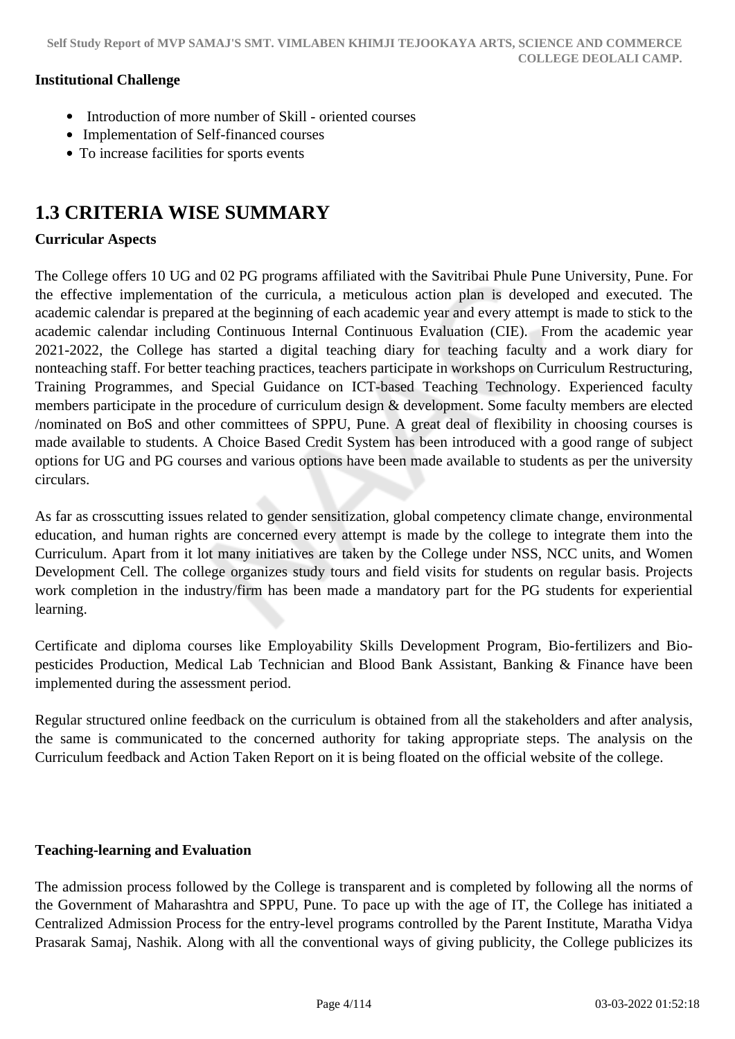**Institutional Challenge**

- Introduction of more number of Skill - oriented courses
- Implementation of Self-financed courses
- To increase facilities for sports events

## 1.3 CRITERIA WISE SUMMARY

**Curricular Aspects**

The College offers 10 UG and 02 PG programs affiliated with the Savitribai Phule Pune University, Pune. For the effective implementation of the curricula, a meticulous action plan is developed and executed. The academic calendar is prepared at the beginning of each academic year and every attempt is made to stick to the academic calendar including Continuous Internal Continuous Evaluation (CIE). From the academic year 2021-2022, the College has started a digital teaching diary for teaching faculty and a work diary for nonteaching staff. For better teaching practices, teachers participate in workshops on Curriculum Restructuring, Training Programmes, and Special Guidance on ICT-based Teaching Technology. Experienced faculty members participate in the procedure of curriculum design & development. Some faculty members are elected /nominated on BoS and other committees of SPPU, Pune. A great deal of flexibility in choosing courses is made available to students. A Choice Based Credit System has been introduced with a good range of subject options for UG and PG courses and various options have been made available to students as per the university circulars.

As far as crosscutting issues related to gender sensitization, global competency climate change, environmental education, and human rights are concerned every attempt is made by the college to integrate them into the Curriculum. Apart from it lot many initiatives are taken by the College under NSS, NCC units, and Women Development Cell. The college organizes study tours and field visits for students on regular basis. Projects work completion in the industry/firm has been made a mandatory part for the PG students for experiential learning.

Certificate and diploma courses like Employability Skills Development Program, Bio-fertilizers and Bio-pesticides Production, Medical Lab Technician and Blood Bank Assistant, Banking & Finance have been implemented during the assessment period.

Regular structured online feedback on the curriculum is obtained from all the stakeholders and after analysis, the same is communicated to the concerned authority for taking appropriate steps. The analysis on the Curriculum feedback and Action Taken Report on it is being floated on the official website of the college.

**Teaching-learning and Evaluation**

The admission process followed by the College is transparent and is completed by following all the norms of the Government of Maharashtra and SPPU, Pune. To pace up with the age of IT, the College has initiated a Centralized Admission Process for the entry-level programs controlled by the Parent Institute, Maratha Vidya Prasarak Samaj, Nashik. Along with all the conventional ways of giving publicity, the College publicizes its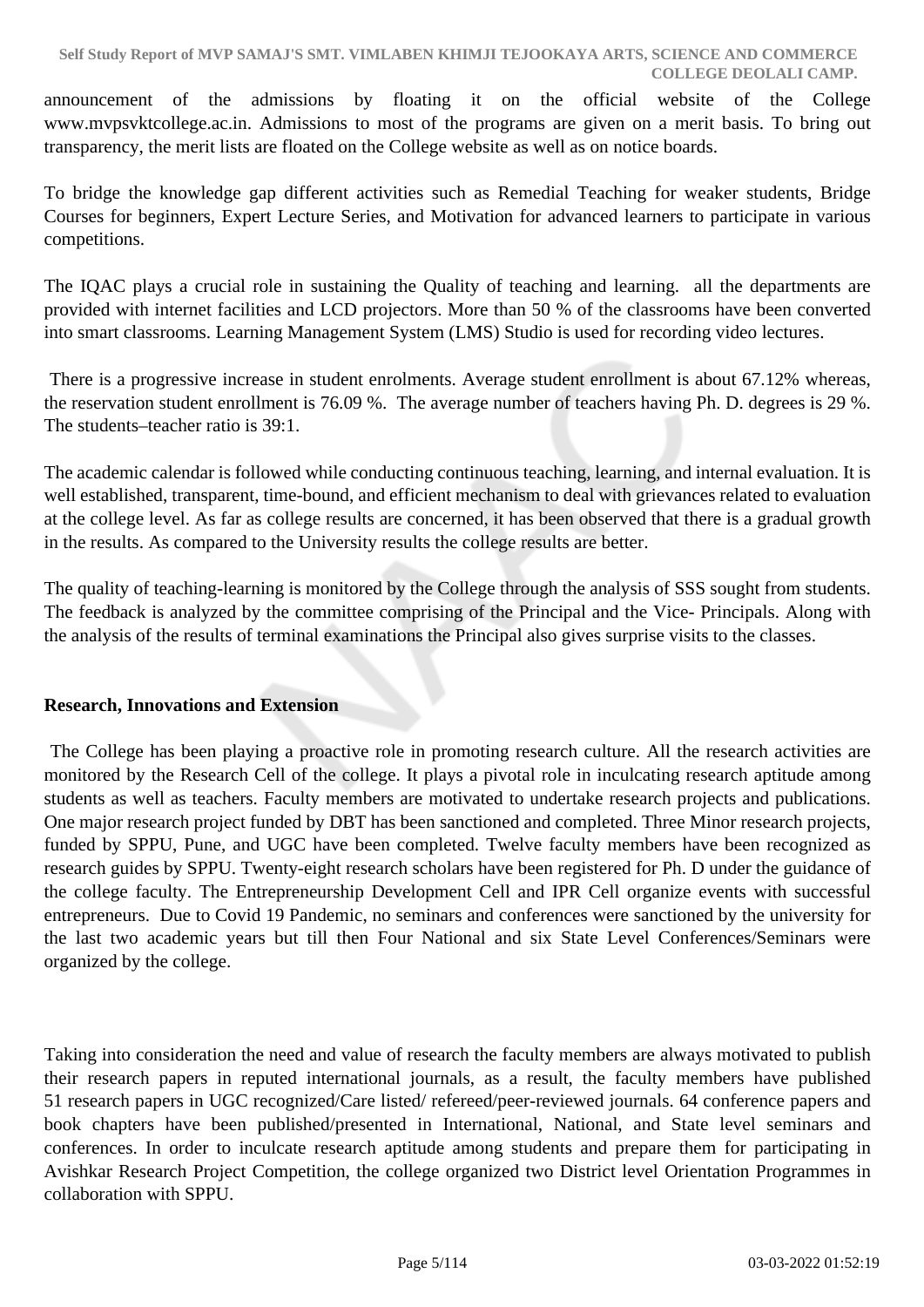announcement of the admissions by floating it on the official website of the College www.mvpsvktcollege.ac.in. Admissions to most of the programs are given on a merit basis. To bring out transparency, the merit lists are floated on the College website as well as on notice boards.

To bridge the knowledge gap different activities such as Remedial Teaching for weaker students, Bridge Courses for beginners, Expert Lecture Series, and Motivation for advanced learners to participate in various competitions.

The IQAC plays a crucial role in sustaining the Quality of teaching and learning. all the departments are provided with internet facilities and LCD projectors. More than 50 % of the classrooms have been converted into smart classrooms. Learning Management System (LMS) Studio is used for recording video lectures.

There is a progressive increase in student enrolments. Average student enrollment is about 67.12% whereas, the reservation student enrollment is 76.09 %. The average number of teachers having Ph. D. degrees is 29 %. The students–teacher ratio is 39:1.

The academic calendar is followed while conducting continuous teaching, learning, and internal evaluation. It is well established, transparent, time-bound, and efficient mechanism to deal with grievances related to evaluation at the college level. As far as college results are concerned, it has been observed that there is a gradual growth in the results. As compared to the University results the college results are better.

The quality of teaching-learning is monitored by the College through the analysis of SSS sought from students. The feedback is analyzed by the committee comprising of the Principal and the Vice- Principals. Along with the analysis of the results of terminal examinations the Principal also gives surprise visits to the classes.

**Research, Innovations and Extension**

The College has been playing a proactive role in promoting research culture. All the research activities are monitored by the Research Cell of the college. It plays a pivotal role in inculcating research aptitude among students as well as teachers. Faculty members are motivated to undertake research projects and publications. One major research project funded by DBT has been sanctioned and completed. Three Minor research projects, funded by SPPU, Pune, and UGC have been completed. Twelve faculty members have been recognized as research guides by SPPU. Twenty-eight research scholars have been registered for Ph. D under the guidance of the college faculty. The Entrepreneurship Development Cell and IPR Cell organize events with successful entrepreneurs. Due to Covid 19 Pandemic, no seminars and conferences were sanctioned by the university for the last two academic years but till then Four National and six State Level Conferences/Seminars were organized by the college.

Taking into consideration the need and value of research the faculty members are always motivated to publish their research papers in reputed international journals, as a result, the faculty members have published 51 research papers in UGC recognized/Care listed/ refereed/peer-reviewed journals. 64 conference papers and book chapters have been published/presented in International, National, and State level seminars and conferences. In order to inculcate research aptitude among students and prepare them for participating in Avishkar Research Project Competition, the college organized two District level Orientation Programmes in collaboration with SPPU.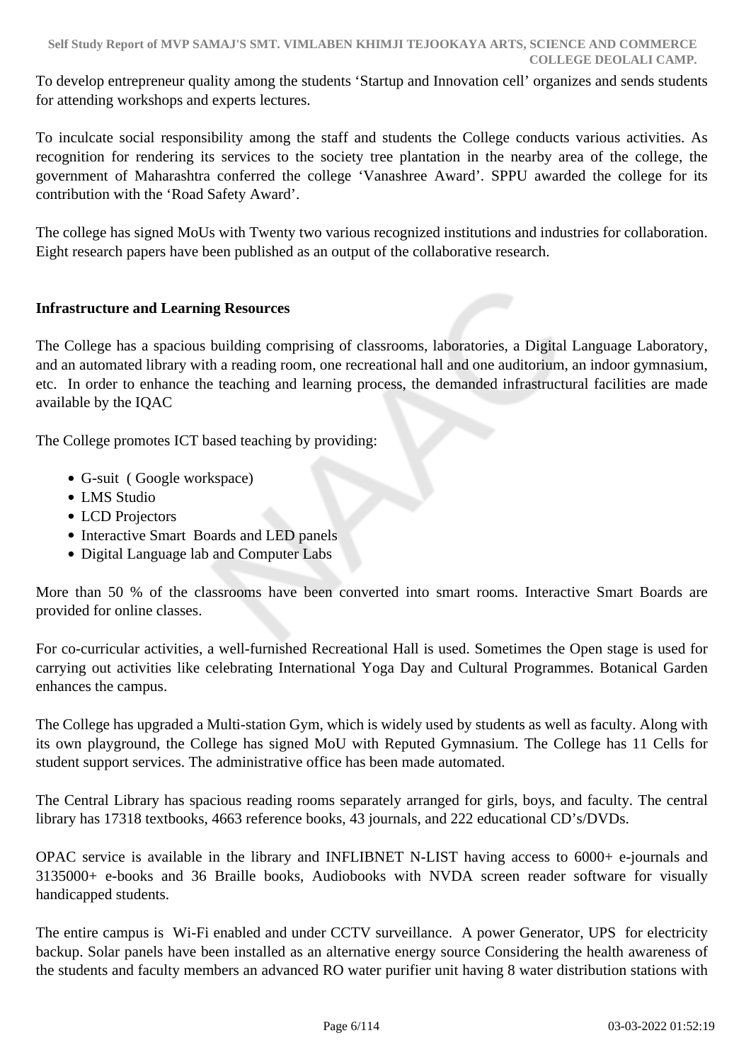To develop entrepreneur quality among the students 'Startup and Innovation cell' organizes and sends students for attending workshops and experts lectures.

To inculcate social responsibility among the staff and students the College conducts various activities. As recognition for rendering its services to the society tree plantation in the nearby area of the college, the government of Maharashtra conferred the college 'Vanashree Award'. SPPU awarded the college for its contribution with the 'Road Safety Award'.

The college has signed MoUs with Twenty two various recognized institutions and industries for collaboration. Eight research papers have been published as an output of the collaborative research.

**Infrastructure and Learning Resources**

The College has a spacious building comprising of classrooms, laboratories, a Digital Language Laboratory, and an automated library with a reading room, one recreational hall and one auditorium, an indoor gymnasium, etc. In order to enhance the teaching and learning process, the demanded infrastructural facilities are made available by the IQAC

The College promotes ICT based teaching by providing:

- G-suit ( Google workspace)
- LMS Studio
- LCD Projectors
- Interactive Smart Boards and LED panels
- Digital Language lab and Computer Labs

More than 50 % of the classrooms have been converted into smart rooms. Interactive Smart Boards are provided for online classes.

For co-curricular activities, a well-furnished Recreational Hall is used. Sometimes the Open stage is used for carrying out activities like celebrating International Yoga Day and Cultural Programmes. Botanical Garden enhances the campus.

The College has upgraded a Multi-station Gym, which is widely used by students as well as faculty. Along with its own playground, the College has signed MoU with Reputed Gymnasium. The College has 11 Cells for student support services. The administrative office has been made automated.

The Central Library has spacious reading rooms separately arranged for girls, boys, and faculty. The central library has 17318 textbooks, 4663 reference books, 43 journals, and 222 educational CD's/DVDs.

OPAC service is available in the library and INFLIBNET N-LIST having access to 6000+ e-journals and 3135000+ e-books and 36 Braille books, Audiobooks with NVDA screen reader software for visually handicapped students.

The entire campus is Wi-Fi enabled and under CCTV surveillance. A power Generator, UPS for electricity backup. Solar panels have been installed as an alternative energy source Considering the health awareness of the students and faculty members an advanced RO water purifier unit having 8 water distribution stations with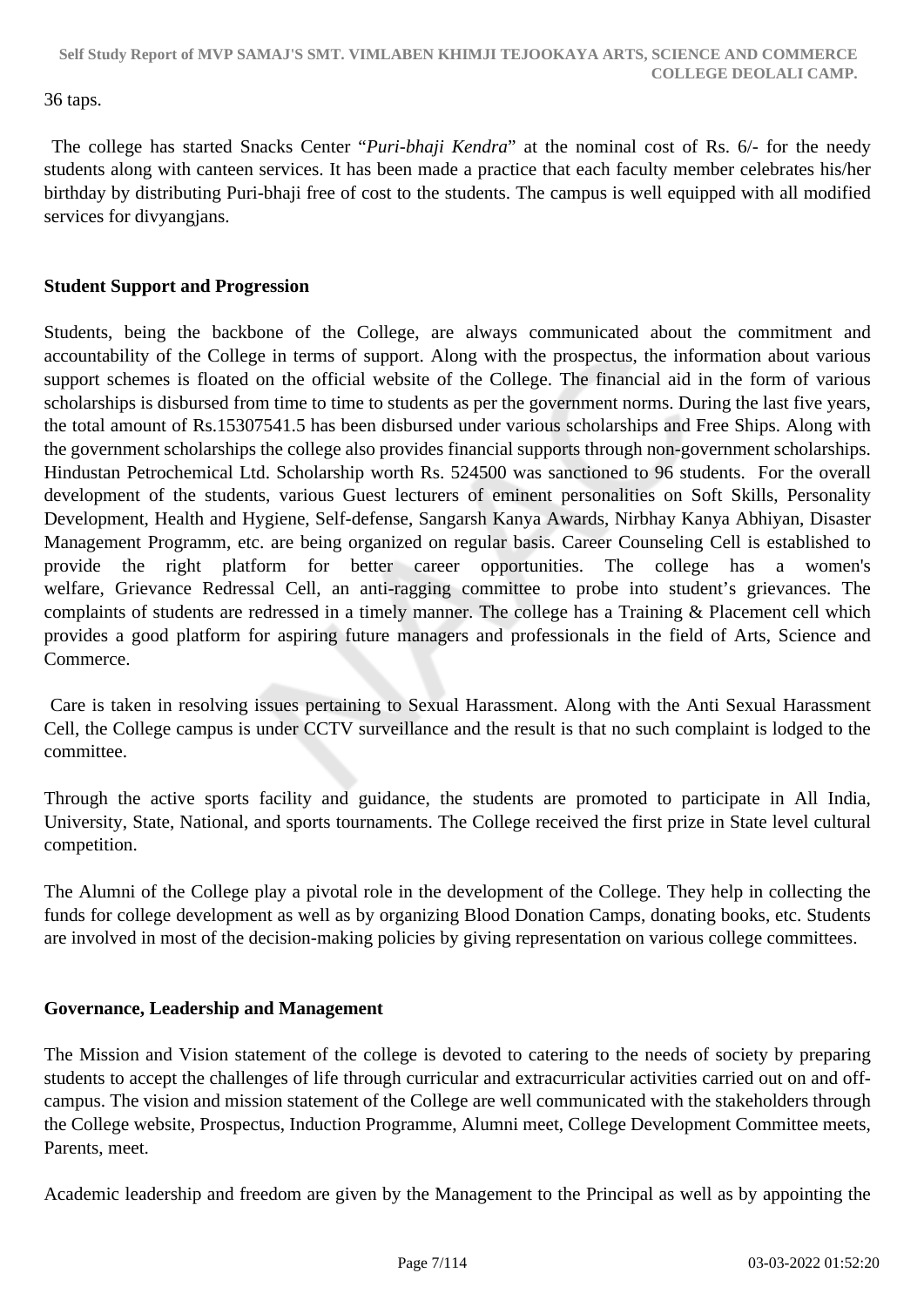36 taps.

The college has started Snacks Center "*Puri-bhaji Kendra*" at the nominal cost of Rs. 6/- for the needy students along with canteen services. It has been made a practice that each faculty member celebrates his/her birthday by distributing Puri-bhaji free of cost to the students. The campus is well equipped with all modified services for divyangjans.

**Student Support and Progression**

Students, being the backbone of the College, are always communicated about the commitment and accountability of the College in terms of support. Along with the prospectus, the information about various support schemes is floated on the official website of the College. The financial aid in the form of various scholarships is disbursed from time to time to students as per the government norms. During the last five years, the total amount of Rs.15307541.5 has been disbursed under various scholarships and Free Ships. Along with the government scholarships the college also provides financial supports through non-government scholarships. Hindustan Petrochemical Ltd. Scholarship worth Rs. 524500 was sanctioned to 96 students. For the overall development of the students, various Guest lecturers of eminent personalities on Soft Skills, Personality Development, Health and Hygiene, Self-defense, Sangarsh Kanya Awards, Nirbhay Kanya Abhiyan, Disaster Management Programm, etc. are being organized on regular basis. Career Counseling Cell is established to provide the right platform for better career opportunities. The college has a women's welfare, Grievance Redressal Cell, an anti-ragging committee to probe into student's grievances. The complaints of students are redressed in a timely manner. The college has a Training & Placement cell which provides a good platform for aspiring future managers and professionals in the field of Arts, Science and Commerce.

Care is taken in resolving issues pertaining to Sexual Harassment. Along with the Anti Sexual Harassment Cell, the College campus is under CCTV surveillance and the result is that no such complaint is lodged to the committee.

Through the active sports facility and guidance, the students are promoted to participate in All India, University, State, National, and sports tournaments. The College received the first prize in State level cultural competition.

The Alumni of the College play a pivotal role in the development of the College. They help in collecting the funds for college development as well as by organizing Blood Donation Camps, donating books, etc. Students are involved in most of the decision-making policies by giving representation on various college committees.

**Governance, Leadership and Management**

The Mission and Vision statement of the college is devoted to catering to the needs of society by preparing students to accept the challenges of life through curricular and extracurricular activities carried out on and off-campus. The vision and mission statement of the College are well communicated with the stakeholders through the College website, Prospectus, Induction Programme, Alumni meet, College Development Committee meets, Parents, meet.

Academic leadership and freedom are given by the Management to the Principal as well as by appointing the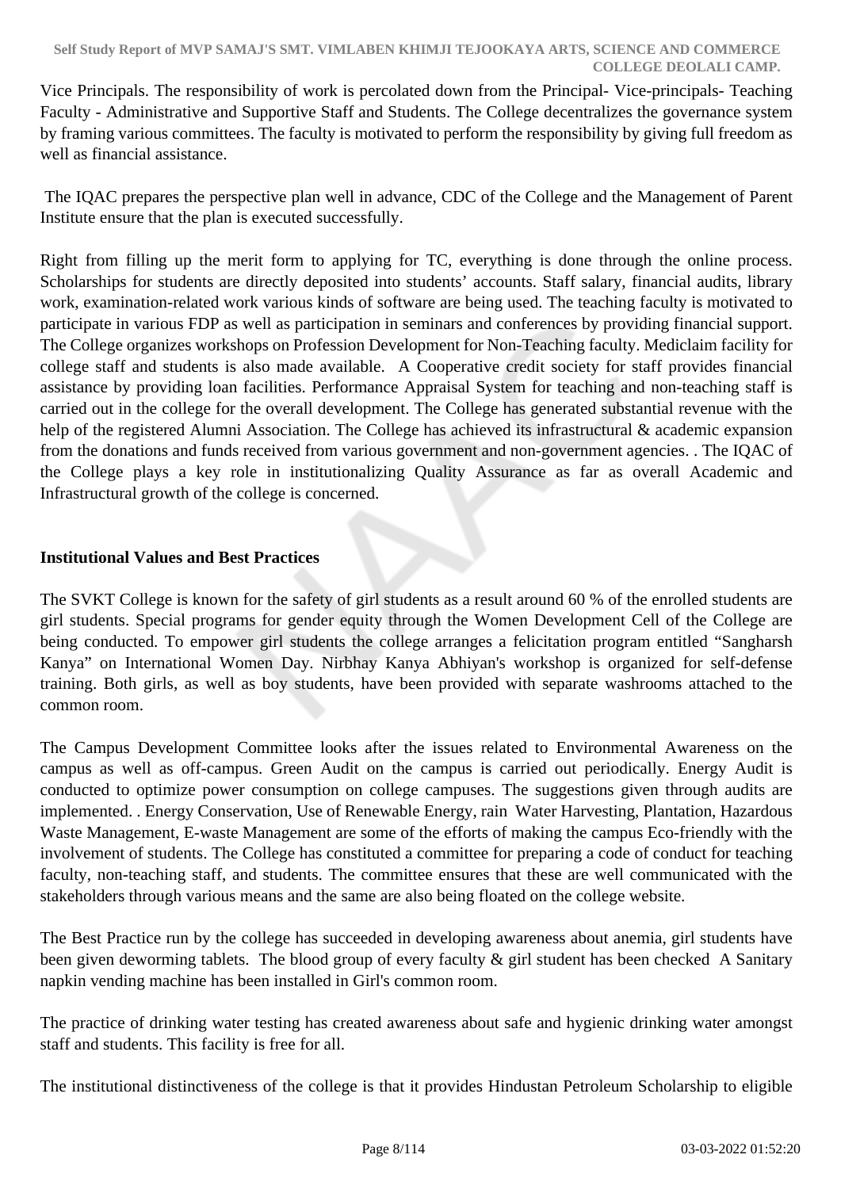Vice Principals. The responsibility of work is percolated down from the Principal- Vice-principals- Teaching Faculty - Administrative and Supportive Staff and Students. The College decentralizes the governance system by framing various committees. The faculty is motivated to perform the responsibility by giving full freedom as well as financial assistance.

The IQAC prepares the perspective plan well in advance, CDC of the College and the Management of Parent Institute ensure that the plan is executed successfully.

Right from filling up the merit form to applying for TC, everything is done through the online process. Scholarships for students are directly deposited into students' accounts. Staff salary, financial audits, library work, examination-related work various kinds of software are being used. The teaching faculty is motivated to participate in various FDP as well as participation in seminars and conferences by providing financial support. The College organizes workshops on Profession Development for Non-Teaching faculty. Mediclaim facility for college staff and students is also made available. A Cooperative credit society for staff provides financial assistance by providing loan facilities. Performance Appraisal System for teaching and non-teaching staff is carried out in the college for the overall development. The College has generated substantial revenue with the help of the registered Alumni Association. The College has achieved its infrastructural & academic expansion from the donations and funds received from various government and non-government agencies. . The IQAC of the College plays a key role in institutionalizing Quality Assurance as far as overall Academic and Infrastructural growth of the college is concerned.

**Institutional Values and Best Practices**

The SVKT College is known for the safety of girl students as a result around 60 % of the enrolled students are girl students. Special programs for gender equity through the Women Development Cell of the College are being conducted. To empower girl students the college arranges a felicitation program entitled "Sangharsh Kanya" on International Women Day. Nirbhay Kanya Abhiyan's workshop is organized for self-defense training. Both girls, as well as boy students, have been provided with separate washrooms attached to the common room.

The Campus Development Committee looks after the issues related to Environmental Awareness on the campus as well as off-campus. Green Audit on the campus is carried out periodically. Energy Audit is conducted to optimize power consumption on college campuses. The suggestions given through audits are implemented. . Energy Conservation, Use of Renewable Energy, rain Water Harvesting, Plantation, Hazardous Waste Management, E-waste Management are some of the efforts of making the campus Eco-friendly with the involvement of students. The College has constituted a committee for preparing a code of conduct for teaching faculty, non-teaching staff, and students. The committee ensures that these are well communicated with the stakeholders through various means and the same are also being floated on the college website.

The Best Practice run by the college has succeeded in developing awareness about anemia, girl students have been given deworming tablets. The blood group of every faculty & girl student has been checked A Sanitary napkin vending machine has been installed in Girl's common room.

The practice of drinking water testing has created awareness about safe and hygienic drinking water amongst staff and students. This facility is free for all.

The institutional distinctiveness of the college is that it provides Hindustan Petroleum Scholarship to eligible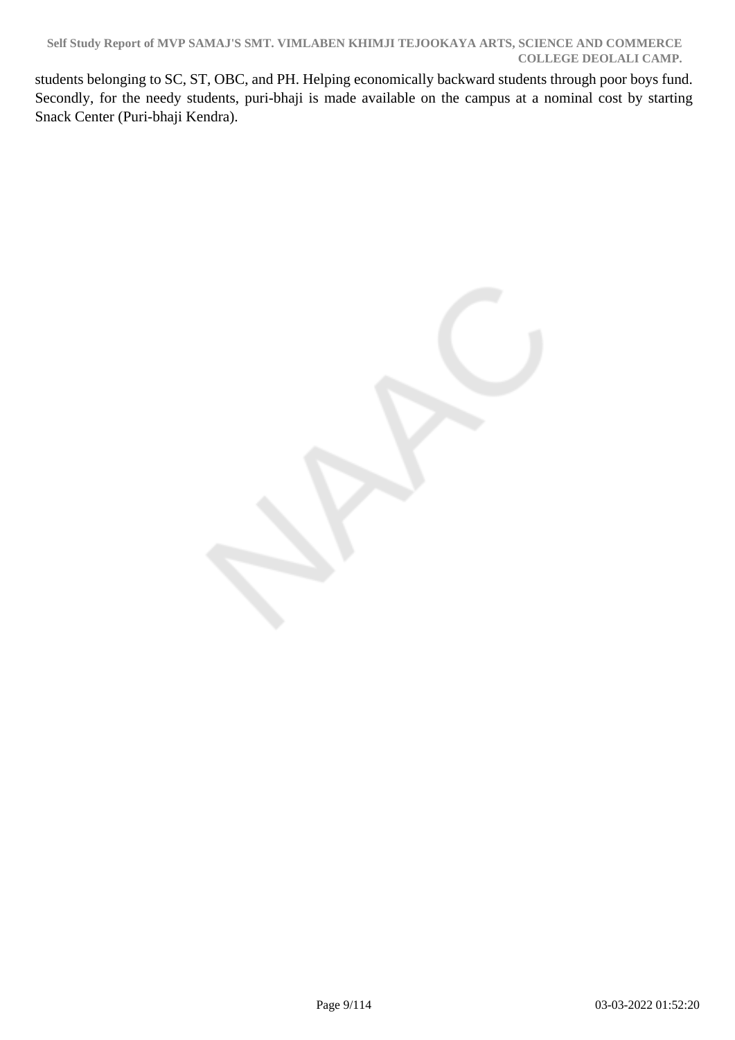students belonging to SC, ST, OBC, and PH. Helping economically backward students through poor boys fund. Secondly, for the needy students, puri-bhaji is made available on the campus at a nominal cost by starting Snack Center (Puri-bhaji Kendra).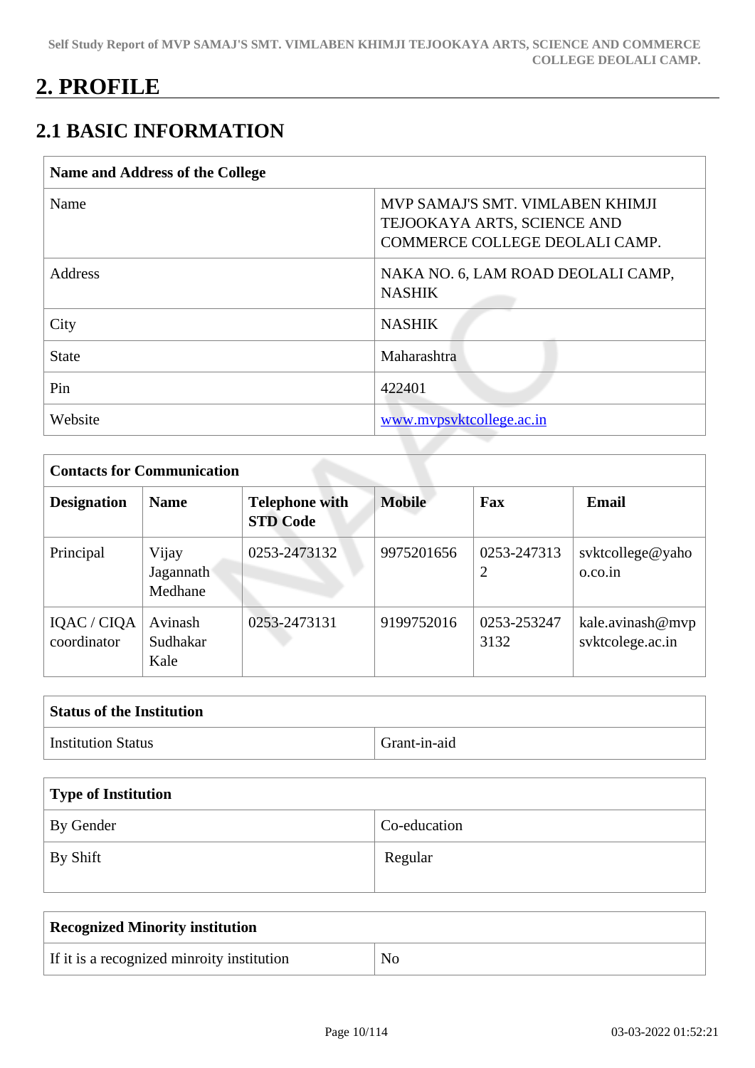# 2. PROFILE

## 2.1 BASIC INFORMATION

| Name and Address of the College | |
|---|---|
| Name | MVP SAMAJ'S SMT. VIMLABEN KHIMJI TEJOOKAYA ARTS, SCIENCE AND COMMERCE COLLEGE DEOLALI CAMP. |
| Address | NAKA NO. 6, LAM ROAD DEOLALI CAMP, NASHIK |
| City | NASHIK |
| State | Maharashtra |
| Pin | 422401 |
| Website | www.mvpsvktcollege.ac.in |

| Contacts for Communication | | | | | |
|---|---|---|---|---|---|
| **Designation** | **Name** | **Telephone with STD Code** | **Mobile** | **Fax** | **Email** |
| Principal | Vijay Jagannath Medhane | 0253-2473132 | 9975201656 | 0253-2473132 | svktcollege@yahoo.co.in |
| IQAC / CIQA coordinator | Avinash Sudhakar Kale | 0253-2473131 | 9199752016 | 0253-2532473132 | kale.avinash@mvpsvktcolege.ac.in |

| Status of the Institution | |
|---|---|
| Institution Status | Grant-in-aid |

| Type of Institution | |
|---|---|
| By Gender | Co-education |
| By Shift | Regular |

| Recognized Minority institution | |
|---|---|
| If it is a recognized minroity institution | No |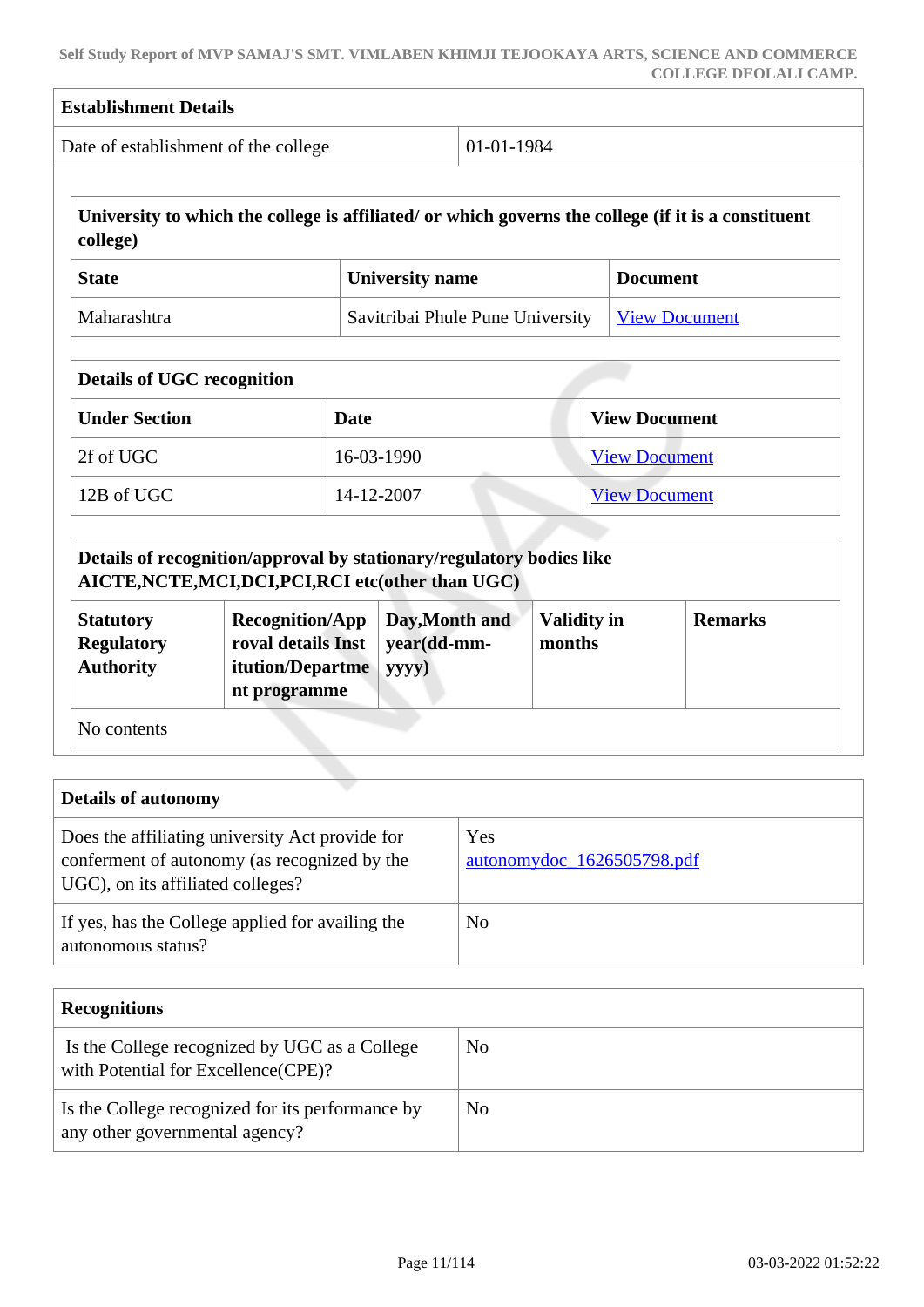| Establishment Details | |
|---|---|
| Date of establishment of the college | 01-01-1984 |

| University to which the college is affiliated/ or which governs the college (if it is a constituent college) | | |
|---|---|---|
| **State** | **University name** | **Document** |
| Maharashtra | Savitribai Phule Pune University | View Document |

| Details of UGC recognition | | |
|---|---|---|
| **Under Section** | **Date** | **View Document** |
| 2f of UGC | 16-03-1990 | View Document |
| 12B of UGC | 14-12-2007 | View Document |

| Details of recognition/approval by stationary/regulatory bodies like AICTE,NCTE,MCI,DCI,PCI,RCI etc(other than UGC) | | | | |
|---|---|---|---|---|
| **Statutory Regulatory Authority** | **Recognition/Approval details Institution/Department programme** | **Day,Month and year(dd-mm-yyyy)** | **Validity in months** | **Remarks** |
| No contents | | | | |

| Details of autonomy | |
|---|---|
| Does the affiliating university Act provide for conferment of autonomy (as recognized by the UGC), on its affiliated colleges? | Yes autonomydoc_1626505798.pdf |
| If yes, has the College applied for availing the autonomous status? | No |

| Recognitions | |
|---|---|
| Is the College recognized by UGC as a College with Potential for Excellence(CPE)? | No |
| Is the College recognized for its performance by any other governmental agency? | No |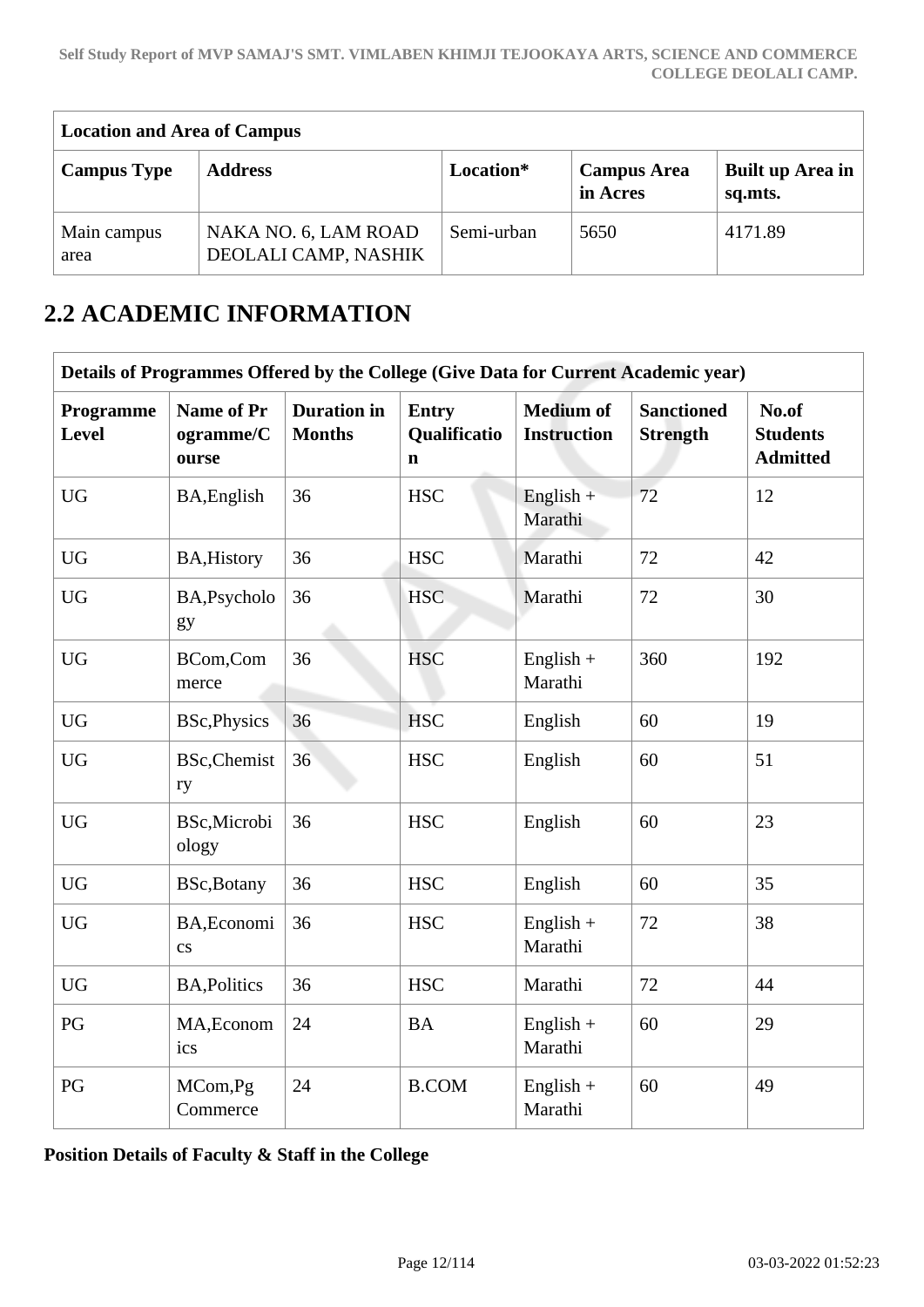| Location and Area of Campus | | | | |
|---|---|---|---|---|
| **Campus Type** | **Address** | **Location*** | **Campus Area in Acres** | **Built up Area in sq.mts.** |
| Main campus area | NAKA NO. 6, LAM ROAD DEOLALI CAMP, NASHIK | Semi-urban | 5650 | 4171.89 |

## 2.2 ACADEMIC INFORMATION

| Details of Programmes Offered by the College (Give Data for Current Academic year) | | | | | | |
|---|---|---|---|---|---|---|
| **Programme Level** | **Name of Programme/Course** | **Duration in Months** | **Entry Qualification** | **Medium of Instruction** | **Sanctioned Strength** | **No.of Students Admitted** |
| UG | BA,English | 36 | HSC | English + Marathi | 72 | 12 |
| UG | BA,History | 36 | HSC | Marathi | 72 | 42 |
| UG | BA,Psychology | 36 | HSC | Marathi | 72 | 30 |
| UG | BCom,Commerce | 36 | HSC | English + Marathi | 360 | 192 |
| UG | BSc,Physics | 36 | HSC | English | 60 | 19 |
| UG | BSc,Chemistry | 36 | HSC | English | 60 | 51 |
| UG | BSc,Microbiology | 36 | HSC | English | 60 | 23 |
| UG | BSc,Botany | 36 | HSC | English | 60 | 35 |
| UG | BA,Economics | 36 | HSC | English + Marathi | 72 | 38 |
| UG | BA,Politics | 36 | HSC | Marathi | 72 | 44 |
| PG | MA,Economics | 24 | BA | English + Marathi | 60 | 29 |
| PG | MCom,Pg Commerce | 24 | B.COM | English + Marathi | 60 | 49 |

**Position Details of Faculty & Staff in the College**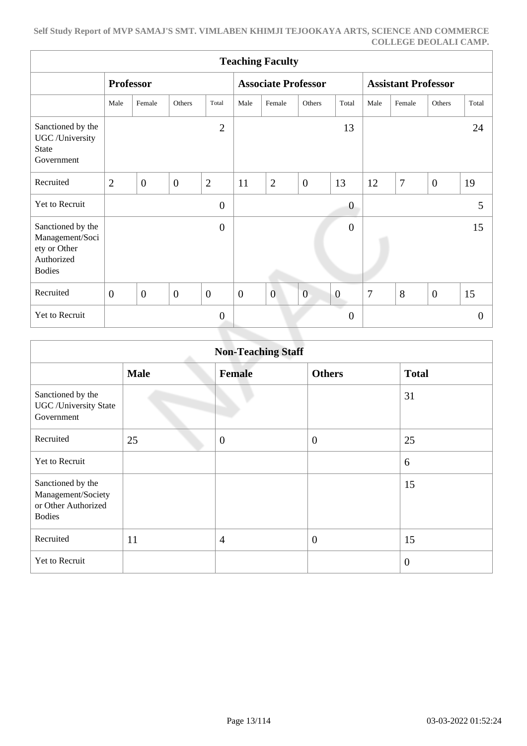| Teaching Faculty | | | | | | | | | | | | |
|---|---|---|---|---|---|---|---|---|---|---|---|---|
| | Professor | | | | Associate Professor | | | | Assistant Professor | | | |
| | Male | Female | Others | Total | Male | Female | Others | Total | Male | Female | Others | Total |
| Sanctioned by the UGC /University State Government | | | | 2 | | | | 13 | | | | 24 |
| Recruited | 2 | 0 | 0 | 2 | 11 | 2 | 0 | 13 | 12 | 7 | 0 | 19 |
| Yet to Recruit | | | | 0 | | | | 0 | | | | 5 |
| Sanctioned by the Management/Society or Other Authorized Bodies | | | | 0 | | | | 0 | | | | 15 |
| Recruited | 0 | 0 | 0 | 0 | 0 | 0 | 0 | 0 | 7 | 8 | 0 | 15 |
| Yet to Recruit | | | | 0 | | | | 0 | | | | 0 |

| Non-Teaching Staff | | | | |
|---|---|---|---|---|
| | **Male** | **Female** | **Others** | **Total** |
| Sanctioned by the UGC /University State Government | | | | 31 |
| Recruited | 25 | 0 | 0 | 25 |
| Yet to Recruit | | | | 6 |
| Sanctioned by the Management/Society or Other Authorized Bodies | | | | 15 |
| Recruited | 11 | 4 | 0 | 15 |
| Yet to Recruit | | | | 0 |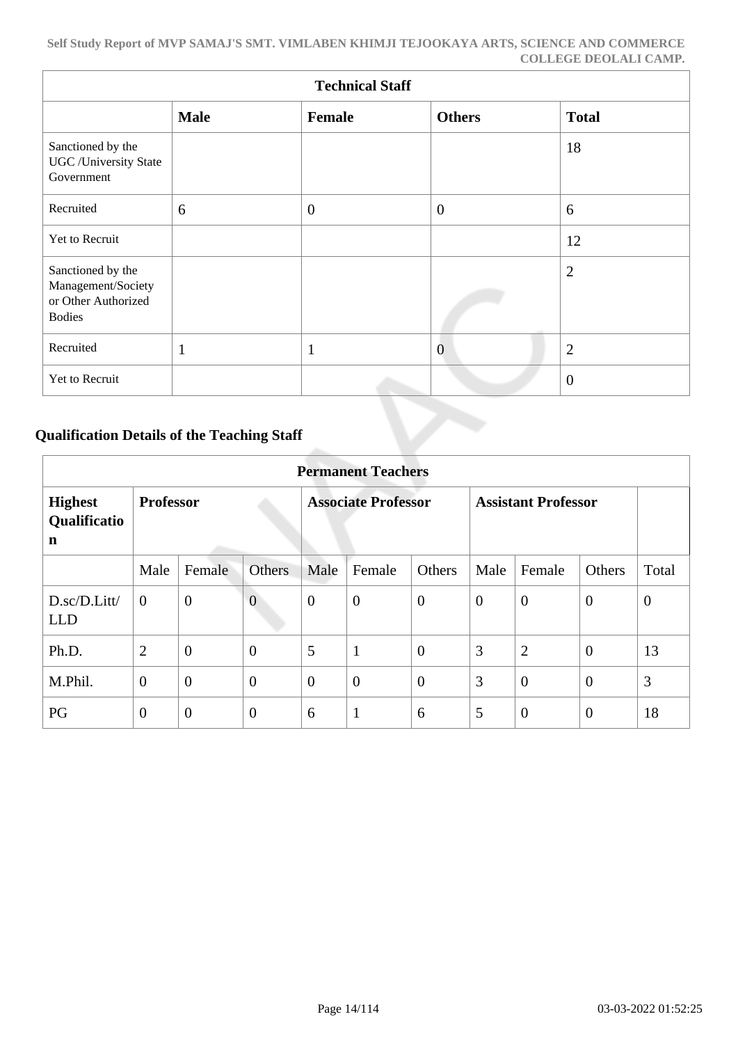| Technical Staff | | | | |
|---|---|---|---|---|
| | **Male** | **Female** | **Others** | **Total** |
| Sanctioned by the UGC /University State Government | | | | 18 |
| Recruited | 6 | 0 | 0 | 6 |
| Yet to Recruit | | | | 12 |
| Sanctioned by the Management/Society or Other Authorized Bodies | | | | 2 |
| Recruited | 1 | 1 | 0 | 2 |
| Yet to Recruit | | | | 0 |

## Qualification Details of the Teaching Staff

| Permanent Teachers | | | | | | | | | | |
|---|---|---|---|---|---|---|---|---|---|---|
| **Highest Qualification** | **Professor** | | | **Associate Professor** | | | **Assistant Professor** | | | |
| | Male | Female | Others | Male | Female | Others | Male | Female | Others | Total |
| D.sc/D.Litt/ LLD | 0 | 0 | 0 | 0 | 0 | 0 | 0 | 0 | 0 | 0 |
| Ph.D. | 2 | 0 | 0 | 5 | 1 | 0 | 3 | 2 | 0 | 13 |
| M.Phil. | 0 | 0 | 0 | 0 | 0 | 0 | 3 | 0 | 0 | 3 |
| PG | 0 | 0 | 0 | 6 | 1 | 6 | 5 | 0 | 0 | 18 |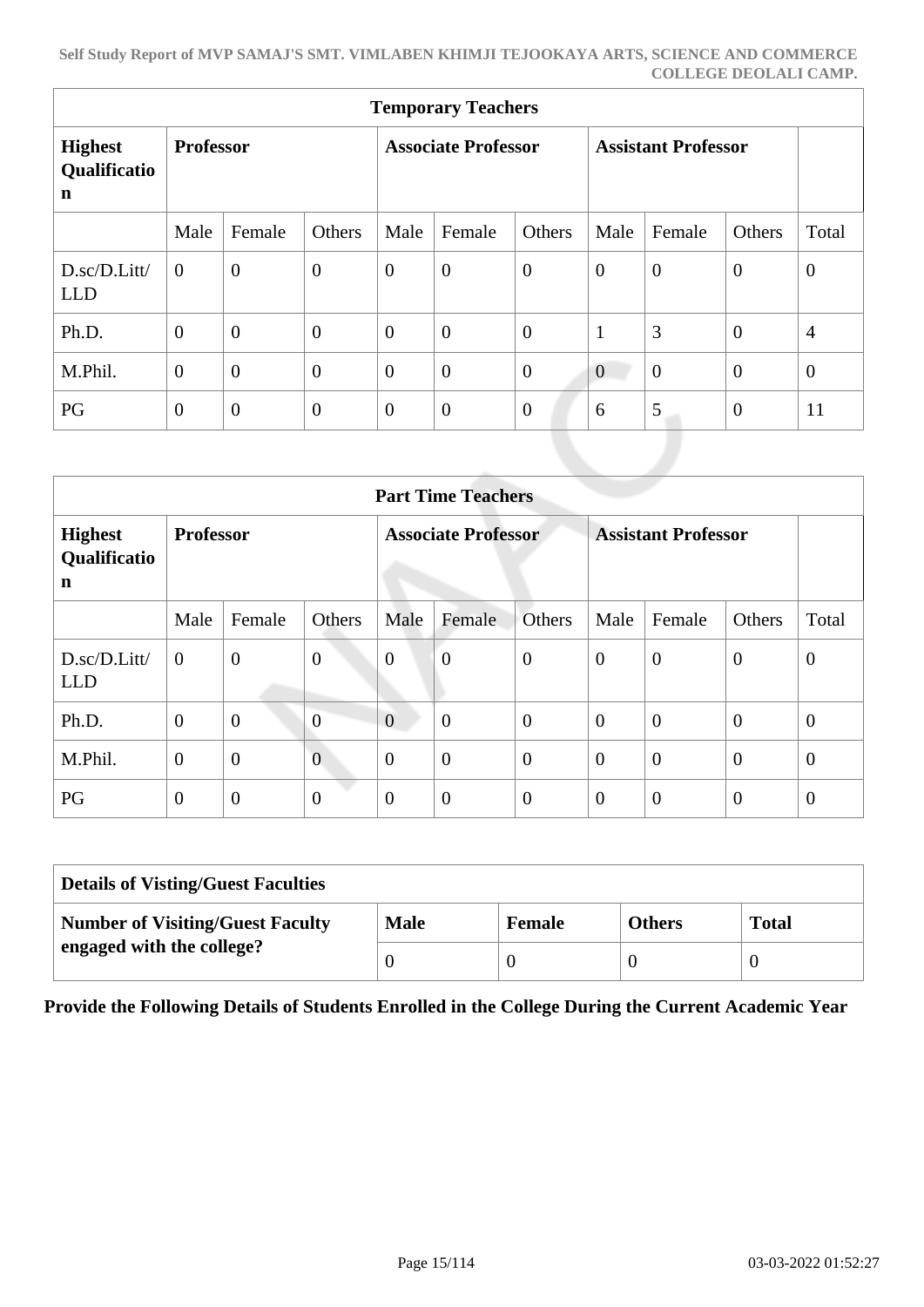| Temporary Teachers | | | | | | | | | | |
|---|---|---|---|---|---|---|---|---|---|---|
| **Highest Qualification** | **Professor** | | | **Associate Professor** | | | **Assistant Professor** | | | |
| | Male | Female | Others | Male | Female | Others | Male | Female | Others | Total |
| D.sc/D.Litt/LLD | 0 | 0 | 0 | 0 | 0 | 0 | 0 | 0 | 0 | 0 |
| Ph.D. | 0 | 0 | 0 | 0 | 0 | 0 | 1 | 3 | 0 | 4 |
| M.Phil. | 0 | 0 | 0 | 0 | 0 | 0 | 0 | 0 | 0 | 0 |
| PG | 0 | 0 | 0 | 0 | 0 | 0 | 6 | 5 | 0 | 11 |

| Part Time Teachers | | | | | | | | | | |
|---|---|---|---|---|---|---|---|---|---|---|
| **Highest Qualification** | **Professor** | | | **Associate Professor** | | | **Assistant Professor** | | | |
| | Male | Female | Others | Male | Female | Others | Male | Female | Others | Total |
| D.sc/D.Litt/LLD | 0 | 0 | 0 | 0 | 0 | 0 | 0 | 0 | 0 | 0 |
| Ph.D. | 0 | 0 | 0 | 0 | 0 | 0 | 0 | 0 | 0 | 0 |
| M.Phil. | 0 | 0 | 0 | 0 | 0 | 0 | 0 | 0 | 0 | 0 |
| PG | 0 | 0 | 0 | 0 | 0 | 0 | 0 | 0 | 0 | 0 |

| Details of Visting/Guest Faculties | | | | |
|---|---|---|---|---|
| **Number of Visiting/Guest Faculty engaged with the college?** | **Male** | **Female** | **Others** | **Total** |
| | 0 | 0 | 0 | 0 |

**Provide the Following Details of Students Enrolled in the College During the Current Academic Year**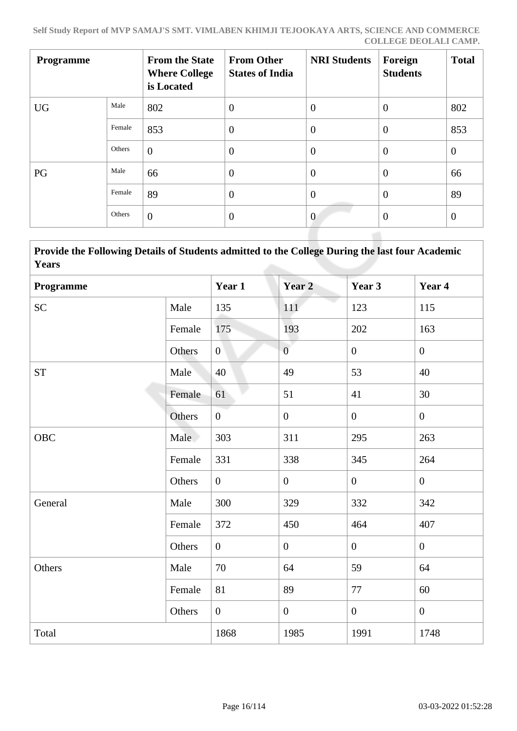| Programme | | From the State Where College is Located | From Other States of India | NRI Students | Foreign Students | Total |
|---|---|---|---|---|---|---|
| UG | Male | 802 | 0 | 0 | 0 | 802 |
| | Female | 853 | 0 | 0 | 0 | 853 |
| | Others | 0 | 0 | 0 | 0 | 0 |
| PG | Male | 66 | 0 | 0 | 0 | 66 |
| | Female | 89 | 0 | 0 | 0 | 89 |
| | Others | 0 | 0 | 0 | 0 | 0 |

| Provide the Following Details of Students admitted to the College During the last four Academic Years | | | | | |
|---|---|---|---|---|---|
| **Programme** | | **Year 1** | **Year 2** | **Year 3** | **Year 4** |
| SC | Male | 135 | 111 | 123 | 115 |
| | Female | 175 | 193 | 202 | 163 |
| | Others | 0 | 0 | 0 | 0 |
| ST | Male | 40 | 49 | 53 | 40 |
| | Female | 61 | 51 | 41 | 30 |
| | Others | 0 | 0 | 0 | 0 |
| OBC | Male | 303 | 311 | 295 | 263 |
| | Female | 331 | 338 | 345 | 264 |
| | Others | 0 | 0 | 0 | 0 |
| General | Male | 300 | 329 | 332 | 342 |
| | Female | 372 | 450 | 464 | 407 |
| | Others | 0 | 0 | 0 | 0 |
| Others | Male | 70 | 64 | 59 | 64 |
| | Female | 81 | 89 | 77 | 60 |
| | Others | 0 | 0 | 0 | 0 |
| Total | | 1868 | 1985 | 1991 | 1748 |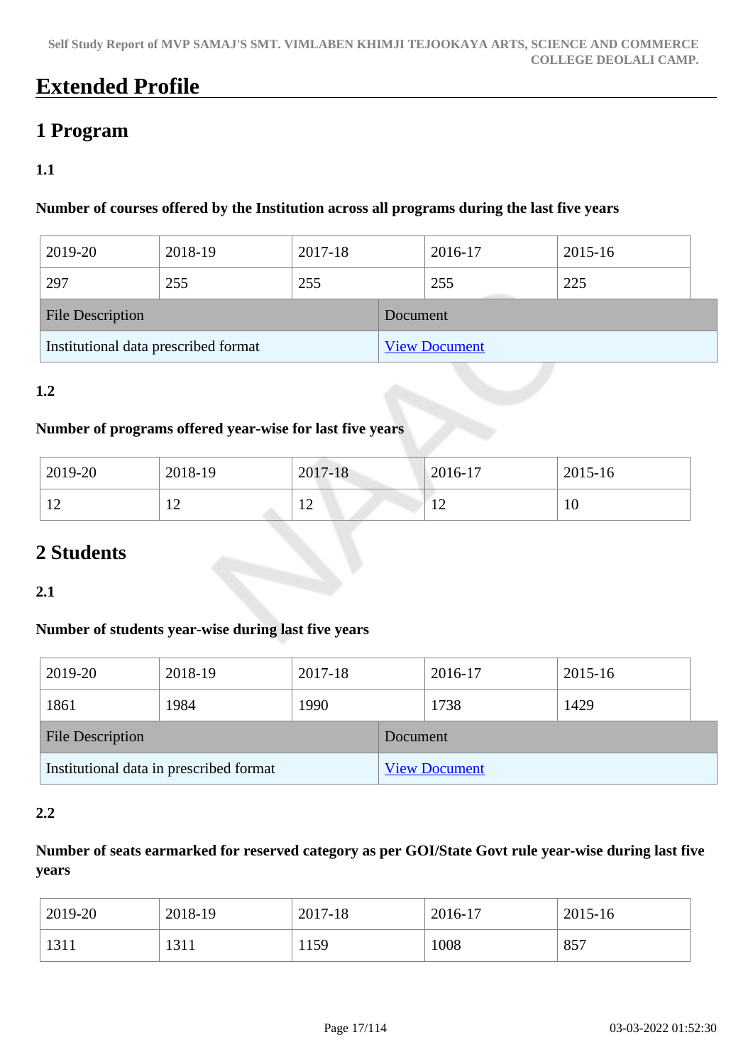# Extended Profile

## 1 Program

**1.1**

**Number of courses offered by the Institution across all programs during the last five years**

| 2019-20 | 2018-19 | 2017-18 | 2016-17 | 2015-16 |
|---|---|---|---|---|
| 297 | 255 | 255 | 255 | 225 |

| File Description | Document |
|---|---|
| Institutional data prescribed format | View Document |

**1.2**

**Number of programs offered year-wise for last five years**

| 2019-20 | 2018-19 | 2017-18 | 2016-17 | 2015-16 |
|---|---|---|---|---|
| 12 | 12 | 12 | 12 | 10 |

## 2 Students

**2.1**

**Number of students year-wise during last five years**

| 2019-20 | 2018-19 | 2017-18 | 2016-17 | 2015-16 |
|---|---|---|---|---|
| 1861 | 1984 | 1990 | 1738 | 1429 |

| File Description | Document |
|---|---|
| Institutional data in prescribed format | View Document |

**2.2**

**Number of seats earmarked for reserved category as per GOI/State Govt rule year-wise during last five years**

| 2019-20 | 2018-19 | 2017-18 | 2016-17 | 2015-16 |
|---|---|---|---|---|
| 1311 | 1311 | 1159 | 1008 | 857 |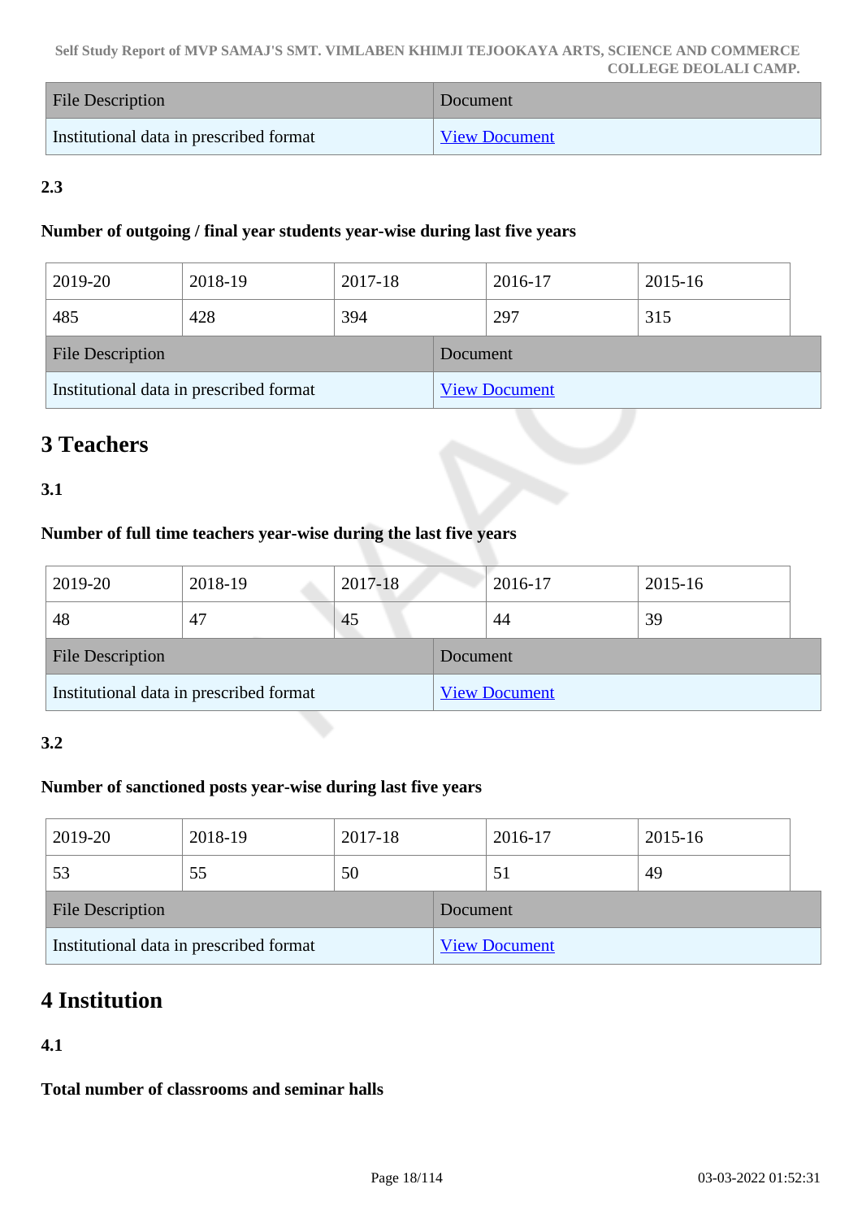| File Description | Document |
| --- | --- |
| Institutional data in prescribed format | View Document |

**2.3**

**Number of outgoing / final year students year-wise during last five years**

| 2019-20 | 2018-19 | 2017-18 | 2016-17 | 2015-16 |
| --- | --- | --- | --- | --- |
| 485 | 428 | 394 | 297 | 315 |

| File Description | Document |
| --- | --- |
| Institutional data in prescribed format | View Document |

## 3 Teachers

**3.1**

**Number of full time teachers year-wise during the last five years**

| 2019-20 | 2018-19 | 2017-18 | 2016-17 | 2015-16 |
| --- | --- | --- | --- | --- |
| 48 | 47 | 45 | 44 | 39 |

| File Description | Document |
| --- | --- |
| Institutional data in prescribed format | View Document |

**3.2**

**Number of sanctioned posts year-wise during last five years**

| 2019-20 | 2018-19 | 2017-18 | 2016-17 | 2015-16 |
| --- | --- | --- | --- | --- |
| 53 | 55 | 50 | 51 | 49 |

| File Description | Document |
| --- | --- |
| Institutional data in prescribed format | View Document |

## 4 Institution

**4.1**

**Total number of classrooms and seminar halls**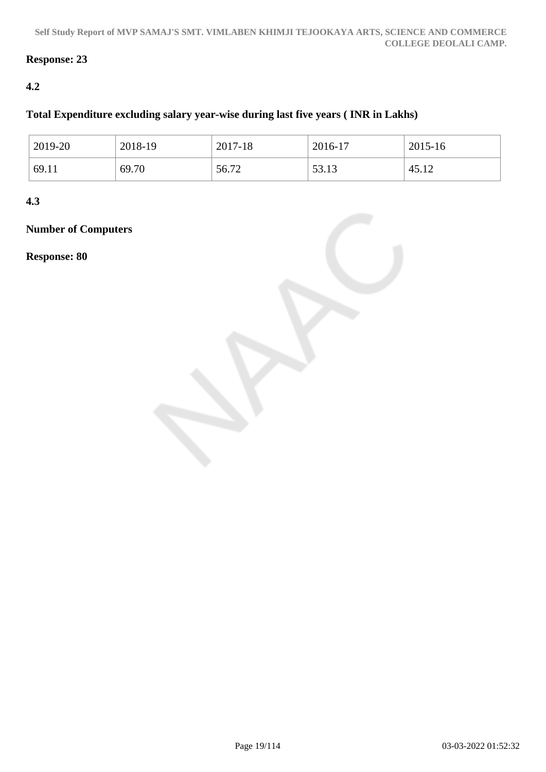**Response: 23**

**4.2**

**Total Expenditure excluding salary year-wise during last five years ( INR in Lakhs)**

| 2019-20 | 2018-19 | 2017-18 | 2016-17 | 2015-16 |
|---|---|---|---|---|
| 69.11 | 69.70 | 56.72 | 53.13 | 45.12 |

**4.3**

**Number of Computers**

**Response: 80**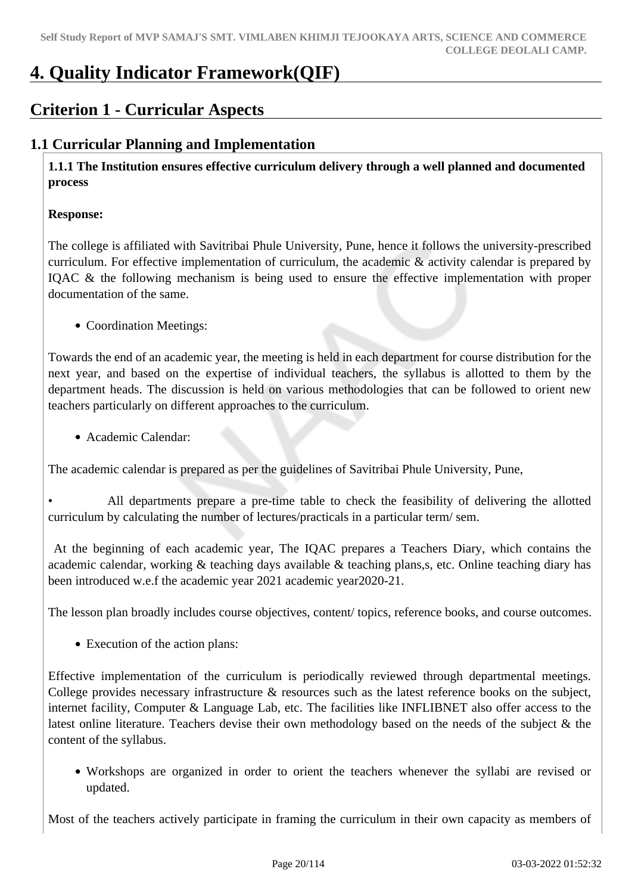# 4. Quality Indicator Framework(QIF)

## Criterion 1 - Curricular Aspects

### 1.1 Curricular Planning and Implementation

**1.1.1 The Institution ensures effective curriculum delivery through a well planned and documented process**

**Response:**

The college is affiliated with Savitribai Phule University, Pune, hence it follows the university-prescribed curriculum. For effective implementation of curriculum, the academic & activity calendar is prepared by IQAC & the following mechanism is being used to ensure the effective implementation with proper documentation of the same.

- Coordination Meetings:

Towards the end of an academic year, the meeting is held in each department for course distribution for the next year, and based on the expertise of individual teachers, the syllabus is allotted to them by the department heads. The discussion is held on various methodologies that can be followed to orient new teachers particularly on different approaches to the curriculum.

- Academic Calendar:

The academic calendar is prepared as per the guidelines of Savitribai Phule University, Pune,

• All departments prepare a pre-time table to check the feasibility of delivering the allotted curriculum by calculating the number of lectures/practicals in a particular term/ sem.

At the beginning of each academic year, The IQAC prepares a Teachers Diary, which contains the academic calendar, working & teaching days available & teaching plans,s, etc. Online teaching diary has been introduced w.e.f the academic year 2021 academic year2020-21.

The lesson plan broadly includes course objectives, content/ topics, reference books, and course outcomes.

- Execution of the action plans:

Effective implementation of the curriculum is periodically reviewed through departmental meetings. College provides necessary infrastructure & resources such as the latest reference books on the subject, internet facility, Computer & Language Lab, etc. The facilities like INFLIBNET also offer access to the latest online literature. Teachers devise their own methodology based on the needs of the subject & the content of the syllabus.

- Workshops are organized in order to orient the teachers whenever the syllabi are revised or updated.

Most of the teachers actively participate in framing the curriculum in their own capacity as members of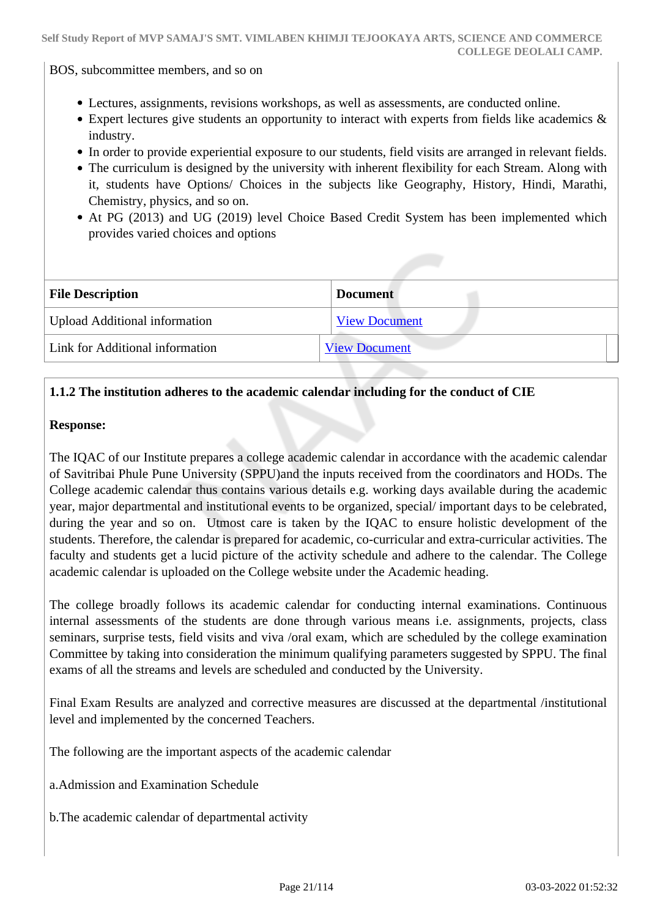BOS, subcommittee members, and so on

- Lectures, assignments, revisions workshops, as well as assessments, are conducted online.
- Expert lectures give students an opportunity to interact with experts from fields like academics & industry.
- In order to provide experiential exposure to our students, field visits are arranged in relevant fields.
- The curriculum is designed by the university with inherent flexibility for each Stream. Along with it, students have Options/ Choices in the subjects like Geography, History, Hindi, Marathi, Chemistry, physics, and so on.
- At PG (2013) and UG (2019) level Choice Based Credit System has been implemented which provides varied choices and options

| File Description | Document |
| --- | --- |
| Upload Additional information | View Document |
| Link for Additional information | View Document |

**1.1.2 The institution adheres to the academic calendar including for the conduct of CIE**

**Response:**

The IQAC of our Institute prepares a college academic calendar in accordance with the academic calendar of Savitribai Phule Pune University (SPPU)and the inputs received from the coordinators and HODs. The College academic calendar thus contains various details e.g. working days available during the academic year, major departmental and institutional events to be organized, special/ important days to be celebrated, during the year and so on. Utmost care is taken by the IQAC to ensure holistic development of the students. Therefore, the calendar is prepared for academic, co-curricular and extra-curricular activities. The faculty and students get a lucid picture of the activity schedule and adhere to the calendar. The College academic calendar is uploaded on the College website under the Academic heading.

The college broadly follows its academic calendar for conducting internal examinations. Continuous internal assessments of the students are done through various means i.e. assignments, projects, class seminars, surprise tests, field visits and viva /oral exam, which are scheduled by the college examination Committee by taking into consideration the minimum qualifying parameters suggested by SPPU. The final exams of all the streams and levels are scheduled and conducted by the University.

Final Exam Results are analyzed and corrective measures are discussed at the departmental /institutional level and implemented by the concerned Teachers.

The following are the important aspects of the academic calendar

a.Admission and Examination Schedule

b.The academic calendar of departmental activity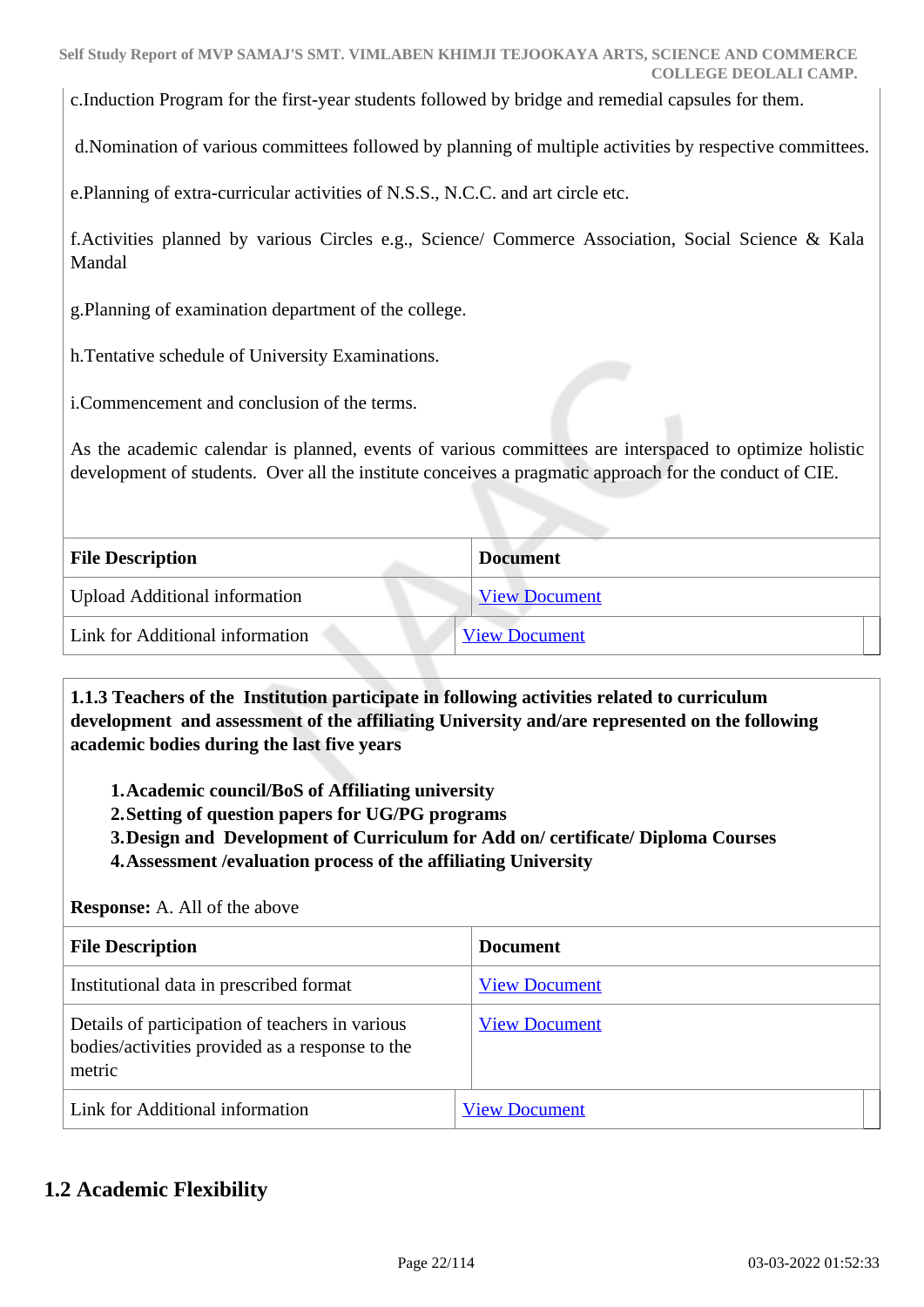c.Induction Program for the first-year students followed by bridge and remedial capsules for them.

d.Nomination of various committees followed by planning of multiple activities by respective committees.

e.Planning of extra-curricular activities of N.S.S., N.C.C. and art circle etc.

f.Activities planned by various Circles e.g., Science/ Commerce Association, Social Science & Kala Mandal

g.Planning of examination department of the college.

h.Tentative schedule of University Examinations.

i.Commencement and conclusion of the terms.

As the academic calendar is planned, events of various committees are interspaced to optimize holistic development of students. Over all the institute conceives a pragmatic approach for the conduct of CIE.

| File Description | Document |
|---|---|
| Upload Additional information | View Document |
| Link for Additional information | View Document |

**1.1.3 Teachers of the Institution participate in following activities related to curriculum development and assessment of the affiliating University and/are represented on the following academic bodies during the last five years**

1. **Academic council/BoS of Affiliating university**
2. **Setting of question papers for UG/PG programs**
3. **Design and Development of Curriculum for Add on/ certificate/ Diploma Courses**
4. **Assessment /evaluation process of the affiliating University**

**Response:** A. All of the above

| File Description | Document |
|---|---|
| Institutional data in prescribed format | View Document |
| Details of participation of teachers in various bodies/activities provided as a response to the metric | View Document |
| Link for Additional information | View Document |

## 1.2 Academic Flexibility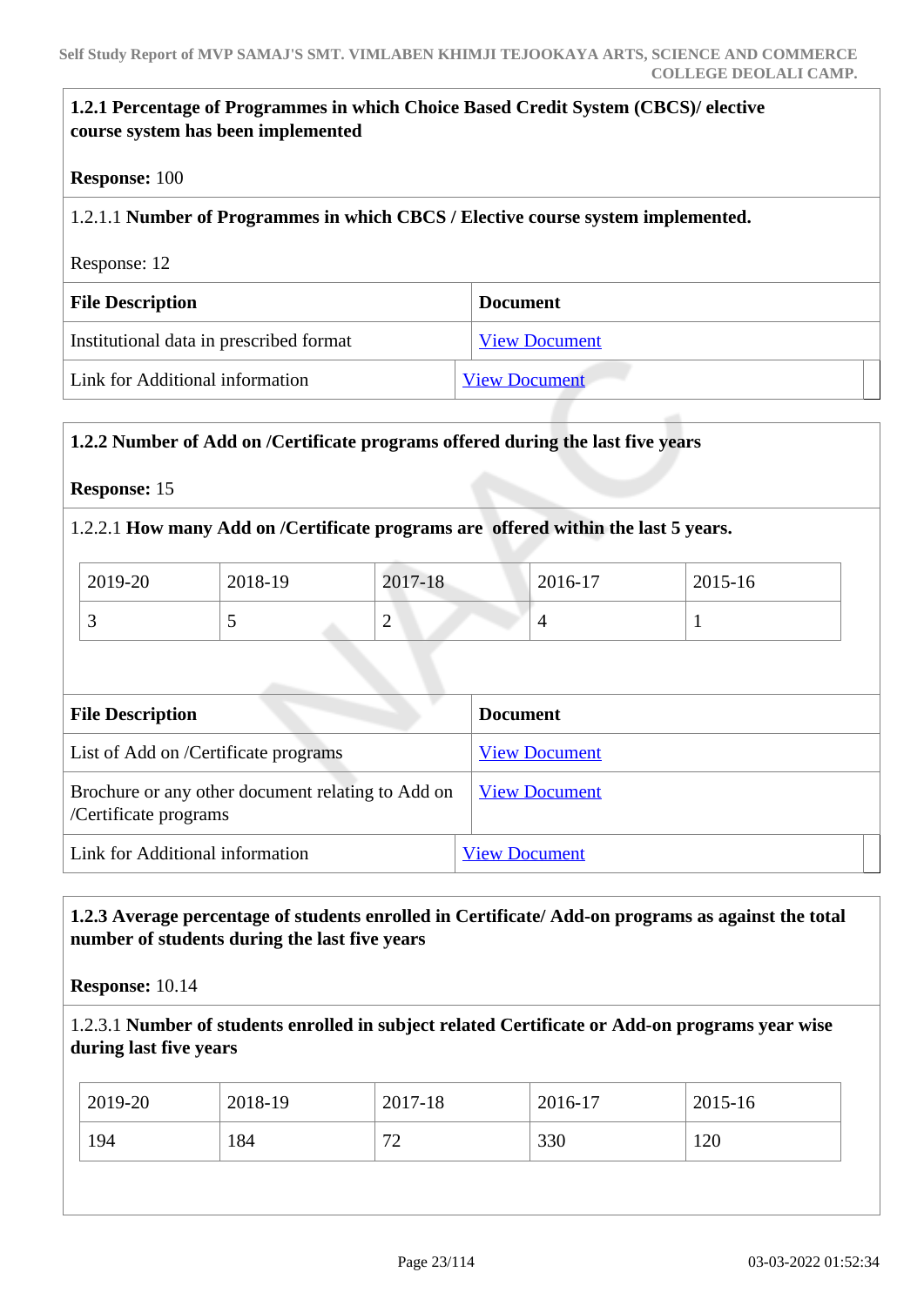**1.2.1 Percentage of Programmes in which Choice Based Credit System (CBCS)/ elective course system has been implemented**

**Response:** 100

1.2.1.1 **Number of Programmes in which CBCS / Elective course system implemented.**

Response: 12

| File Description | Document |
|---|---|
| Institutional data in prescribed format | View Document |
| Link for Additional information | View Document |

**1.2.2 Number of Add on /Certificate programs offered during the last five years**

**Response:** 15

1.2.2.1 **How many Add on /Certificate programs are offered within the last 5 years.**

| 2019-20 | 2018-19 | 2017-18 | 2016-17 | 2015-16 |
|---|---|---|---|---|
| 3 | 5 | 2 | 4 | 1 |

| File Description | Document |
|---|---|
| List of Add on /Certificate programs | View Document |
| Brochure or any other document relating to Add on /Certificate programs | View Document |
| Link for Additional information | View Document |

**1.2.3 Average percentage of students enrolled in Certificate/ Add-on programs as against the total number of students during the last five years**

**Response:** 10.14

1.2.3.1 **Number of students enrolled in subject related Certificate or Add-on programs year wise during last five years**

| 2019-20 | 2018-19 | 2017-18 | 2016-17 | 2015-16 |
|---|---|---|---|---|
| 194 | 184 | 72 | 330 | 120 |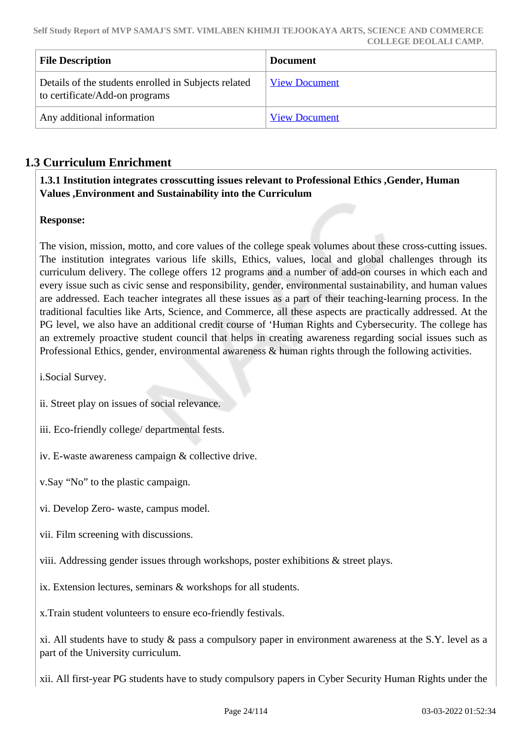| File Description | Document |
| --- | --- |
| Details of the students enrolled in Subjects related to certificate/Add-on programs | View Document |
| Any additional information | View Document |

## 1.3 Curriculum Enrichment

**1.3.1 Institution integrates crosscutting issues relevant to Professional Ethics ,Gender, Human Values ,Environment and Sustainability into the Curriculum**

**Response:**

The vision, mission, motto, and core values of the college speak volumes about these cross-cutting issues. The institution integrates various life skills, Ethics, values, local and global challenges through its curriculum delivery. The college offers 12 programs and a number of add-on courses in which each and every issue such as civic sense and responsibility, gender, environmental sustainability, and human values are addressed. Each teacher integrates all these issues as a part of their teaching-learning process. In the traditional faculties like Arts, Science, and Commerce, all these aspects are practically addressed. At the PG level, we also have an additional credit course of 'Human Rights and Cybersecurity. The college has an extremely proactive student council that helps in creating awareness regarding social issues such as Professional Ethics, gender, environmental awareness & human rights through the following activities.

i.Social Survey.

ii. Street play on issues of social relevance.

iii. Eco-friendly college/ departmental fests.

iv. E-waste awareness campaign & collective drive.

v.Say "No" to the plastic campaign.

vi. Develop Zero- waste, campus model.

vii. Film screening with discussions.

viii. Addressing gender issues through workshops, poster exhibitions & street plays.

ix. Extension lectures, seminars & workshops for all students.

x.Train student volunteers to ensure eco-friendly festivals.

xi. All students have to study & pass a compulsory paper in environment awareness at the S.Y. level as a part of the University curriculum.

xii. All first-year PG students have to study compulsory papers in Cyber Security Human Rights under the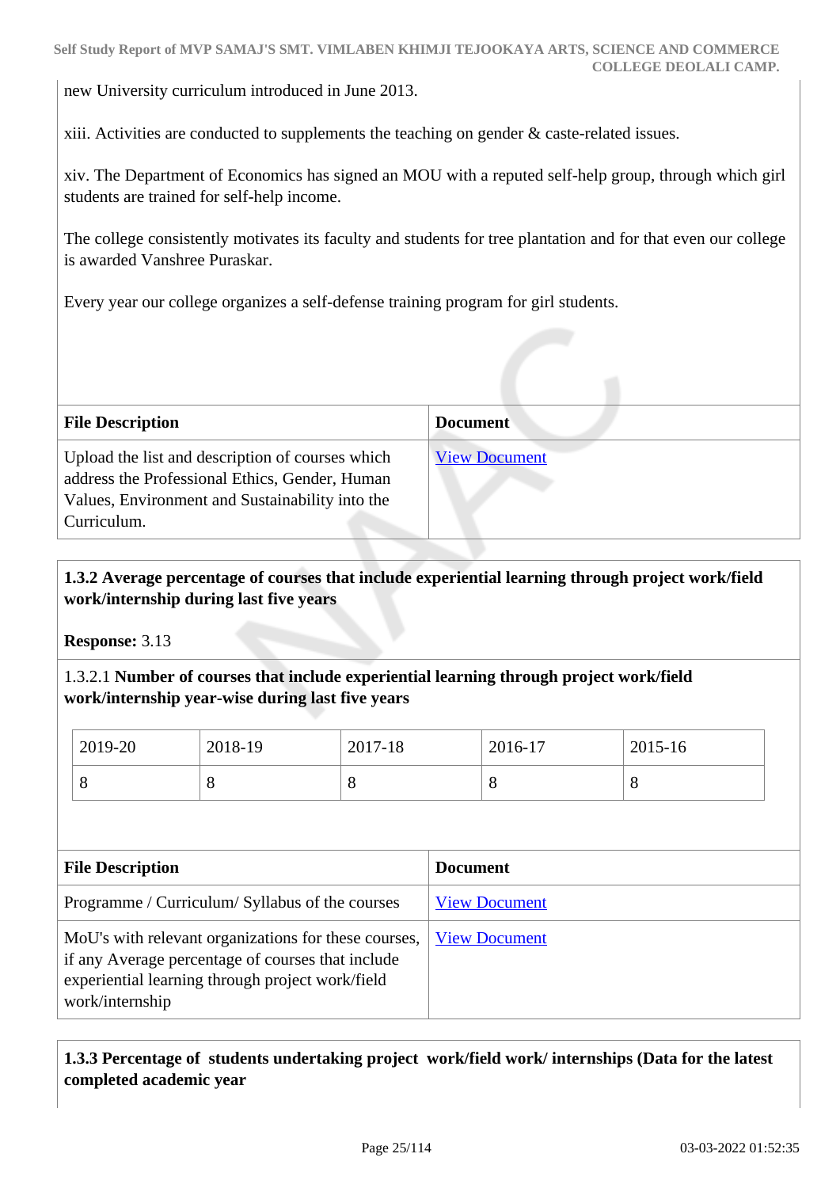new University curriculum introduced in June 2013.

xiii. Activities are conducted to supplements the teaching on gender & caste-related issues.

xiv. The Department of Economics has signed an MOU with a reputed self-help group, through which girl students are trained for self-help income.

The college consistently motivates its faculty and students for tree plantation and for that even our college is awarded Vanshree Puraskar.

Every year our college organizes a self-defense training program for girl students.

| File Description | Document |
|---|---|
| Upload the list and description of courses which address the Professional Ethics, Gender, Human Values, Environment and Sustainability into the Curriculum. | View Document |

**1.3.2 Average percentage of courses that include experiential learning through project work/field work/internship during last five years**

**Response:** 3.13

1.3.2.1 **Number of courses that include experiential learning through project work/field work/internship year-wise during last five years**

| 2019-20 | 2018-19 | 2017-18 | 2016-17 | 2015-16 |
|---|---|---|---|---|
| 8 | 8 | 8 | 8 | 8 |

| File Description | Document |
|---|---|
| Programme / Curriculum/ Syllabus of the courses | View Document |
| MoU's with relevant organizations for these courses, if any Average percentage of courses that include experiential learning through project work/field work/internship | View Document |

**1.3.3 Percentage of students undertaking project work/field work/ internships (Data for the latest completed academic year**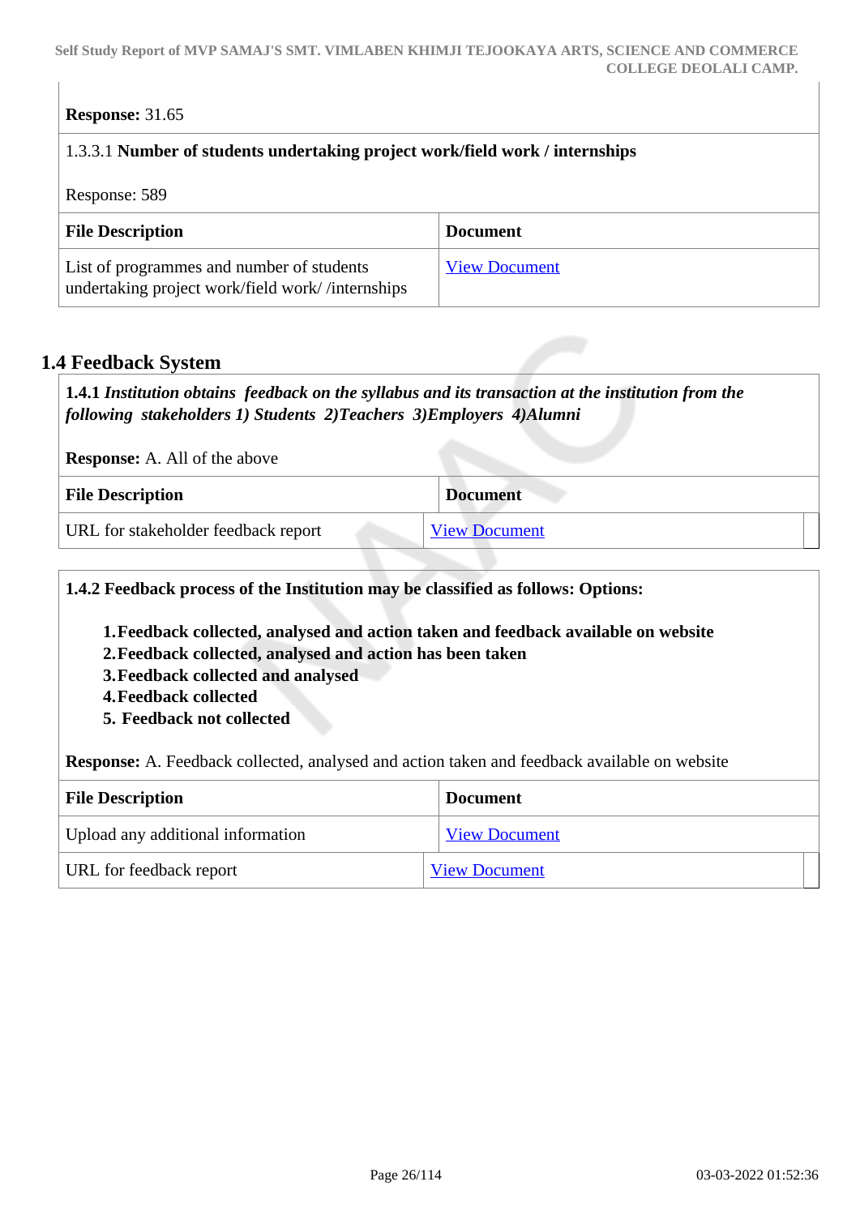**Response:** 31.65

1.3.3.1 **Number of students undertaking project work/field work / internships**

Response: 589

| File Description | Document |
| --- | --- |
| List of programmes and number of students undertaking project work/field work/ /internships | View Document |

## 1.4 Feedback System

**1.4.1** ***Institution obtains feedback on the syllabus and its transaction at the institution from the following stakeholders 1) Students 2)Teachers 3)Employers 4)Alumni***

**Response:** A. All of the above

| File Description | Document |
| --- | --- |
| URL for stakeholder feedback report | View Document |

**1.4.2 Feedback process of the Institution may be classified as follows: Options:**

1. **Feedback collected, analysed and action taken and feedback available on website**
2. **Feedback collected, analysed and action has been taken**
3. **Feedback collected and analysed**
4. **Feedback collected**
5. **Feedback not collected**

**Response:** A. Feedback collected, analysed and action taken and feedback available on website

| File Description | Document |
| --- | --- |
| Upload any additional information | View Document |
| URL for feedback report | View Document |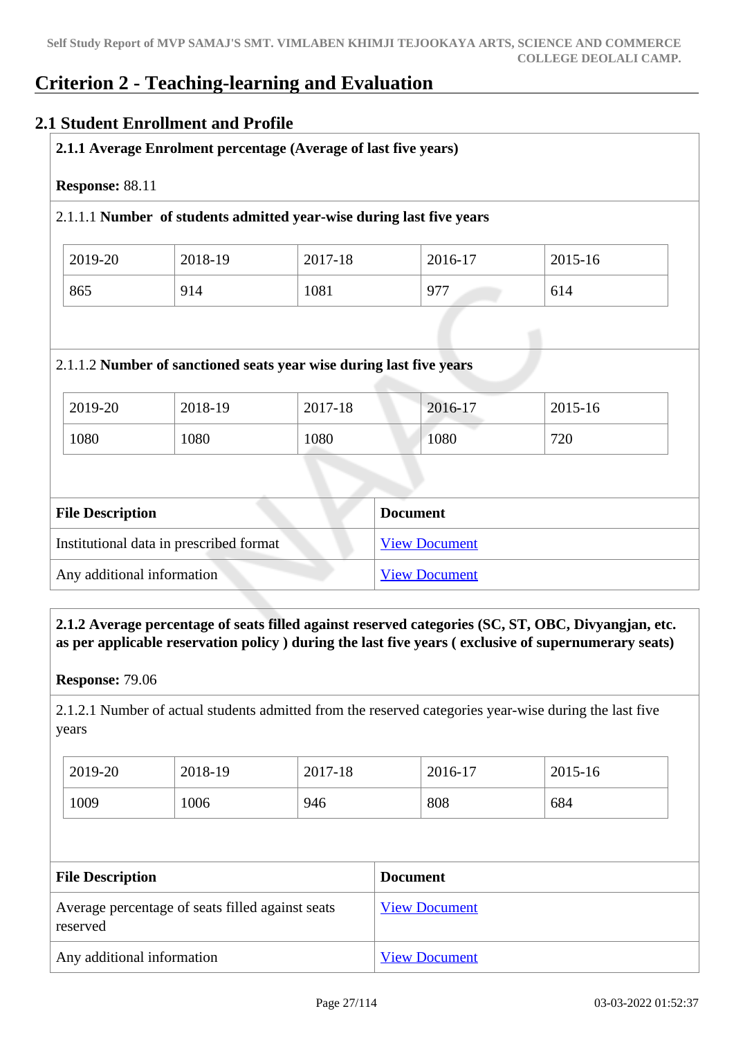# Criterion 2 - Teaching-learning and Evaluation

## 2.1 Student Enrollment and Profile

**2.1.1 Average Enrolment percentage (Average of last five years)**

**Response:** 88.11

2.1.1.1 **Number of students admitted year-wise during last five years**

| 2019-20 | 2018-19 | 2017-18 | 2016-17 | 2015-16 |
|---|---|---|---|---|
| 865 | 914 | 1081 | 977 | 614 |

2.1.1.2 **Number of sanctioned seats year wise during last five years**

| 2019-20 | 2018-19 | 2017-18 | 2016-17 | 2015-16 |
|---|---|---|---|---|
| 1080 | 1080 | 1080 | 1080 | 720 |

| File Description | Document |
|---|---|
| Institutional data in prescribed format | View Document |
| Any additional information | View Document |

**2.1.2 Average percentage of seats filled against reserved categories (SC, ST, OBC, Divyangjan, etc. as per applicable reservation policy ) during the last five years ( exclusive of supernumerary seats)**

**Response:** 79.06

2.1.2.1 Number of actual students admitted from the reserved categories year-wise during the last five years

| 2019-20 | 2018-19 | 2017-18 | 2016-17 | 2015-16 |
|---|---|---|---|---|
| 1009 | 1006 | 946 | 808 | 684 |

| File Description | Document |
|---|---|
| Average percentage of seats filled against seats reserved | View Document |
| Any additional information | View Document |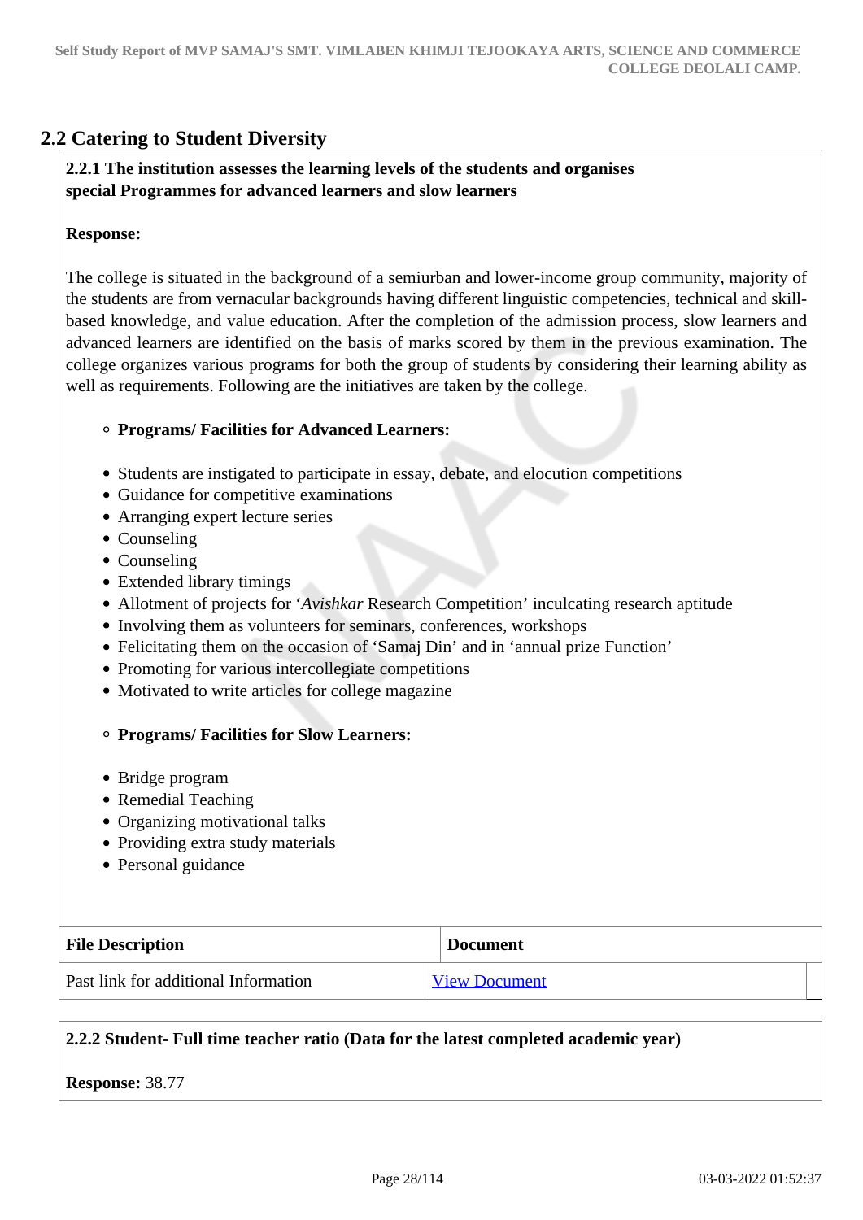## 2.2 Catering to Student Diversity

**2.2.1 The institution assesses the learning levels of the students and organises special Programmes for advanced learners and slow learners**

**Response:**

The college is situated in the background of a semiurban and lower-income group community, majority of the students are from vernacular backgrounds having different linguistic competencies, technical and skill-based knowledge, and value education. After the completion of the admission process, slow learners and advanced learners are identified on the basis of marks scored by them in the previous examination. The college organizes various programs for both the group of students by considering their learning ability as well as requirements. Following are the initiatives are taken by the college.

- **Programs/ Facilities for Advanced Learners:**

- Students are instigated to participate in essay, debate, and elocution competitions
- Guidance for competitive examinations
- Arranging expert lecture series
- Counseling
- Counseling
- Extended library timings
- Allotment of projects for '*Avishkar* Research Competition' inculcating research aptitude
- Involving them as volunteers for seminars, conferences, workshops
- Felicitating them on the occasion of 'Samaj Din' and in 'annual prize Function'
- Promoting for various intercollegiate competitions
- Motivated to write articles for college magazine

- **Programs/ Facilities for Slow Learners:**

- Bridge program
- Remedial Teaching
- Organizing motivational talks
- Providing extra study materials
- Personal guidance

| File Description | Document |
|---|---|
| Past link for additional Information | View Document |

**2.2.2 Student- Full time teacher ratio (Data for the latest completed academic year)**

**Response:** 38.77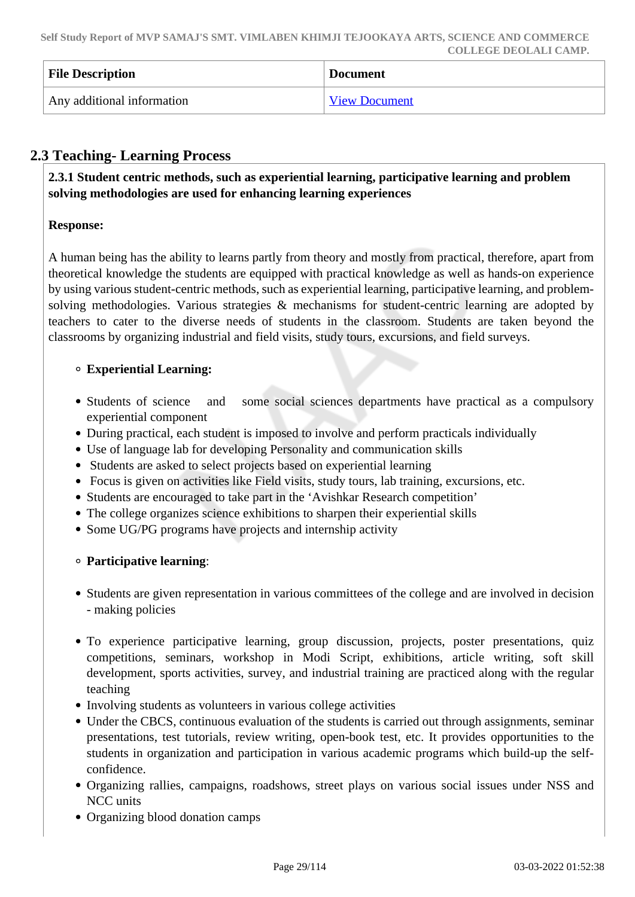| File Description | Document |
| --- | --- |
| Any additional information | View Document |

## 2.3 Teaching- Learning Process

**2.3.1 Student centric methods, such as experiential learning, participative learning and problem solving methodologies are used for enhancing learning experiences**

**Response:**

A human being has the ability to learns partly from theory and mostly from practical, therefore, apart from theoretical knowledge the students are equipped with practical knowledge as well as hands-on experience by using various student-centric methods, such as experiential learning, participative learning, and problem-solving methodologies. Various strategies & mechanisms for student-centric learning are adopted by teachers to cater to the diverse needs of students in the classroom. Students are taken beyond the classrooms by organizing industrial and field visits, study tours, excursions, and field surveys.

- **Experiential Learning:**

- Students of science and some social sciences departments have practical as a compulsory experiential component
- During practical, each student is imposed to involve and perform practicals individually
- Use of language lab for developing Personality and communication skills
- Students are asked to select projects based on experiential learning
- Focus is given on activities like Field visits, study tours, lab training, excursions, etc.
- Students are encouraged to take part in the 'Avishkar Research competition'
- The college organizes science exhibitions to sharpen their experiential skills
- Some UG/PG programs have projects and internship activity

- **Participative learning**:

- Students are given representation in various committees of the college and are involved in decision - making policies

- To experience participative learning, group discussion, projects, poster presentations, quiz competitions, seminars, workshop in Modi Script, exhibitions, article writing, soft skill development, sports activities, survey, and industrial training are practiced along with the regular teaching
- Involving students as volunteers in various college activities
- Under the CBCS, continuous evaluation of the students is carried out through assignments, seminar presentations, test tutorials, review writing, open-book test, etc. It provides opportunities to the students in organization and participation in various academic programs which build-up the self-confidence.
- Organizing rallies, campaigns, roadshows, street plays on various social issues under NSS and NCC units
- Organizing blood donation camps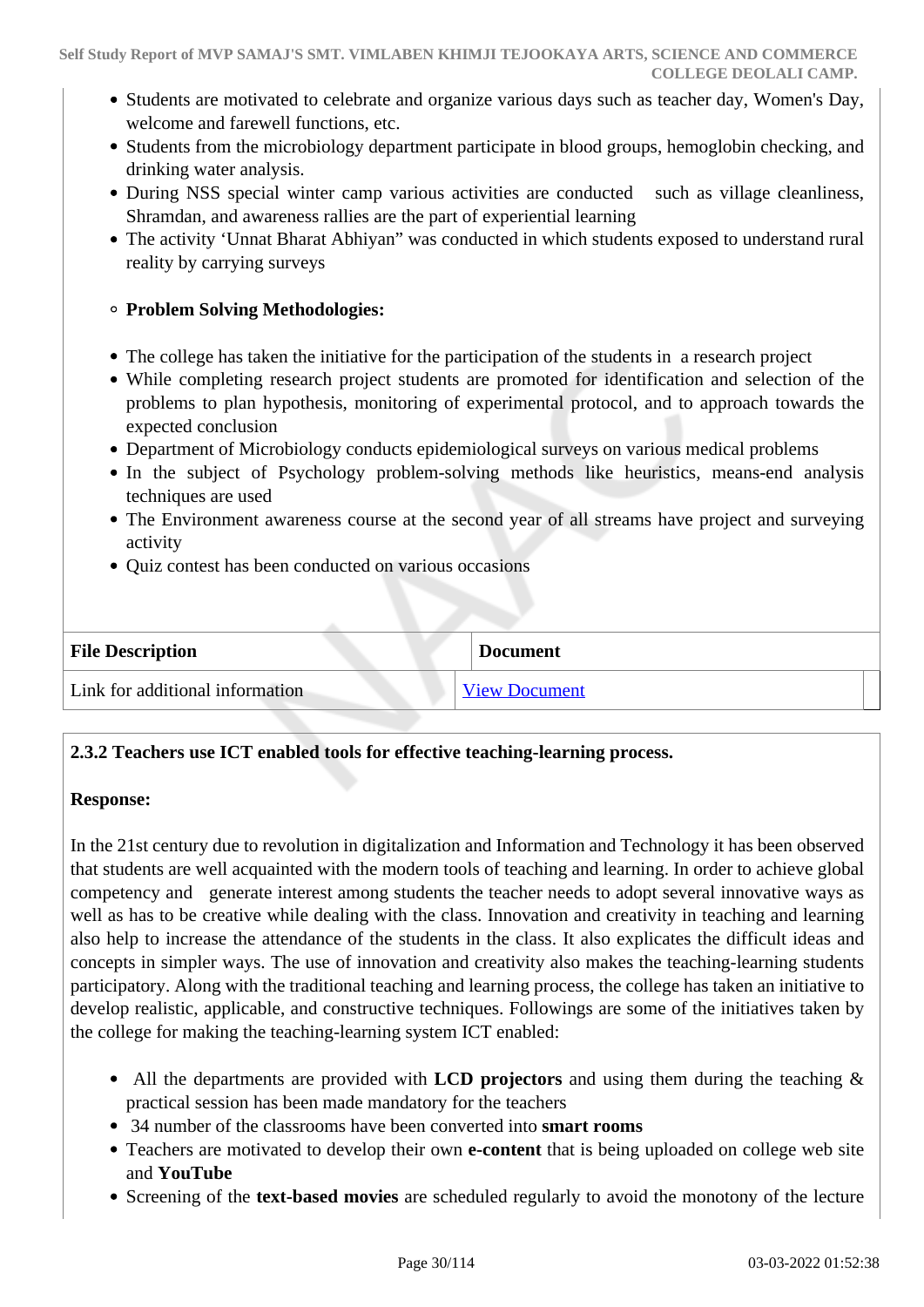- Students are motivated to celebrate and organize various days such as teacher day, Women's Day, welcome and farewell functions, etc.
- Students from the microbiology department participate in blood groups, hemoglobin checking, and drinking water analysis.
- During NSS special winter camp various activities are conducted such as village cleanliness, Shramdan, and awareness rallies are the part of experiential learning
- The activity 'Unnat Bharat Abhiyan" was conducted in which students exposed to understand rural reality by carrying surveys

- **Problem Solving Methodologies:**

- The college has taken the initiative for the participation of the students in a research project
- While completing research project students are promoted for identification and selection of the problems to plan hypothesis, monitoring of experimental protocol, and to approach towards the expected conclusion
- Department of Microbiology conducts epidemiological surveys on various medical problems
- In the subject of Psychology problem-solving methods like heuristics, means-end analysis techniques are used
- The Environment awareness course at the second year of all streams have project and surveying activity
- Quiz contest has been conducted on various occasions

| File Description | Document |
| --- | --- |
| Link for additional information | View Document |

**2.3.2 Teachers use ICT enabled tools for effective teaching-learning process.**

**Response:**

In the 21st century due to revolution in digitalization and Information and Technology it has been observed that students are well acquainted with the modern tools of teaching and learning. In order to achieve global competency and generate interest among students the teacher needs to adopt several innovative ways as well as has to be creative while dealing with the class. Innovation and creativity in teaching and learning also help to increase the attendance of the students in the class. It also explicates the difficult ideas and concepts in simpler ways. The use of innovation and creativity also makes the teaching-learning students participatory. Along with the traditional teaching and learning process, the college has taken an initiative to develop realistic, applicable, and constructive techniques. Followings are some of the initiatives taken by the college for making the teaching-learning system ICT enabled:

- All the departments are provided with **LCD projectors** and using them during the teaching & practical session has been made mandatory for the teachers
- 34 number of the classrooms have been converted into **smart rooms**
- Teachers are motivated to develop their own **e-content** that is being uploaded on college web site and **YouTube**
- Screening of the **text-based movies** are scheduled regularly to avoid the monotony of the lecture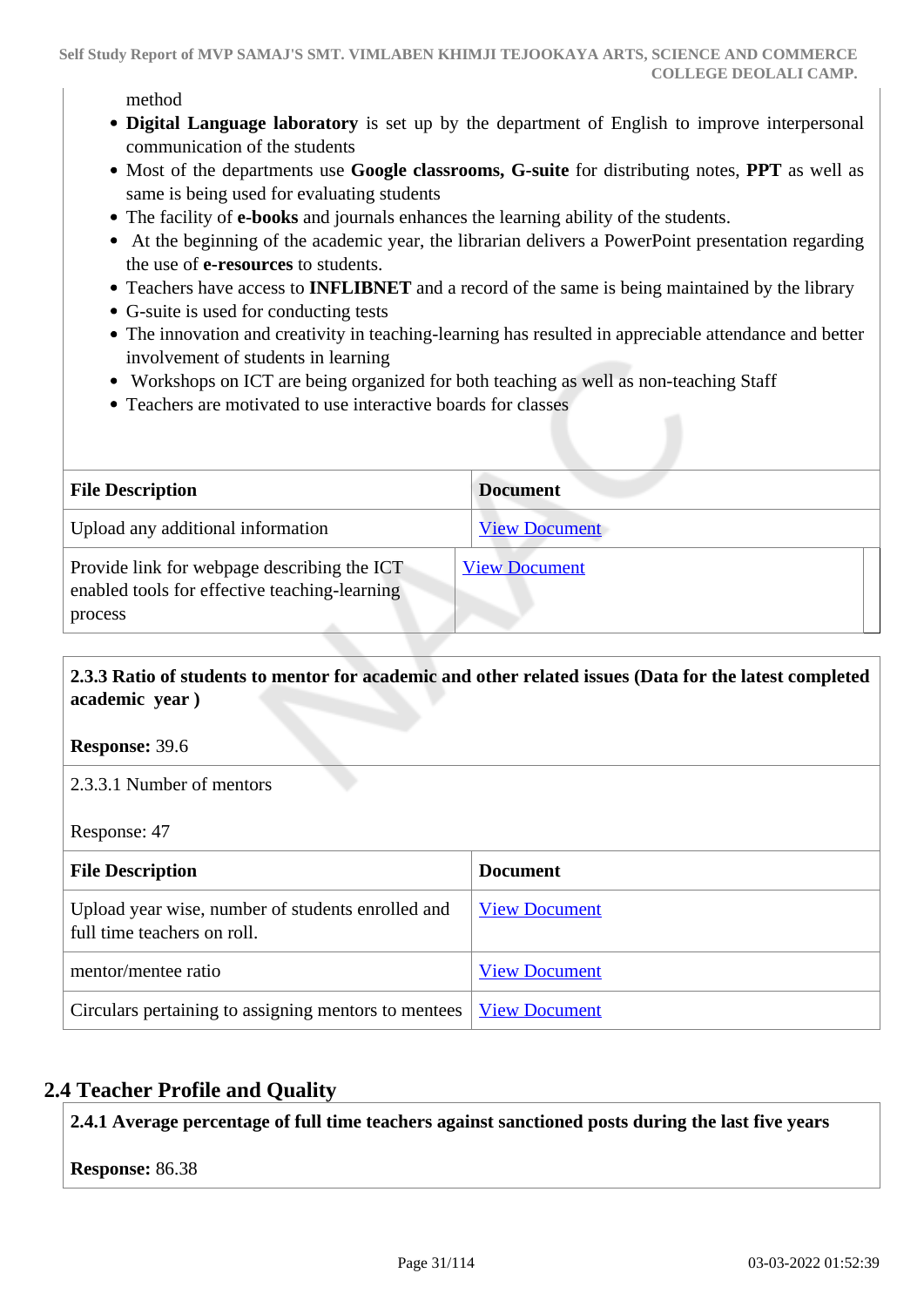method

- **Digital Language laboratory** is set up by the department of English to improve interpersonal communication of the students
- Most of the departments use **Google classrooms, G-suite** for distributing notes, **PPT** as well as same is being used for evaluating students
- The facility of **e-books** and journals enhances the learning ability of the students.
- At the beginning of the academic year, the librarian delivers a PowerPoint presentation regarding the use of **e-resources** to students.
- Teachers have access to **INFLIBNET** and a record of the same is being maintained by the library
- G-suite is used for conducting tests
- The innovation and creativity in teaching-learning has resulted in appreciable attendance and better involvement of students in learning
- Workshops on ICT are being organized for both teaching as well as non-teaching Staff
- Teachers are motivated to use interactive boards for classes

| File Description | Document |
|---|---|
| Upload any additional information | View Document |
| Provide link for webpage describing the ICT enabled tools for effective teaching-learning process | View Document |

**2.3.3 Ratio of students to mentor for academic and other related issues (Data for the latest completed academic year )**

**Response:** 39.6

2.3.3.1 Number of mentors

Response: 47

| File Description | Document |
|---|---|
| Upload year wise, number of students enrolled and full time teachers on roll. | View Document |
| mentor/mentee ratio | View Document |
| Circulars pertaining to assigning mentors to mentees | View Document |

## 2.4 Teacher Profile and Quality

**2.4.1 Average percentage of full time teachers against sanctioned posts during the last five years**

**Response:** 86.38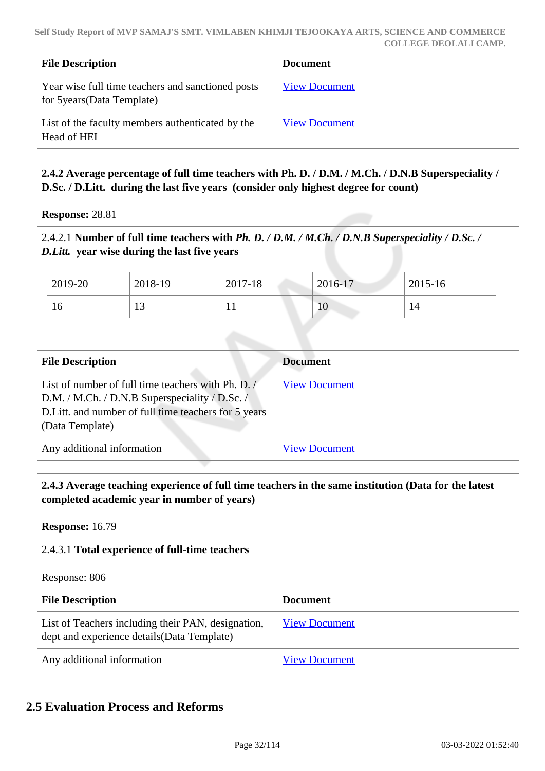| File Description | Document |
| --- | --- |
| Year wise full time teachers and sanctioned posts for 5years(Data Template) | View Document |
| List of the faculty members authenticated by the Head of HEI | View Document |

**2.4.2 Average percentage of full time teachers with Ph. D. / D.M. / M.Ch. / D.N.B Superspeciality / D.Sc. / D.Litt. during the last five years (consider only highest degree for count)**

**Response:** 28.81

2.4.2.1 **Number of full time teachers with *Ph. D. / D.M. / M.Ch. / D.N.B Superspeciality / D.Sc. / D.Litt.* year wise during the last five years**

| 2019-20 | 2018-19 | 2017-18 | 2016-17 | 2015-16 |
| --- | --- | --- | --- | --- |
| 16 | 13 | 11 | 10 | 14 |

| File Description | Document |
| --- | --- |
| List of number of full time teachers with Ph. D. / D.M. / M.Ch. / D.N.B Superspeciality / D.Sc. / D.Litt. and number of full time teachers for 5 years (Data Template) | View Document |
| Any additional information | View Document |

**2.4.3 Average teaching experience of full time teachers in the same institution (Data for the latest completed academic year in number of years)**

**Response:** 16.79

2.4.3.1 **Total experience of full-time teachers**

Response: 806

| File Description | Document |
| --- | --- |
| List of Teachers including their PAN, designation, dept and experience details(Data Template) | View Document |
| Any additional information | View Document |

## 2.5 Evaluation Process and Reforms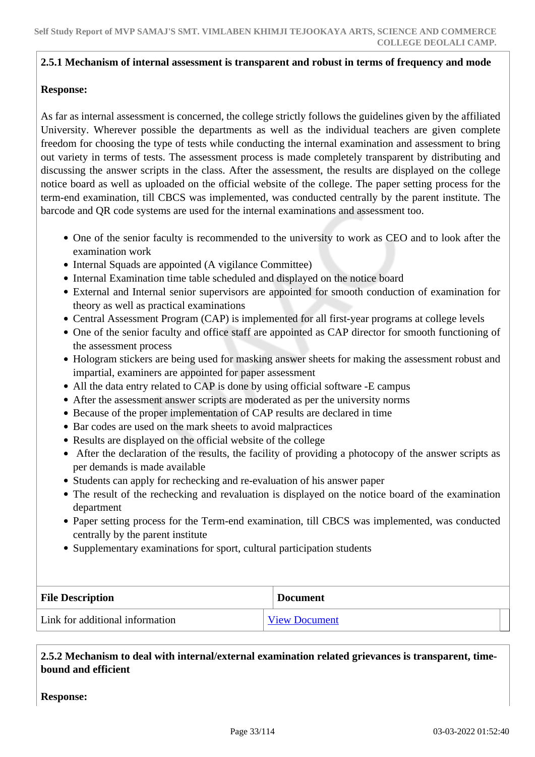**2.5.1 Mechanism of internal assessment is transparent and robust in terms of frequency and mode**

**Response:**

As far as internal assessment is concerned, the college strictly follows the guidelines given by the affiliated University. Wherever possible the departments as well as the individual teachers are given complete freedom for choosing the type of tests while conducting the internal examination and assessment to bring out variety in terms of tests. The assessment process is made completely transparent by distributing and discussing the answer scripts in the class. After the assessment, the results are displayed on the college notice board as well as uploaded on the official website of the college. The paper setting process for the term-end examination, till CBCS was implemented, was conducted centrally by the parent institute. The barcode and QR code systems are used for the internal examinations and assessment too.

- One of the senior faculty is recommended to the university to work as CEO and to look after the examination work
- Internal Squads are appointed (A vigilance Committee)
- Internal Examination time table scheduled and displayed on the notice board
- External and Internal senior supervisors are appointed for smooth conduction of examination for theory as well as practical examinations
- Central Assessment Program (CAP) is implemented for all first-year programs at college levels
- One of the senior faculty and office staff are appointed as CAP director for smooth functioning of the assessment process
- Hologram stickers are being used for masking answer sheets for making the assessment robust and impartial, examiners are appointed for paper assessment
- All the data entry related to CAP is done by using official software -E campus
- After the assessment answer scripts are moderated as per the university norms
- Because of the proper implementation of CAP results are declared in time
- Bar codes are used on the mark sheets to avoid malpractices
- Results are displayed on the official website of the college
- After the declaration of the results, the facility of providing a photocopy of the answer scripts as per demands is made available
- Students can apply for rechecking and re-evaluation of his answer paper
- The result of the rechecking and revaluation is displayed on the notice board of the examination department
- Paper setting process for the Term-end examination, till CBCS was implemented, was conducted centrally by the parent institute
- Supplementary examinations for sport, cultural participation students

| File Description | Document |
|---|---|
| Link for additional information | View Document |

**2.5.2 Mechanism to deal with internal/external examination related grievances is transparent, time-bound and efficient**

**Response:**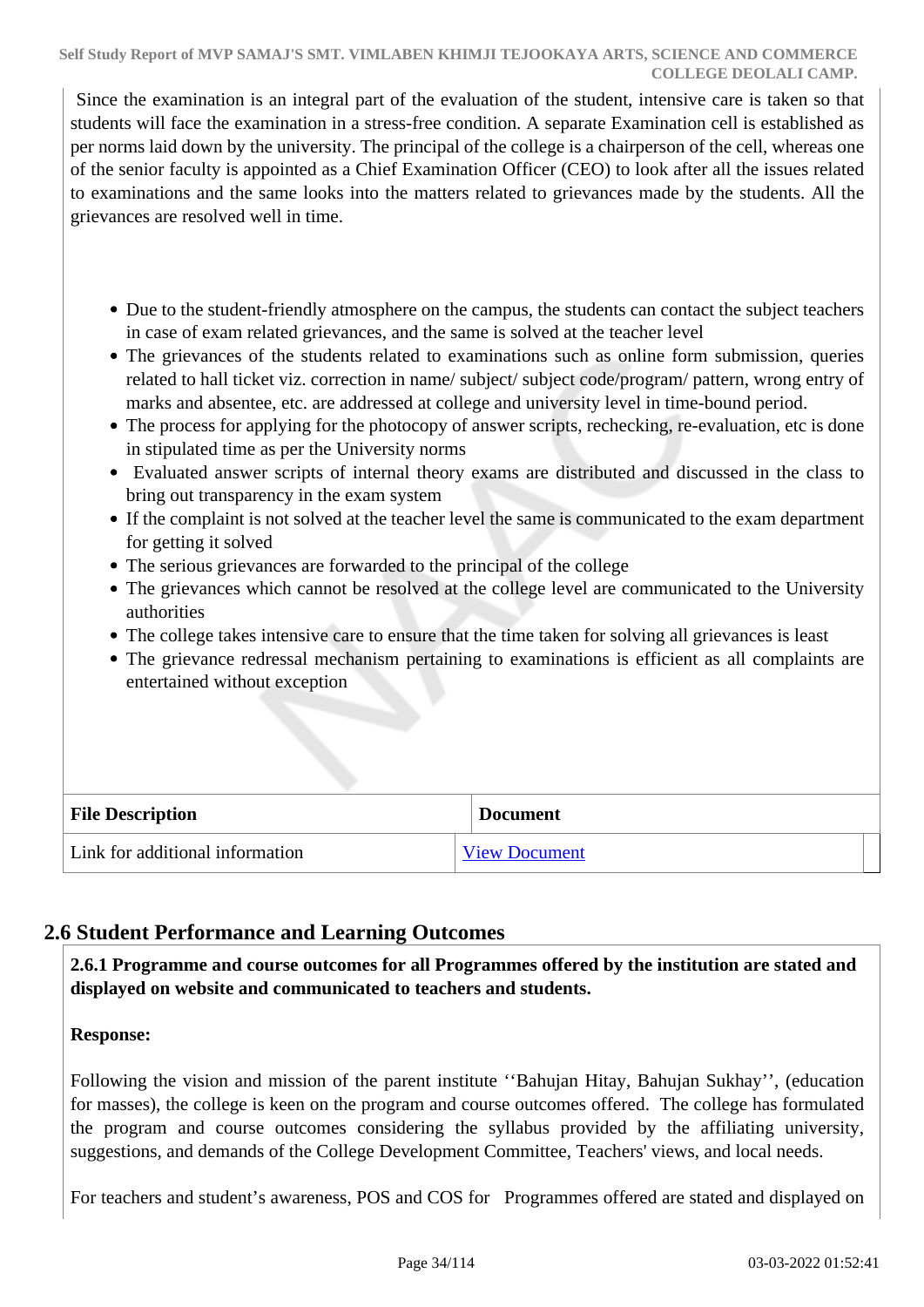Since the examination is an integral part of the evaluation of the student, intensive care is taken so that students will face the examination in a stress-free condition. A separate Examination cell is established as per norms laid down by the university. The principal of the college is a chairperson of the cell, whereas one of the senior faculty is appointed as a Chief Examination Officer (CEO) to look after all the issues related to examinations and the same looks into the matters related to grievances made by the students. All the grievances are resolved well in time.

- Due to the student-friendly atmosphere on the campus, the students can contact the subject teachers in case of exam related grievances, and the same is solved at the teacher level
- The grievances of the students related to examinations such as online form submission, queries related to hall ticket viz. correction in name/ subject/ subject code/program/ pattern, wrong entry of marks and absentee, etc. are addressed at college and university level in time-bound period.
- The process for applying for the photocopy of answer scripts, rechecking, re-evaluation, etc is done in stipulated time as per the University norms
- Evaluated answer scripts of internal theory exams are distributed and discussed in the class to bring out transparency in the exam system
- If the complaint is not solved at the teacher level the same is communicated to the exam department for getting it solved
- The serious grievances are forwarded to the principal of the college
- The grievances which cannot be resolved at the college level are communicated to the University authorities
- The college takes intensive care to ensure that the time taken for solving all grievances is least
- The grievance redressal mechanism pertaining to examinations is efficient as all complaints are entertained without exception

| File Description | Document |
| --- | --- |
| Link for additional information | View Document |

## 2.6 Student Performance and Learning Outcomes

**2.6.1 Programme and course outcomes for all Programmes offered by the institution are stated and displayed on website and communicated to teachers and students.**

**Response:**

Following the vision and mission of the parent institute ''Bahujan Hitay, Bahujan Sukhay'', (education for masses), the college is keen on the program and course outcomes offered. The college has formulated the program and course outcomes considering the syllabus provided by the affiliating university, suggestions, and demands of the College Development Committee, Teachers' views, and local needs.

For teachers and student's awareness, POS and COS for Programmes offered are stated and displayed on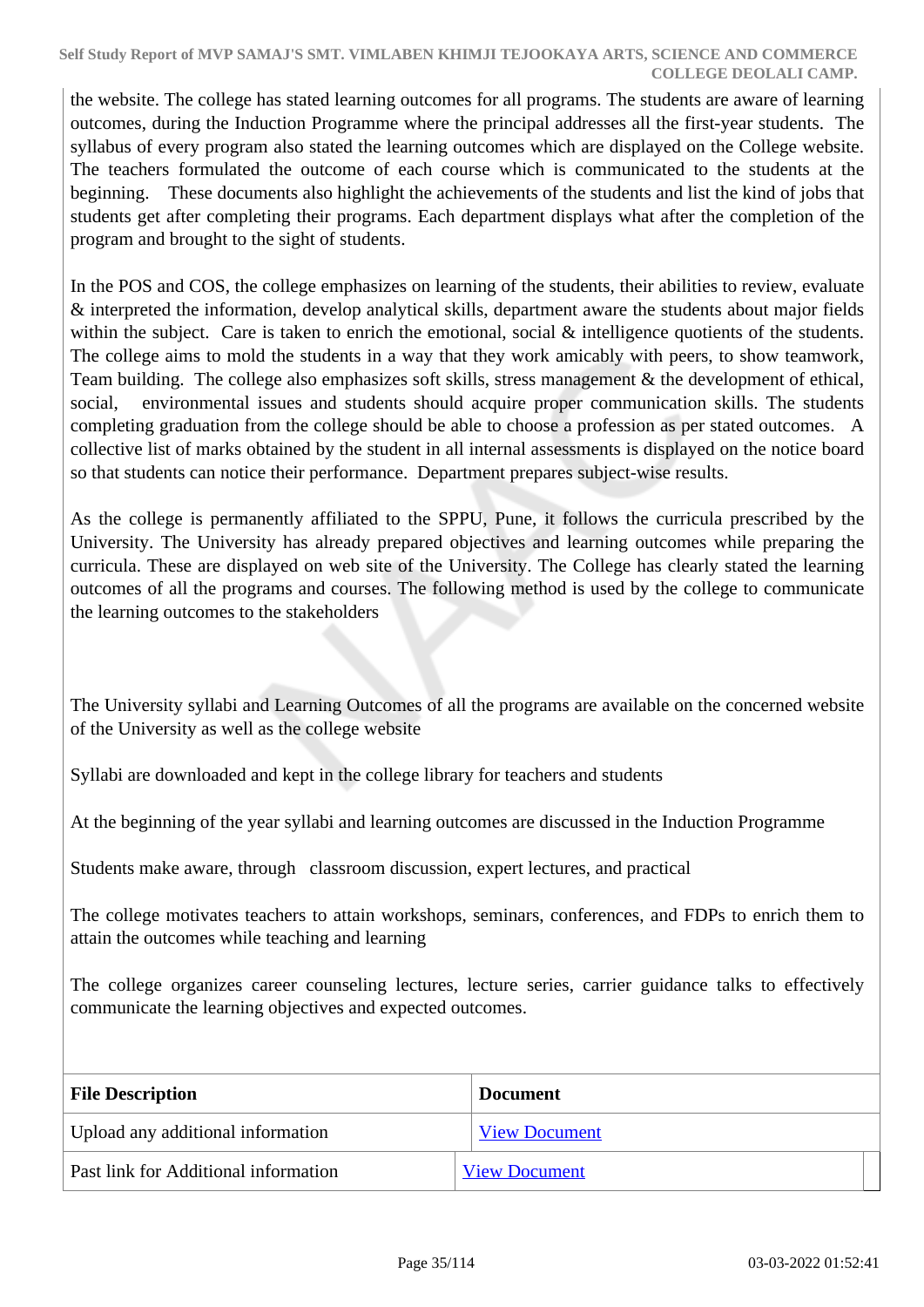the website. The college has stated learning outcomes for all programs. The students are aware of learning outcomes, during the Induction Programme where the principal addresses all the first-year students. The syllabus of every program also stated the learning outcomes which are displayed on the College website. The teachers formulated the outcome of each course which is communicated to the students at the beginning. These documents also highlight the achievements of the students and list the kind of jobs that students get after completing their programs. Each department displays what after the completion of the program and brought to the sight of students.

In the POS and COS, the college emphasizes on learning of the students, their abilities to review, evaluate & interpreted the information, develop analytical skills, department aware the students about major fields within the subject. Care is taken to enrich the emotional, social & intelligence quotients of the students. The college aims to mold the students in a way that they work amicably with peers, to show teamwork, Team building. The college also emphasizes soft skills, stress management & the development of ethical, social, environmental issues and students should acquire proper communication skills. The students completing graduation from the college should be able to choose a profession as per stated outcomes. A collective list of marks obtained by the student in all internal assessments is displayed on the notice board so that students can notice their performance. Department prepares subject-wise results.

As the college is permanently affiliated to the SPPU, Pune, it follows the curricula prescribed by the University. The University has already prepared objectives and learning outcomes while preparing the curricula. These are displayed on web site of the University. The College has clearly stated the learning outcomes of all the programs and courses. The following method is used by the college to communicate the learning outcomes to the stakeholders

The University syllabi and Learning Outcomes of all the programs are available on the concerned website of the University as well as the college website

Syllabi are downloaded and kept in the college library for teachers and students

At the beginning of the year syllabi and learning outcomes are discussed in the Induction Programme

Students make aware, through classroom discussion, expert lectures, and practical

The college motivates teachers to attain workshops, seminars, conferences, and FDPs to enrich them to attain the outcomes while teaching and learning

The college organizes career counseling lectures, lecture series, carrier guidance talks to effectively communicate the learning objectives and expected outcomes.

| File Description | Document |
|---|---|
| Upload any additional information | View Document |
| Past link for Additional information | View Document |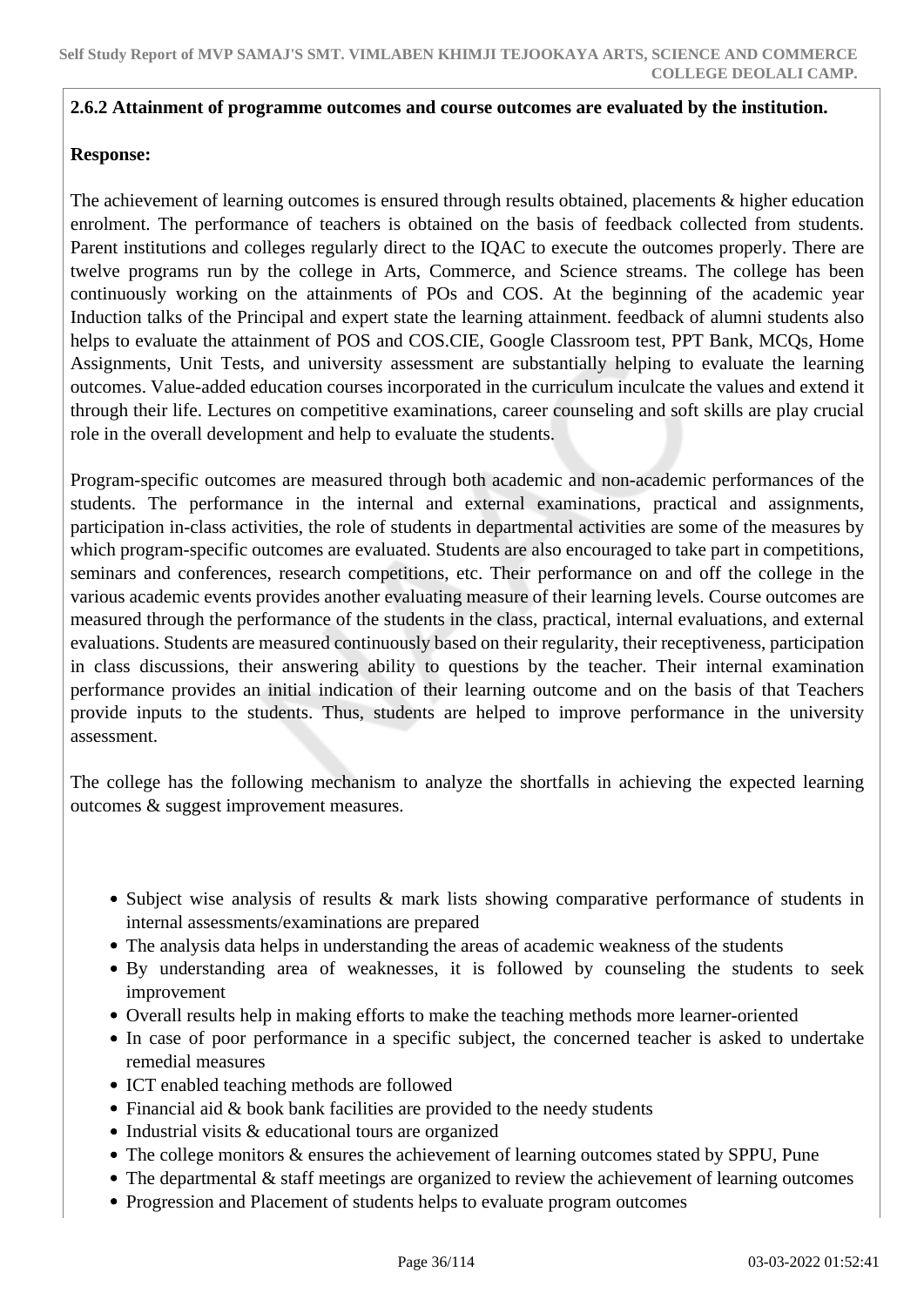**2.6.2 Attainment of programme outcomes and course outcomes are evaluated by the institution.**

**Response:**

The achievement of learning outcomes is ensured through results obtained, placements & higher education enrolment. The performance of teachers is obtained on the basis of feedback collected from students. Parent institutions and colleges regularly direct to the IQAC to execute the outcomes properly. There are twelve programs run by the college in Arts, Commerce, and Science streams. The college has been continuously working on the attainments of POs and COS. At the beginning of the academic year Induction talks of the Principal and expert state the learning attainment. feedback of alumni students also helps to evaluate the attainment of POS and COS.CIE, Google Classroom test, PPT Bank, MCQs, Home Assignments, Unit Tests, and university assessment are substantially helping to evaluate the learning outcomes. Value-added education courses incorporated in the curriculum inculcate the values and extend it through their life. Lectures on competitive examinations, career counseling and soft skills are play crucial role in the overall development and help to evaluate the students.

Program-specific outcomes are measured through both academic and non-academic performances of the students. The performance in the internal and external examinations, practical and assignments, participation in-class activities, the role of students in departmental activities are some of the measures by which program-specific outcomes are evaluated. Students are also encouraged to take part in competitions, seminars and conferences, research competitions, etc. Their performance on and off the college in the various academic events provides another evaluating measure of their learning levels. Course outcomes are measured through the performance of the students in the class, practical, internal evaluations, and external evaluations. Students are measured continuously based on their regularity, their receptiveness, participation in class discussions, their answering ability to questions by the teacher. Their internal examination performance provides an initial indication of their learning outcome and on the basis of that Teachers provide inputs to the students. Thus, students are helped to improve performance in the university assessment.

The college has the following mechanism to analyze the shortfalls in achieving the expected learning outcomes & suggest improvement measures.

- Subject wise analysis of results & mark lists showing comparative performance of students in internal assessments/examinations are prepared
- The analysis data helps in understanding the areas of academic weakness of the students
- By understanding area of weaknesses, it is followed by counseling the students to seek improvement
- Overall results help in making efforts to make the teaching methods more learner-oriented
- In case of poor performance in a specific subject, the concerned teacher is asked to undertake remedial measures
- ICT enabled teaching methods are followed
- Financial aid & book bank facilities are provided to the needy students
- Industrial visits & educational tours are organized
- The college monitors & ensures the achievement of learning outcomes stated by SPPU, Pune
- The departmental & staff meetings are organized to review the achievement of learning outcomes
- Progression and Placement of students helps to evaluate program outcomes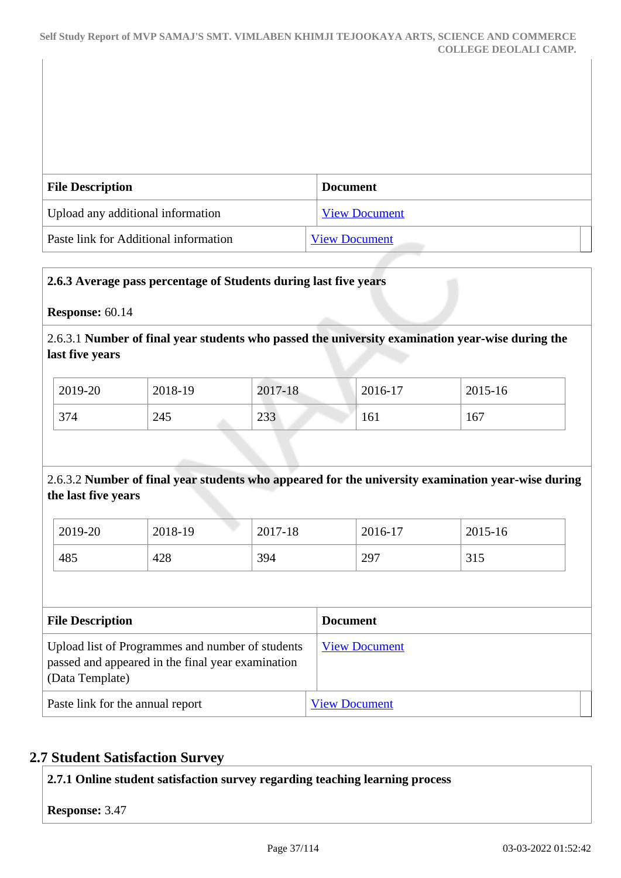| File Description | Document |
|---|---|
| Upload any additional information | View Document |
| Paste link for Additional information | View Document |

**2.6.3 Average pass percentage of Students during last five years**

**Response:** 60.14

2.6.3.1 **Number of final year students who passed the university examination year-wise during the last five years**

| 2019-20 | 2018-19 | 2017-18 | 2016-17 | 2015-16 |
|---|---|---|---|---|
| 374 | 245 | 233 | 161 | 167 |

2.6.3.2 **Number of final year students who appeared for the university examination year-wise during the last five years**

| 2019-20 | 2018-19 | 2017-18 | 2016-17 | 2015-16 |
|---|---|---|---|---|
| 485 | 428 | 394 | 297 | 315 |

| File Description | Document |
|---|---|
| Upload list of Programmes and number of students passed and appeared in the final year examination (Data Template) | View Document |
| Paste link for the annual report | View Document |

## 2.7 Student Satisfaction Survey

**2.7.1 Online student satisfaction survey regarding teaching learning process**

**Response:** 3.47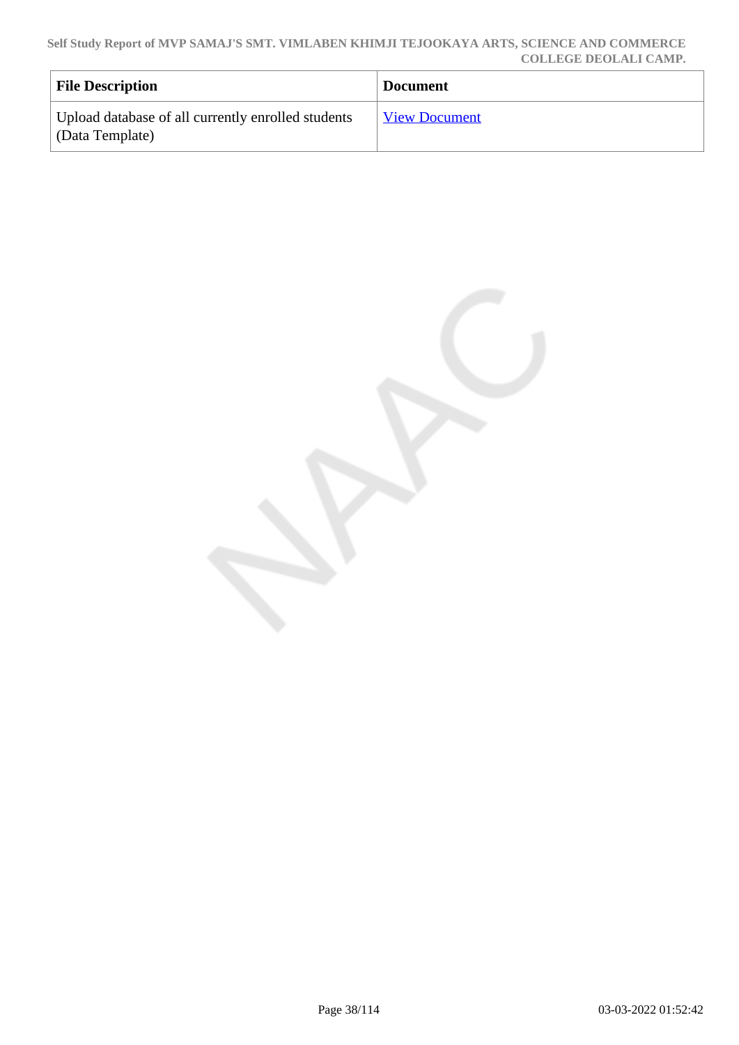| File Description | Document |
| --- | --- |
| Upload database of all currently enrolled students (Data Template) | View Document |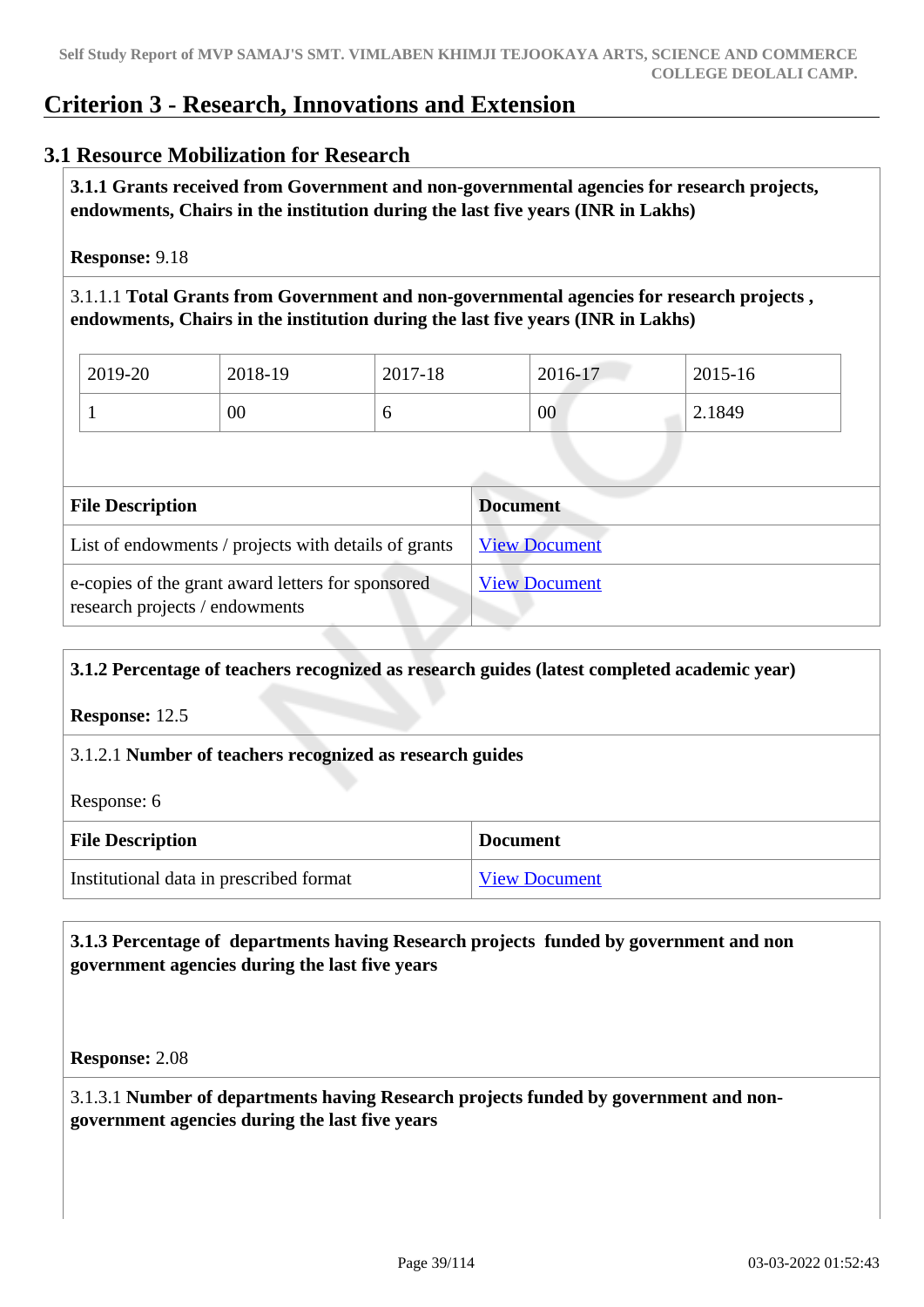# Criterion 3 - Research, Innovations and Extension

## 3.1 Resource Mobilization for Research

**3.1.1 Grants received from Government and non-governmental agencies for research projects, endowments, Chairs in the institution during the last five years (INR in Lakhs)**

**Response:** 9.18

3.1.1.1 **Total Grants from Government and non-governmental agencies for research projects , endowments, Chairs in the institution during the last five years (INR in Lakhs)**

| 2019-20 | 2018-19 | 2017-18 | 2016-17 | 2015-16 |
|---|---|---|---|---|
| 1 | 00 | 6 | 00 | 2.1849 |

| File Description | Document |
|---|---|
| List of endowments / projects with details of grants | View Document |
| e-copies of the grant award letters for sponsored research projects / endowments | View Document |

**3.1.2 Percentage of teachers recognized as research guides (latest completed academic year)**

**Response:** 12.5

3.1.2.1 **Number of teachers recognized as research guides**

Response: 6

| File Description | Document |
|---|---|
| Institutional data in prescribed format | View Document |

**3.1.3 Percentage of departments having Research projects funded by government and non government agencies during the last five years**

**Response:** 2.08

3.1.3.1 **Number of departments having Research projects funded by government and non-government agencies during the last five years**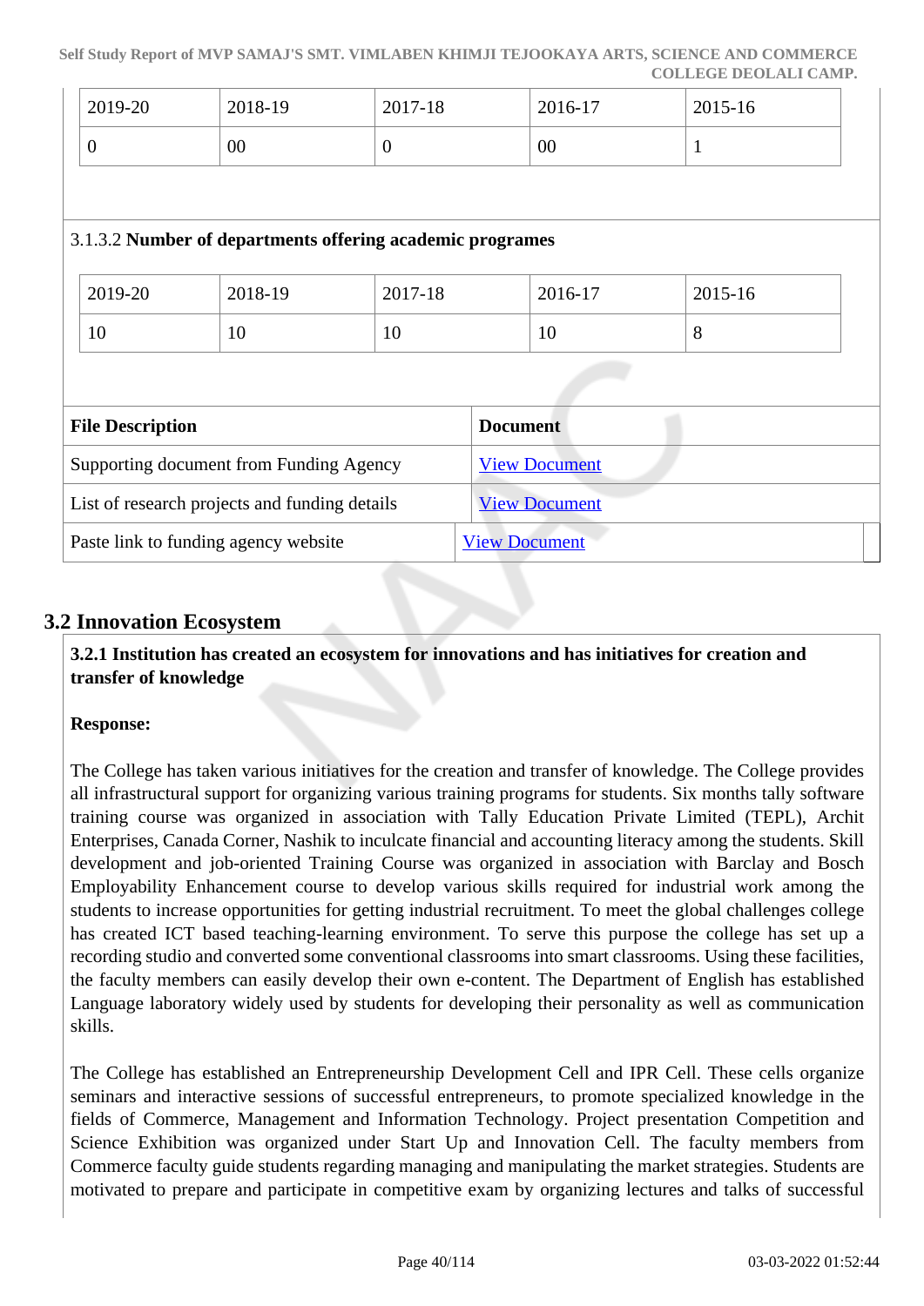| 2019-20 | 2018-19 | 2017-18 | 2016-17 | 2015-16 |
|---|---|---|---|---|
| 0 | 00 | 0 | 00 | 1 |

3.1.3.2 **Number of departments offering academic programes**

| 2019-20 | 2018-19 | 2017-18 | 2016-17 | 2015-16 |
|---|---|---|---|---|
| 10 | 10 | 10 | 10 | 8 |

| File Description | Document |
|---|---|
| Supporting document from Funding Agency | View Document |
| List of research projects and funding details | View Document |
| Paste link to funding agency website | View Document |

## 3.2 Innovation Ecosystem

**3.2.1 Institution has created an ecosystem for innovations and has initiatives for creation and transfer of knowledge**

**Response:**

The College has taken various initiatives for the creation and transfer of knowledge. The College provides all infrastructural support for organizing various training programs for students. Six months tally software training course was organized in association with Tally Education Private Limited (TEPL), Archit Enterprises, Canada Corner, Nashik to inculcate financial and accounting literacy among the students. Skill development and job-oriented Training Course was organized in association with Barclay and Bosch Employability Enhancement course to develop various skills required for industrial work among the students to increase opportunities for getting industrial recruitment. To meet the global challenges college has created ICT based teaching-learning environment. To serve this purpose the college has set up a recording studio and converted some conventional classrooms into smart classrooms. Using these facilities, the faculty members can easily develop their own e-content. The Department of English has established Language laboratory widely used by students for developing their personality as well as communication skills.

The College has established an Entrepreneurship Development Cell and IPR Cell. These cells organize seminars and interactive sessions of successful entrepreneurs, to promote specialized knowledge in the fields of Commerce, Management and Information Technology. Project presentation Competition and Science Exhibition was organized under Start Up and Innovation Cell. The faculty members from Commerce faculty guide students regarding managing and manipulating the market strategies. Students are motivated to prepare and participate in competitive exam by organizing lectures and talks of successful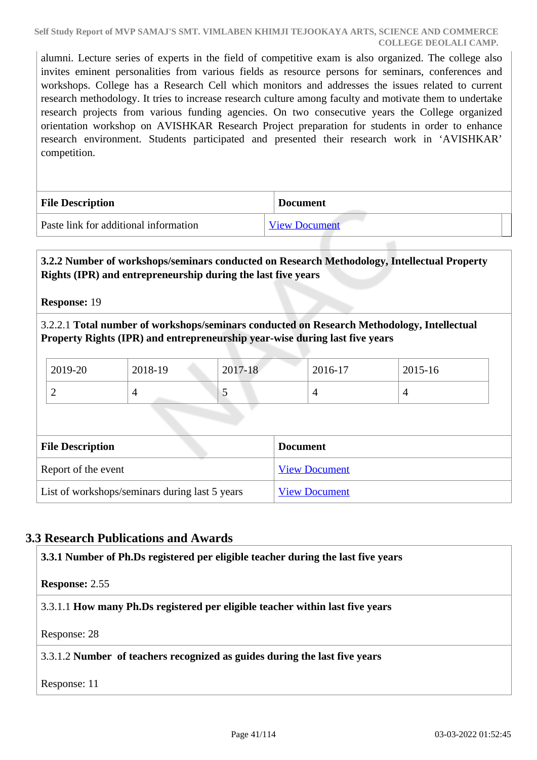alumni. Lecture series of experts in the field of competitive exam is also organized. The college also invites eminent personalities from various fields as resource persons for seminars, conferences and workshops. College has a Research Cell which monitors and addresses the issues related to current research methodology. It tries to increase research culture among faculty and motivate them to undertake research projects from various funding agencies. On two consecutive years the College organized orientation workshop on AVISHKAR Research Project preparation for students in order to enhance research environment. Students participated and presented their research work in 'AVISHKAR' competition.

| File Description | Document |
|---|---|
| Paste link for additional information | View Document |

**3.2.2 Number of workshops/seminars conducted on Research Methodology, Intellectual Property Rights (IPR) and entrepreneurship during the last five years**

**Response:** 19

3.2.2.1 **Total number of workshops/seminars conducted on Research Methodology, Intellectual Property Rights (IPR) and entrepreneurship year-wise during last five years**

| 2019-20 | 2018-19 | 2017-18 | 2016-17 | 2015-16 |
|---|---|---|---|---|
| 2 | 4 | 5 | 4 | 4 |

| File Description | Document |
|---|---|
| Report of the event | View Document |
| List of workshops/seminars during last 5 years | View Document |

## 3.3 Research Publications and Awards

**3.3.1 Number of Ph.Ds registered per eligible teacher during the last five years**

**Response:** 2.55

3.3.1.1 **How many Ph.Ds registered per eligible teacher within last five years**

Response: 28

3.3.1.2 **Number of teachers recognized as guides during the last five years**

Response: 11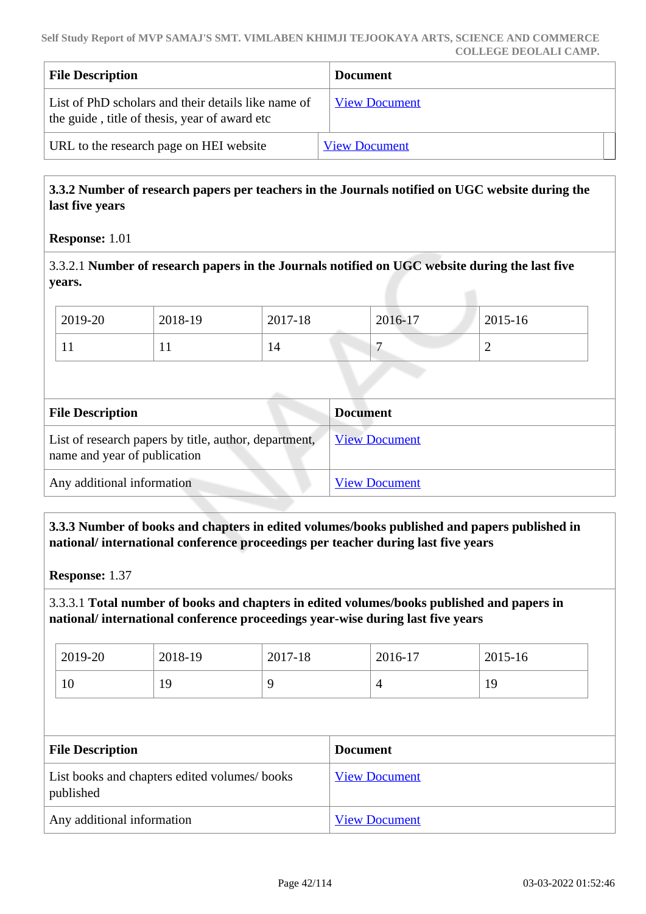| File Description | Document |
|---|---|
| List of PhD scholars and their details like name of the guide , title of thesis, year of award etc | View Document |
| URL to the research page on HEI website | View Document |

**3.3.2 Number of research papers per teachers in the Journals notified on UGC website during the last five years**

**Response:** 1.01

3.3.2.1 **Number of research papers in the Journals notified on UGC website during the last five years.**

| 2019-20 | 2018-19 | 2017-18 | 2016-17 | 2015-16 |
|---|---|---|---|---|
| 11 | 11 | 14 | 7 | 2 |

| File Description | Document |
|---|---|
| List of research papers by title, author, department, name and year of publication | View Document |
| Any additional information | View Document |

**3.3.3 Number of books and chapters in edited volumes/books published and papers published in national/ international conference proceedings per teacher during last five years**

**Response:** 1.37

3.3.3.1 **Total number of books and chapters in edited volumes/books published and papers in national/ international conference proceedings year-wise during last five years**

| 2019-20 | 2018-19 | 2017-18 | 2016-17 | 2015-16 |
|---|---|---|---|---|
| 10 | 19 | 9 | 4 | 19 |

| File Description | Document |
|---|---|
| List books and chapters edited volumes/ books published | View Document |
| Any additional information | View Document |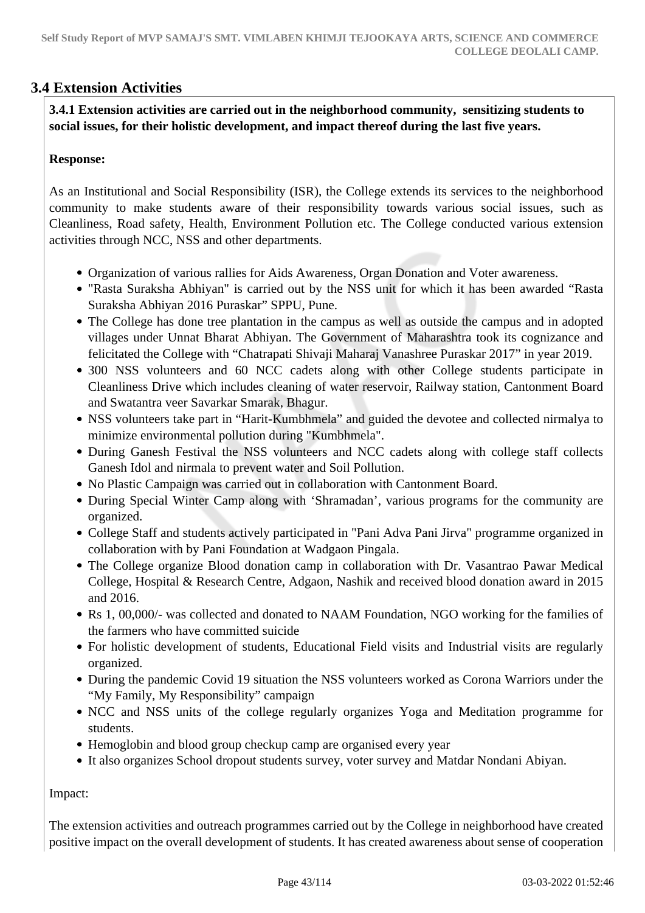## 3.4 Extension Activities

**3.4.1 Extension activities are carried out in the neighborhood community, sensitizing students to social issues, for their holistic development, and impact thereof during the last five years.**

**Response:**

As an Institutional and Social Responsibility (ISR), the College extends its services to the neighborhood community to make students aware of their responsibility towards various social issues, such as Cleanliness, Road safety, Health, Environment Pollution etc. The College conducted various extension activities through NCC, NSS and other departments.

- Organization of various rallies for Aids Awareness, Organ Donation and Voter awareness.
- "Rasta Suraksha Abhiyan" is carried out by the NSS unit for which it has been awarded "Rasta Suraksha Abhiyan 2016 Puraskar" SPPU, Pune.
- The College has done tree plantation in the campus as well as outside the campus and in adopted villages under Unnat Bharat Abhiyan. The Government of Maharashtra took its cognizance and felicitated the College with "Chatrapati Shivaji Maharaj Vanashree Puraskar 2017" in year 2019.
- 300 NSS volunteers and 60 NCC cadets along with other College students participate in Cleanliness Drive which includes cleaning of water reservoir, Railway station, Cantonment Board and Swatantra veer Savarkar Smarak, Bhagur.
- NSS volunteers take part in "Harit-Kumbhmela" and guided the devotee and collected nirmalya to minimize environmental pollution during "Kumbhmela".
- During Ganesh Festival the NSS volunteers and NCC cadets along with college staff collects Ganesh Idol and nirmala to prevent water and Soil Pollution.
- No Plastic Campaign was carried out in collaboration with Cantonment Board.
- During Special Winter Camp along with 'Shramadan', various programs for the community are organized.
- College Staff and students actively participated in "Pani Adva Pani Jirva" programme organized in collaboration with by Pani Foundation at Wadgaon Pingala.
- The College organize Blood donation camp in collaboration with Dr. Vasantrao Pawar Medical College, Hospital & Research Centre, Adgaon, Nashik and received blood donation award in 2015 and 2016.
- Rs 1, 00,000/- was collected and donated to NAAM Foundation, NGO working for the families of the farmers who have committed suicide
- For holistic development of students, Educational Field visits and Industrial visits are regularly organized.
- During the pandemic Covid 19 situation the NSS volunteers worked as Corona Warriors under the "My Family, My Responsibility" campaign
- NCC and NSS units of the college regularly organizes Yoga and Meditation programme for students.
- Hemoglobin and blood group checkup camp are organised every year
- It also organizes School dropout students survey, voter survey and Matdar Nondani Abiyan.

Impact:

The extension activities and outreach programmes carried out by the College in neighborhood have created positive impact on the overall development of students. It has created awareness about sense of cooperation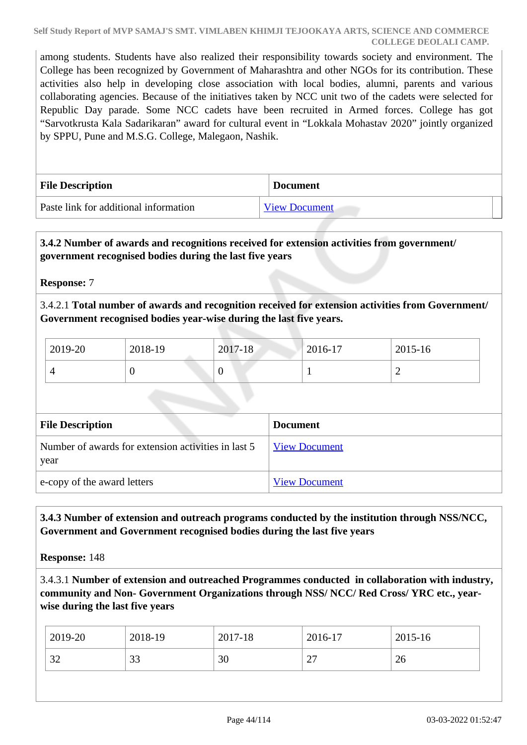among students. Students have also realized their responsibility towards society and environment. The College has been recognized by Government of Maharashtra and other NGOs for its contribution. These activities also help in developing close association with local bodies, alumni, parents and various collaborating agencies. Because of the initiatives taken by NCC unit two of the cadets were selected for Republic Day parade. Some NCC cadets have been recruited in Armed forces. College has got "Sarvotkrusta Kala Sadarikaran" award for cultural event in "Lokkala Mohastav 2020" jointly organized by SPPU, Pune and M.S.G. College, Malegaon, Nashik.

| File Description | Document |
|---|---|
| Paste link for additional information | View Document |

**3.4.2 Number of awards and recognitions received for extension activities from government/ government recognised bodies during the last five years**

**Response:** 7

3.4.2.1 **Total number of awards and recognition received for extension activities from Government/ Government recognised bodies year-wise during the last five years.**

| 2019-20 | 2018-19 | 2017-18 | 2016-17 | 2015-16 |
|---|---|---|---|---|
| 4 | 0 | 0 | 1 | 2 |

| File Description | Document |
|---|---|
| Number of awards for extension activities in last 5 year | View Document |
| e-copy of the award letters | View Document |

**3.4.3 Number of extension and outreach programs conducted by the institution through NSS/NCC, Government and Government recognised bodies during the last five years**

**Response:** 148

3.4.3.1 **Number of extension and outreached Programmes conducted in collaboration with industry, community and Non- Government Organizations through NSS/ NCC/ Red Cross/ YRC etc., year-wise during the last five years**

| 2019-20 | 2018-19 | 2017-18 | 2016-17 | 2015-16 |
|---|---|---|---|---|
| 32 | 33 | 30 | 27 | 26 |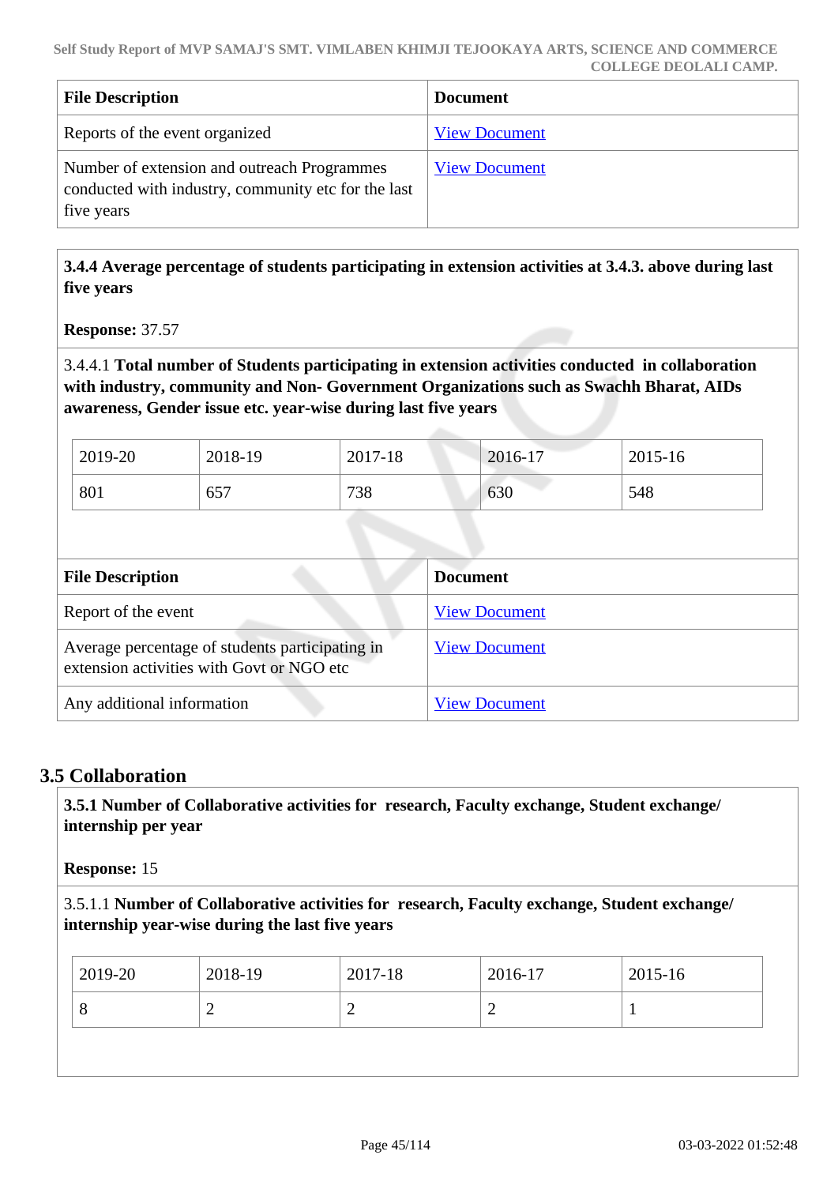| File Description | Document |
|---|---|
| Reports of the event organized | View Document |
| Number of extension and outreach Programmes conducted with industry, community etc for the last five years | View Document |

**3.4.4 Average percentage of students participating in extension activities at 3.4.3. above during last five years**

**Response:** 37.57

3.4.4.1 **Total number of Students participating in extension activities conducted in collaboration with industry, community and Non- Government Organizations such as Swachh Bharat, AIDs awareness, Gender issue etc. year-wise during last five years**

| 2019-20 | 2018-19 | 2017-18 | 2016-17 | 2015-16 |
|---|---|---|---|---|
| 801 | 657 | 738 | 630 | 548 |

| File Description | Document |
|---|---|
| Report of the event | View Document |
| Average percentage of students participating in extension activities with Govt or NGO etc | View Document |
| Any additional information | View Document |

## 3.5 Collaboration

**3.5.1 Number of Collaborative activities for research, Faculty exchange, Student exchange/ internship per year**

**Response:** 15

3.5.1.1 **Number of Collaborative activities for research, Faculty exchange, Student exchange/ internship year-wise during the last five years**

| 2019-20 | 2018-19 | 2017-18 | 2016-17 | 2015-16 |
|---|---|---|---|---|
| 8 | 2 | 2 | 2 | 1 |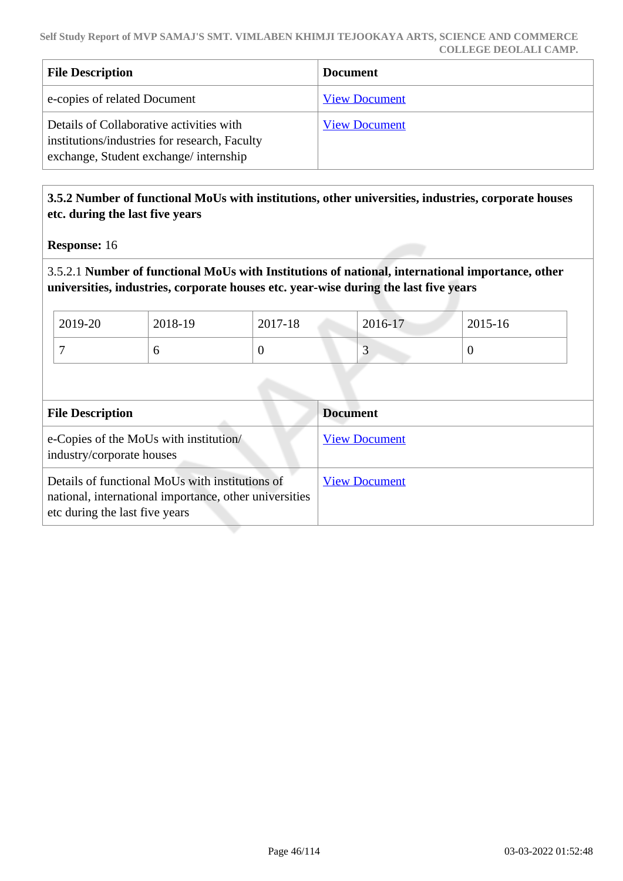| File Description | Document |
| --- | --- |
| e-copies of related Document | View Document |
| Details of Collaborative activities with institutions/industries for research, Faculty exchange, Student exchange/ internship | View Document |

**3.5.2 Number of functional MoUs with institutions, other universities, industries, corporate houses etc. during the last five years**

**Response:** 16

3.5.2.1 **Number of functional MoUs with Institutions of national, international importance, other universities, industries, corporate houses etc. year-wise during the last five years**

| 2019-20 | 2018-19 | 2017-18 | 2016-17 | 2015-16 |
| --- | --- | --- | --- | --- |
| 7 | 6 | 0 | 3 | 0 |

| File Description | Document |
| --- | --- |
| e-Copies of the MoUs with institution/ industry/corporate houses | View Document |
| Details of functional MoUs with institutions of national, international importance, other universities etc during the last five years | View Document |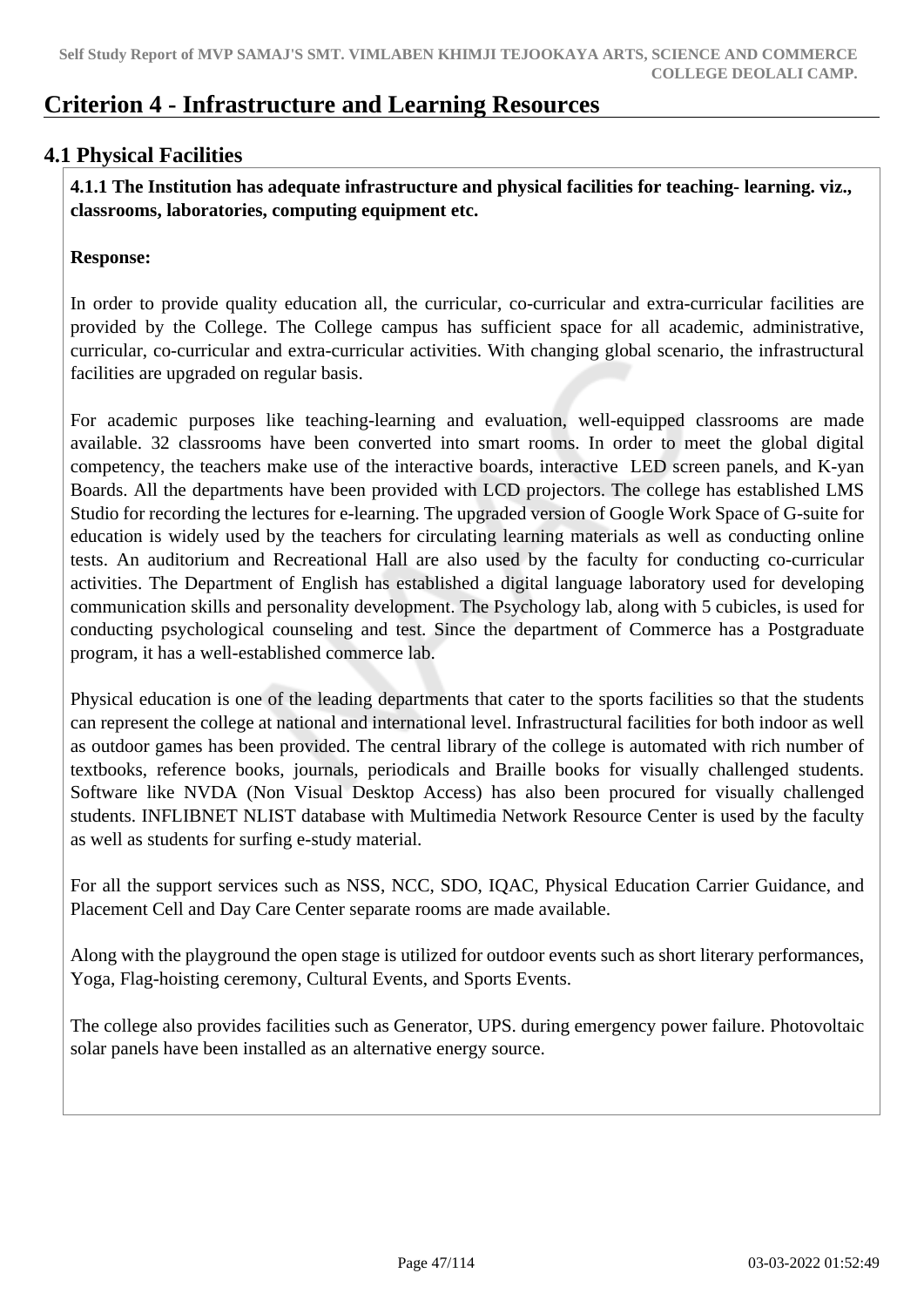# Criterion 4 - Infrastructure and Learning Resources

## 4.1 Physical Facilities

**4.1.1 The Institution has adequate infrastructure and physical facilities for teaching- learning. viz., classrooms, laboratories, computing equipment etc.**

**Response:**

In order to provide quality education all, the curricular, co-curricular and extra-curricular facilities are provided by the College. The College campus has sufficient space for all academic, administrative, curricular, co-curricular and extra-curricular activities. With changing global scenario, the infrastructural facilities are upgraded on regular basis.

For academic purposes like teaching-learning and evaluation, well-equipped classrooms are made available. 32 classrooms have been converted into smart rooms. In order to meet the global digital competency, the teachers make use of the interactive boards, interactive LED screen panels, and K-yan Boards. All the departments have been provided with LCD projectors. The college has established LMS Studio for recording the lectures for e-learning. The upgraded version of Google Work Space of G-suite for education is widely used by the teachers for circulating learning materials as well as conducting online tests. An auditorium and Recreational Hall are also used by the faculty for conducting co-curricular activities. The Department of English has established a digital language laboratory used for developing communication skills and personality development. The Psychology lab, along with 5 cubicles, is used for conducting psychological counseling and test. Since the department of Commerce has a Postgraduate program, it has a well-established commerce lab.

Physical education is one of the leading departments that cater to the sports facilities so that the students can represent the college at national and international level. Infrastructural facilities for both indoor as well as outdoor games has been provided. The central library of the college is automated with rich number of textbooks, reference books, journals, periodicals and Braille books for visually challenged students. Software like NVDA (Non Visual Desktop Access) has also been procured for visually challenged students. INFLIBNET NLIST database with Multimedia Network Resource Center is used by the faculty as well as students for surfing e-study material.

For all the support services such as NSS, NCC, SDO, IQAC, Physical Education Carrier Guidance, and Placement Cell and Day Care Center separate rooms are made available.

Along with the playground the open stage is utilized for outdoor events such as short literary performances, Yoga, Flag-hoisting ceremony, Cultural Events, and Sports Events.

The college also provides facilities such as Generator, UPS. during emergency power failure. Photovoltaic solar panels have been installed as an alternative energy source.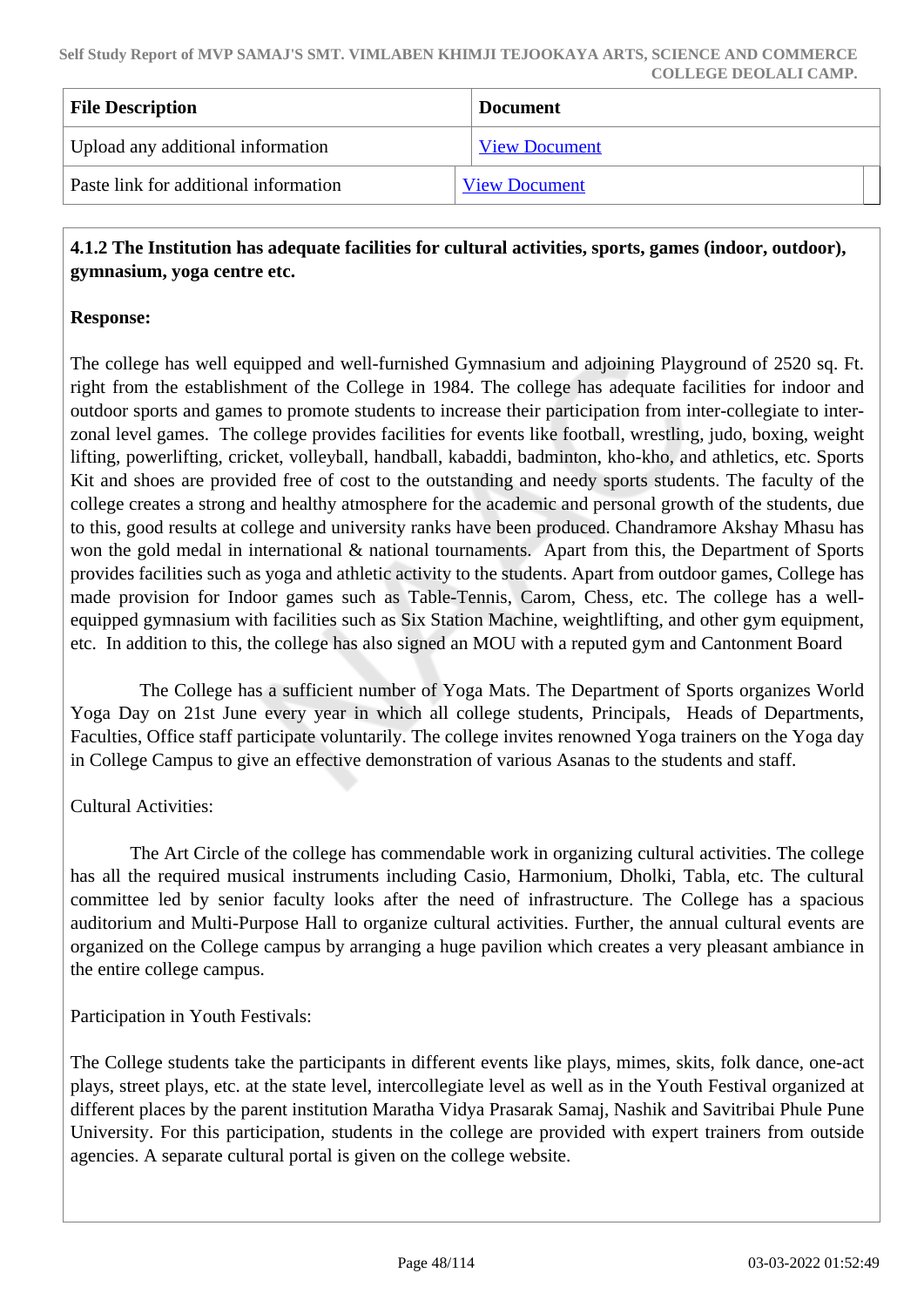| File Description | Document |
|---|---|
| Upload any additional information | View Document |
| Paste link for additional information | View Document |

**4.1.2 The Institution has adequate facilities for cultural activities, sports, games (indoor, outdoor), gymnasium, yoga centre etc.**

**Response:**

The college has well equipped and well-furnished Gymnasium and adjoining Playground of 2520 sq. Ft. right from the establishment of the College in 1984. The college has adequate facilities for indoor and outdoor sports and games to promote students to increase their participation from inter-collegiate to inter-zonal level games. The college provides facilities for events like football, wrestling, judo, boxing, weight lifting, powerlifting, cricket, volleyball, handball, kabaddi, badminton, kho-kho, and athletics, etc. Sports Kit and shoes are provided free of cost to the outstanding and needy sports students. The faculty of the college creates a strong and healthy atmosphere for the academic and personal growth of the students, due to this, good results at college and university ranks have been produced. Chandramore Akshay Mhasu has won the gold medal in international & national tournaments. Apart from this, the Department of Sports provides facilities such as yoga and athletic activity to the students. Apart from outdoor games, College has made provision for Indoor games such as Table-Tennis, Carom, Chess, etc. The college has a well-equipped gymnasium with facilities such as Six Station Machine, weightlifting, and other gym equipment, etc. In addition to this, the college has also signed an MOU with a reputed gym and Cantonment Board

The College has a sufficient number of Yoga Mats. The Department of Sports organizes World Yoga Day on 21st June every year in which all college students, Principals, Heads of Departments, Faculties, Office staff participate voluntarily. The college invites renowned Yoga trainers on the Yoga day in College Campus to give an effective demonstration of various Asanas to the students and staff.

Cultural Activities:

The Art Circle of the college has commendable work in organizing cultural activities. The college has all the required musical instruments including Casio, Harmonium, Dholki, Tabla, etc. The cultural committee led by senior faculty looks after the need of infrastructure. The College has a spacious auditorium and Multi-Purpose Hall to organize cultural activities. Further, the annual cultural events are organized on the College campus by arranging a huge pavilion which creates a very pleasant ambiance in the entire college campus.

Participation in Youth Festivals:

The College students take the participants in different events like plays, mimes, skits, folk dance, one-act plays, street plays, etc. at the state level, intercollegiate level as well as in the Youth Festival organized at different places by the parent institution Maratha Vidya Prasarak Samaj, Nashik and Savitribai Phule Pune University. For this participation, students in the college are provided with expert trainers from outside agencies. A separate cultural portal is given on the college website.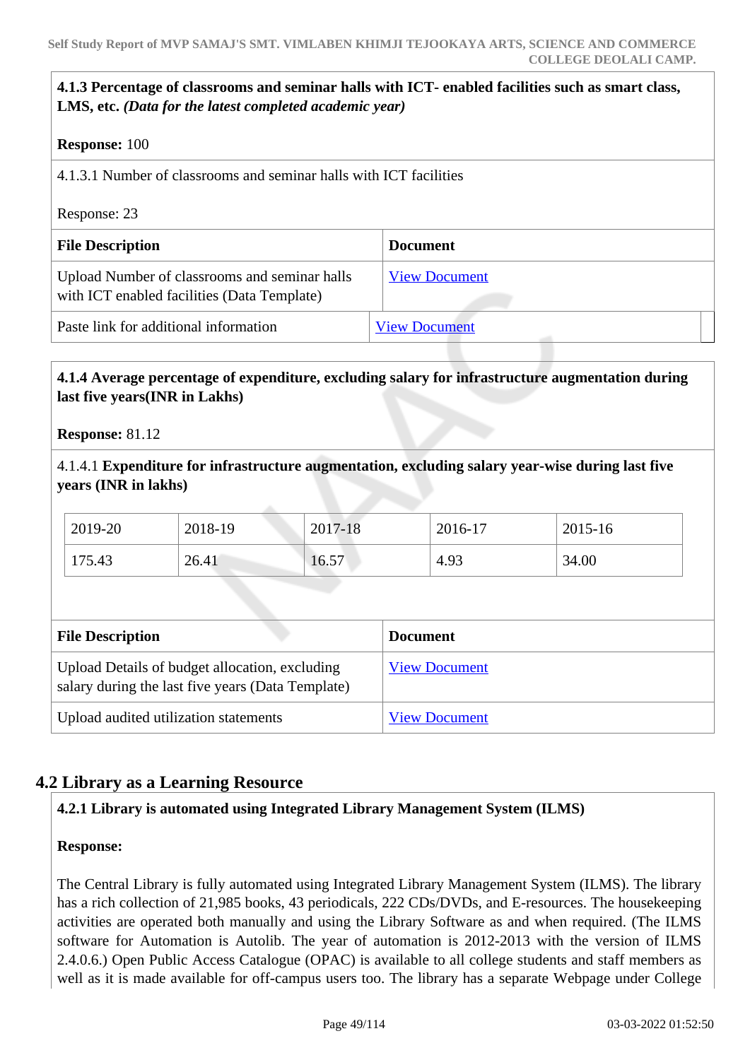**4.1.3 Percentage of classrooms and seminar halls with ICT- enabled facilities such as smart class, LMS, etc.** ***(Data for the latest completed academic year)***

**Response:** 100

4.1.3.1 Number of classrooms and seminar halls with ICT facilities

Response: 23

| File Description | Document |
|---|---|
| Upload Number of classrooms and seminar halls with ICT enabled facilities (Data Template) | View Document |
| Paste link for additional information | View Document |

**4.1.4 Average percentage of expenditure, excluding salary for infrastructure augmentation during last five years(INR in Lakhs)**

**Response:** 81.12

4.1.4.1 **Expenditure for infrastructure augmentation, excluding salary year-wise during last five years (INR in lakhs)**

| 2019-20 | 2018-19 | 2017-18 | 2016-17 | 2015-16 |
|---|---|---|---|---|
| 175.43 | 26.41 | 16.57 | 4.93 | 34.00 |

| File Description | Document |
|---|---|
| Upload Details of budget allocation, excluding salary during the last five years (Data Template) | View Document |
| Upload audited utilization statements | View Document |

## 4.2 Library as a Learning Resource

**4.2.1 Library is automated using Integrated Library Management System (ILMS)**

**Response:**

The Central Library is fully automated using Integrated Library Management System (ILMS). The library has a rich collection of 21,985 books, 43 periodicals, 222 CDs/DVDs, and E-resources. The housekeeping activities are operated both manually and using the Library Software as and when required. (The ILMS software for Automation is Autolib. The year of automation is 2012-2013 with the version of ILMS 2.4.0.6.) Open Public Access Catalogue (OPAC) is available to all college students and staff members as well as it is made available for off-campus users too. The library has a separate Webpage under College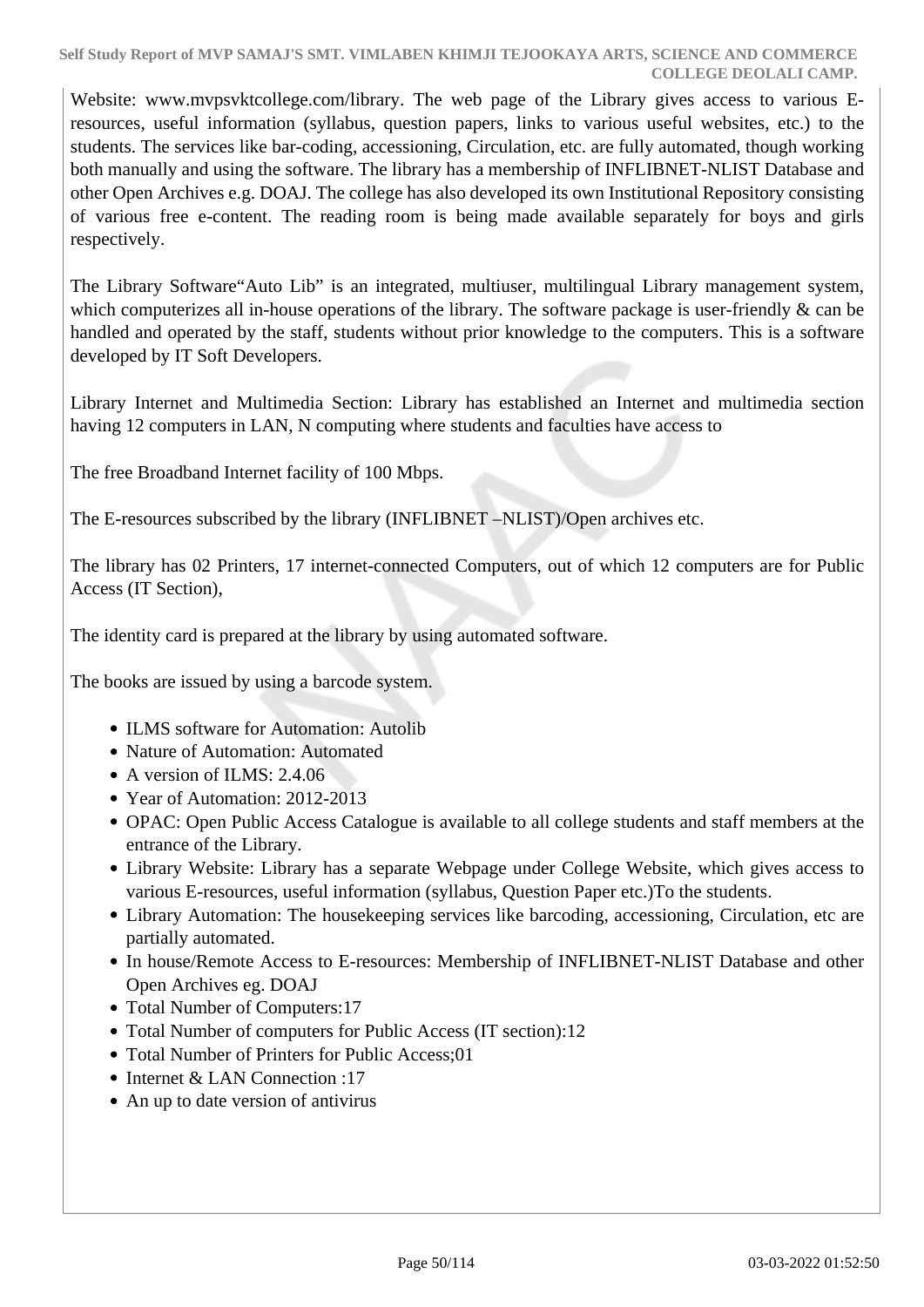Website: www.mvpsvktcollege.com/library. The web page of the Library gives access to various E-resources, useful information (syllabus, question papers, links to various useful websites, etc.) to the students. The services like bar-coding, accessioning, Circulation, etc. are fully automated, though working both manually and using the software. The library has a membership of INFLIBNET-NLIST Database and other Open Archives e.g. DOAJ. The college has also developed its own Institutional Repository consisting of various free e-content. The reading room is being made available separately for boys and girls respectively.

The Library Software"Auto Lib" is an integrated, multiuser, multilingual Library management system, which computerizes all in-house operations of the library. The software package is user-friendly & can be handled and operated by the staff, students without prior knowledge to the computers. This is a software developed by IT Soft Developers.

Library Internet and Multimedia Section: Library has established an Internet and multimedia section having 12 computers in LAN, N computing where students and faculties have access to

The free Broadband Internet facility of 100 Mbps.

The E-resources subscribed by the library (INFLIBNET –NLIST)/Open archives etc.

The library has 02 Printers, 17 internet-connected Computers, out of which 12 computers are for Public Access (IT Section),

The identity card is prepared at the library by using automated software.

The books are issued by using a barcode system.

- ILMS software for Automation: Autolib
- Nature of Automation: Automated
- A version of ILMS: 2.4.06
- Year of Automation: 2012-2013
- OPAC: Open Public Access Catalogue is available to all college students and staff members at the entrance of the Library.
- Library Website: Library has a separate Webpage under College Website, which gives access to various E-resources, useful information (syllabus, Question Paper etc.)To the students.
- Library Automation: The housekeeping services like barcoding, accessioning, Circulation, etc are partially automated.
- In house/Remote Access to E-resources: Membership of INFLIBNET-NLIST Database and other Open Archives eg. DOAJ
- Total Number of Computers:17
- Total Number of computers for Public Access (IT section):12
- Total Number of Printers for Public Access;01
- Internet & LAN Connection :17
- An up to date version of antivirus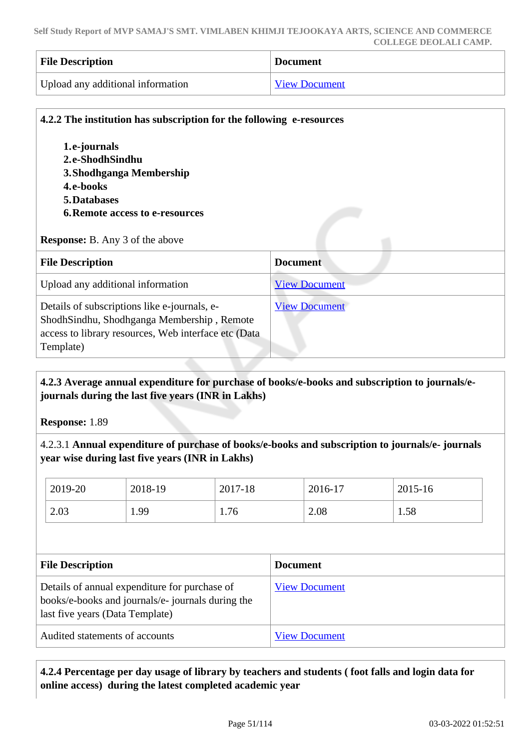| File Description | Document |
|---|---|
| Upload any additional information | View Document |

**4.2.2 The institution has subscription for the following e-resources**

1. **e-journals**
2. **e-ShodhSindhu**
3. **Shodhganga Membership**
4. **e-books**
5. **Databases**
6. **Remote access to e-resources**

**Response:** B. Any 3 of the above

| File Description | Document |
|---|---|
| Upload any additional information | View Document |
| Details of subscriptions like e-journals, e-ShodhSindhu, Shodhganga Membership , Remote access to library resources, Web interface etc (Data Template) | View Document |

**4.2.3 Average annual expenditure for purchase of books/e-books and subscription to journals/e-journals during the last five years (INR in Lakhs)**

**Response:** 1.89

4.2.3.1 **Annual expenditure of purchase of books/e-books and subscription to journals/e- journals year wise during last five years (INR in Lakhs)**

| 2019-20 | 2018-19 | 2017-18 | 2016-17 | 2015-16 |
|---|---|---|---|---|
| 2.03 | 1.99 | 1.76 | 2.08 | 1.58 |

| File Description | Document |
|---|---|
| Details of annual expenditure for purchase of books/e-books and journals/e- journals during the last five years (Data Template) | View Document |
| Audited statements of accounts | View Document |

**4.2.4 Percentage per day usage of library by teachers and students ( foot falls and login data for online access) during the latest completed academic year**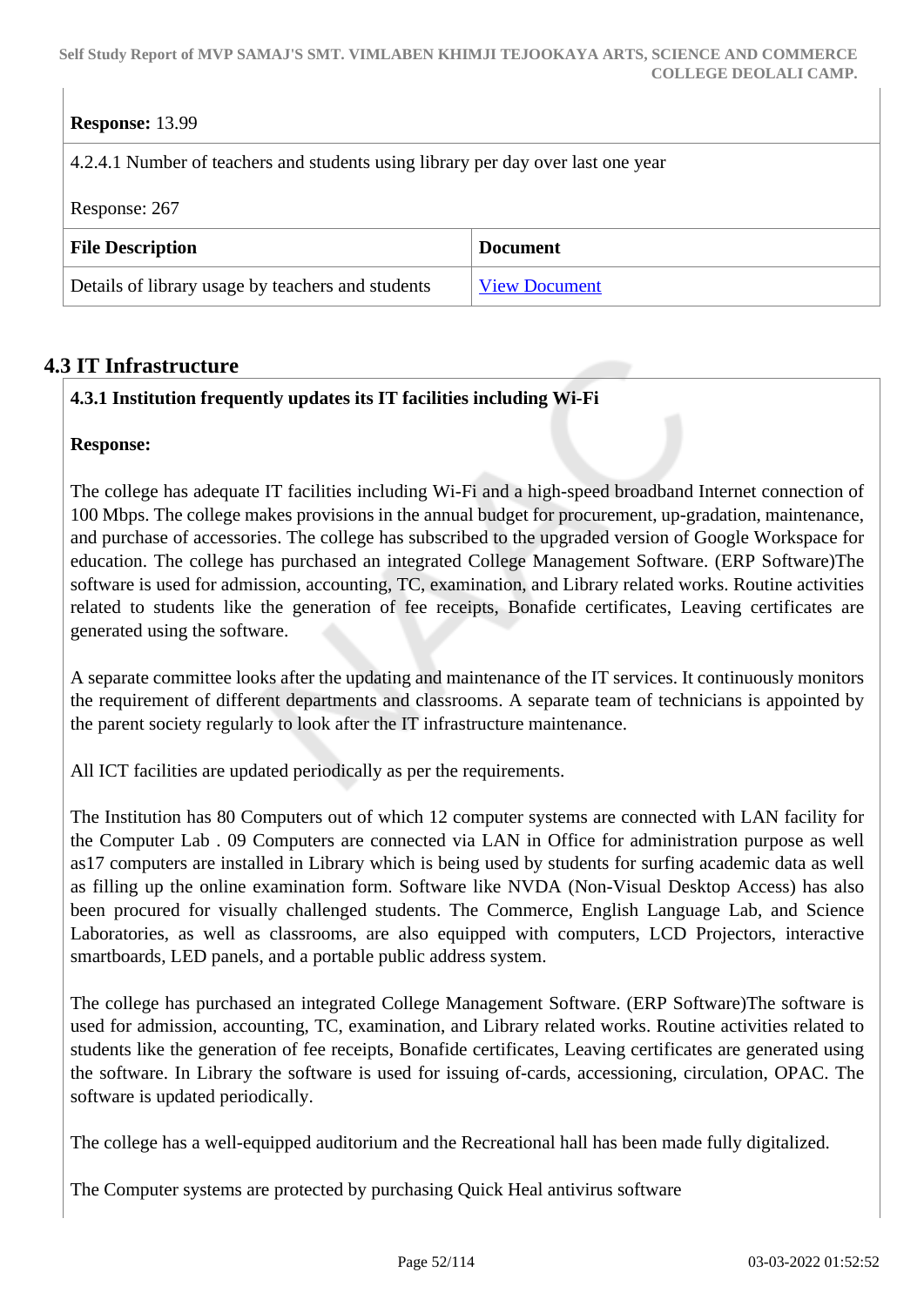**Response:** 13.99

4.2.4.1 Number of teachers and students using library per day over last one year

Response: 267

| File Description | Document |
| --- | --- |
| Details of library usage by teachers and students | View Document |

## 4.3 IT Infrastructure

**4.3.1 Institution frequently updates its IT facilities including Wi-Fi**

**Response:**

The college has adequate IT facilities including Wi-Fi and a high-speed broadband Internet connection of 100 Mbps. The college makes provisions in the annual budget for procurement, up-gradation, maintenance, and purchase of accessories. The college has subscribed to the upgraded version of Google Workspace for education. The college has purchased an integrated College Management Software. (ERP Software)The software is used for admission, accounting, TC, examination, and Library related works. Routine activities related to students like the generation of fee receipts, Bonafide certificates, Leaving certificates are generated using the software.

A separate committee looks after the updating and maintenance of the IT services. It continuously monitors the requirement of different departments and classrooms. A separate team of technicians is appointed by the parent society regularly to look after the IT infrastructure maintenance.

All ICT facilities are updated periodically as per the requirements.

The Institution has 80 Computers out of which 12 computer systems are connected with LAN facility for the Computer Lab . 09 Computers are connected via LAN in Office for administration purpose as well as17 computers are installed in Library which is being used by students for surfing academic data as well as filling up the online examination form. Software like NVDA (Non-Visual Desktop Access) has also been procured for visually challenged students. The Commerce, English Language Lab, and Science Laboratories, as well as classrooms, are also equipped with computers, LCD Projectors, interactive smartboards, LED panels, and a portable public address system.

The college has purchased an integrated College Management Software. (ERP Software)The software is used for admission, accounting, TC, examination, and Library related works. Routine activities related to students like the generation of fee receipts, Bonafide certificates, Leaving certificates are generated using the software. In Library the software is used for issuing of-cards, accessioning, circulation, OPAC. The software is updated periodically.

The college has a well-equipped auditorium and the Recreational hall has been made fully digitalized.

The Computer systems are protected by purchasing Quick Heal antivirus software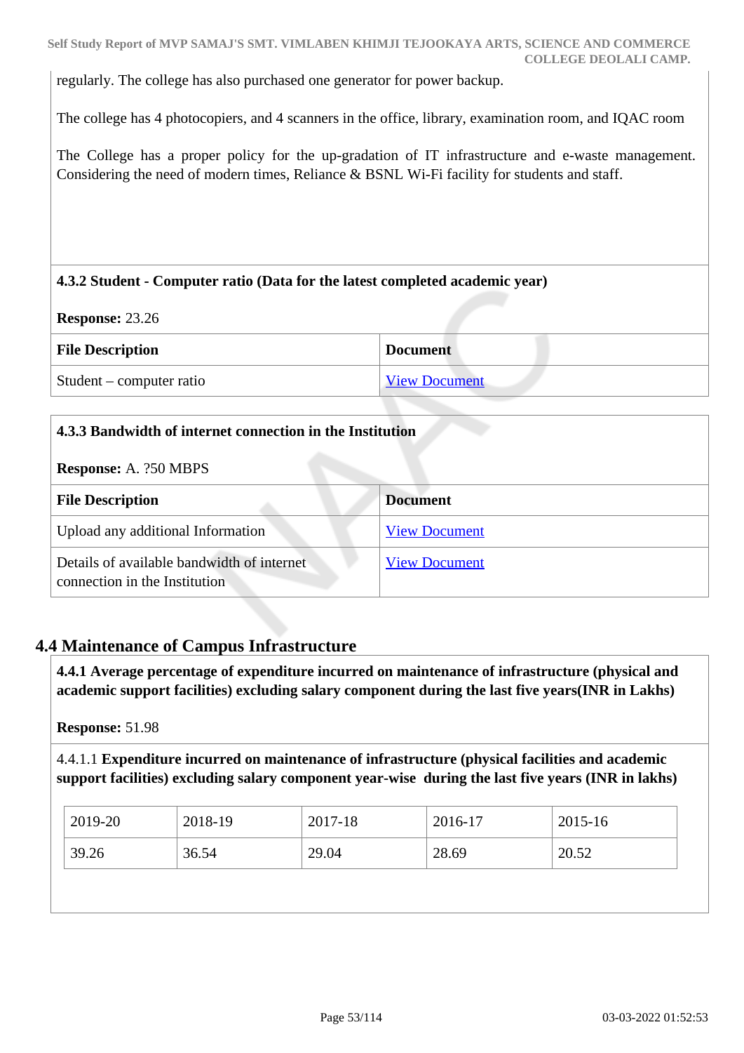regularly. The college has also purchased one generator for power backup.

The college has 4 photocopiers, and 4 scanners in the office, library, examination room, and IQAC room

The College has a proper policy for the up-gradation of IT infrastructure and e-waste management. Considering the need of modern times, Reliance & BSNL Wi-Fi facility for students and staff.

**4.3.2 Student - Computer ratio (Data for the latest completed academic year)**

**Response:** 23.26

| File Description | Document |
|---|---|
| Student – computer ratio | View Document |

**4.3.3 Bandwidth of internet connection in the Institution**

**Response:** A. ?50 MBPS

| File Description | Document |
|---|---|
| Upload any additional Information | View Document |
| Details of available bandwidth of internet connection in the Institution | View Document |

## 4.4 Maintenance of Campus Infrastructure

**4.4.1 Average percentage of expenditure incurred on maintenance of infrastructure (physical and academic support facilities) excluding salary component during the last five years(INR in Lakhs)**

**Response:** 51.98

4.4.1.1 **Expenditure incurred on maintenance of infrastructure (physical facilities and academic support facilities) excluding salary component year-wise during the last five years (INR in lakhs)**

| 2019-20 | 2018-19 | 2017-18 | 2016-17 | 2015-16 |
|---|---|---|---|---|
| 39.26 | 36.54 | 29.04 | 28.69 | 20.52 |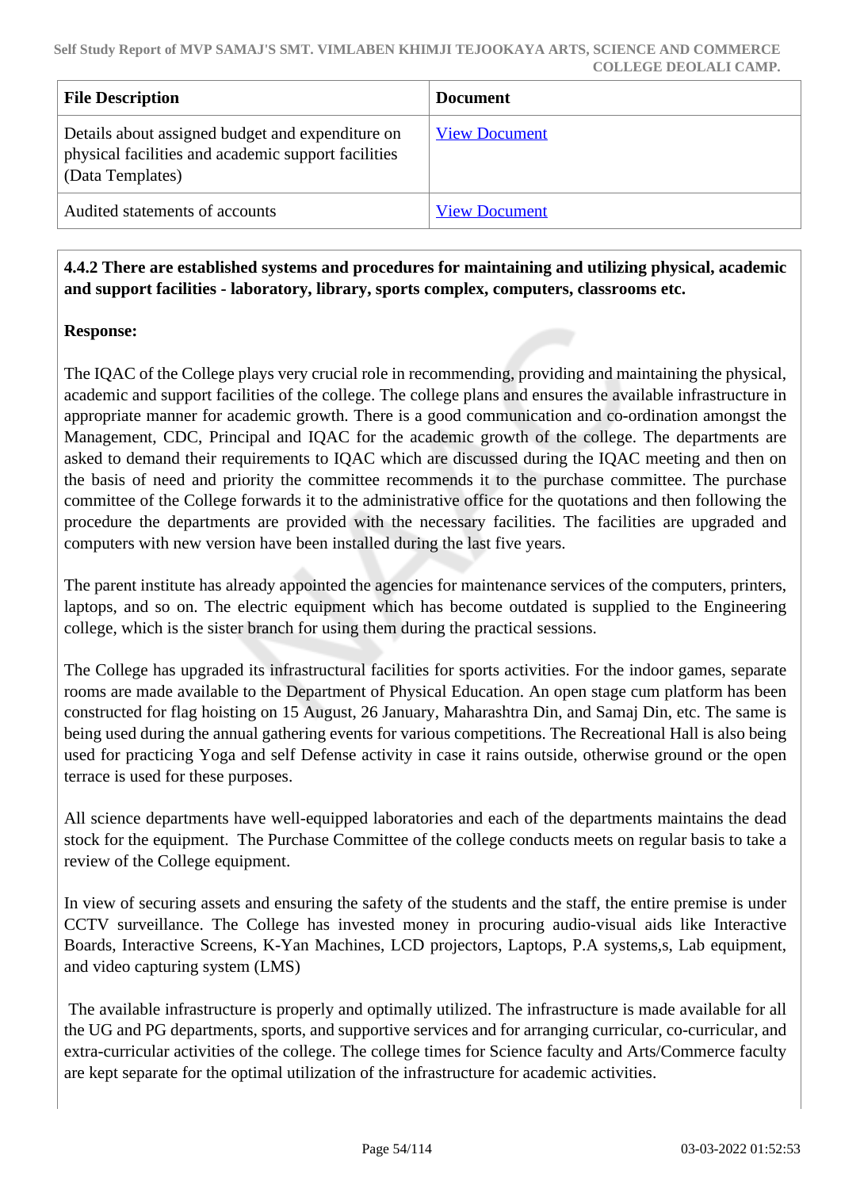| File Description | Document |
|---|---|
| Details about assigned budget and expenditure on physical facilities and academic support facilities (Data Templates) | View Document |
| Audited statements of accounts | View Document |

**4.4.2 There are established systems and procedures for maintaining and utilizing physical, academic and support facilities - laboratory, library, sports complex, computers, classrooms etc.**

**Response:**

The IQAC of the College plays very crucial role in recommending, providing and maintaining the physical, academic and support facilities of the college. The college plans and ensures the available infrastructure in appropriate manner for academic growth. There is a good communication and co-ordination amongst the Management, CDC, Principal and IQAC for the academic growth of the college. The departments are asked to demand their requirements to IQAC which are discussed during the IQAC meeting and then on the basis of need and priority the committee recommends it to the purchase committee. The purchase committee of the College forwards it to the administrative office for the quotations and then following the procedure the departments are provided with the necessary facilities. The facilities are upgraded and computers with new version have been installed during the last five years.

The parent institute has already appointed the agencies for maintenance services of the computers, printers, laptops, and so on. The electric equipment which has become outdated is supplied to the Engineering college, which is the sister branch for using them during the practical sessions.

The College has upgraded its infrastructural facilities for sports activities. For the indoor games, separate rooms are made available to the Department of Physical Education. An open stage cum platform has been constructed for flag hoisting on 15 August, 26 January, Maharashtra Din, and Samaj Din, etc. The same is being used during the annual gathering events for various competitions. The Recreational Hall is also being used for practicing Yoga and self Defense activity in case it rains outside, otherwise ground or the open terrace is used for these purposes.

All science departments have well-equipped laboratories and each of the departments maintains the dead stock for the equipment. The Purchase Committee of the college conducts meets on regular basis to take a review of the College equipment.

In view of securing assets and ensuring the safety of the students and the staff, the entire premise is under CCTV surveillance. The College has invested money in procuring audio-visual aids like Interactive Boards, Interactive Screens, K-Yan Machines, LCD projectors, Laptops, P.A systems,s, Lab equipment, and video capturing system (LMS)

The available infrastructure is properly and optimally utilized. The infrastructure is made available for all the UG and PG departments, sports, and supportive services and for arranging curricular, co-curricular, and extra-curricular activities of the college. The college times for Science faculty and Arts/Commerce faculty are kept separate for the optimal utilization of the infrastructure for academic activities.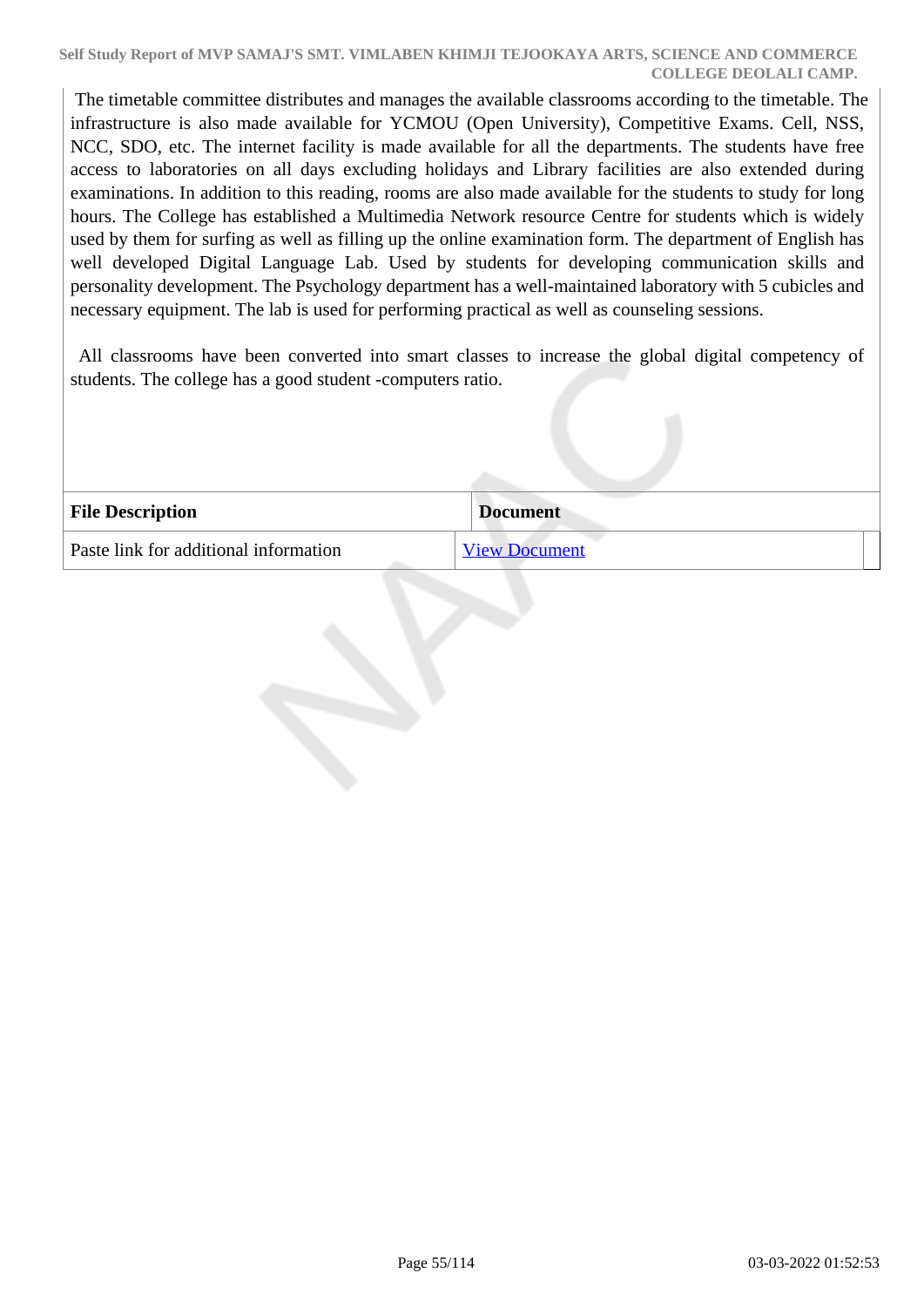The timetable committee distributes and manages the available classrooms according to the timetable. The infrastructure is also made available for YCMOU (Open University), Competitive Exams. Cell, NSS, NCC, SDO, etc. The internet facility is made available for all the departments. The students have free access to laboratories on all days excluding holidays and Library facilities are also extended during examinations. In addition to this reading, rooms are also made available for the students to study for long hours. The College has established a Multimedia Network resource Centre for students which is widely used by them for surfing as well as filling up the online examination form. The department of English has well developed Digital Language Lab. Used by students for developing communication skills and personality development. The Psychology department has a well-maintained laboratory with 5 cubicles and necessary equipment. The lab is used for performing practical as well as counseling sessions.

All classrooms have been converted into smart classes to increase the global digital competency of students. The college has a good student -computers ratio.

| File Description | Document |
|---|---|
| Paste link for additional information | View Document |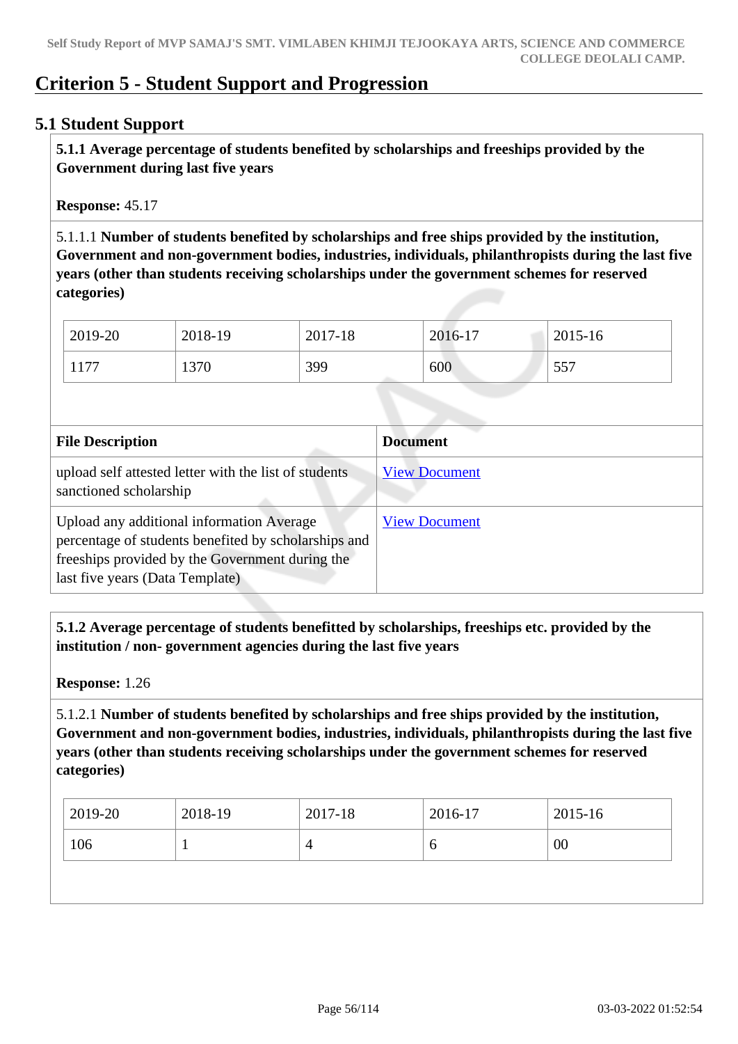# Criterion 5 - Student Support and Progression

## 5.1 Student Support

**5.1.1 Average percentage of students benefited by scholarships and freeships provided by the Government during last five years**

**Response:** 45.17

5.1.1.1 **Number of students benefited by scholarships and free ships provided by the institution, Government and non-government bodies, industries, individuals, philanthropists during the last five years (other than students receiving scholarships under the government schemes for reserved categories)**

| 2019-20 | 2018-19 | 2017-18 | 2016-17 | 2015-16 |
|---|---|---|---|---|
| 1177 | 1370 | 399 | 600 | 557 |

| File Description | Document |
|---|---|
| upload self attested letter with the list of students sanctioned scholarship | View Document |
| Upload any additional information Average percentage of students benefited by scholarships and freeships provided by the Government during the last five years (Data Template) | View Document |

**5.1.2 Average percentage of students benefitted by scholarships, freeships etc. provided by the institution / non- government agencies during the last five years**

**Response:** 1.26

5.1.2.1 **Number of students benefited by scholarships and free ships provided by the institution, Government and non-government bodies, industries, individuals, philanthropists during the last five years (other than students receiving scholarships under the government schemes for reserved categories)**

| 2019-20 | 2018-19 | 2017-18 | 2016-17 | 2015-16 |
|---|---|---|---|---|
| 106 | 1 | 4 | 6 | 00 |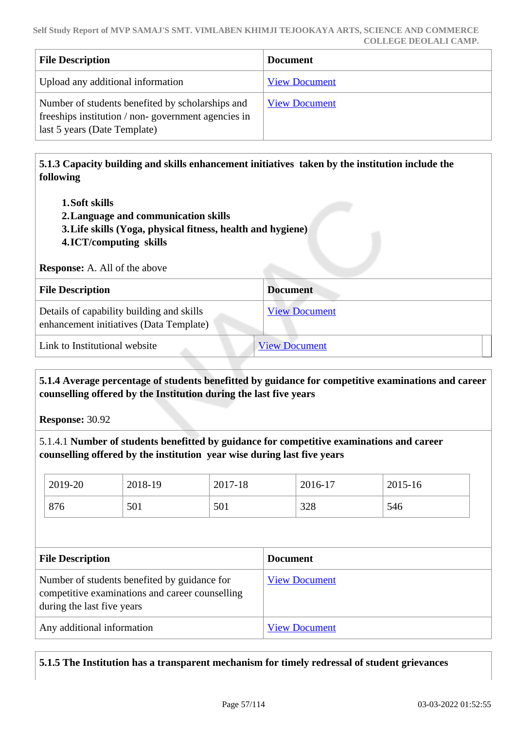| File Description | Document |
|---|---|
| Upload any additional information | View Document |
| Number of students benefited by scholarships and freeships institution / non- government agencies in last 5 years (Date Template) | View Document |

**5.1.3 Capacity building and skills enhancement initiatives taken by the institution include the following**

1. **Soft skills**
2. **Language and communication skills**
3. **Life skills (Yoga, physical fitness, health and hygiene)**
4. **ICT/computing skills**

**Response:** A. All of the above

| File Description | Document |
|---|---|
| Details of capability building and skills enhancement initiatives (Data Template) | View Document |
| Link to Institutional website | View Document |

**5.1.4 Average percentage of students benefitted by guidance for competitive examinations and career counselling offered by the Institution during the last five years**

**Response:** 30.92

5.1.4.1 **Number of students benefitted by guidance for competitive examinations and career counselling offered by the institution year wise during last five years**

| 2019-20 | 2018-19 | 2017-18 | 2016-17 | 2015-16 |
|---|---|---|---|---|
| 876 | 501 | 501 | 328 | 546 |

| File Description | Document |
|---|---|
| Number of students benefited by guidance for competitive examinations and career counselling during the last five years | View Document |
| Any additional information | View Document |

**5.1.5 The Institution has a transparent mechanism for timely redressal of student grievances**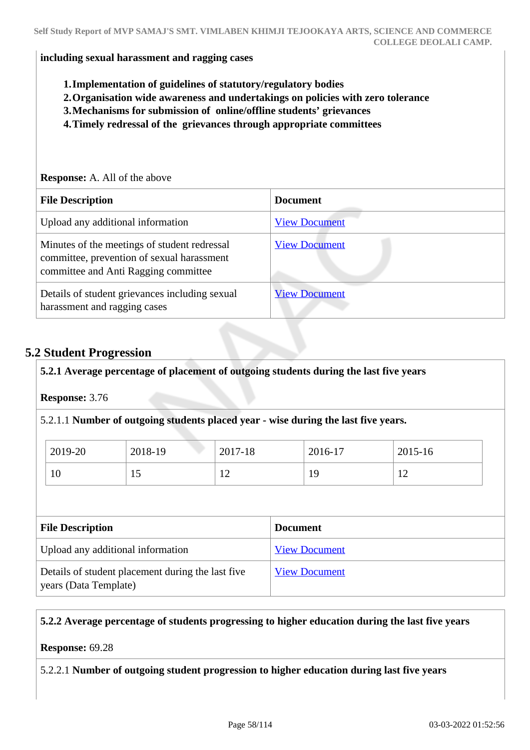**including sexual harassment and ragging cases**

1. **Implementation of guidelines of statutory/regulatory bodies**
2. **Organisation wide awareness and undertakings on policies with zero tolerance**
3. **Mechanisms for submission of online/offline students' grievances**
4. **Timely redressal of the grievances through appropriate committees**

**Response:** A. All of the above

| File Description | Document |
|---|---|
| Upload any additional information | View Document |
| Minutes of the meetings of student redressal committee, prevention of sexual harassment committee and Anti Ragging committee | View Document |
| Details of student grievances including sexual harassment and ragging cases | View Document |

## 5.2 Student Progression

**5.2.1 Average percentage of placement of outgoing students during the last five years**

**Response:** 3.76

5.2.1.1 **Number of outgoing students placed year - wise during the last five years.**

| 2019-20 | 2018-19 | 2017-18 | 2016-17 | 2015-16 |
|---|---|---|---|---|
| 10 | 15 | 12 | 19 | 12 |

| File Description | Document |
|---|---|
| Upload any additional information | View Document |
| Details of student placement during the last five years (Data Template) | View Document |

**5.2.2 Average percentage of students progressing to higher education during the last five years**

**Response:** 69.28

5.2.2.1 **Number of outgoing student progression to higher education during last five years**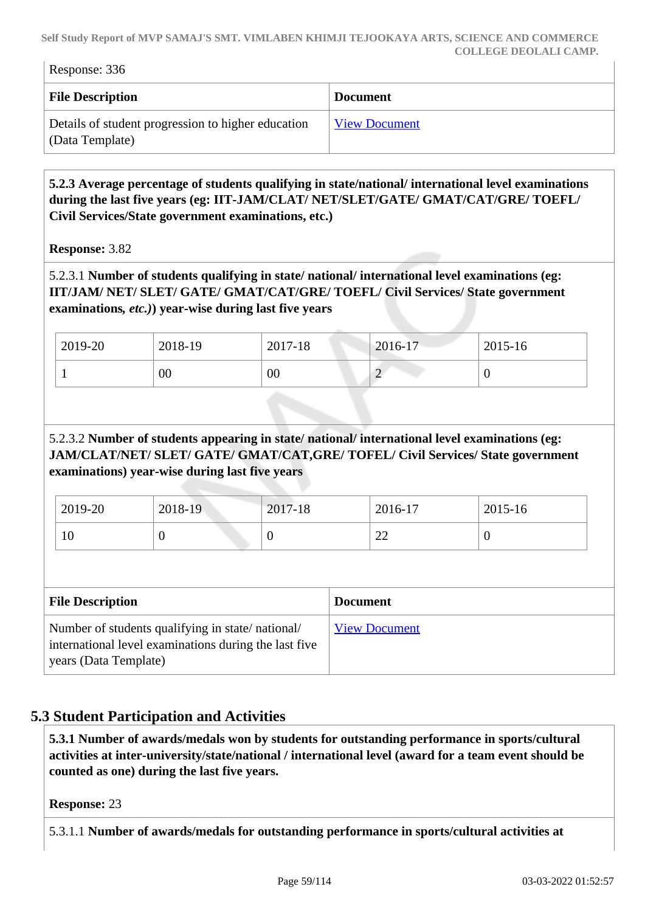Response: 336

| File Description | Document |
|---|---|
| Details of student progression to higher education (Data Template) | View Document |

**5.2.3 Average percentage of students qualifying in state/national/ international level examinations during the last five years (eg: IIT-JAM/CLAT/ NET/SLET/GATE/ GMAT/CAT/GRE/ TOEFL/ Civil Services/State government examinations, etc.)**

**Response:** 3.82

5.2.3.1 **Number of students qualifying in state/ national/ international level examinations (eg: IIT/JAM/ NET/ SLET/ GATE/ GMAT/CAT/GRE/ TOEFL/ Civil Services/ State government examinations,** ***etc.)*****) year-wise during last five years**

| 2019-20 | 2018-19 | 2017-18 | 2016-17 | 2015-16 |
|---|---|---|---|---|
| 1 | 00 | 00 | 2 | 0 |

5.2.3.2 **Number of students appearing in state/ national/ international level examinations (eg: JAM/CLAT/NET/ SLET/ GATE/ GMAT/CAT,GRE/ TOFEL/ Civil Services/ State government examinations) year-wise during last five years**

| 2019-20 | 2018-19 | 2017-18 | 2016-17 | 2015-16 |
|---|---|---|---|---|
| 10 | 0 | 0 | 22 | 0 |

| File Description | Document |
|---|---|
| Number of students qualifying in state/ national/ international level examinations during the last five years (Data Template) | View Document |

## 5.3 Student Participation and Activities

**5.3.1 Number of awards/medals won by students for outstanding performance in sports/cultural activities at inter-university/state/national / international level (award for a team event should be counted as one) during the last five years.**

**Response:** 23

5.3.1.1 **Number of awards/medals for outstanding performance in sports/cultural activities at**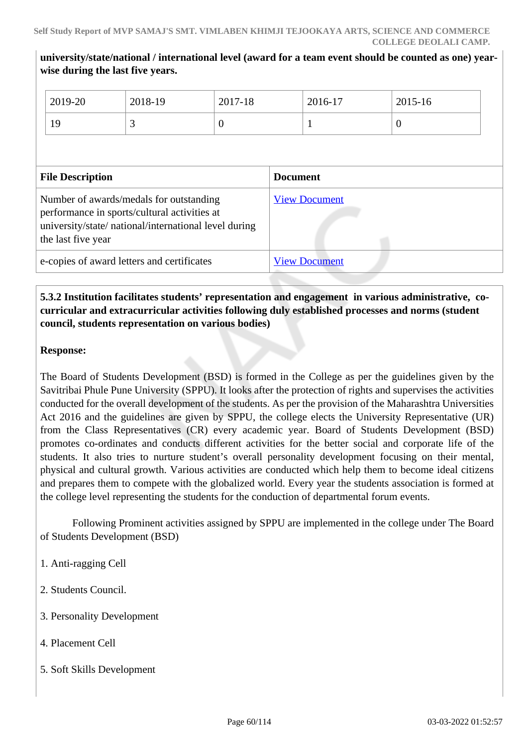**university/state/national / international level (award for a team event should be counted as one) year-wise during the last five years.**

| 2019-20 | 2018-19 | 2017-18 | 2016-17 | 2015-16 |
|---|---|---|---|---|
| 19 | 3 | 0 | 1 | 0 |

| File Description | Document |
|---|---|
| Number of awards/medals for outstanding performance in sports/cultural activities at university/state/ national/international level during the last five year | View Document |
| e-copies of award letters and certificates | View Document |

**5.3.2 Institution facilitates students' representation and engagement in various administrative, co-curricular and extracurricular activities following duly established processes and norms (student council, students representation on various bodies)**

**Response:**

The Board of Students Development (BSD) is formed in the College as per the guidelines given by the Savitribai Phule Pune University (SPPU). It looks after the protection of rights and supervises the activities conducted for the overall development of the students. As per the provision of the Maharashtra Universities Act 2016 and the guidelines are given by SPPU, the college elects the University Representative (UR) from the Class Representatives (CR) every academic year. Board of Students Development (BSD) promotes co-ordinates and conducts different activities for the better social and corporate life of the students. It also tries to nurture student's overall personality development focusing on their mental, physical and cultural growth. Various activities are conducted which help them to become ideal citizens and prepares them to compete with the globalized world. Every year the students association is formed at the college level representing the students for the conduction of departmental forum events.

Following Prominent activities assigned by SPPU are implemented in the college under The Board of Students Development (BSD)

1. Anti-ragging Cell

2. Students Council.

3. Personality Development

4. Placement Cell

5. Soft Skills Development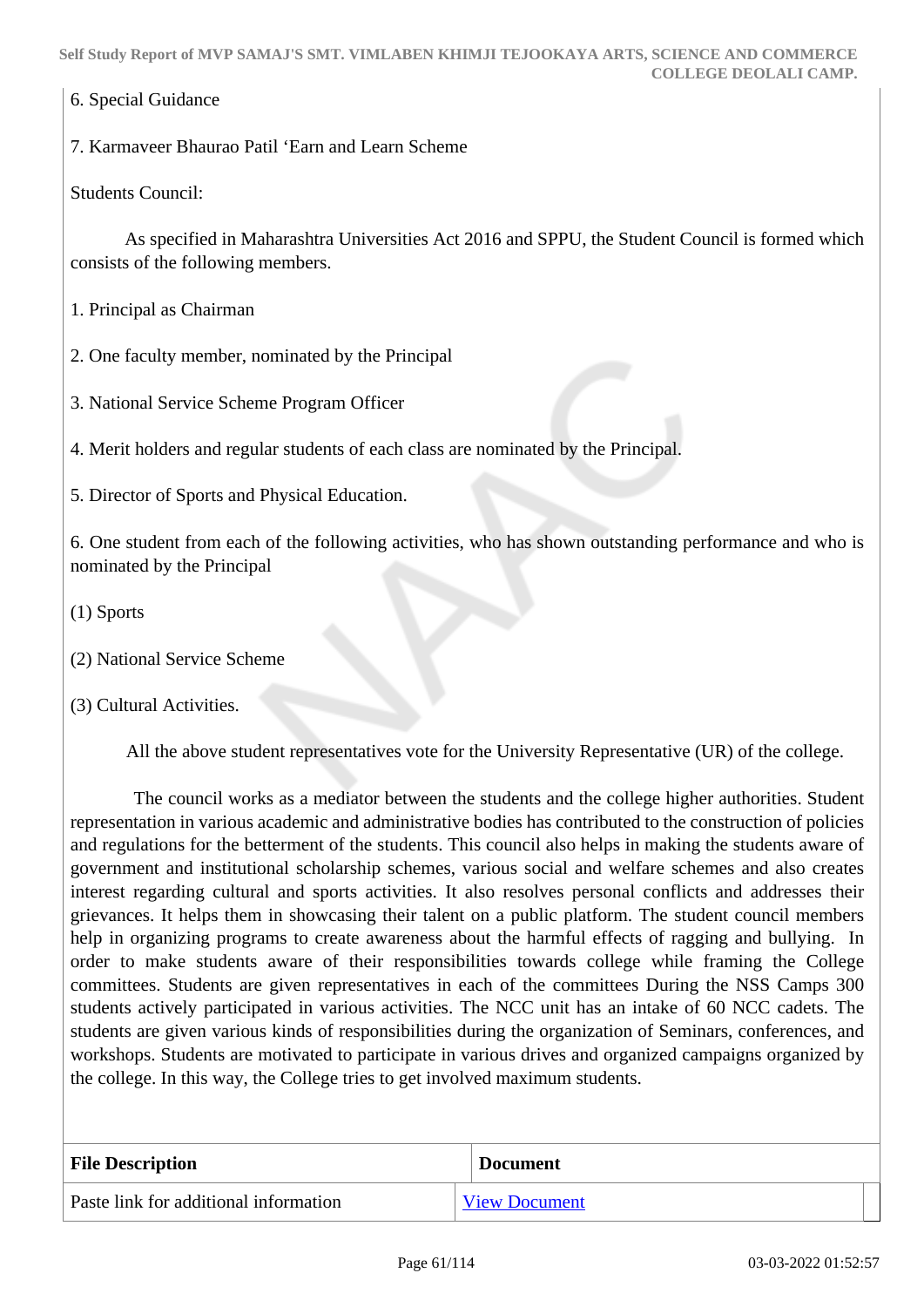6. Special Guidance

7. Karmaveer Bhaurao Patil 'Earn and Learn Scheme

Students Council:

As specified in Maharashtra Universities Act 2016 and SPPU, the Student Council is formed which consists of the following members.

1. Principal as Chairman

2. One faculty member, nominated by the Principal

3. National Service Scheme Program Officer

4. Merit holders and regular students of each class are nominated by the Principal.

5. Director of Sports and Physical Education.

6. One student from each of the following activities, who has shown outstanding performance and who is nominated by the Principal

(1) Sports

(2) National Service Scheme

(3) Cultural Activities.

All the above student representatives vote for the University Representative (UR) of the college.

The council works as a mediator between the students and the college higher authorities. Student representation in various academic and administrative bodies has contributed to the construction of policies and regulations for the betterment of the students. This council also helps in making the students aware of government and institutional scholarship schemes, various social and welfare schemes and also creates interest regarding cultural and sports activities. It also resolves personal conflicts and addresses their grievances. It helps them in showcasing their talent on a public platform. The student council members help in organizing programs to create awareness about the harmful effects of ragging and bullying. In order to make students aware of their responsibilities towards college while framing the College committees. Students are given representatives in each of the committees During the NSS Camps 300 students actively participated in various activities. The NCC unit has an intake of 60 NCC cadets. The students are given various kinds of responsibilities during the organization of Seminars, conferences, and workshops. Students are motivated to participate in various drives and organized campaigns organized by the college. In this way, the College tries to get involved maximum students.

| File Description | Document |
|---|---|
| Paste link for additional information | View Document |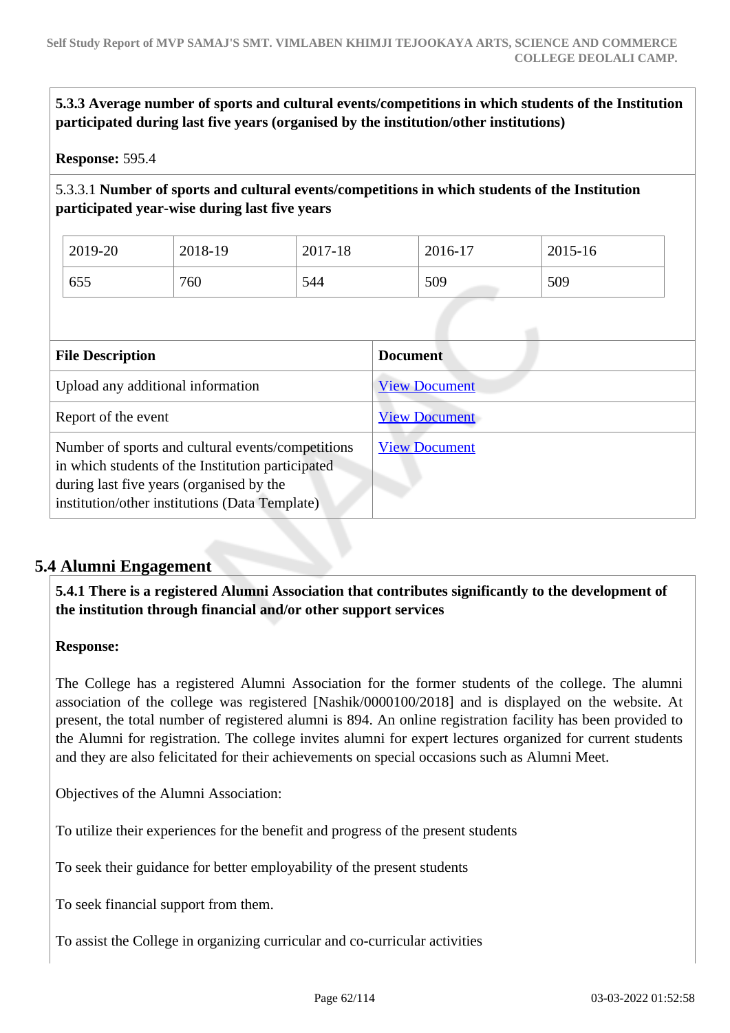**5.3.3 Average number of sports and cultural events/competitions in which students of the Institution participated during last five years (organised by the institution/other institutions)**

**Response:** 595.4

5.3.3.1 **Number of sports and cultural events/competitions in which students of the Institution participated year-wise during last five years**

| 2019-20 | 2018-19 | 2017-18 | 2016-17 | 2015-16 |
|---|---|---|---|---|
| 655 | 760 | 544 | 509 | 509 |

| File Description | Document |
|---|---|
| Upload any additional information | View Document |
| Report of the event | View Document |
| Number of sports and cultural events/competitions in which students of the Institution participated during last five years (organised by the institution/other institutions) (Data Template) | View Document |

## 5.4 Alumni Engagement

**5.4.1 There is a registered Alumni Association that contributes significantly to the development of the institution through financial and/or other support services**

**Response:**

The College has a registered Alumni Association for the former students of the college. The alumni association of the college was registered [Nashik/0000100/2018] and is displayed on the website. At present, the total number of registered alumni is 894. An online registration facility has been provided to the Alumni for registration. The college invites alumni for expert lectures organized for current students and they are also felicitated for their achievements on special occasions such as Alumni Meet.

Objectives of the Alumni Association:

To utilize their experiences for the benefit and progress of the present students

To seek their guidance for better employability of the present students

To seek financial support from them.

To assist the College in organizing curricular and co-curricular activities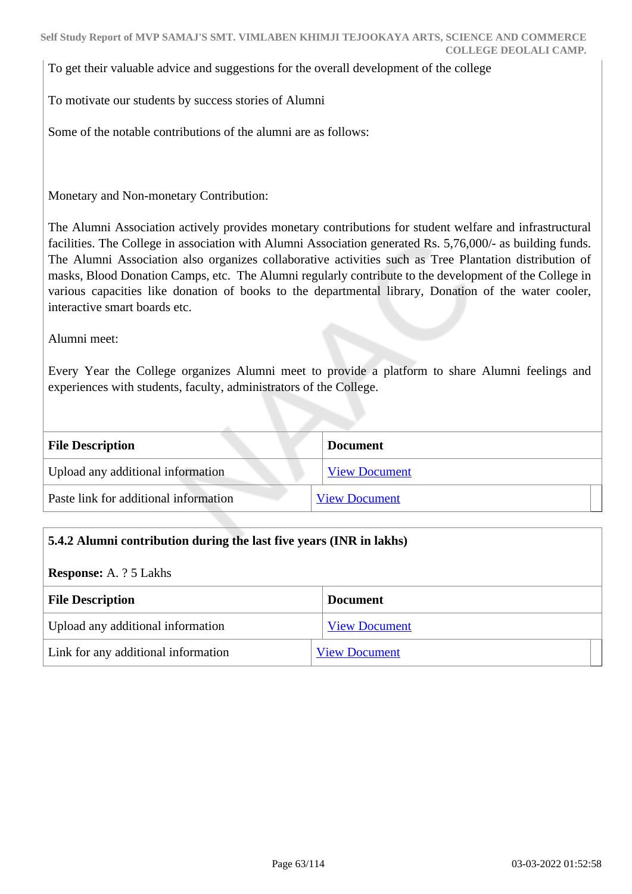To get their valuable advice and suggestions for the overall development of the college

To motivate our students by success stories of Alumni

Some of the notable contributions of the alumni are as follows:

Monetary and Non-monetary Contribution:

The Alumni Association actively provides monetary contributions for student welfare and infrastructural facilities. The College in association with Alumni Association generated Rs. 5,76,000/- as building funds. The Alumni Association also organizes collaborative activities such as Tree Plantation distribution of masks, Blood Donation Camps, etc. The Alumni regularly contribute to the development of the College in various capacities like donation of books to the departmental library, Donation of the water cooler, interactive smart boards etc.

Alumni meet:

Every Year the College organizes Alumni meet to provide a platform to share Alumni feelings and experiences with students, faculty, administrators of the College.

| File Description | Document |
|---|---|
| Upload any additional information | View Document |
| Paste link for additional information | View Document |

**5.4.2 Alumni contribution during the last five years (INR in lakhs)**

**Response:** A. ? 5 Lakhs

| File Description | Document |
|---|---|
| Upload any additional information | View Document |
| Link for any additional information | View Document |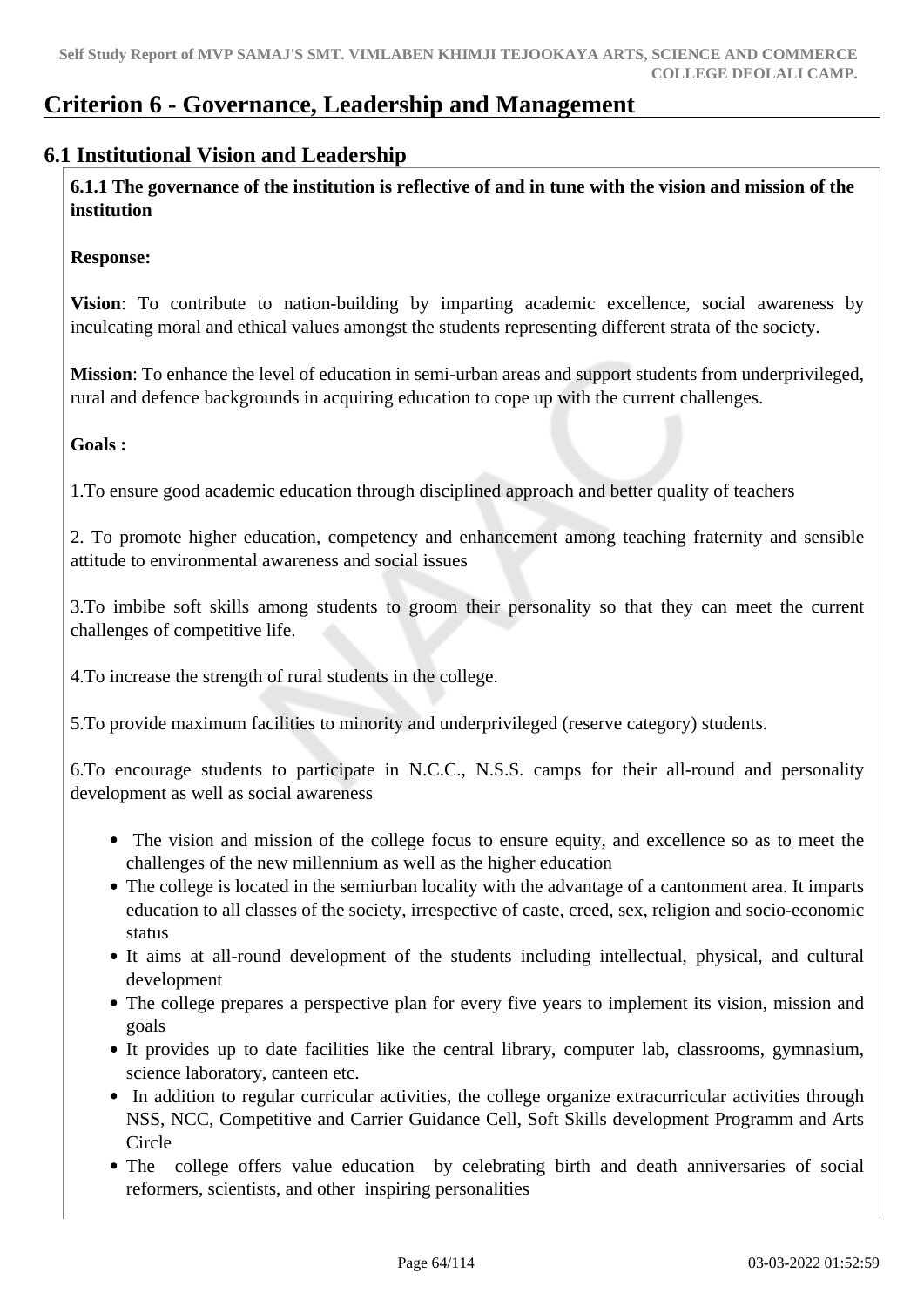# Criterion 6 - Governance, Leadership and Management

## 6.1 Institutional Vision and Leadership

**6.1.1 The governance of the institution is reflective of and in tune with the vision and mission of the institution**

**Response:**

**Vision**: To contribute to nation-building by imparting academic excellence, social awareness by inculcating moral and ethical values amongst the students representing different strata of the society.

**Mission**: To enhance the level of education in semi-urban areas and support students from underprivileged, rural and defence backgrounds in acquiring education to cope up with the current challenges.

**Goals :**

1.To ensure good academic education through disciplined approach and better quality of teachers

2. To promote higher education, competency and enhancement among teaching fraternity and sensible attitude to environmental awareness and social issues

3.To imbibe soft skills among students to groom their personality so that they can meet the current challenges of competitive life.

4.To increase the strength of rural students in the college.

5.To provide maximum facilities to minority and underprivileged (reserve category) students.

6.To encourage students to participate in N.C.C., N.S.S. camps for their all-round and personality development as well as social awareness

- The vision and mission of the college focus to ensure equity, and excellence so as to meet the challenges of the new millennium as well as the higher education
- The college is located in the semiurban locality with the advantage of a cantonment area. It imparts education to all classes of the society, irrespective of caste, creed, sex, religion and socio-economic status
- It aims at all-round development of the students including intellectual, physical, and cultural development
- The college prepares a perspective plan for every five years to implement its vision, mission and goals
- It provides up to date facilities like the central library, computer lab, classrooms, gymnasium, science laboratory, canteen etc.
- In addition to regular curricular activities, the college organize extracurricular activities through NSS, NCC, Competitive and Carrier Guidance Cell, Soft Skills development Programm and Arts Circle
- The college offers value education by celebrating birth and death anniversaries of social reformers, scientists, and other inspiring personalities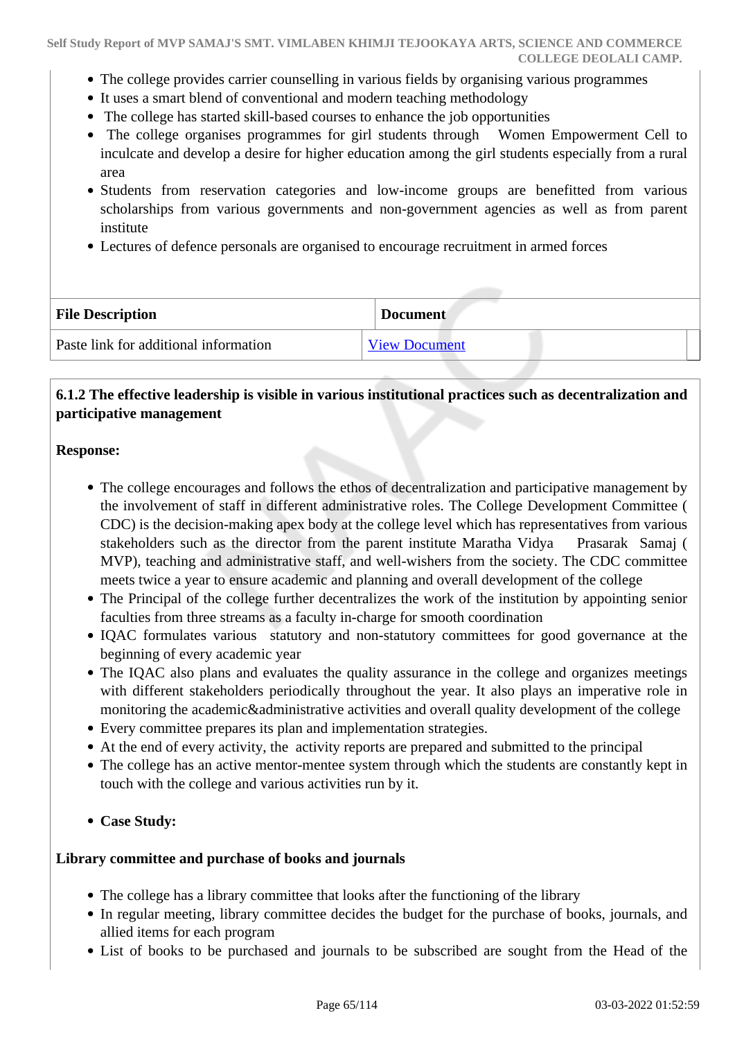- The college provides carrier counselling in various fields by organising various programmes
- It uses a smart blend of conventional and modern teaching methodology
- The college has started skill-based courses to enhance the job opportunities
- The college organises programmes for girl students through Women Empowerment Cell to inculcate and develop a desire for higher education among the girl students especially from a rural area
- Students from reservation categories and low-income groups are benefitted from various scholarships from various governments and non-government agencies as well as from parent institute
- Lectures of defence personals are organised to encourage recruitment in armed forces

| File Description | Document |
|---|---|
| Paste link for additional information | View Document |

**6.1.2 The effective leadership is visible in various institutional practices such as decentralization and participative management**

**Response:**

- The college encourages and follows the ethos of decentralization and participative management by the involvement of staff in different administrative roles. The College Development Committee ( CDC) is the decision-making apex body at the college level which has representatives from various stakeholders such as the director from the parent institute Maratha Vidya Prasarak Samaj ( MVP), teaching and administrative staff, and well-wishers from the society. The CDC committee meets twice a year to ensure academic and planning and overall development of the college
- The Principal of the college further decentralizes the work of the institution by appointing senior faculties from three streams as a faculty in-charge for smooth coordination
- IQAC formulates various statutory and non-statutory committees for good governance at the beginning of every academic year
- The IQAC also plans and evaluates the quality assurance in the college and organizes meetings with different stakeholders periodically throughout the year. It also plays an imperative role in monitoring the academic&administrative activities and overall quality development of the college
- Every committee prepares its plan and implementation strategies.
- At the end of every activity, the activity reports are prepared and submitted to the principal
- The college has an active mentor-mentee system through which the students are constantly kept in touch with the college and various activities run by it.

- **Case Study:**

**Library committee and purchase of books and journals**

- The college has a library committee that looks after the functioning of the library
- In regular meeting, library committee decides the budget for the purchase of books, journals, and allied items for each program
- List of books to be purchased and journals to be subscribed are sought from the Head of the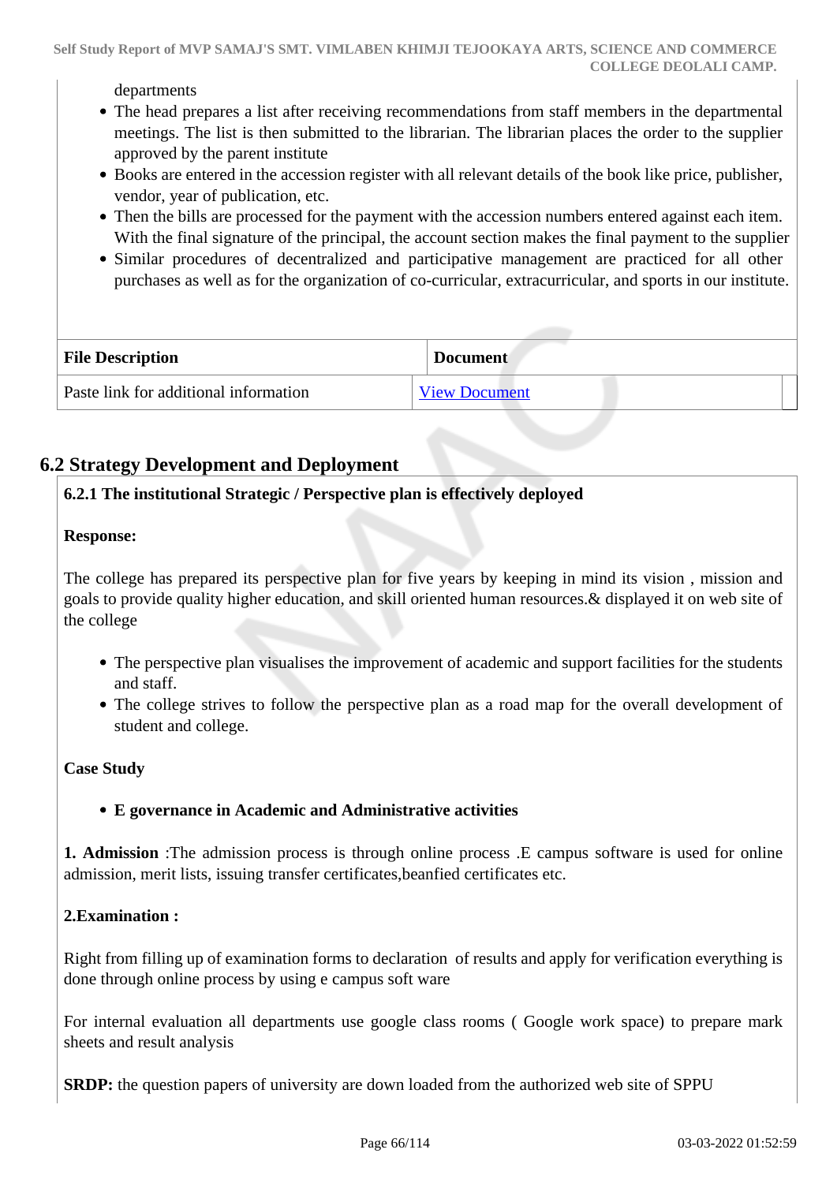departments

- The head prepares a list after receiving recommendations from staff members in the departmental meetings. The list is then submitted to the librarian. The librarian places the order to the supplier approved by the parent institute
- Books are entered in the accession register with all relevant details of the book like price, publisher, vendor, year of publication, etc.
- Then the bills are processed for the payment with the accession numbers entered against each item. With the final signature of the principal, the account section makes the final payment to the supplier
- Similar procedures of decentralized and participative management are practiced for all other purchases as well as for the organization of co-curricular, extracurricular, and sports in our institute.

| File Description | Document |
|---|---|
| Paste link for additional information | View Document |

## 6.2 Strategy Development and Deployment

**6.2.1 The institutional Strategic / Perspective plan is effectively deployed**

**Response:**

The college has prepared its perspective plan for five years by keeping in mind its vision , mission and goals to provide quality higher education, and skill oriented human resources.& displayed it on web site of the college

- The perspective plan visualises the improvement of academic and support facilities for the students and staff.
- The college strives to follow the perspective plan as a road map for the overall development of student and college.

**Case Study**

- **E governance in Academic and Administrative activities**

**1. Admission** :The admission process is through online process .E campus software is used for online admission, merit lists, issuing transfer certificates,beanfied certificates etc.

**2.Examination :**

Right from filling up of examination forms to declaration of results and apply for verification everything is done through online process by using e campus soft ware

For internal evaluation all departments use google class rooms ( Google work space) to prepare mark sheets and result analysis

**SRDP:** the question papers of university are down loaded from the authorized web site of SPPU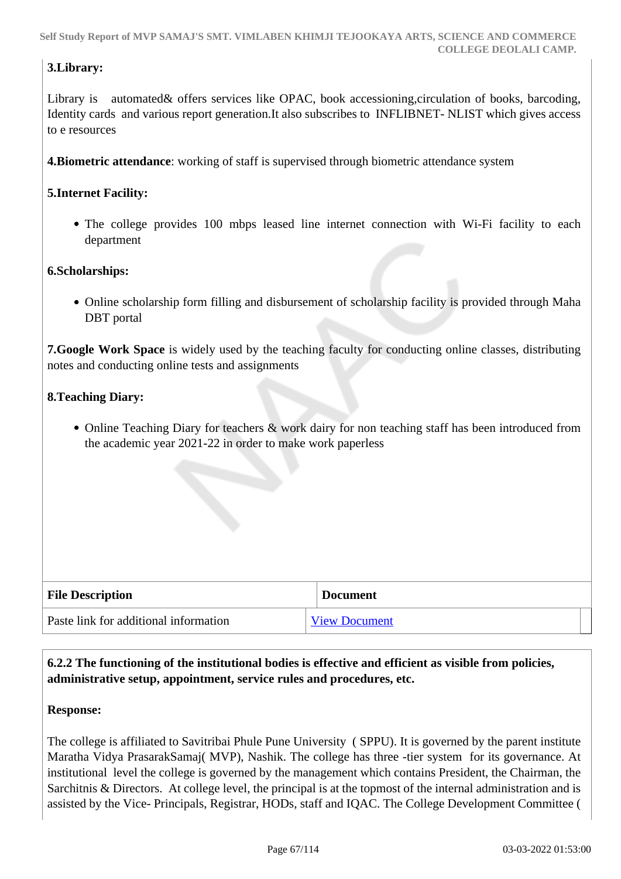**3.Library:**

Library is automated& offers services like OPAC, book accessioning,circulation of books, barcoding, Identity cards and various report generation.It also subscribes to INFLIBNET- NLIST which gives access to e resources

**4.Biometric attendance**: working of staff is supervised through biometric attendance system

**5.Internet Facility:**

- The college provides 100 mbps leased line internet connection with Wi-Fi facility to each department

**6.Scholarships:**

- Online scholarship form filling and disbursement of scholarship facility is provided through Maha DBT portal

**7.Google Work Space** is widely used by the teaching faculty for conducting online classes, distributing notes and conducting online tests and assignments

**8.Teaching Diary:**

- Online Teaching Diary for teachers & work dairy for non teaching staff has been introduced from the academic year 2021-22 in order to make work paperless

| File Description | Document |
|---|---|
| Paste link for additional information | View Document |

**6.2.2 The functioning of the institutional bodies is effective and efficient as visible from policies, administrative setup, appointment, service rules and procedures, etc.**

**Response:**

The college is affiliated to Savitribai Phule Pune University ( SPPU). It is governed by the parent institute Maratha Vidya PrasarakSamaj( MVP), Nashik. The college has three -tier system for its governance. At institutional level the college is governed by the management which contains President, the Chairman, the Sarchitnis & Directors. At college level, the principal is at the topmost of the internal administration and is assisted by the Vice- Principals, Registrar, HODs, staff and IQAC. The College Development Committee (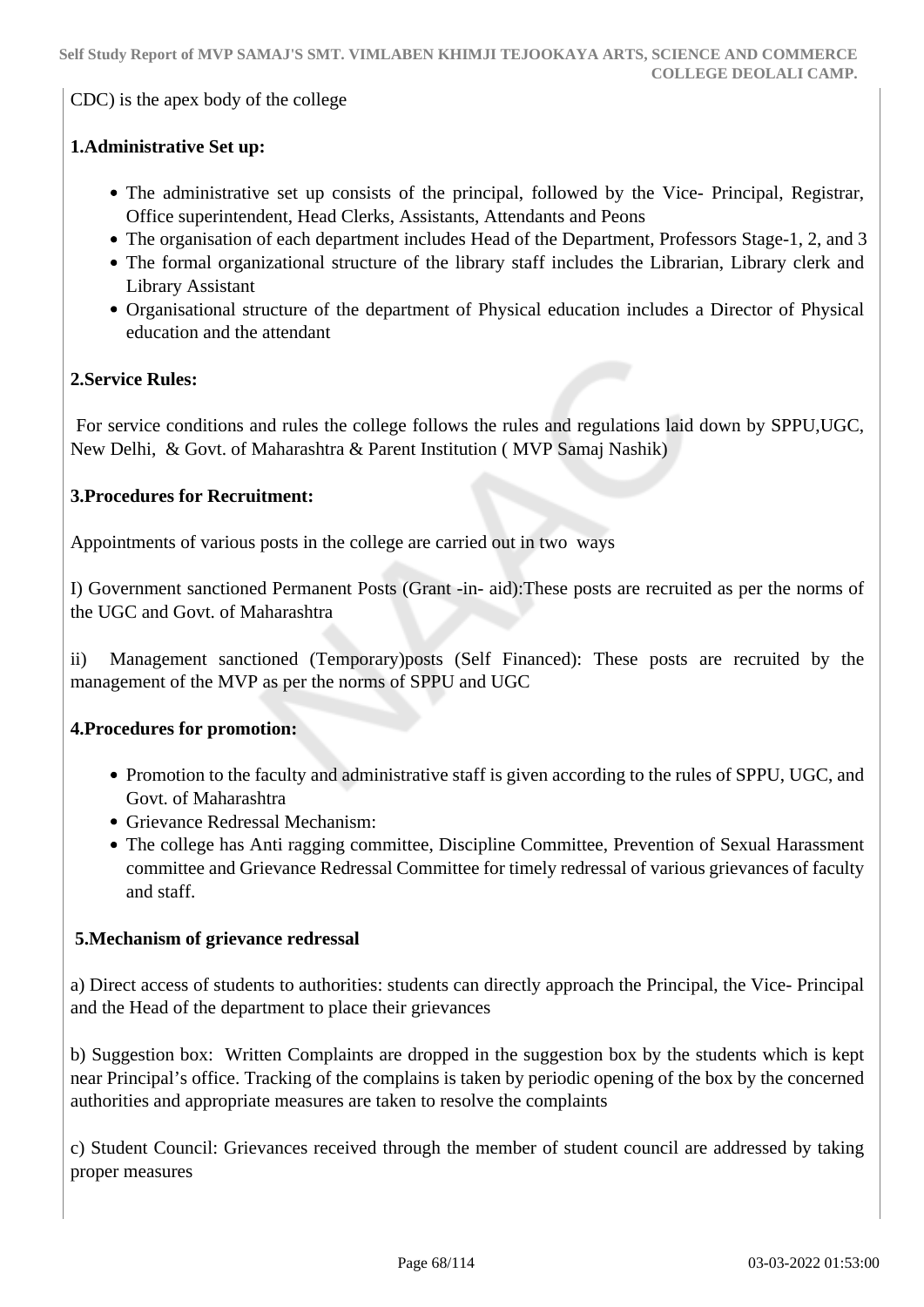CDC) is the apex body of the college

**1.Administrative Set up:**

- The administrative set up consists of the principal, followed by the Vice- Principal, Registrar, Office superintendent, Head Clerks, Assistants, Attendants and Peons
- The organisation of each department includes Head of the Department, Professors Stage-1, 2, and 3
- The formal organizational structure of the library staff includes the Librarian, Library clerk and Library Assistant
- Organisational structure of the department of Physical education includes a Director of Physical education and the attendant

**2.Service Rules:**

For service conditions and rules the college follows the rules and regulations laid down by SPPU,UGC, New Delhi, & Govt. of Maharashtra & Parent Institution ( MVP Samaj Nashik)

**3.Procedures for Recruitment:**

Appointments of various posts in the college are carried out in two ways

I) Government sanctioned Permanent Posts (Grant -in- aid):These posts are recruited as per the norms of the UGC and Govt. of Maharashtra

ii) Management sanctioned (Temporary)posts (Self Financed): These posts are recruited by the management of the MVP as per the norms of SPPU and UGC

**4.Procedures for promotion:**

- Promotion to the faculty and administrative staff is given according to the rules of SPPU, UGC, and Govt. of Maharashtra
- Grievance Redressal Mechanism:
- The college has Anti ragging committee, Discipline Committee, Prevention of Sexual Harassment committee and Grievance Redressal Committee for timely redressal of various grievances of faculty and staff.

**5.Mechanism of grievance redressal**

a) Direct access of students to authorities: students can directly approach the Principal, the Vice- Principal and the Head of the department to place their grievances

b) Suggestion box: Written Complaints are dropped in the suggestion box by the students which is kept near Principal's office. Tracking of the complains is taken by periodic opening of the box by the concerned authorities and appropriate measures are taken to resolve the complaints

c) Student Council: Grievances received through the member of student council are addressed by taking proper measures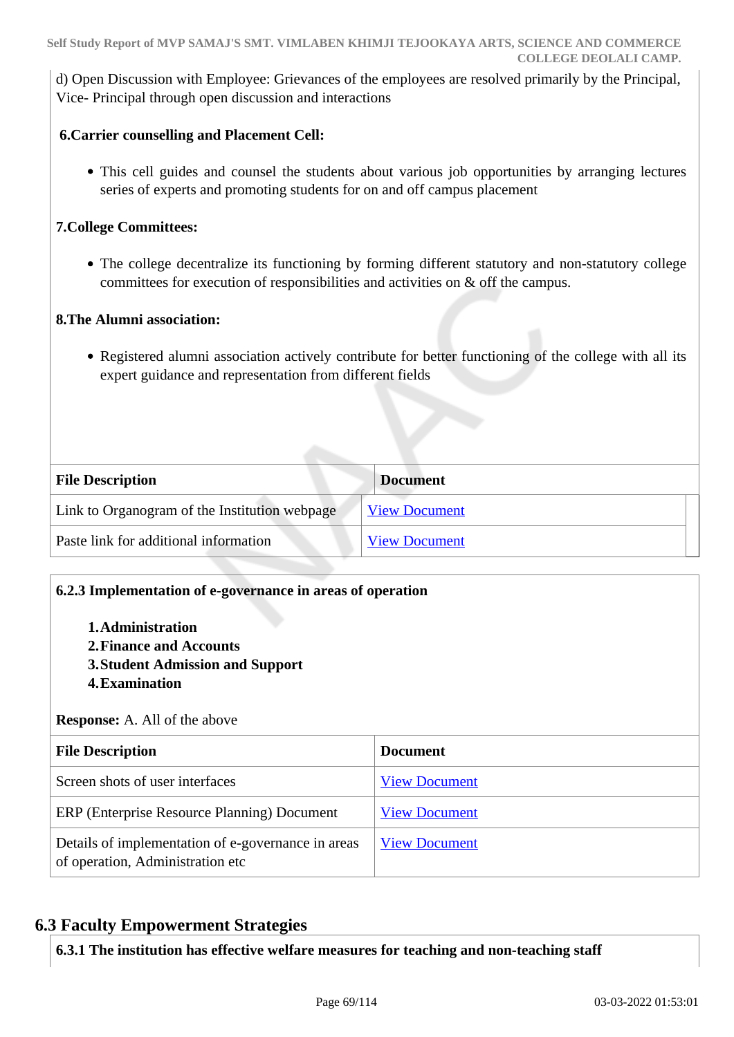d) Open Discussion with Employee: Grievances of the employees are resolved primarily by the Principal, Vice- Principal through open discussion and interactions

**6.Carrier counselling and Placement Cell:**

- This cell guides and counsel the students about various job opportunities by arranging lectures series of experts and promoting students for on and off campus placement

**7.College Committees:**

- The college decentralize its functioning by forming different statutory and non-statutory college committees for execution of responsibilities and activities on & off the campus.

**8.The Alumni association:**

- Registered alumni association actively contribute for better functioning of the college with all its expert guidance and representation from different fields

| File Description | Document |
|---|---|
| Link to Organogram of the Institution webpage | View Document |
| Paste link for additional information | View Document |

**6.2.3 Implementation of e-governance in areas of operation**

1. **Administration**
2. **Finance and Accounts**
3. **Student Admission and Support**
4. **Examination**

**Response:** A. All of the above

| File Description | Document |
|---|---|
| Screen shots of user interfaces | View Document |
| ERP (Enterprise Resource Planning) Document | View Document |
| Details of implementation of e-governance in areas of operation, Administration etc | View Document |

## 6.3 Faculty Empowerment Strategies

**6.3.1 The institution has effective welfare measures for teaching and non-teaching staff**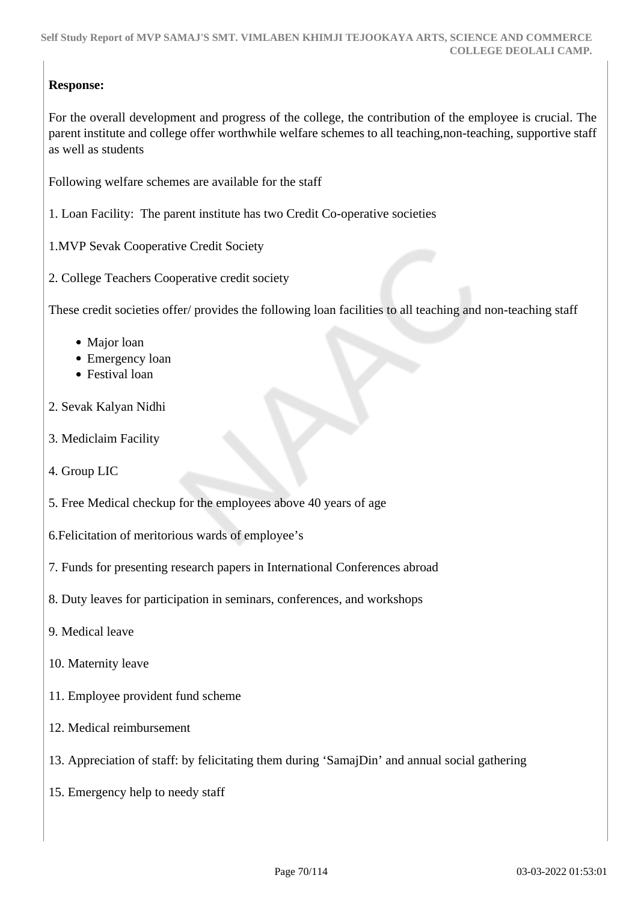**Response:**

For the overall development and progress of the college, the contribution of the employee is crucial. The parent institute and college offer worthwhile welfare schemes to all teaching,non-teaching, supportive staff as well as students

Following welfare schemes are available for the staff

1. Loan Facility:  The parent institute has two Credit Co-operative societies

1.MVP Sevak Cooperative Credit Society

2. College Teachers Cooperative credit society

These credit societies offer/ provides the following loan facilities to all teaching and non-teaching staff

- Major loan
- Emergency loan
- Festival loan

2. Sevak Kalyan Nidhi

3. Mediclaim Facility

4. Group LIC

5. Free Medical checkup for the employees above 40 years of age

6.Felicitation of meritorious wards of employee's

7. Funds for presenting research papers in International Conferences abroad

8. Duty leaves for participation in seminars, conferences, and workshops

9. Medical leave

10. Maternity leave

11. Employee provident fund scheme

12. Medical reimbursement

13. Appreciation of staff: by felicitating them during 'SamajDin' and annual social gathering

15. Emergency help to needy staff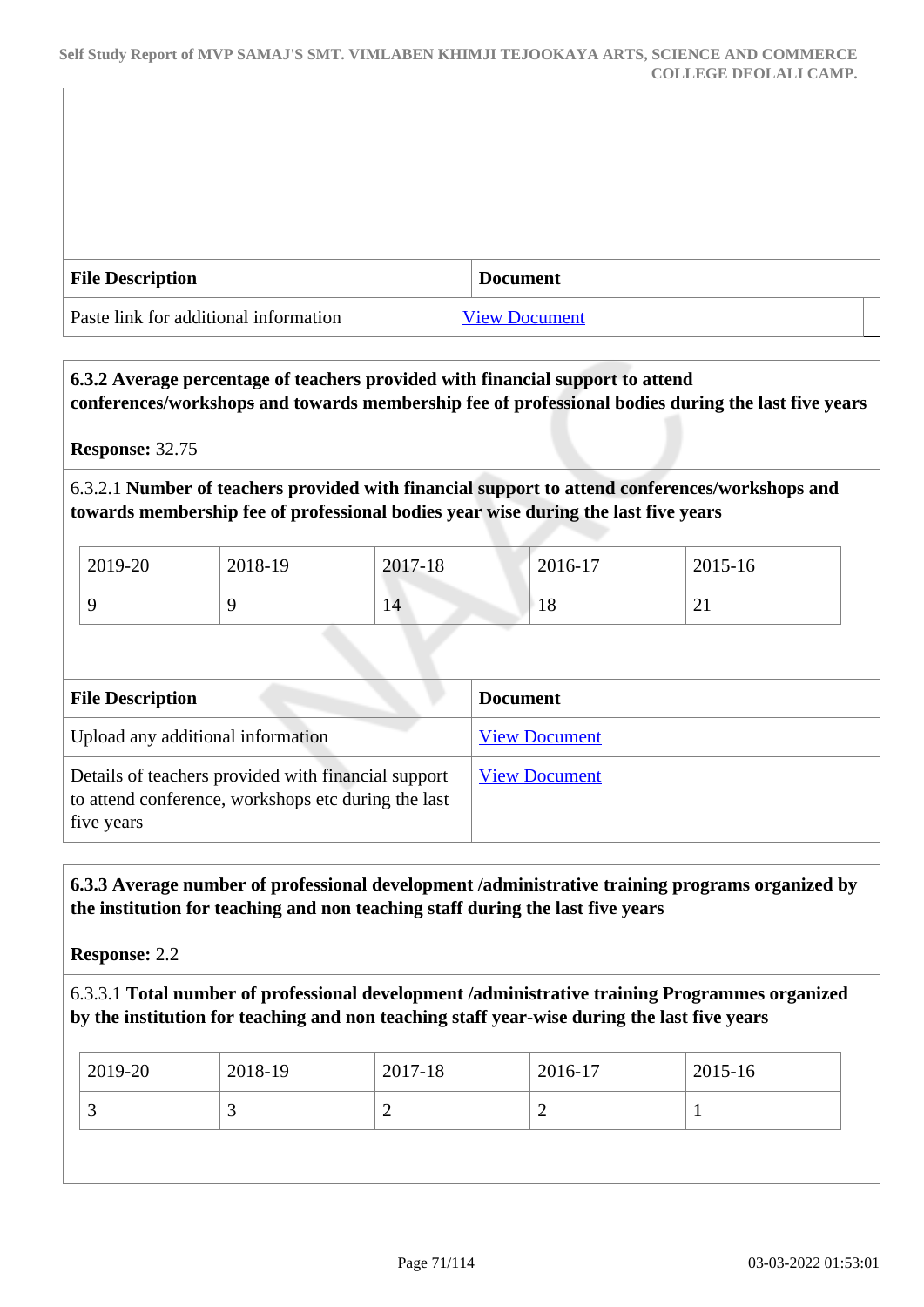| File Description | Document |
|---|---|
| Paste link for additional information | View Document |

**6.3.2 Average percentage of teachers provided with financial support to attend conferences/workshops and towards membership fee of professional bodies during the last five years**

**Response:** 32.75

6.3.2.1 **Number of teachers provided with financial support to attend conferences/workshops and towards membership fee of professional bodies year wise during the last five years**

| 2019-20 | 2018-19 | 2017-18 | 2016-17 | 2015-16 |
|---|---|---|---|---|
| 9 | 9 | 14 | 18 | 21 |

| File Description | Document |
|---|---|
| Upload any additional information | View Document |
| Details of teachers provided with financial support to attend conference, workshops etc during the last five years | View Document |

**6.3.3 Average number of professional development /administrative training programs organized by the institution for teaching and non teaching staff during the last five years**

**Response:** 2.2

6.3.3.1 **Total number of professional development /administrative training Programmes organized by the institution for teaching and non teaching staff year-wise during the last five years**

| 2019-20 | 2018-19 | 2017-18 | 2016-17 | 2015-16 |
|---|---|---|---|---|
| 3 | 3 | 2 | 2 | 1 |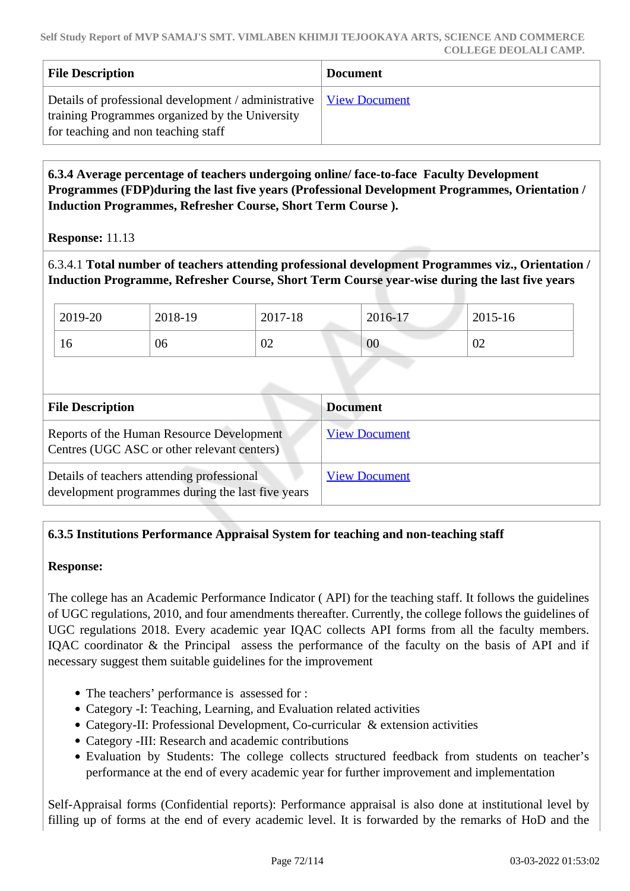| File Description | Document |
| --- | --- |
| Details of professional development / administrative training Programmes organized by the University for teaching and non teaching staff | View Document |

**6.3.4 Average percentage of teachers undergoing online/ face-to-face Faculty Development Programmes (FDP)during the last five years (Professional Development Programmes, Orientation / Induction Programmes, Refresher Course, Short Term Course ).**

**Response:** 11.13

6.3.4.1 **Total number of teachers attending professional development Programmes viz., Orientation / Induction Programme, Refresher Course, Short Term Course year-wise during the last five years**

| 2019-20 | 2018-19 | 2017-18 | 2016-17 | 2015-16 |
| --- | --- | --- | --- | --- |
| 16 | 06 | 02 | 00 | 02 |

| File Description | Document |
| --- | --- |
| Reports of the Human Resource Development Centres (UGC ASC or other relevant centers) | View Document |
| Details of teachers attending professional development programmes during the last five years | View Document |

**6.3.5 Institutions Performance Appraisal System for teaching and non-teaching staff**

**Response:**

The college has an Academic Performance Indicator ( API) for the teaching staff. It follows the guidelines of UGC regulations, 2010, and four amendments thereafter. Currently, the college follows the guidelines of UGC regulations 2018. Every academic year IQAC collects API forms from all the faculty members. IQAC coordinator & the Principal assess the performance of the faculty on the basis of API and if necessary suggest them suitable guidelines for the improvement

- The teachers' performance is assessed for :
- Category -I: Teaching, Learning, and Evaluation related activities
- Category-II: Professional Development, Co-curricular & extension activities
- Category -III: Research and academic contributions
- Evaluation by Students: The college collects structured feedback from students on teacher's performance at the end of every academic year for further improvement and implementation

Self-Appraisal forms (Confidential reports): Performance appraisal is also done at institutional level by filling up of forms at the end of every academic level. It is forwarded by the remarks of HoD and the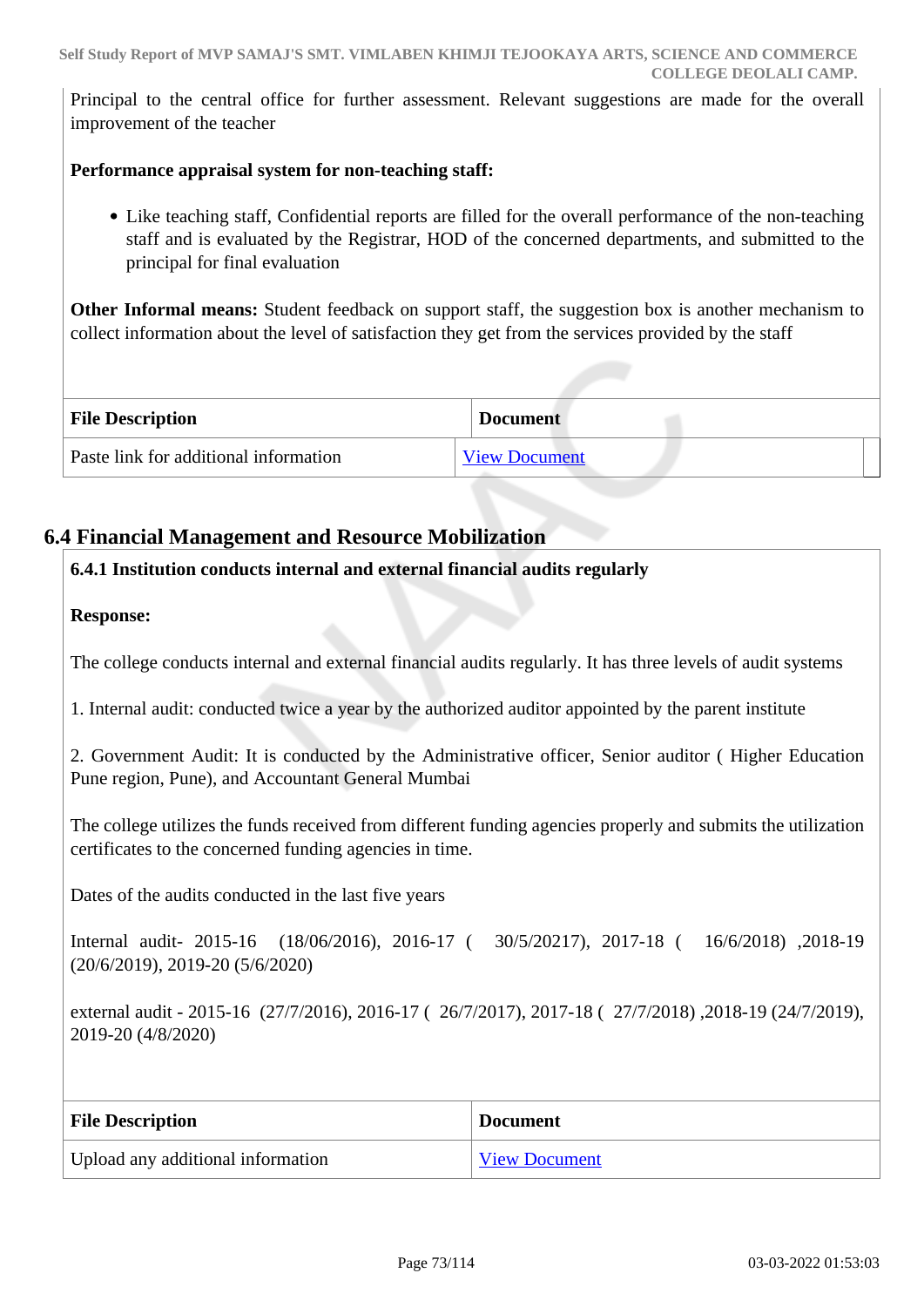Principal to the central office for further assessment. Relevant suggestions are made for the overall improvement of the teacher

**Performance appraisal system for non-teaching staff:**

- Like teaching staff, Confidential reports are filled for the overall performance of the non-teaching staff and is evaluated by the Registrar, HOD of the concerned departments, and submitted to the principal for final evaluation

**Other Informal means:** Student feedback on support staff, the suggestion box is another mechanism to collect information about the level of satisfaction they get from the services provided by the staff

| File Description | Document |
| --- | --- |
| Paste link for additional information | View Document |

## 6.4 Financial Management and Resource Mobilization

**6.4.1 Institution conducts internal and external financial audits regularly**

**Response:**

The college conducts internal and external financial audits regularly. It has three levels of audit systems

1. Internal audit: conducted twice a year by the authorized auditor appointed by the parent institute

2. Government Audit: It is conducted by the Administrative officer, Senior auditor ( Higher Education Pune region, Pune), and Accountant General Mumbai

The college utilizes the funds received from different funding agencies properly and submits the utilization certificates to the concerned funding agencies in time.

Dates of the audits conducted in the last five years

Internal audit- 2015-16 (18/06/2016), 2016-17 ( 30/5/20217), 2017-18 ( 16/6/2018) ,2018-19 (20/6/2019), 2019-20 (5/6/2020)

external audit - 2015-16 (27/7/2016), 2016-17 ( 26/7/2017), 2017-18 ( 27/7/2018) ,2018-19 (24/7/2019), 2019-20 (4/8/2020)

| File Description | Document |
| --- | --- |
| Upload any additional information | View Document |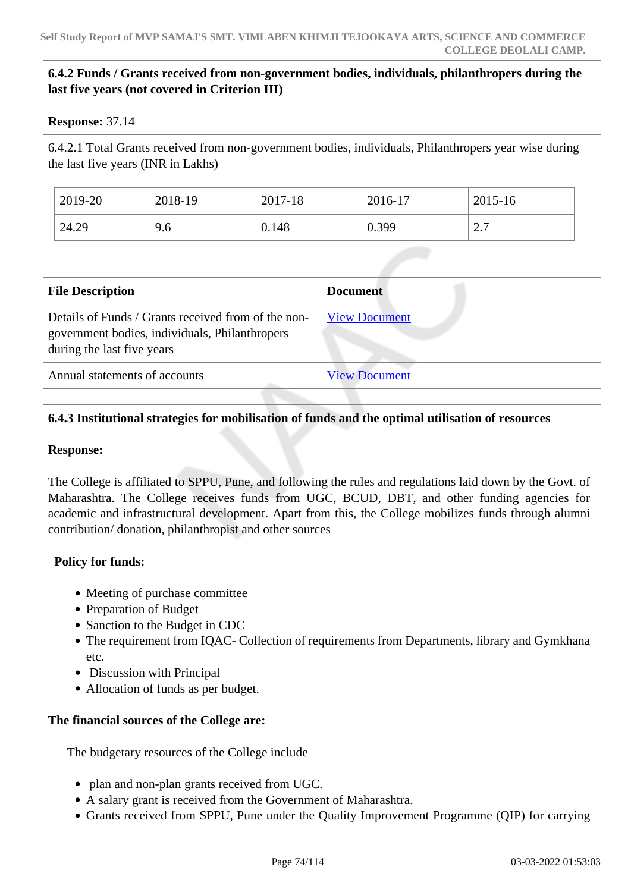**6.4.2 Funds / Grants received from non-government bodies, individuals, philanthropers during the last five years (not covered in Criterion III)**

**Response:** 37.14

6.4.2.1 Total Grants received from non-government bodies, individuals, Philanthropers year wise during the last five years (INR in Lakhs)

| 2019-20 | 2018-19 | 2017-18 | 2016-17 | 2015-16 |
|---|---|---|---|---|
| 24.29 | 9.6 | 0.148 | 0.399 | 2.7 |

| File Description | Document |
|---|---|
| Details of Funds / Grants received from of the non-government bodies, individuals, Philanthropers during the last five years | View Document |
| Annual statements of accounts | View Document |

**6.4.3 Institutional strategies for mobilisation of funds and the optimal utilisation of resources**

**Response:**

The College is affiliated to SPPU, Pune, and following the rules and regulations laid down by the Govt. of Maharashtra. The College receives funds from UGC, BCUD, DBT, and other funding agencies for academic and infrastructural development. Apart from this, the College mobilizes funds through alumni contribution/ donation, philanthropist and other sources

**Policy for funds:**

- Meeting of purchase committee
- Preparation of Budget
- Sanction to the Budget in CDC
- The requirement from IQAC- Collection of requirements from Departments, library and Gymkhana etc.
- Discussion with Principal
- Allocation of funds as per budget.

**The financial sources of the College are:**

The budgetary resources of the College include

- plan and non-plan grants received from UGC.
- A salary grant is received from the Government of Maharashtra.
- Grants received from SPPU, Pune under the Quality Improvement Programme (QIP) for carrying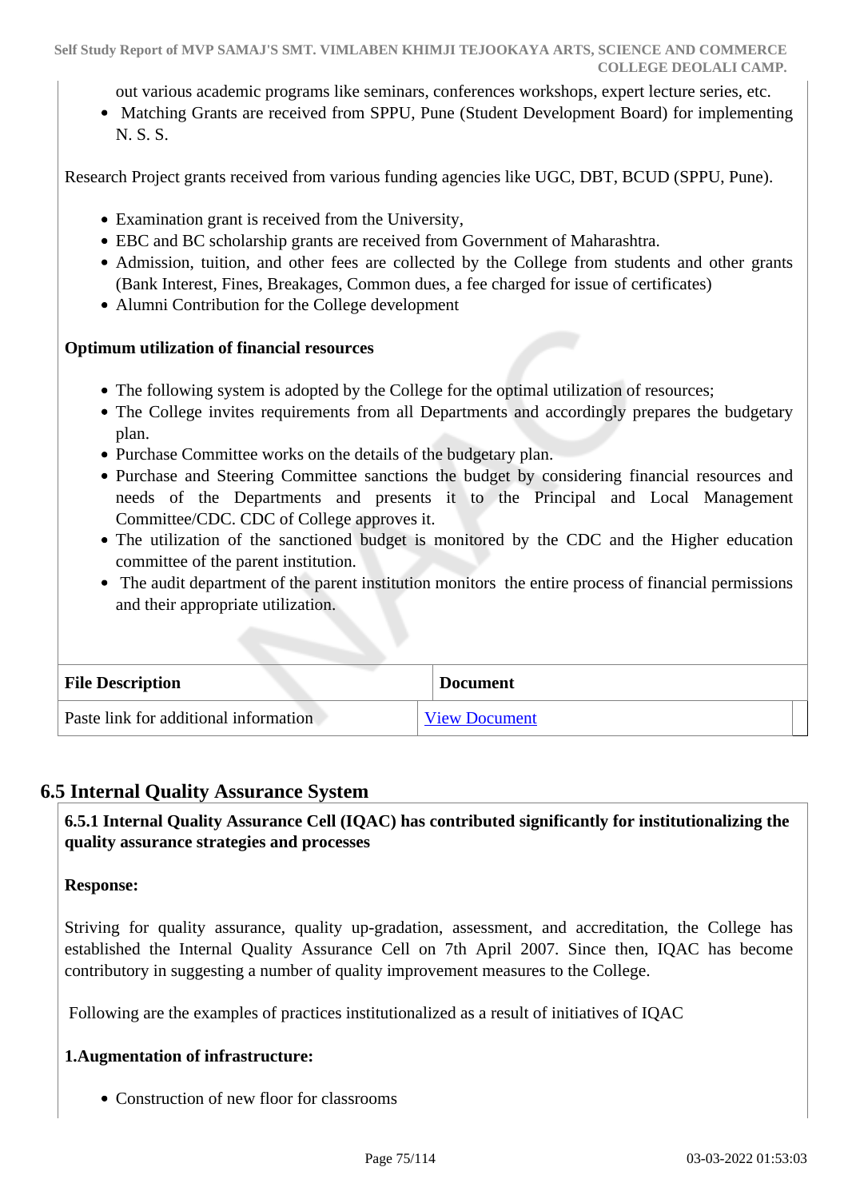out various academic programs like seminars, conferences workshops, expert lecture series, etc.
- Matching Grants are received from SPPU, Pune (Student Development Board) for implementing N. S. S.

Research Project grants received from various funding agencies like UGC, DBT, BCUD (SPPU, Pune).

- Examination grant is received from the University,
- EBC and BC scholarship grants are received from Government of Maharashtra.
- Admission, tuition, and other fees are collected by the College from students and other grants (Bank Interest, Fines, Breakages, Common dues, a fee charged for issue of certificates)
- Alumni Contribution for the College development

**Optimum utilization of financial resources**

- The following system is adopted by the College for the optimal utilization of resources;
- The College invites requirements from all Departments and accordingly prepares the budgetary plan.
- Purchase Committee works on the details of the budgetary plan.
- Purchase and Steering Committee sanctions the budget by considering financial resources and needs of the Departments and presents it to the Principal and Local Management Committee/CDC. CDC of College approves it.
- The utilization of the sanctioned budget is monitored by the CDC and the Higher education committee of the parent institution.
- The audit department of the parent institution monitors the entire process of financial permissions and their appropriate utilization.

| File Description | Document |
|---|---|
| Paste link for additional information | View Document |

## 6.5 Internal Quality Assurance System

**6.5.1 Internal Quality Assurance Cell (IQAC) has contributed significantly for institutionalizing the quality assurance strategies and processes**

**Response:**

Striving for quality assurance, quality up-gradation, assessment, and accreditation, the College has established the Internal Quality Assurance Cell on 7th April 2007. Since then, IQAC has become contributory in suggesting a number of quality improvement measures to the College.

Following are the examples of practices institutionalized as a result of initiatives of IQAC

**1.Augmentation of infrastructure:**

- Construction of new floor for classrooms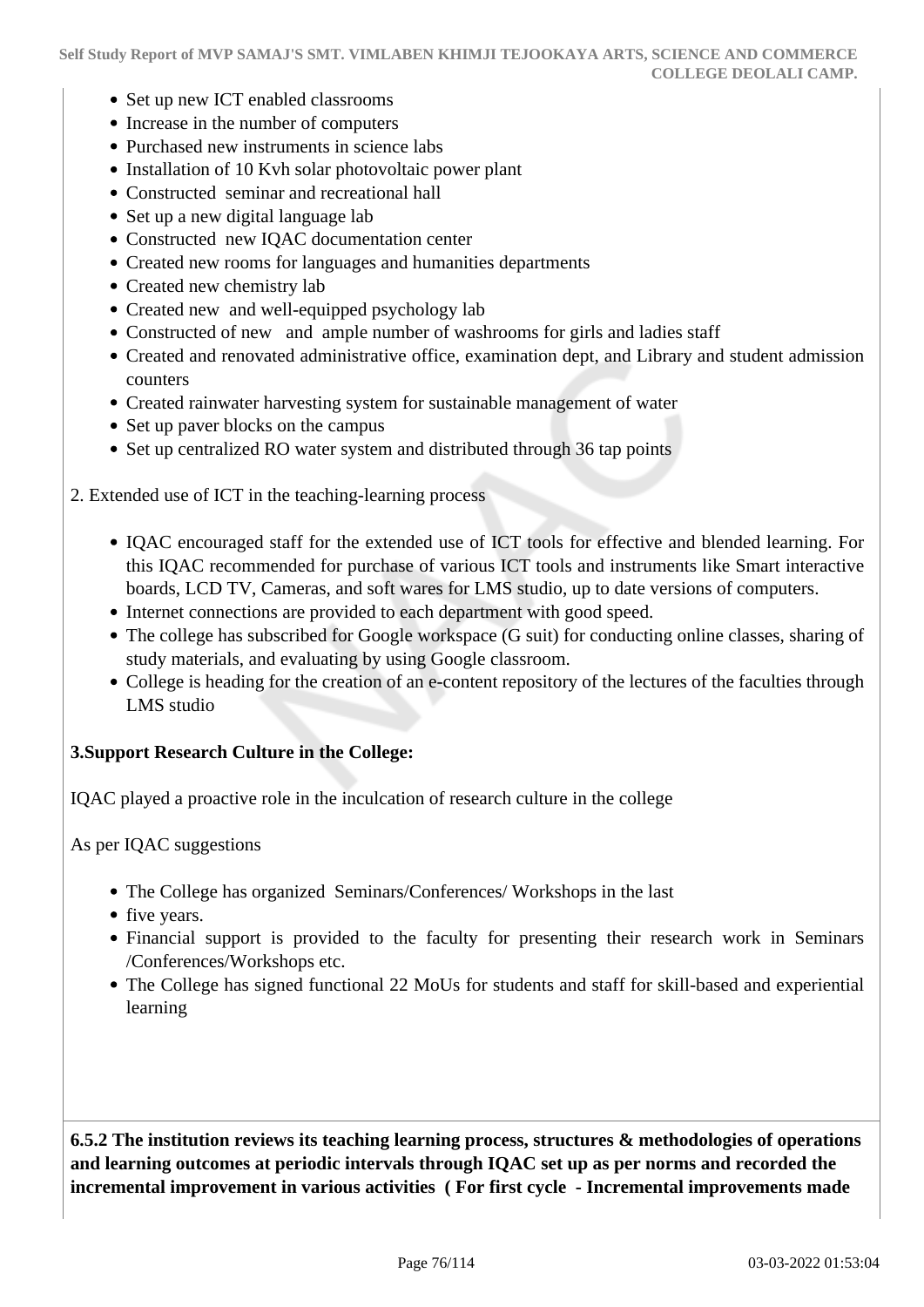- Set up new ICT enabled classrooms
- Increase in the number of computers
- Purchased new instruments in science labs
- Installation of 10 Kvh solar photovoltaic power plant
- Constructed seminar and recreational hall
- Set up a new digital language lab
- Constructed new IQAC documentation center
- Created new rooms for languages and humanities departments
- Created new chemistry lab
- Created new and well-equipped psychology lab
- Constructed of new and ample number of washrooms for girls and ladies staff
- Created and renovated administrative office, examination dept, and Library and student admission counters
- Created rainwater harvesting system for sustainable management of water
- Set up paver blocks on the campus
- Set up centralized RO water system and distributed through 36 tap points

2. Extended use of ICT in the teaching-learning process

- IQAC encouraged staff for the extended use of ICT tools for effective and blended learning. For this IQAC recommended for purchase of various ICT tools and instruments like Smart interactive boards, LCD TV, Cameras, and soft wares for LMS studio, up to date versions of computers.
- Internet connections are provided to each department with good speed.
- The college has subscribed for Google workspace (G suit) for conducting online classes, sharing of study materials, and evaluating by using Google classroom.
- College is heading for the creation of an e-content repository of the lectures of the faculties through LMS studio

**3.Support Research Culture in the College:**

IQAC played a proactive role in the inculcation of research culture in the college

As per IQAC suggestions

- The College has organized Seminars/Conferences/ Workshops in the last
- five years.
- Financial support is provided to the faculty for presenting their research work in Seminars /Conferences/Workshops etc.
- The College has signed functional 22 MoUs for students and staff for skill-based and experiential learning

**6.5.2 The institution reviews its teaching learning process, structures & methodologies of operations and learning outcomes at periodic intervals through IQAC set up as per norms and recorded the incremental improvement in various activities ( For first cycle - Incremental improvements made**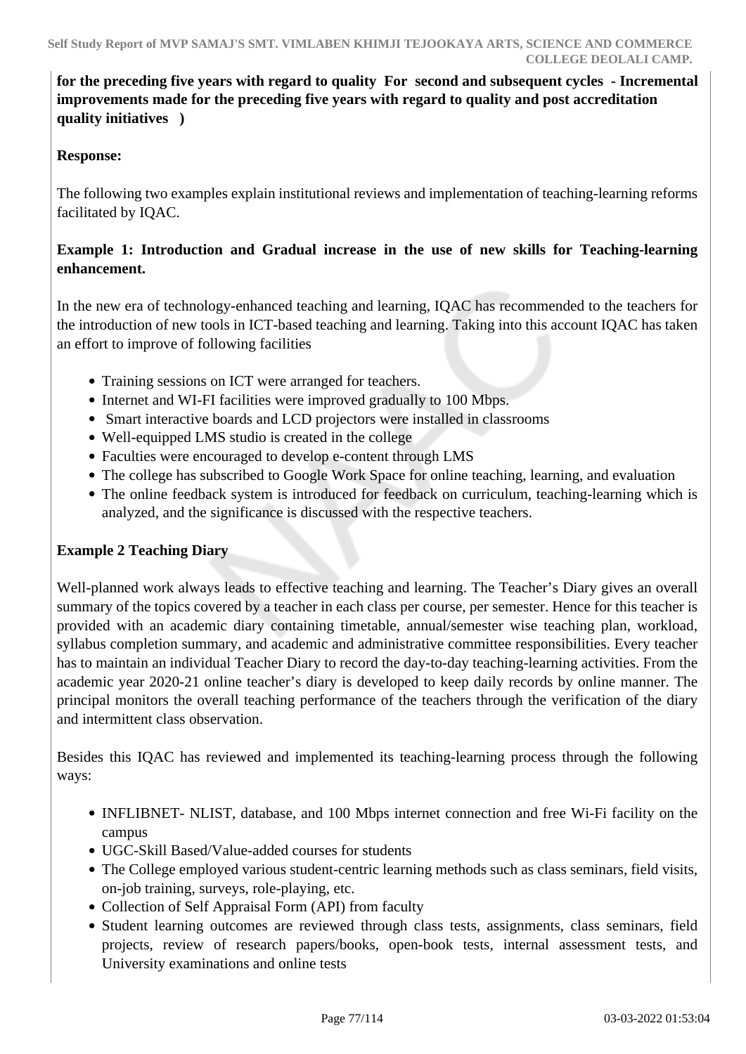**for the preceding five years with regard to quality For second and subsequent cycles - Incremental improvements made for the preceding five years with regard to quality and post accreditation quality initiatives )**

**Response:**

The following two examples explain institutional reviews and implementation of teaching-learning reforms facilitated by IQAC.

**Example 1: Introduction and Gradual increase in the use of new skills for Teaching-learning enhancement.**

In the new era of technology-enhanced teaching and learning, IQAC has recommended to the teachers for the introduction of new tools in ICT-based teaching and learning. Taking into this account IQAC has taken an effort to improve of following facilities

- Training sessions on ICT were arranged for teachers.
- Internet and WI-FI facilities were improved gradually to 100 Mbps.
- Smart interactive boards and LCD projectors were installed in classrooms
- Well-equipped LMS studio is created in the college
- Faculties were encouraged to develop e-content through LMS
- The college has subscribed to Google Work Space for online teaching, learning, and evaluation
- The online feedback system is introduced for feedback on curriculum, teaching-learning which is analyzed, and the significance is discussed with the respective teachers.

**Example 2 Teaching Diary**

Well-planned work always leads to effective teaching and learning. The Teacher's Diary gives an overall summary of the topics covered by a teacher in each class per course, per semester. Hence for this teacher is provided with an academic diary containing timetable, annual/semester wise teaching plan, workload, syllabus completion summary, and academic and administrative committee responsibilities. Every teacher has to maintain an individual Teacher Diary to record the day-to-day teaching-learning activities. From the academic year 2020-21 online teacher's diary is developed to keep daily records by online manner. The principal monitors the overall teaching performance of the teachers through the verification of the diary and intermittent class observation.

Besides this IQAC has reviewed and implemented its teaching-learning process through the following ways:

- INFLIBNET- NLIST, database, and 100 Mbps internet connection and free Wi-Fi facility on the campus
- UGC-Skill Based/Value-added courses for students
- The College employed various student-centric learning methods such as class seminars, field visits, on-job training, surveys, role-playing, etc.
- Collection of Self Appraisal Form (API) from faculty
- Student learning outcomes are reviewed through class tests, assignments, class seminars, field projects, review of research papers/books, open-book tests, internal assessment tests, and University examinations and online tests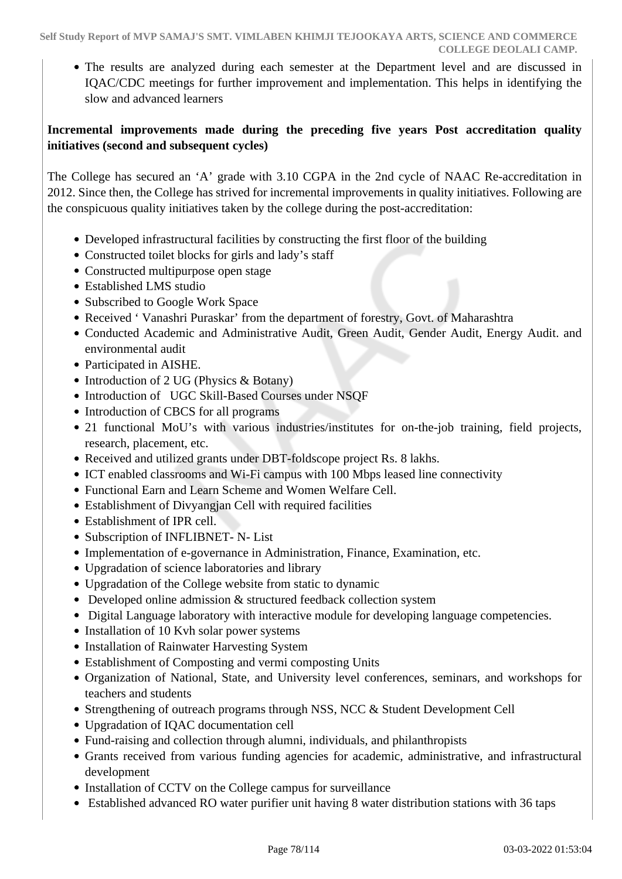- The results are analyzed during each semester at the Department level and are discussed in IQAC/CDC meetings for further improvement and implementation. This helps in identifying the slow and advanced learners

**Incremental improvements made during the preceding five years Post accreditation quality initiatives (second and subsequent cycles)**

The College has secured an 'A' grade with 3.10 CGPA in the 2nd cycle of NAAC Re-accreditation in 2012. Since then, the College has strived for incremental improvements in quality initiatives. Following are the conspicuous quality initiatives taken by the college during the post-accreditation:

- Developed infrastructural facilities by constructing the first floor of the building
- Constructed toilet blocks for girls and lady's staff
- Constructed multipurpose open stage
- Established LMS studio
- Subscribed to Google Work Space
- Received ' Vanashri Puraskar' from the department of forestry, Govt. of Maharashtra
- Conducted Academic and Administrative Audit, Green Audit, Gender Audit, Energy Audit. and environmental audit
- Participated in AISHE.
- Introduction of 2 UG (Physics & Botany)
- Introduction of UGC Skill-Based Courses under NSQF
- Introduction of CBCS for all programs
- 21 functional MoU's with various industries/institutes for on-the-job training, field projects, research, placement, etc.
- Received and utilized grants under DBT-foldscope project Rs. 8 lakhs.
- ICT enabled classrooms and Wi-Fi campus with 100 Mbps leased line connectivity
- Functional Earn and Learn Scheme and Women Welfare Cell.
- Establishment of Divyangjan Cell with required facilities
- Establishment of IPR cell.
- Subscription of INFLIBNET- N- List
- Implementation of e-governance in Administration, Finance, Examination, etc.
- Upgradation of science laboratories and library
- Upgradation of the College website from static to dynamic
- Developed online admission & structured feedback collection system
- Digital Language laboratory with interactive module for developing language competencies.
- Installation of 10 Kvh solar power systems
- Installation of Rainwater Harvesting System
- Establishment of Composting and vermi composting Units
- Organization of National, State, and University level conferences, seminars, and workshops for teachers and students
- Strengthening of outreach programs through NSS, NCC & Student Development Cell
- Upgradation of IQAC documentation cell
- Fund-raising and collection through alumni, individuals, and philanthropists
- Grants received from various funding agencies for academic, administrative, and infrastructural development
- Installation of CCTV on the College campus for surveillance
- Established advanced RO water purifier unit having 8 water distribution stations with 36 taps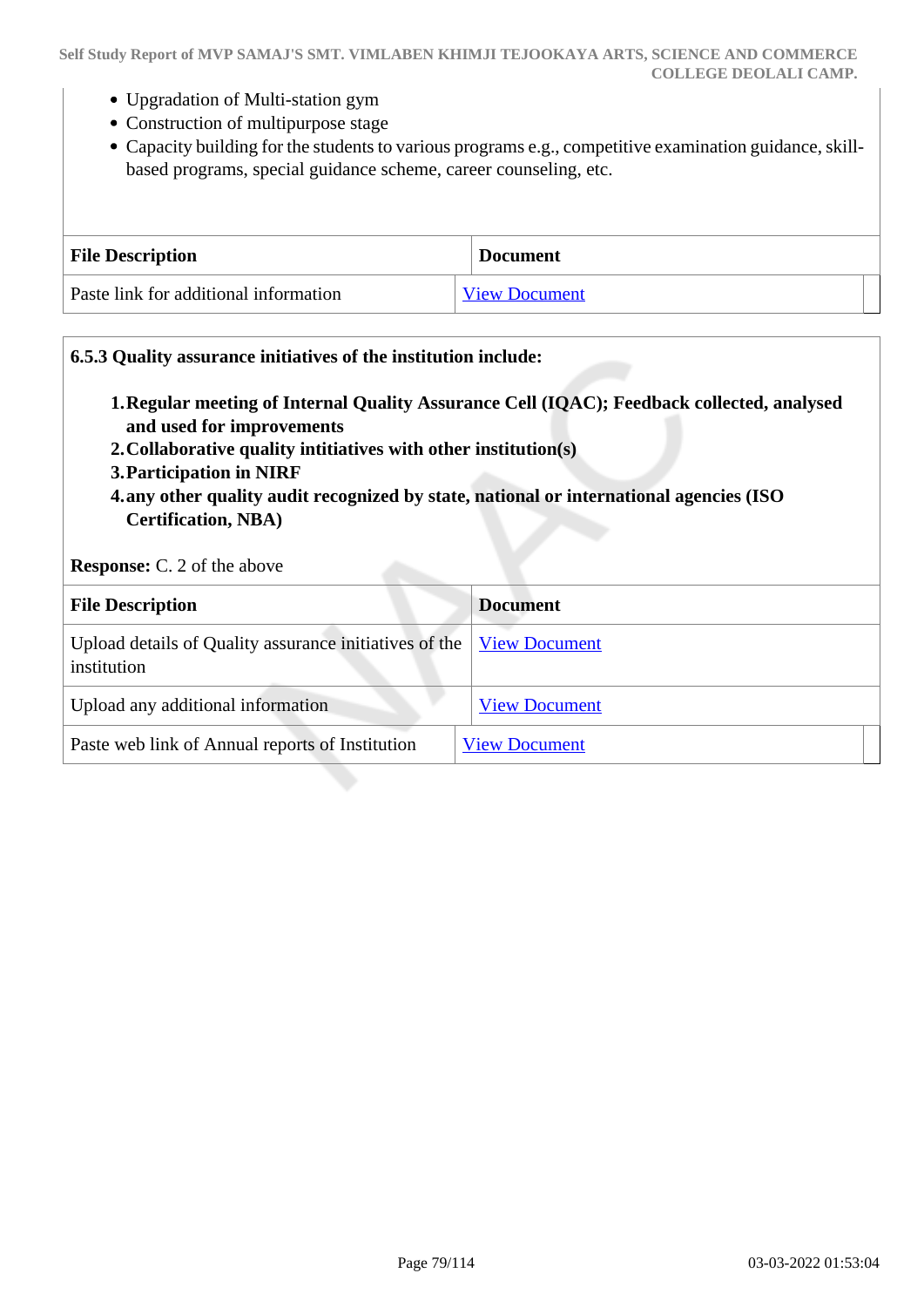- Upgradation of Multi-station gym
- Construction of multipurpose stage
- Capacity building for the students to various programs e.g., competitive examination guidance, skill-based programs, special guidance scheme, career counseling, etc.

| File Description | Document |
|---|---|
| Paste link for additional information | View Document |

**6.5.3 Quality assurance initiatives of the institution include:**

1. **Regular meeting of Internal Quality Assurance Cell (IQAC); Feedback collected, analysed and used for improvements**
2. **Collaborative quality intitiatives with other institution(s)**
3. **Participation in NIRF**
4. **any other quality audit recognized by state, national or international agencies (ISO Certification, NBA)**

**Response:** C. 2 of the above

| File Description | Document |
|---|---|
| Upload details of Quality assurance initiatives of the institution | View Document |
| Upload any additional information | View Document |
| Paste web link of Annual reports of Institution | View Document |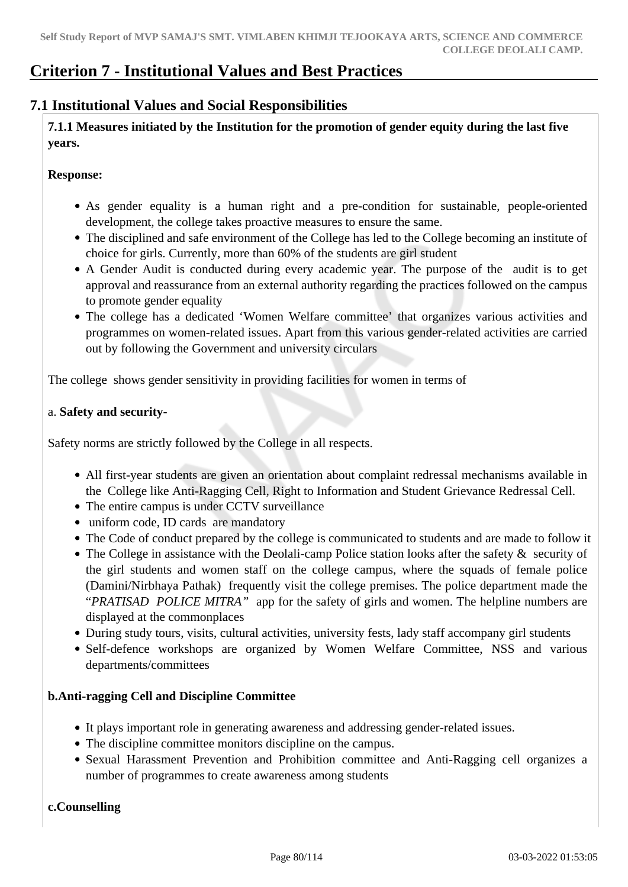# Criterion 7 - Institutional Values and Best Practices

## 7.1 Institutional Values and Social Responsibilities

**7.1.1 Measures initiated by the Institution for the promotion of gender equity during the last five years.**

**Response:**

- As gender equality is a human right and a pre-condition for sustainable, people-oriented development, the college takes proactive measures to ensure the same.
- The disciplined and safe environment of the College has led to the College becoming an institute of choice for girls. Currently, more than 60% of the students are girl student
- A Gender Audit is conducted during every academic year. The purpose of the audit is to get approval and reassurance from an external authority regarding the practices followed on the campus to promote gender equality
- The college has a dedicated 'Women Welfare committee' that organizes various activities and programmes on women-related issues. Apart from this various gender-related activities are carried out by following the Government and university circulars

The college shows gender sensitivity in providing facilities for women in terms of

a. **Safety and security-**

Safety norms are strictly followed by the College in all respects.

- All first-year students are given an orientation about complaint redressal mechanisms available in the College like Anti-Ragging Cell, Right to Information and Student Grievance Redressal Cell.
- The entire campus is under CCTV surveillance
- uniform code, ID cards are mandatory
- The Code of conduct prepared by the college is communicated to students and are made to follow it
- The College in assistance with the Deolali-camp Police station looks after the safety & security of the girl students and women staff on the college campus, where the squads of female police (Damini/Nirbhaya Pathak) frequently visit the college premises. The police department made the "*PRATISAD POLICE MITRA"* app for the safety of girls and women. The helpline numbers are displayed at the commonplaces
- During study tours, visits, cultural activities, university fests, lady staff accompany girl students
- Self-defence workshops are organized by Women Welfare Committee, NSS and various departments/committees

**b.Anti-ragging Cell and Discipline Committee**

- It plays important role in generating awareness and addressing gender-related issues.
- The discipline committee monitors discipline on the campus.
- Sexual Harassment Prevention and Prohibition committee and Anti-Ragging cell organizes a number of programmes to create awareness among students

**c.Counselling**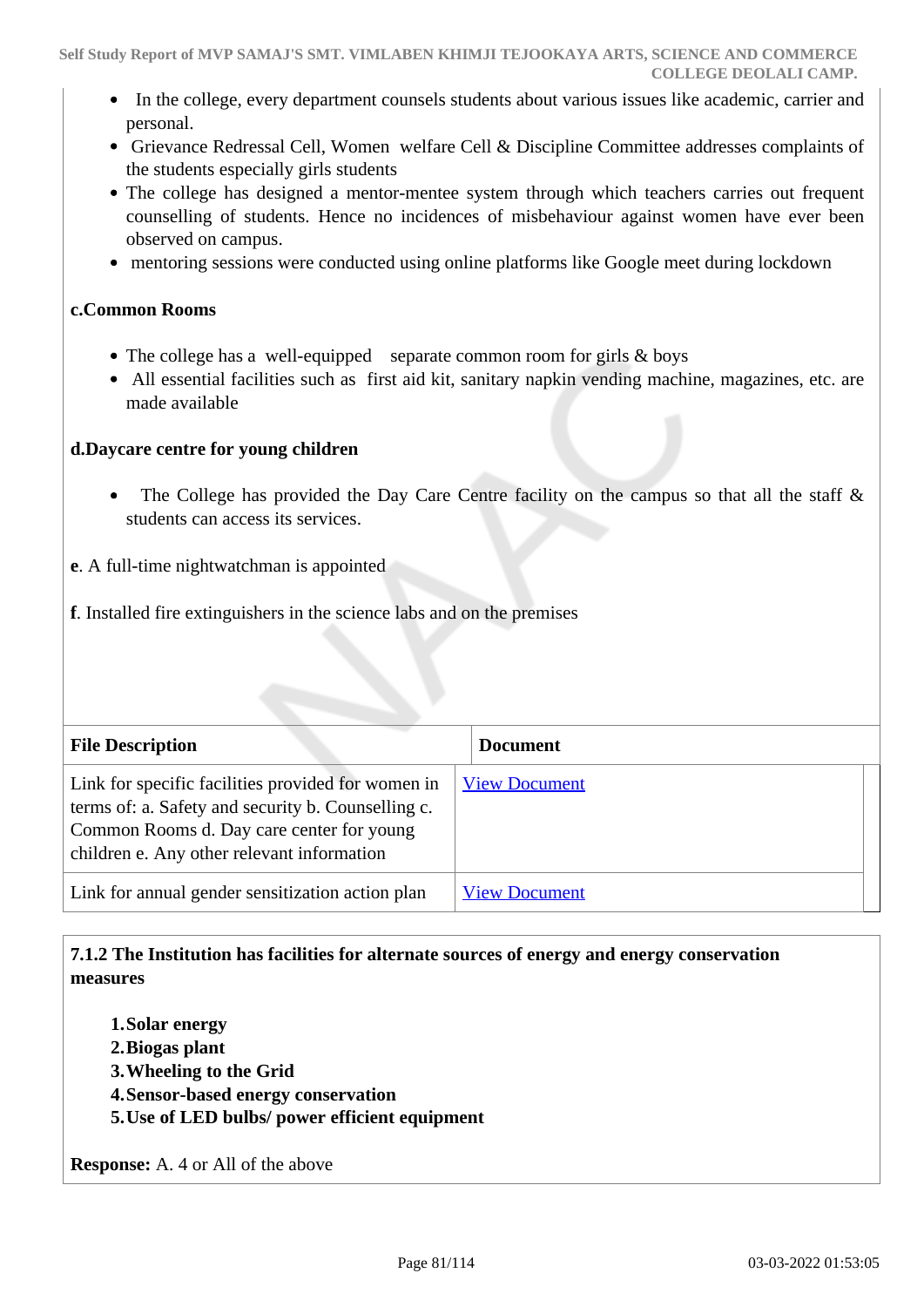- In the college, every department counsels students about various issues like academic, carrier and personal.
- Grievance Redressal Cell, Women welfare Cell & Discipline Committee addresses complaints of the students especially girls students
- The college has designed a mentor-mentee system through which teachers carries out frequent counselling of students. Hence no incidences of misbehaviour against women have ever been observed on campus.
- mentoring sessions were conducted using online platforms like Google meet during lockdown

**c.Common Rooms**

- The college has a well-equipped separate common room for girls & boys
- All essential facilities such as first aid kit, sanitary napkin vending machine, magazines, etc. are made available

**d.Daycare centre for young children**

- The College has provided the Day Care Centre facility on the campus so that all the staff & students can access its services.

**e**. A full-time nightwatchman is appointed

**f**. Installed fire extinguishers in the science labs and on the premises

| File Description | Document |
|---|---|
| Link for specific facilities provided for women in terms of: a. Safety and security b. Counselling c. Common Rooms d. Day care center for young children e. Any other relevant information | View Document |
| Link for annual gender sensitization action plan | View Document |

**7.1.2 The Institution has facilities for alternate sources of energy and energy conservation measures**

1. **Solar energy**
2. **Biogas plant**
3. **Wheeling to the Grid**
4. **Sensor-based energy conservation**
5. **Use of LED bulbs/ power efficient equipment**

**Response:** A. 4 or All of the above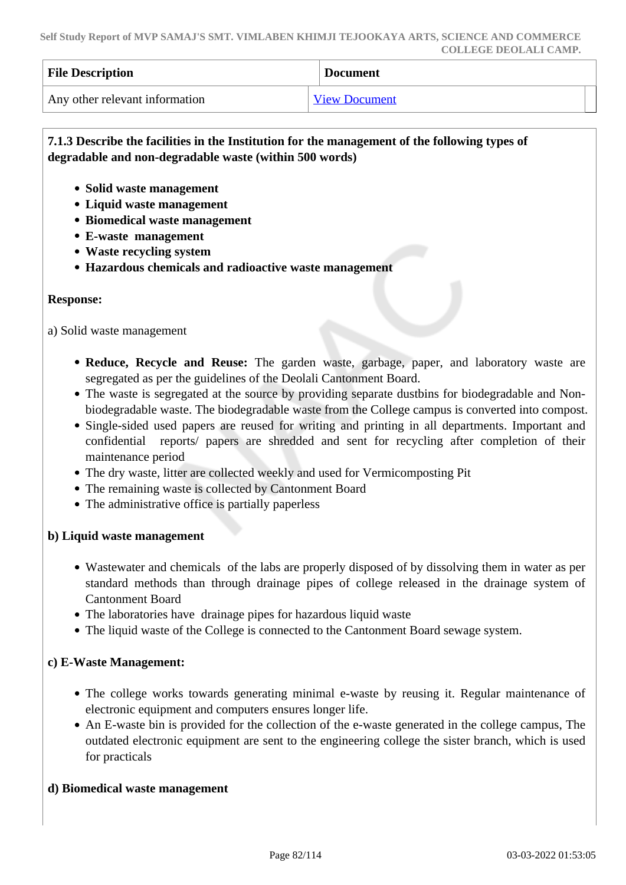| File Description | Document |
|---|---|
| Any other relevant information | View Document |

**7.1.3 Describe the facilities in the Institution for the management of the following types of degradable and non-degradable waste (within 500 words)**

- **Solid waste management**
- **Liquid waste management**
- **Biomedical waste management**
- **E-waste management**
- **Waste recycling system**
- **Hazardous chemicals and radioactive waste management**

**Response:**

a) Solid waste management

- **Reduce, Recycle and Reuse:** The garden waste, garbage, paper, and laboratory waste are segregated as per the guidelines of the Deolali Cantonment Board.
- The waste is segregated at the source by providing separate dustbins for biodegradable and Non-biodegradable waste. The biodegradable waste from the College campus is converted into compost.
- Single-sided used papers are reused for writing and printing in all departments. Important and confidential reports/ papers are shredded and sent for recycling after completion of their maintenance period
- The dry waste, litter are collected weekly and used for Vermicomposting Pit
- The remaining waste is collected by Cantonment Board
- The administrative office is partially paperless

**b) Liquid waste management**

- Wastewater and chemicals of the labs are properly disposed of by dissolving them in water as per standard methods than through drainage pipes of college released in the drainage system of Cantonment Board
- The laboratories have drainage pipes for hazardous liquid waste
- The liquid waste of the College is connected to the Cantonment Board sewage system.

**c) E-Waste Management:**

- The college works towards generating minimal e-waste by reusing it. Regular maintenance of electronic equipment and computers ensures longer life.
- An E-waste bin is provided for the collection of the e-waste generated in the college campus, The outdated electronic equipment are sent to the engineering college the sister branch, which is used for practicals

**d) Biomedical waste management**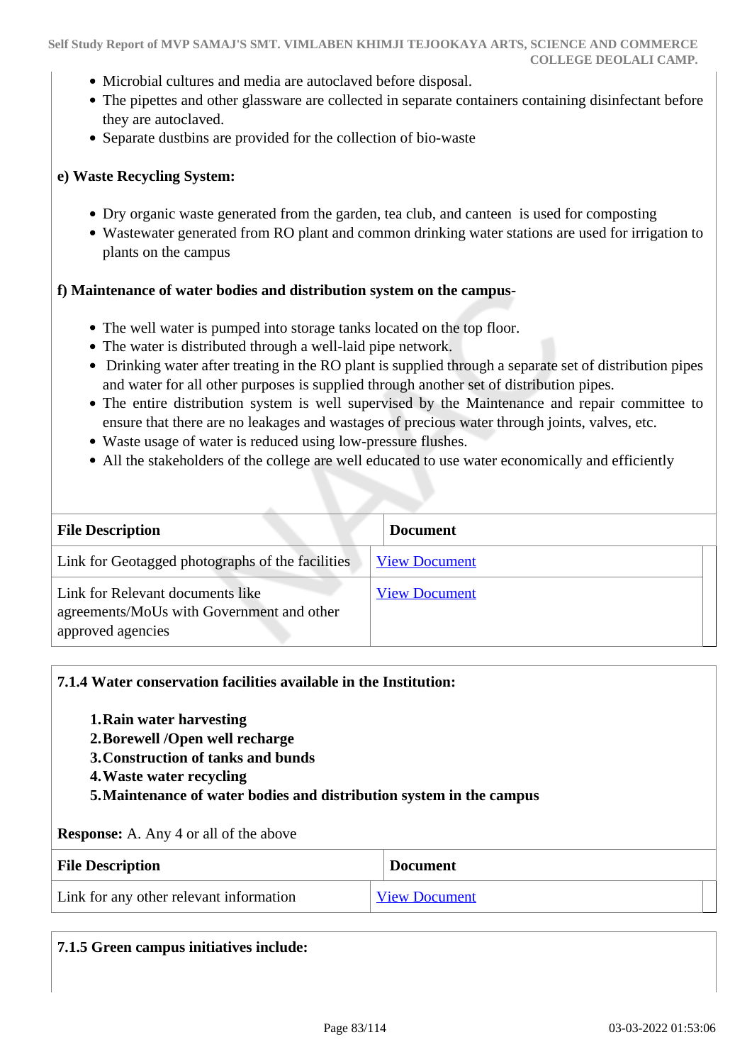- Microbial cultures and media are autoclaved before disposal.
- The pipettes and other glassware are collected in separate containers containing disinfectant before they are autoclaved.
- Separate dustbins are provided for the collection of bio-waste

**e) Waste Recycling System:**

- Dry organic waste generated from the garden, tea club, and canteen is used for composting
- Wastewater generated from RO plant and common drinking water stations are used for irrigation to plants on the campus

**f) Maintenance of water bodies and distribution system on the campus-**

- The well water is pumped into storage tanks located on the top floor.
- The water is distributed through a well-laid pipe network.
- Drinking water after treating in the RO plant is supplied through a separate set of distribution pipes and water for all other purposes is supplied through another set of distribution pipes.
- The entire distribution system is well supervised by the Maintenance and repair committee to ensure that there are no leakages and wastages of precious water through joints, valves, etc.
- Waste usage of water is reduced using low-pressure flushes.
- All the stakeholders of the college are well educated to use water economically and efficiently

| File Description | Document |
|---|---|
| Link for Geotagged photographs of the facilities | View Document |
| Link for Relevant documents like agreements/MoUs with Government and other approved agencies | View Document |

**7.1.4 Water conservation facilities available in the Institution:**

1. **Rain water harvesting**
2. **Borewell /Open well recharge**
3. **Construction of tanks and bunds**
4. **Waste water recycling**
5. **Maintenance of water bodies and distribution system in the campus**

**Response:** A. Any 4 or all of the above

| File Description | Document |
|---|---|
| Link for any other relevant information | View Document |

**7.1.5 Green campus initiatives include:**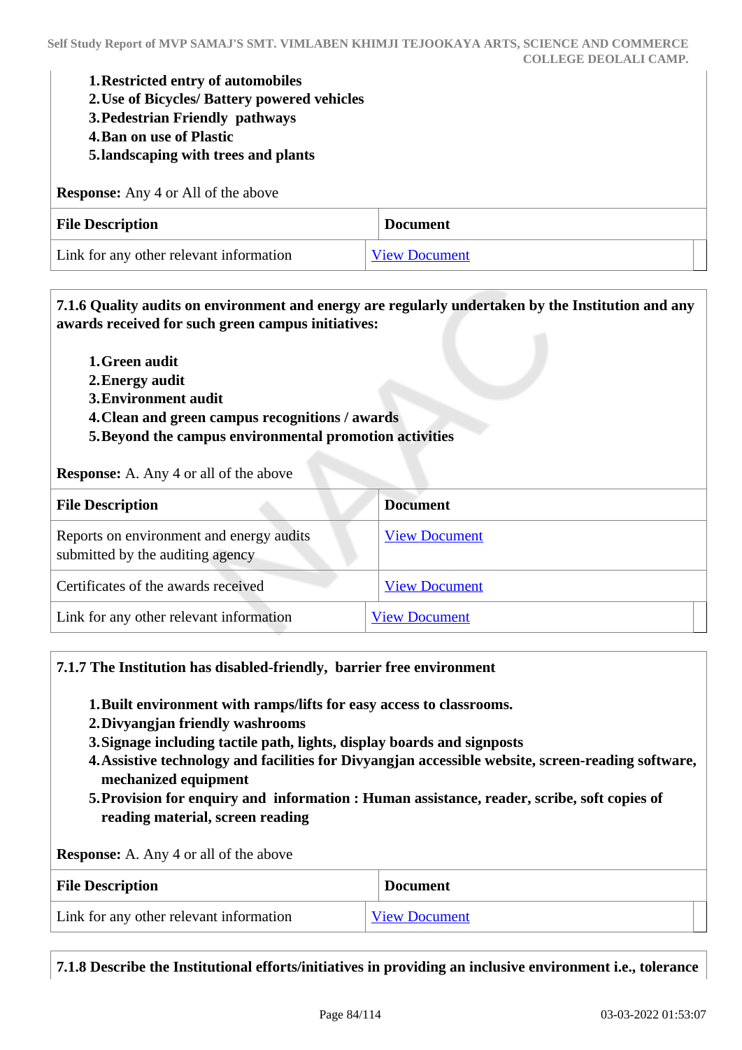1. **Restricted entry of automobiles**
2. **Use of Bicycles/ Battery powered vehicles**
3. **Pedestrian Friendly pathways**
4. **Ban on use of Plastic**
5. **landscaping with trees and plants**

**Response:** Any 4 or All of the above

| File Description | Document |
|---|---|
| Link for any other relevant information | View Document |

**7.1.6 Quality audits on environment and energy are regularly undertaken by the Institution and any awards received for such green campus initiatives:**

1. **Green audit**
2. **Energy audit**
3. **Environment audit**
4. **Clean and green campus recognitions / awards**
5. **Beyond the campus environmental promotion activities**

**Response:** A. Any 4 or all of the above

| File Description | Document |
|---|---|
| Reports on environment and energy audits submitted by the auditing agency | View Document |
| Certificates of the awards received | View Document |
| Link for any other relevant information | View Document |

**7.1.7 The Institution has disabled-friendly, barrier free environment**

1. **Built environment with ramps/lifts for easy access to classrooms.**
2. **Divyangjan friendly washrooms**
3. **Signage including tactile path, lights, display boards and signposts**
4. **Assistive technology and facilities for Divyangjan accessible website, screen-reading software, mechanized equipment**
5. **Provision for enquiry and information : Human assistance, reader, scribe, soft copies of reading material, screen reading**

**Response:** A. Any 4 or all of the above

| File Description | Document |
|---|---|
| Link for any other relevant information | View Document |

**7.1.8 Describe the Institutional efforts/initiatives in providing an inclusive environment i.e., tolerance**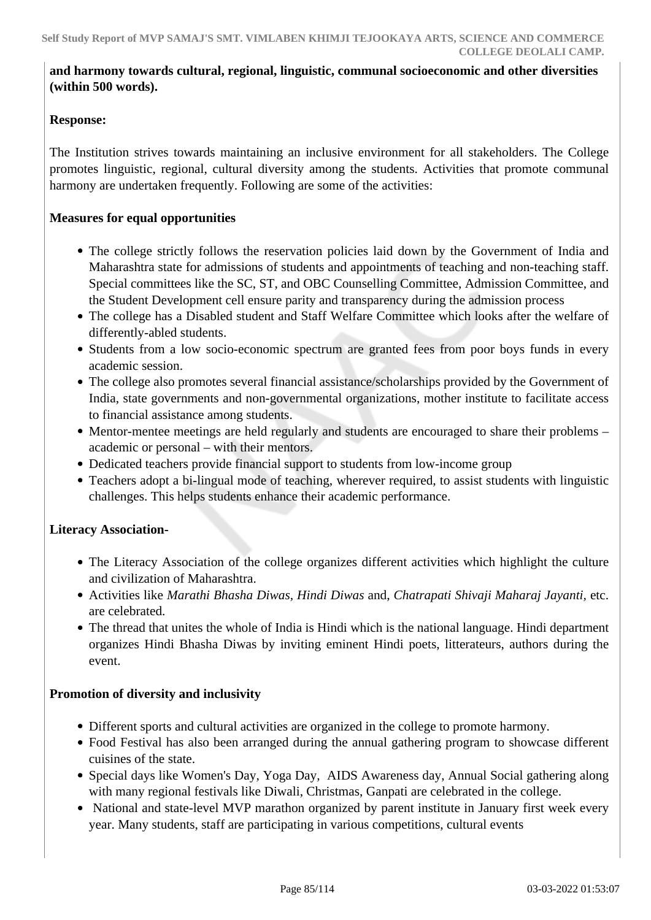**and harmony towards cultural, regional, linguistic, communal socioeconomic and other diversities (within 500 words).**

**Response:**

The Institution strives towards maintaining an inclusive environment for all stakeholders. The College promotes linguistic, regional, cultural diversity among the students. Activities that promote communal harmony are undertaken frequently. Following are some of the activities:

**Measures for equal opportunities**

- The college strictly follows the reservation policies laid down by the Government of India and Maharashtra state for admissions of students and appointments of teaching and non-teaching staff. Special committees like the SC, ST, and OBC Counselling Committee, Admission Committee, and the Student Development cell ensure parity and transparency during the admission process
- The college has a Disabled student and Staff Welfare Committee which looks after the welfare of differently-abled students.
- Students from a low socio-economic spectrum are granted fees from poor boys funds in every academic session.
- The college also promotes several financial assistance/scholarships provided by the Government of India, state governments and non-governmental organizations, mother institute to facilitate access to financial assistance among students.
- Mentor-mentee meetings are held regularly and students are encouraged to share their problems – academic or personal – with their mentors.
- Dedicated teachers provide financial support to students from low-income group
- Teachers adopt a bi-lingual mode of teaching, wherever required, to assist students with linguistic challenges. This helps students enhance their academic performance.

**Literacy Association-**

- The Literacy Association of the college organizes different activities which highlight the culture and civilization of Maharashtra.
- Activities like *Marathi Bhasha Diwas, Hindi Diwas* and, *Chatrapati Shivaji Maharaj Jayanti,* etc. are celebrated.
- The thread that unites the whole of India is Hindi which is the national language. Hindi department organizes Hindi Bhasha Diwas by inviting eminent Hindi poets, litterateurs, authors during the event.

**Promotion of diversity and inclusivity**

- Different sports and cultural activities are organized in the college to promote harmony.
- Food Festival has also been arranged during the annual gathering program to showcase different cuisines of the state.
- Special days like Women's Day, Yoga Day, AIDS Awareness day, Annual Social gathering along with many regional festivals like Diwali, Christmas, Ganpati are celebrated in the college.
- National and state-level MVP marathon organized by parent institute in January first week every year. Many students, staff are participating in various competitions, cultural events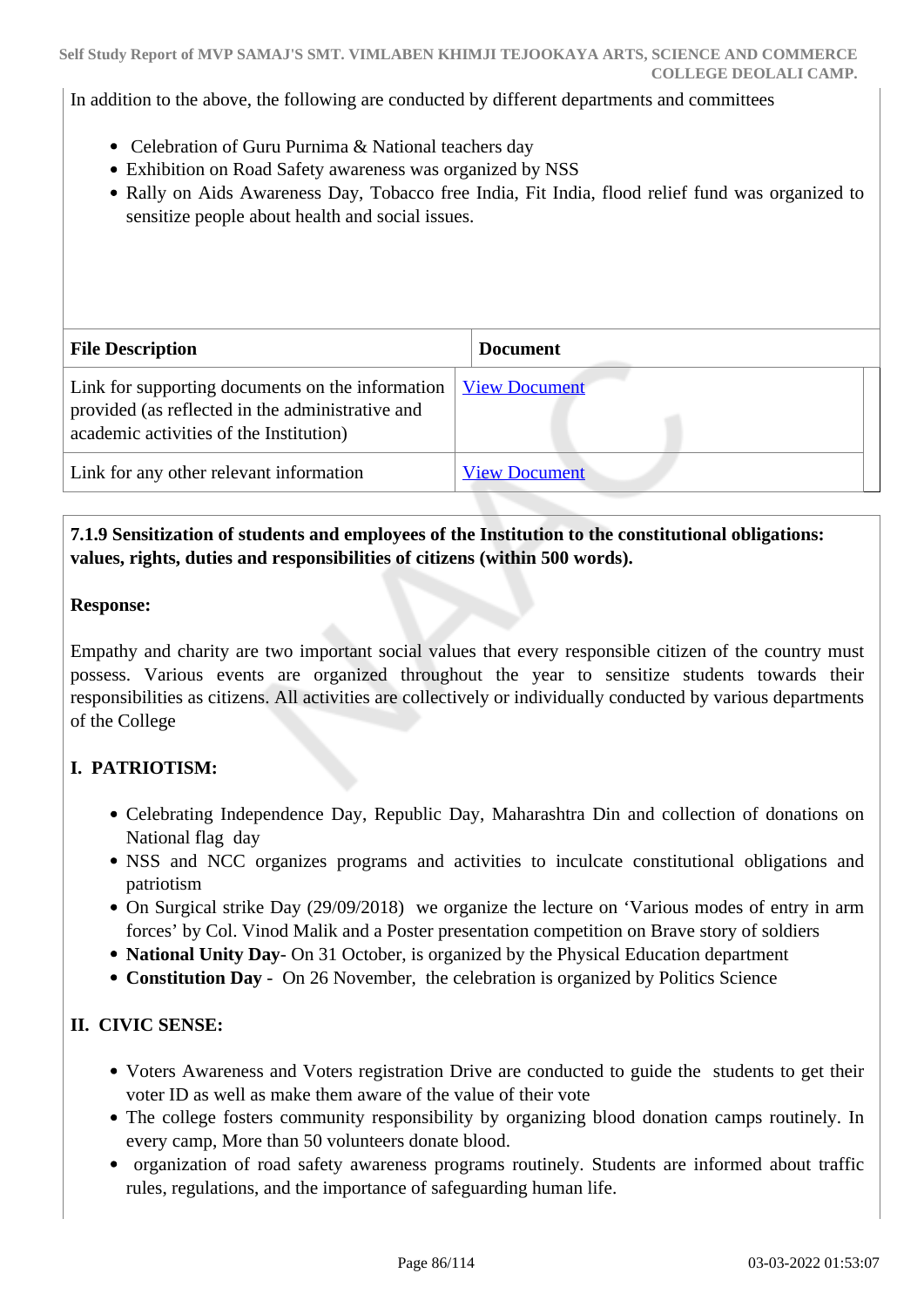In addition to the above, the following are conducted by different departments and committees

- Celebration of Guru Purnima & National teachers day
- Exhibition on Road Safety awareness was organized by NSS
- Rally on Aids Awareness Day, Tobacco free India, Fit India, flood relief fund was organized to sensitize people about health and social issues.

| File Description | Document |
|---|---|
| Link for supporting documents on the information provided (as reflected in the administrative and academic activities of the Institution) | View Document |
| Link for any other relevant information | View Document |

**7.1.9 Sensitization of students and employees of the Institution to the constitutional obligations: values, rights, duties and responsibilities of citizens (within 500 words).**

**Response:**

Empathy and charity are two important social values that every responsible citizen of the country must possess. Various events are organized throughout the year to sensitize students towards their responsibilities as citizens. All activities are collectively or individually conducted by various departments of the College

**I. PATRIOTISM:**

- Celebrating Independence Day, Republic Day, Maharashtra Din and collection of donations on National flag day
- NSS and NCC organizes programs and activities to inculcate constitutional obligations and patriotism
- On Surgical strike Day (29/09/2018) we organize the lecture on 'Various modes of entry in arm forces' by Col. Vinod Malik and a Poster presentation competition on Brave story of soldiers
- **National Unity Day**- On 31 October, is organized by the Physical Education department
- **Constitution Day** - On 26 November, the celebration is organized by Politics Science

**II. CIVIC SENSE:**

- Voters Awareness and Voters registration Drive are conducted to guide the students to get their voter ID as well as make them aware of the value of their vote
- The college fosters community responsibility by organizing blood donation camps routinely. In every camp, More than 50 volunteers donate blood.
- organization of road safety awareness programs routinely. Students are informed about traffic rules, regulations, and the importance of safeguarding human life.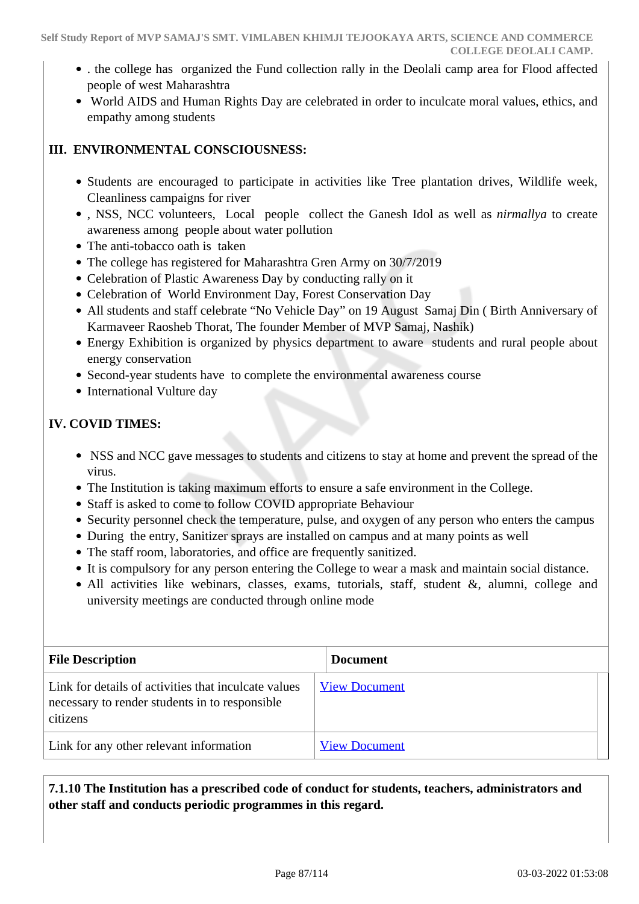- . the college has organized the Fund collection rally in the Deolali camp area for Flood affected people of west Maharashtra
- World AIDS and Human Rights Day are celebrated in order to inculcate moral values, ethics, and empathy among students

**III. ENVIRONMENTAL CONSCIOUSNESS:**

- Students are encouraged to participate in activities like Tree plantation drives, Wildlife week, Cleanliness campaigns for river
- , NSS, NCC volunteers, Local people collect the Ganesh Idol as well as *nirmallya* to create awareness among people about water pollution
- The anti-tobacco oath is taken
- The college has registered for Maharashtra Gren Army on 30/7/2019
- Celebration of Plastic Awareness Day by conducting rally on it
- Celebration of World Environment Day, Forest Conservation Day
- All students and staff celebrate "No Vehicle Day" on 19 August Samaj Din ( Birth Anniversary of Karmaveer Raosheb Thorat, The founder Member of MVP Samaj, Nashik)
- Energy Exhibition is organized by physics department to aware students and rural people about energy conservation
- Second-year students have to complete the environmental awareness course
- International Vulture day

**IV. COVID TIMES:**

- NSS and NCC gave messages to students and citizens to stay at home and prevent the spread of the virus.
- The Institution is taking maximum efforts to ensure a safe environment in the College.
- Staff is asked to come to follow COVID appropriate Behaviour
- Security personnel check the temperature, pulse, and oxygen of any person who enters the campus
- During the entry, Sanitizer sprays are installed on campus and at many points as well
- The staff room, laboratories, and office are frequently sanitized.
- It is compulsory for any person entering the College to wear a mask and maintain social distance.
- All activities like webinars, classes, exams, tutorials, staff, student &, alumni, college and university meetings are conducted through online mode

| File Description | Document |
|---|---|
| Link for details of activities that inculcate values necessary to render students in to responsible citizens | View Document |
| Link for any other relevant information | View Document |

**7.1.10 The Institution has a prescribed code of conduct for students, teachers, administrators and other staff and conducts periodic programmes in this regard.**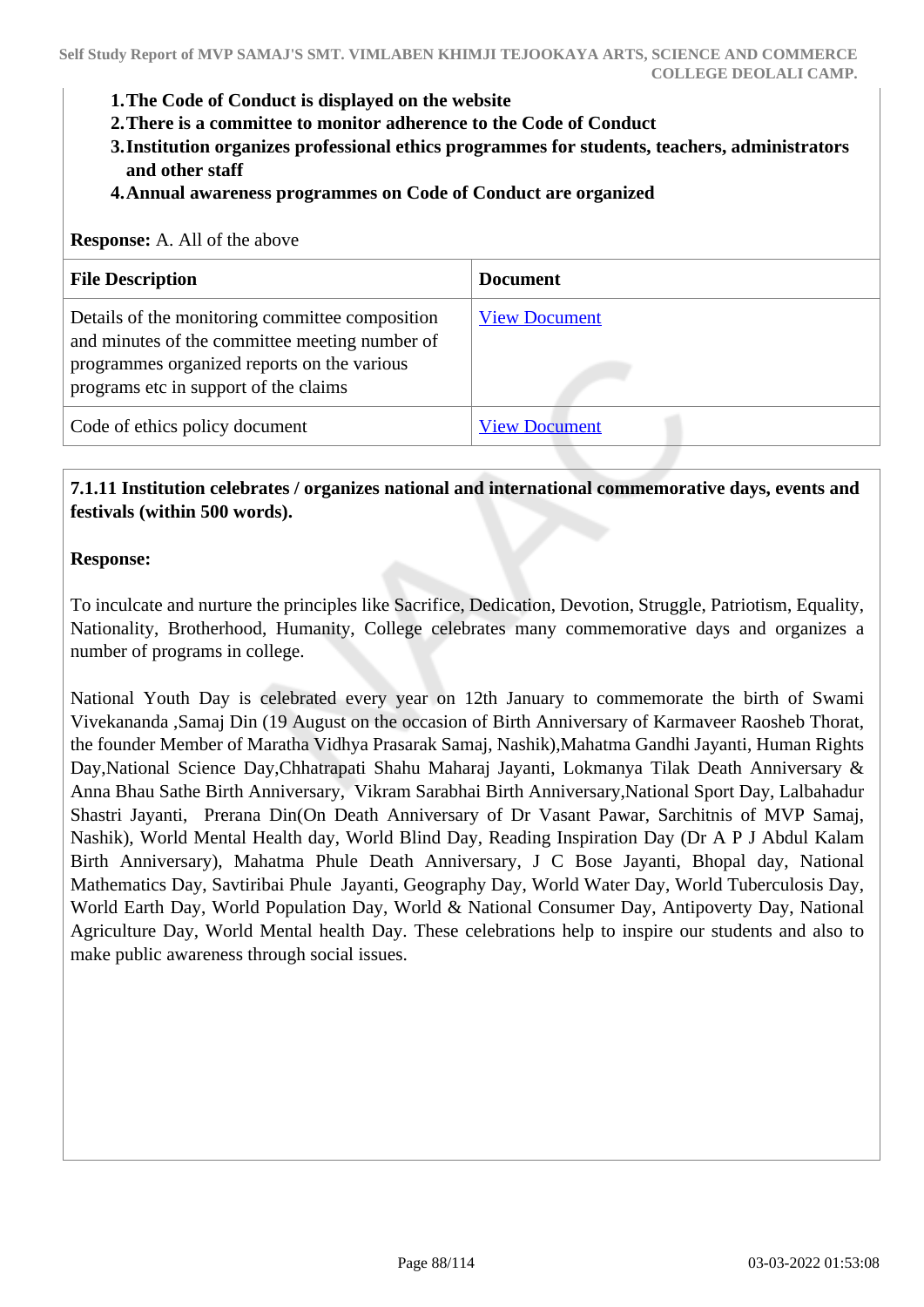1. **The Code of Conduct is displayed on the website**
2. **There is a committee to monitor adherence to the Code of Conduct**
3. **Institution organizes professional ethics programmes for students, teachers, administrators and other staff**
4. **Annual awareness programmes on Code of Conduct are organized**

**Response:** A. All of the above

| File Description | Document |
|---|---|
| Details of the monitoring committee composition and minutes of the committee meeting number of programmes organized reports on the various programs etc in support of the claims | View Document |
| Code of ethics policy document | View Document |

**7.1.11 Institution celebrates / organizes national and international commemorative days, events and festivals (within 500 words).**

**Response:**

To inculcate and nurture the principles like Sacrifice, Dedication, Devotion, Struggle, Patriotism, Equality, Nationality, Brotherhood, Humanity, College celebrates many commemorative days and organizes a number of programs in college.

National Youth Day is celebrated every year on 12th January to commemorate the birth of Swami Vivekananda ,Samaj Din (19 August on the occasion of Birth Anniversary of Karmaveer Raosheb Thorat, the founder Member of Maratha Vidhya Prasarak Samaj, Nashik),Mahatma Gandhi Jayanti, Human Rights Day,National Science Day,Chhatrapati Shahu Maharaj Jayanti, Lokmanya Tilak Death Anniversary & Anna Bhau Sathe Birth Anniversary, Vikram Sarabhai Birth Anniversary,National Sport Day, Lalbahadur Shastri Jayanti, Prerana Din(On Death Anniversary of Dr Vasant Pawar, Sarchitnis of MVP Samaj, Nashik), World Mental Health day, World Blind Day, Reading Inspiration Day (Dr A P J Abdul Kalam Birth Anniversary), Mahatma Phule Death Anniversary, J C Bose Jayanti, Bhopal day, National Mathematics Day, Savtiribai Phule Jayanti, Geography Day, World Water Day, World Tuberculosis Day, World Earth Day, World Population Day, World & National Consumer Day, Antipoverty Day, National Agriculture Day, World Mental health Day. These celebrations help to inspire our students and also to make public awareness through social issues.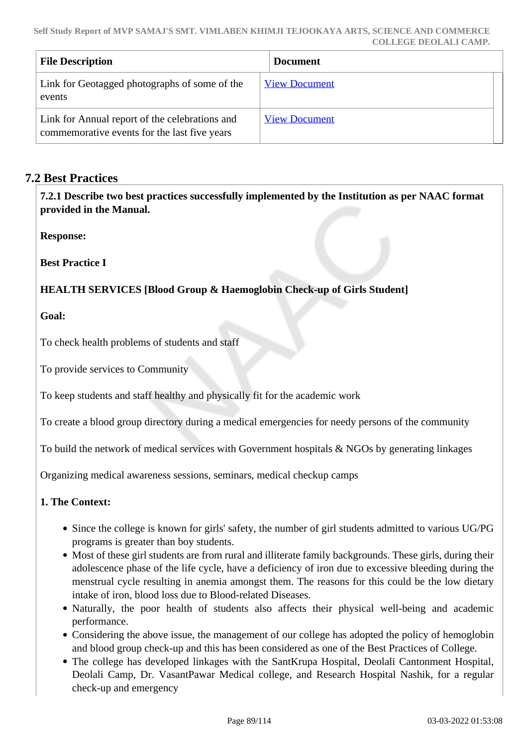| File Description | Document |
|---|---|
| Link for Geotagged photographs of some of the events | View Document |
| Link for Annual report of the celebrations and commemorative events for the last five years | View Document |

## 7.2 Best Practices

**7.2.1 Describe two best practices successfully implemented by the Institution as per NAAC format provided in the Manual.**

**Response:**

**Best Practice I**

**HEALTH SERVICES [Blood Group & Haemoglobin Check-up of Girls Student]**

**Goal:**

To check health problems of students and staff

To provide services to Community

To keep students and staff healthy and physically fit for the academic work

To create a blood group directory during a medical emergencies for needy persons of the community

To build the network of medical services with Government hospitals & NGOs by generating linkages

Organizing medical awareness sessions, seminars, medical checkup camps

**1. The Context:**

- Since the college is known for girls' safety, the number of girl students admitted to various UG/PG programs is greater than boy students.
- Most of these girl students are from rural and illiterate family backgrounds. These girls, during their adolescence phase of the life cycle, have a deficiency of iron due to excessive bleeding during the menstrual cycle resulting in anemia amongst them. The reasons for this could be the low dietary intake of iron, blood loss due to Blood-related Diseases.
- Naturally, the poor health of students also affects their physical well-being and academic performance.
- Considering the above issue, the management of our college has adopted the policy of hemoglobin and blood group check-up and this has been considered as one of the Best Practices of College.
- The college has developed linkages with the SantKrupa Hospital, Deolali Cantonment Hospital, Deolali Camp, Dr. VasantPawar Medical college, and Research Hospital Nashik, for a regular check-up and emergency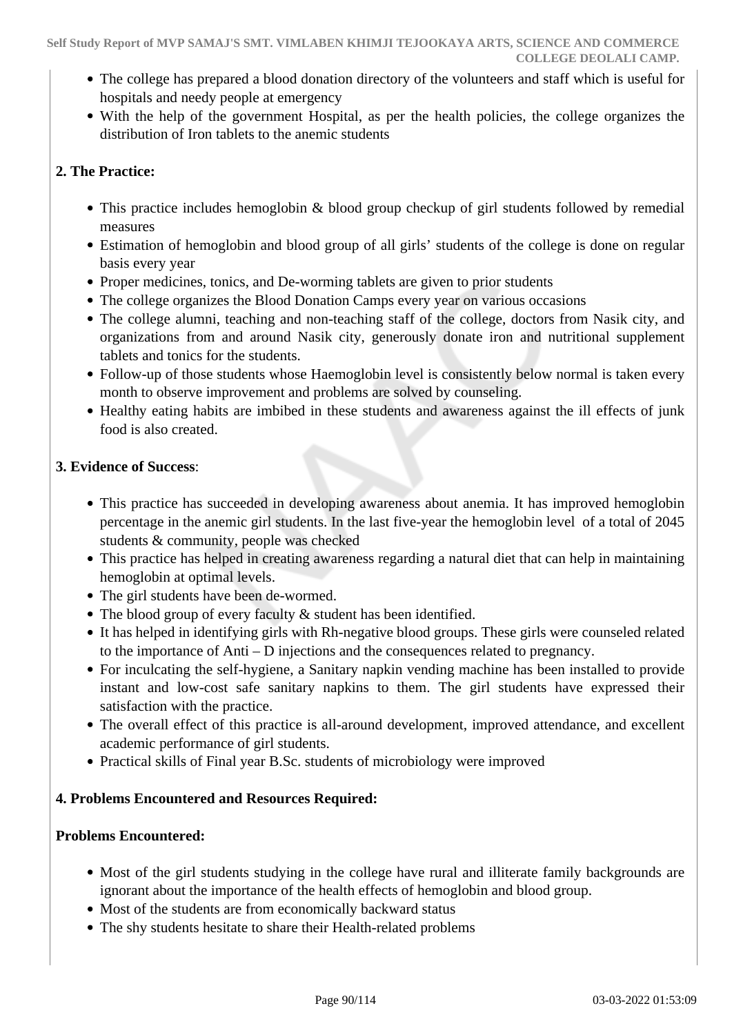- The college has prepared a blood donation directory of the volunteers and staff which is useful for hospitals and needy people at emergency
- With the help of the government Hospital, as per the health policies, the college organizes the distribution of Iron tablets to the anemic students

**2. The Practice:**

- This practice includes hemoglobin & blood group checkup of girl students followed by remedial measures
- Estimation of hemoglobin and blood group of all girls' students of the college is done on regular basis every year
- Proper medicines, tonics, and De-worming tablets are given to prior students
- The college organizes the Blood Donation Camps every year on various occasions
- The college alumni, teaching and non-teaching staff of the college, doctors from Nasik city, and organizations from and around Nasik city, generously donate iron and nutritional supplement tablets and tonics for the students.
- Follow-up of those students whose Haemoglobin level is consistently below normal is taken every month to observe improvement and problems are solved by counseling.
- Healthy eating habits are imbibed in these students and awareness against the ill effects of junk food is also created.

**3. Evidence of Success**:

- This practice has succeeded in developing awareness about anemia. It has improved hemoglobin percentage in the anemic girl students. In the last five-year the hemoglobin level of a total of 2045 students & community, people was checked
- This practice has helped in creating awareness regarding a natural diet that can help in maintaining hemoglobin at optimal levels.
- The girl students have been de-wormed.
- The blood group of every faculty & student has been identified.
- It has helped in identifying girls with Rh-negative blood groups. These girls were counseled related to the importance of Anti – D injections and the consequences related to pregnancy.
- For inculcating the self-hygiene, a Sanitary napkin vending machine has been installed to provide instant and low-cost safe sanitary napkins to them. The girl students have expressed their satisfaction with the practice.
- The overall effect of this practice is all-around development, improved attendance, and excellent academic performance of girl students.
- Practical skills of Final year B.Sc. students of microbiology were improved

**4. Problems Encountered and Resources Required:**

**Problems Encountered:**

- Most of the girl students studying in the college have rural and illiterate family backgrounds are ignorant about the importance of the health effects of hemoglobin and blood group.
- Most of the students are from economically backward status
- The shy students hesitate to share their Health-related problems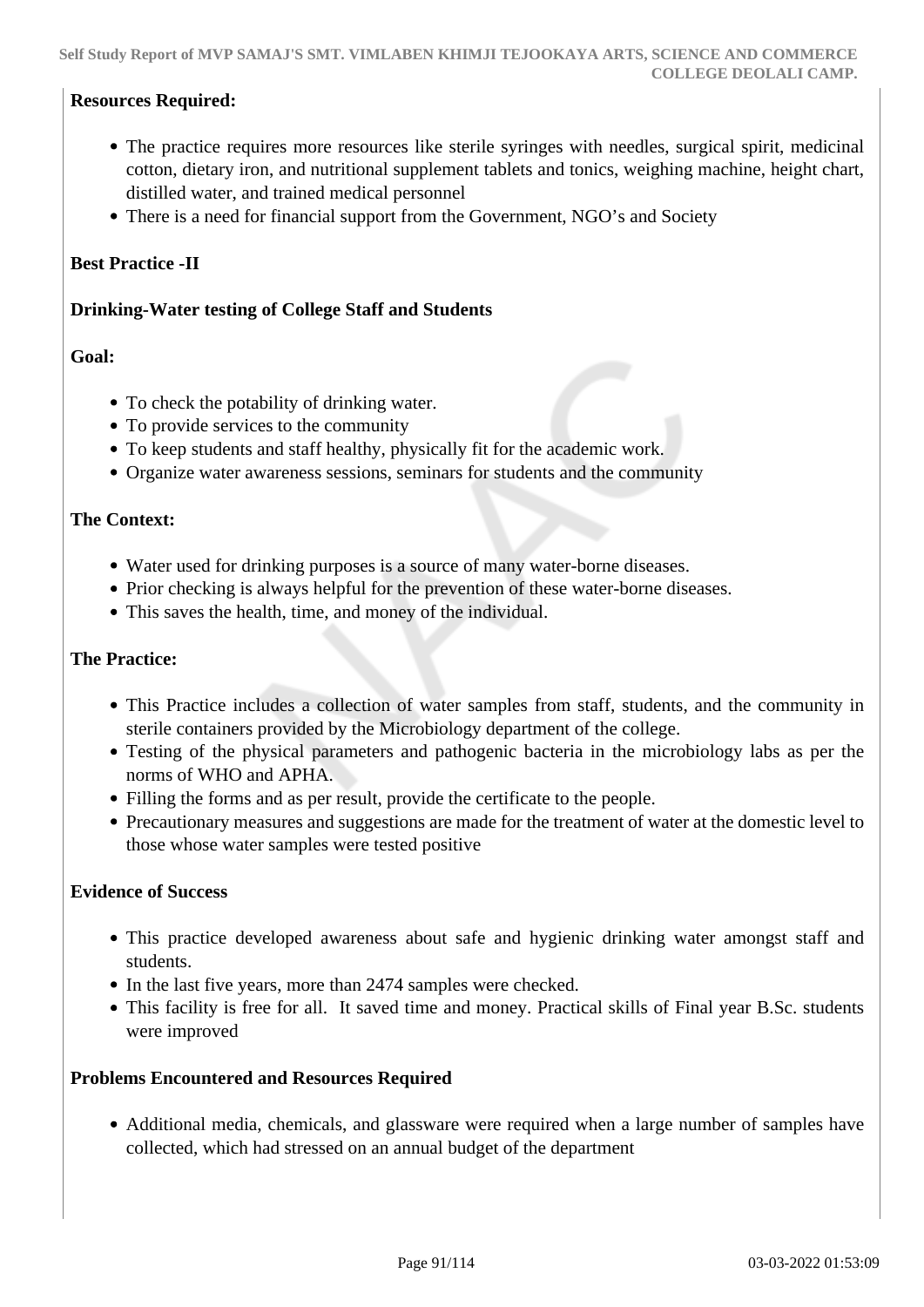**Resources Required:**

- The practice requires more resources like sterile syringes with needles, surgical spirit, medicinal cotton, dietary iron, and nutritional supplement tablets and tonics, weighing machine, height chart, distilled water, and trained medical personnel
- There is a need for financial support from the Government, NGO's and Society

**Best Practice -II**

**Drinking-Water testing of College Staff and Students**

**Goal:**

- To check the potability of drinking water.
- To provide services to the community
- To keep students and staff healthy, physically fit for the academic work.
- Organize water awareness sessions, seminars for students and the community

**The Context:**

- Water used for drinking purposes is a source of many water-borne diseases.
- Prior checking is always helpful for the prevention of these water-borne diseases.
- This saves the health, time, and money of the individual.

**The Practice:**

- This Practice includes a collection of water samples from staff, students, and the community in sterile containers provided by the Microbiology department of the college.
- Testing of the physical parameters and pathogenic bacteria in the microbiology labs as per the norms of WHO and APHA.
- Filling the forms and as per result, provide the certificate to the people.
- Precautionary measures and suggestions are made for the treatment of water at the domestic level to those whose water samples were tested positive

**Evidence of Success**

- This practice developed awareness about safe and hygienic drinking water amongst staff and students.
- In the last five years, more than 2474 samples were checked.
- This facility is free for all. It saved time and money. Practical skills of Final year B.Sc. students were improved

**Problems Encountered and Resources Required**

- Additional media, chemicals, and glassware were required when a large number of samples have collected, which had stressed on an annual budget of the department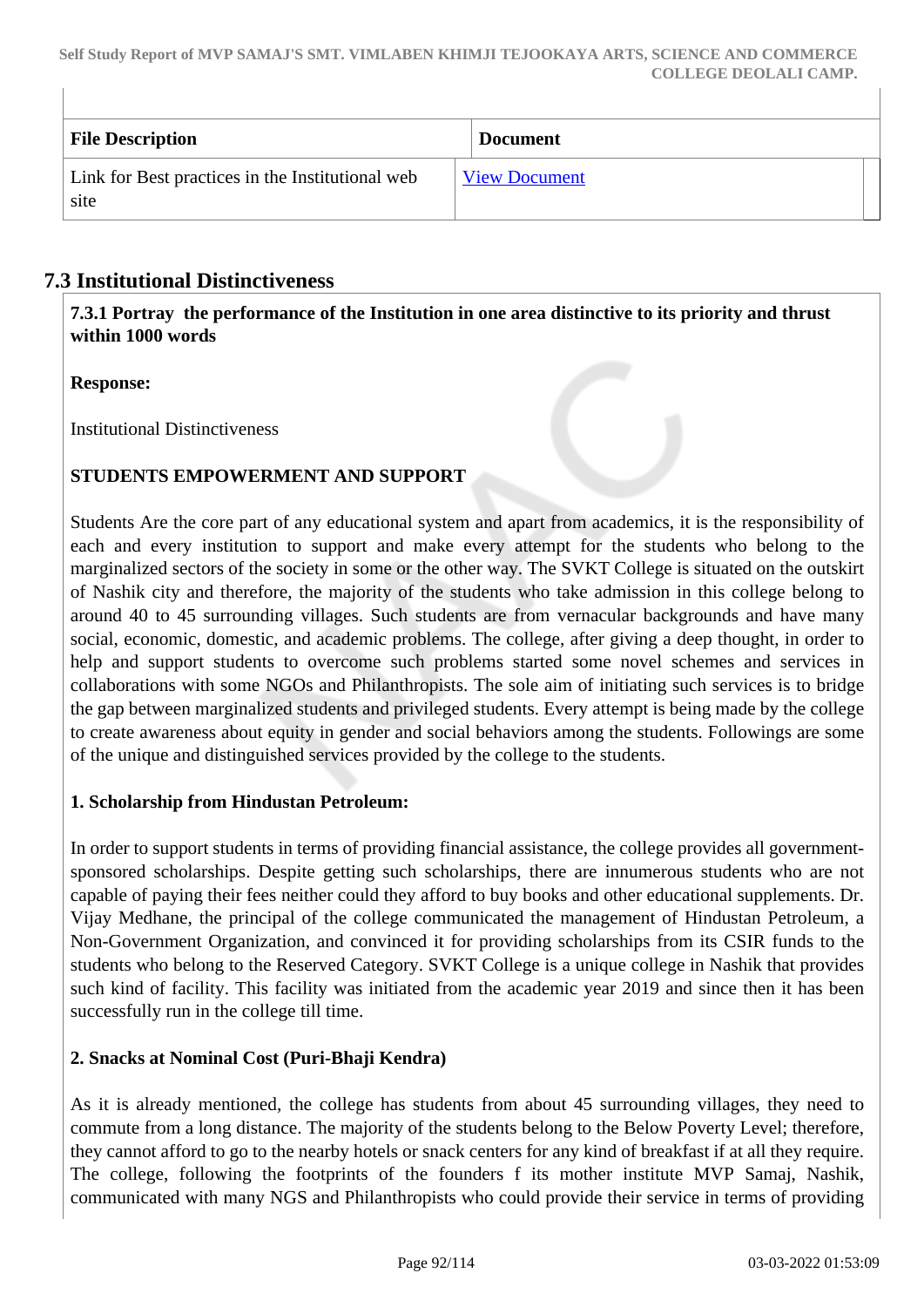| File Description | Document |
|---|---|
| Link for Best practices in the Institutional web site | View Document |

## 7.3 Institutional Distinctiveness

**7.3.1 Portray the performance of the Institution in one area distinctive to its priority and thrust within 1000 words**

**Response:**

Institutional Distinctiveness

**STUDENTS EMPOWERMENT AND SUPPORT**

Students Are the core part of any educational system and apart from academics, it is the responsibility of each and every institution to support and make every attempt for the students who belong to the marginalized sectors of the society in some or the other way. The SVKT College is situated on the outskirt of Nashik city and therefore, the majority of the students who take admission in this college belong to around 40 to 45 surrounding villages. Such students are from vernacular backgrounds and have many social, economic, domestic, and academic problems. The college, after giving a deep thought, in order to help and support students to overcome such problems started some novel schemes and services in collaborations with some NGOs and Philanthropists. The sole aim of initiating such services is to bridge the gap between marginalized students and privileged students. Every attempt is being made by the college to create awareness about equity in gender and social behaviors among the students. Followings are some of the unique and distinguished services provided by the college to the students.

**1. Scholarship from Hindustan Petroleum:**

In order to support students in terms of providing financial assistance, the college provides all government-sponsored scholarships. Despite getting such scholarships, there are innumerous students who are not capable of paying their fees neither could they afford to buy books and other educational supplements. Dr. Vijay Medhane, the principal of the college communicated the management of Hindustan Petroleum, a Non-Government Organization, and convinced it for providing scholarships from its CSIR funds to the students who belong to the Reserved Category. SVKT College is a unique college in Nashik that provides such kind of facility. This facility was initiated from the academic year 2019 and since then it has been successfully run in the college till time.

**2. Snacks at Nominal Cost (Puri-Bhaji Kendra)**

As it is already mentioned, the college has students from about 45 surrounding villages, they need to commute from a long distance. The majority of the students belong to the Below Poverty Level; therefore, they cannot afford to go to the nearby hotels or snack centers for any kind of breakfast if at all they require. The college, following the footprints of the founders f its mother institute MVP Samaj, Nashik, communicated with many NGS and Philanthropists who could provide their service in terms of providing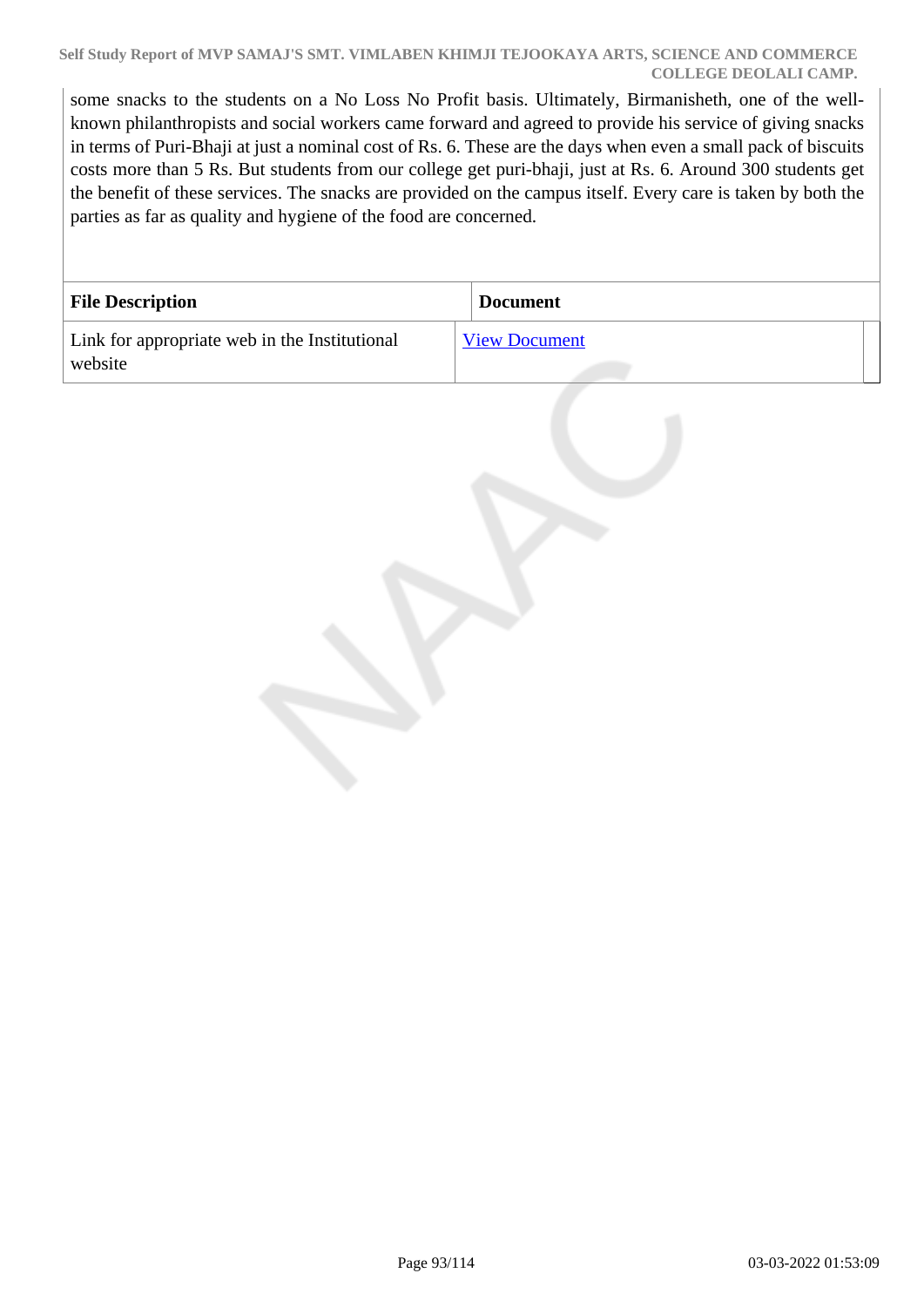some snacks to the students on a No Loss No Profit basis. Ultimately, Birmanisheth, one of the well-known philanthropists and social workers came forward and agreed to provide his service of giving snacks in terms of Puri-Bhaji at just a nominal cost of Rs. 6. These are the days when even a small pack of biscuits costs more than 5 Rs. But students from our college get puri-bhaji, just at Rs. 6. Around 300 students get the benefit of these services. The snacks are provided on the campus itself. Every care is taken by both the parties as far as quality and hygiene of the food are concerned.

| File Description | Document |
| --- | --- |
| Link for appropriate web in the Institutional website | View Document |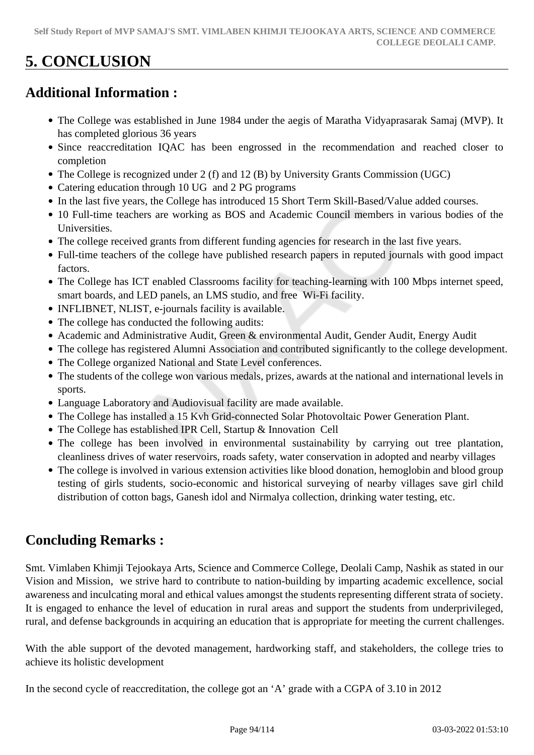# 5. CONCLUSION

## Additional Information :

- The College was established in June 1984 under the aegis of Maratha Vidyaprasarak Samaj (MVP). It has completed glorious 36 years
- Since reaccreditation IQAC has been engrossed in the recommendation and reached closer to completion
- The College is recognized under 2 (f) and 12 (B) by University Grants Commission (UGC)
- Catering education through 10 UG and 2 PG programs
- In the last five years, the College has introduced 15 Short Term Skill-Based/Value added courses.
- 10 Full-time teachers are working as BOS and Academic Council members in various bodies of the Universities.
- The college received grants from different funding agencies for research in the last five years.
- Full-time teachers of the college have published research papers in reputed journals with good impact factors.
- The College has ICT enabled Classrooms facility for teaching-learning with 100 Mbps internet speed, smart boards, and LED panels, an LMS studio, and free Wi-Fi facility.
- INFLIBNET, NLIST, e-journals facility is available.
- The college has conducted the following audits:
- Academic and Administrative Audit, Green & environmental Audit, Gender Audit, Energy Audit
- The college has registered Alumni Association and contributed significantly to the college development.
- The College organized National and State Level conferences.
- The students of the college won various medals, prizes, awards at the national and international levels in sports.
- Language Laboratory and Audiovisual facility are made available.
- The College has installed a 15 Kvh Grid-connected Solar Photovoltaic Power Generation Plant.
- The College has established IPR Cell, Startup & Innovation Cell
- The college has been involved in environmental sustainability by carrying out tree plantation, cleanliness drives of water reservoirs, roads safety, water conservation in adopted and nearby villages
- The college is involved in various extension activities like blood donation, hemoglobin and blood group testing of girls students, socio-economic and historical surveying of nearby villages save girl child distribution of cotton bags, Ganesh idol and Nirmalya collection, drinking water testing, etc.

## Concluding Remarks :

Smt. Vimlaben Khimji Tejookaya Arts, Science and Commerce College, Deolali Camp, Nashik as stated in our Vision and Mission, we strive hard to contribute to nation-building by imparting academic excellence, social awareness and inculcating moral and ethical values amongst the students representing different strata of society. It is engaged to enhance the level of education in rural areas and support the students from underprivileged, rural, and defense backgrounds in acquiring an education that is appropriate for meeting the current challenges.

With the able support of the devoted management, hardworking staff, and stakeholders, the college tries to achieve its holistic development

In the second cycle of reaccreditation, the college got an ‘A’ grade with a CGPA of 3.10 in 2012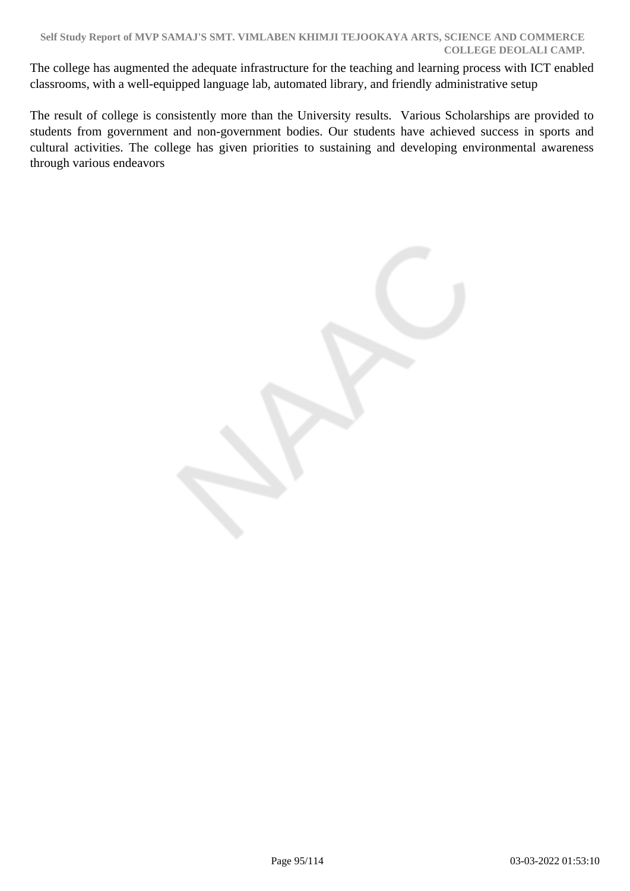The college has augmented the adequate infrastructure for the teaching and learning process with ICT enabled classrooms, with a well-equipped language lab, automated library, and friendly administrative setup

The result of college is consistently more than the University results. Various Scholarships are provided to students from government and non-government bodies. Our students have achieved success in sports and cultural activities. The college has given priorities to sustaining and developing environmental awareness through various endeavors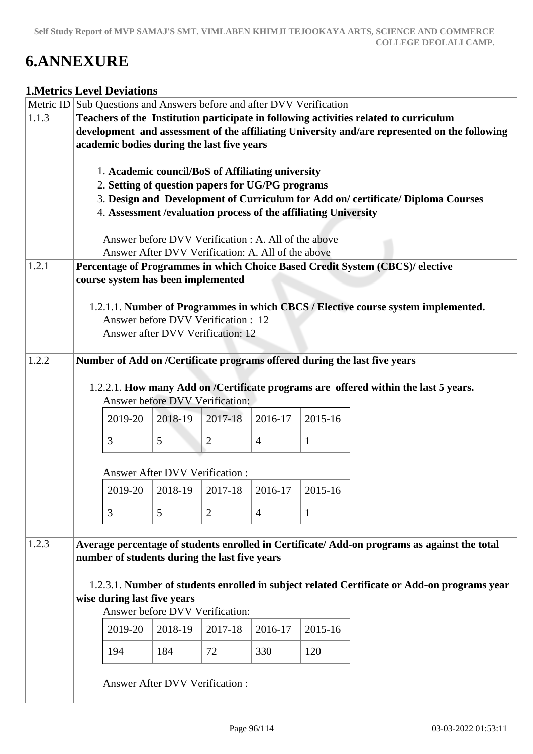# 6.ANNEXURE

## 1.Metrics Level Deviations

| Metric ID | Sub Questions and Answers before and after DVV Verification |
|---|---|
| 1.1.3 | **Teachers of the Institution participate in following activities related to curriculum development and assessment of the affiliating University and/are represented on the following academic bodies during the last five years**<br><br>1. **Academic council/BoS of Affiliating university**<br>2. **Setting of question papers for UG/PG programs**<br>3. **Design and Development of Curriculum for Add on/ certificate/ Diploma Courses**<br>4. **Assessment /evaluation process of the affiliating University**<br><br>Answer before DVV Verification : A. All of the above<br>Answer After DVV Verification: A. All of the above |
| 1.2.1 | **Percentage of Programmes in which Choice Based Credit System (CBCS)/ elective course system has been implemented**<br><br>1.2.1.1. **Number of Programmes in which CBCS / Elective course system implemented.**<br>Answer before DVV Verification : 12<br>Answer after DVV Verification: 12 |
| 1.2.2 | **Number of Add on /Certificate programs offered during the last five years**<br><br>1.2.2.1. **How many Add on /Certificate programs are offered within the last 5 years.**<br>Answer before DVV Verification:<br>2019-20: 3, 2018-19: 5, 2017-18: 2, 2016-17: 4, 2015-16: 1<br><br>Answer After DVV Verification :<br>2019-20: 3, 2018-19: 5, 2017-18: 2, 2016-17: 4, 2015-16: 1 |
| 1.2.3 | **Average percentage of students enrolled in Certificate/ Add-on programs as against the total number of students during the last five years**<br><br>1.2.3.1. **Number of students enrolled in subject related Certificate or Add-on programs year wise during last five years**<br>Answer before DVV Verification:<br>2019-20: 194, 2018-19: 184, 2017-18: 72, 2016-17: 330, 2015-16: 120<br><br>Answer After DVV Verification : |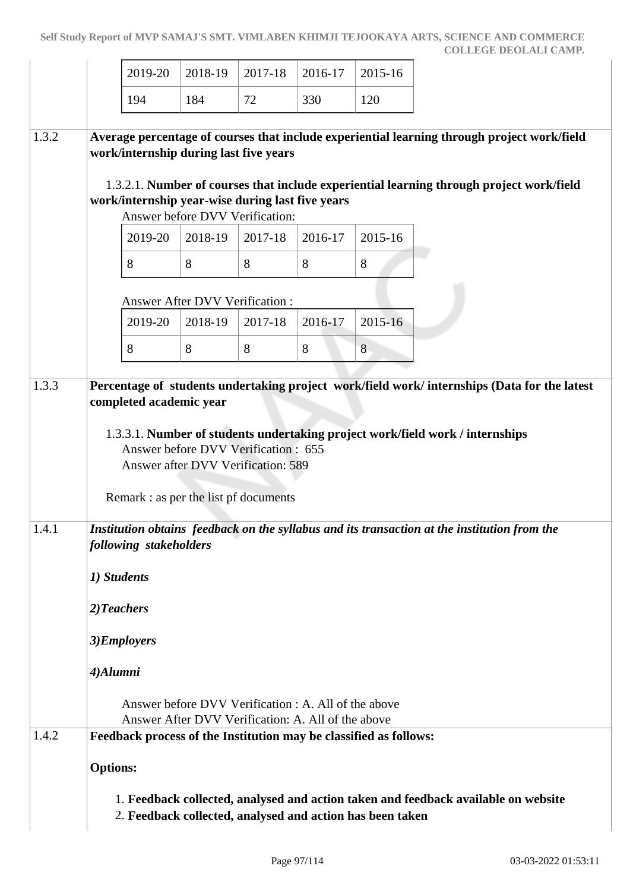| 2019-20 | 2018-19 | 2017-18 | 2016-17 | 2015-16 |
|---|---|---|---|---|
| 194 | 184 | 72 | 330 | 120 |

**1.3.2** **Average percentage of courses that include experiential learning through project work/field work/internship during last five years**

1.3.2.1. **Number of courses that include experiential learning through project work/field work/internship year-wise during last five years**

Answer before DVV Verification:

| 2019-20 | 2018-19 | 2017-18 | 2016-17 | 2015-16 |
|---|---|---|---|---|
| 8 | 8 | 8 | 8 | 8 |

Answer After DVV Verification :

| 2019-20 | 2018-19 | 2017-18 | 2016-17 | 2015-16 |
|---|---|---|---|---|
| 8 | 8 | 8 | 8 | 8 |

**1.3.3** **Percentage of students undertaking project work/field work/ internships (Data for the latest completed academic year**

1.3.3.1. **Number of students undertaking project work/field work / internships**

Answer before DVV Verification : 655
Answer after DVV Verification: 589

Remark : as per the list pf documents

**1.4.1** ***Institution obtains feedback on the syllabus and its transaction at the institution from the following stakeholders***

***1) Students***

***2)Teachers***

***3)Employers***

***4)Alumni***

Answer before DVV Verification : A. All of the above
Answer After DVV Verification: A. All of the above

**1.4.2** **Feedback process of the Institution may be classified as follows:**

**Options:**

1. **Feedback collected, analysed and action taken and feedback available on website**
2. **Feedback collected, analysed and action has been taken**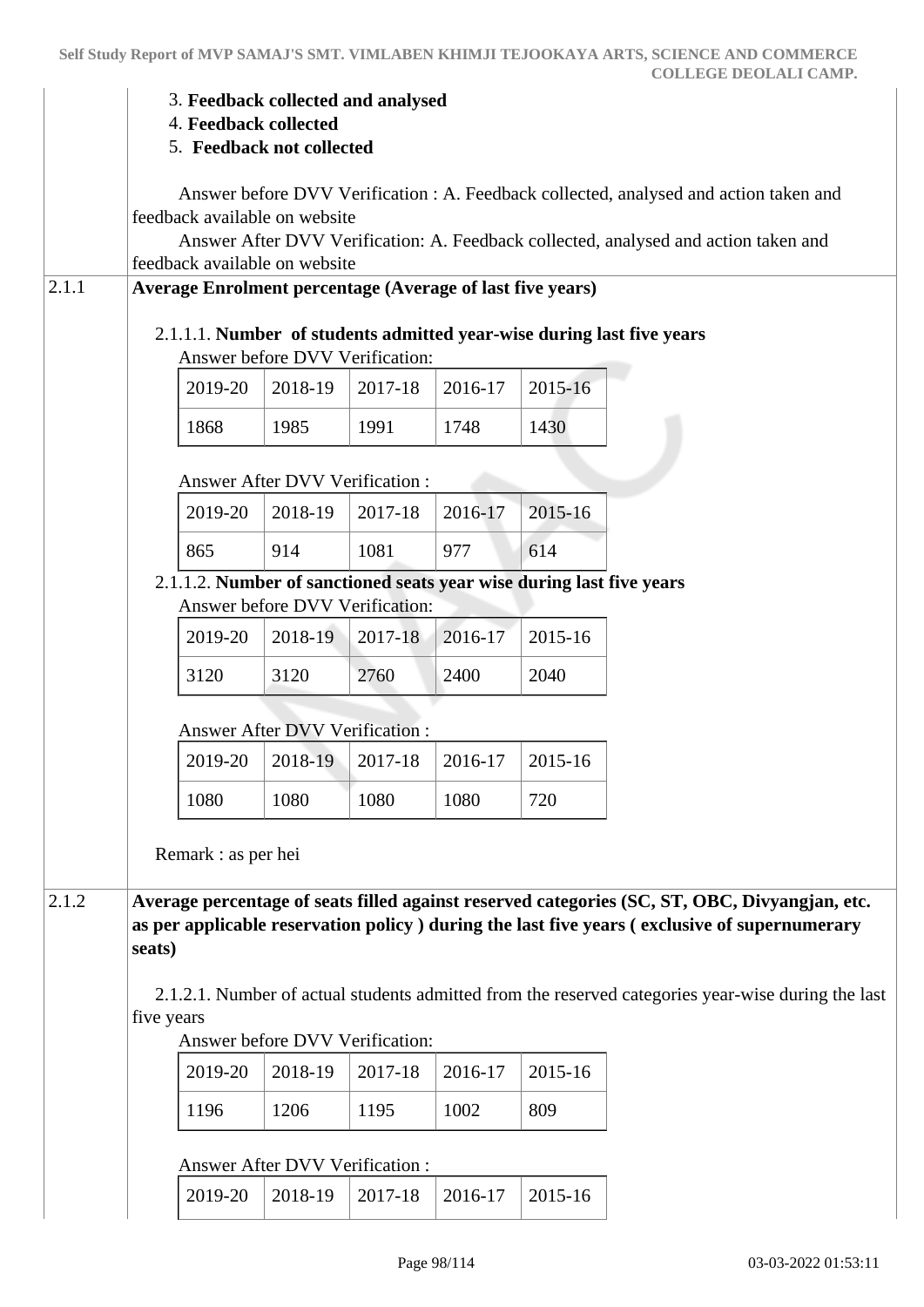3. **Feedback collected and analysed**
4. **Feedback collected**
5. **Feedback not collected**

Answer before DVV Verification : A. Feedback collected, analysed and action taken and feedback available on website
Answer After DVV Verification: A. Feedback collected, analysed and action taken and feedback available on website

**2.1.1 Average Enrolment percentage (Average of last five years)**

2.1.1.1. **Number of students admitted year-wise during last five years**

Answer before DVV Verification:

| 2019-20 | 2018-19 | 2017-18 | 2016-17 | 2015-16 |
|---|---|---|---|---|
| 1868 | 1985 | 1991 | 1748 | 1430 |

Answer After DVV Verification :

| 2019-20 | 2018-19 | 2017-18 | 2016-17 | 2015-16 |
|---|---|---|---|---|
| 865 | 914 | 1081 | 977 | 614 |

2.1.1.2. **Number of sanctioned seats year wise during last five years**

Answer before DVV Verification:

| 2019-20 | 2018-19 | 2017-18 | 2016-17 | 2015-16 |
|---|---|---|---|---|
| 3120 | 3120 | 2760 | 2400 | 2040 |

Answer After DVV Verification :

| 2019-20 | 2018-19 | 2017-18 | 2016-17 | 2015-16 |
|---|---|---|---|---|
| 1080 | 1080 | 1080 | 1080 | 720 |

Remark : as per hei

**2.1.2 Average percentage of seats filled against reserved categories (SC, ST, OBC, Divyangjan, etc. as per applicable reservation policy ) during the last five years ( exclusive of supernumerary seats)**

2.1.2.1. Number of actual students admitted from the reserved categories year-wise during the last five years

Answer before DVV Verification:

| 2019-20 | 2018-19 | 2017-18 | 2016-17 | 2015-16 |
|---|---|---|---|---|
| 1196 | 1206 | 1195 | 1002 | 809 |

Answer After DVV Verification :

| 2019-20 | 2018-19 | 2017-18 | 2016-17 | 2015-16 |
|---|---|---|---|---|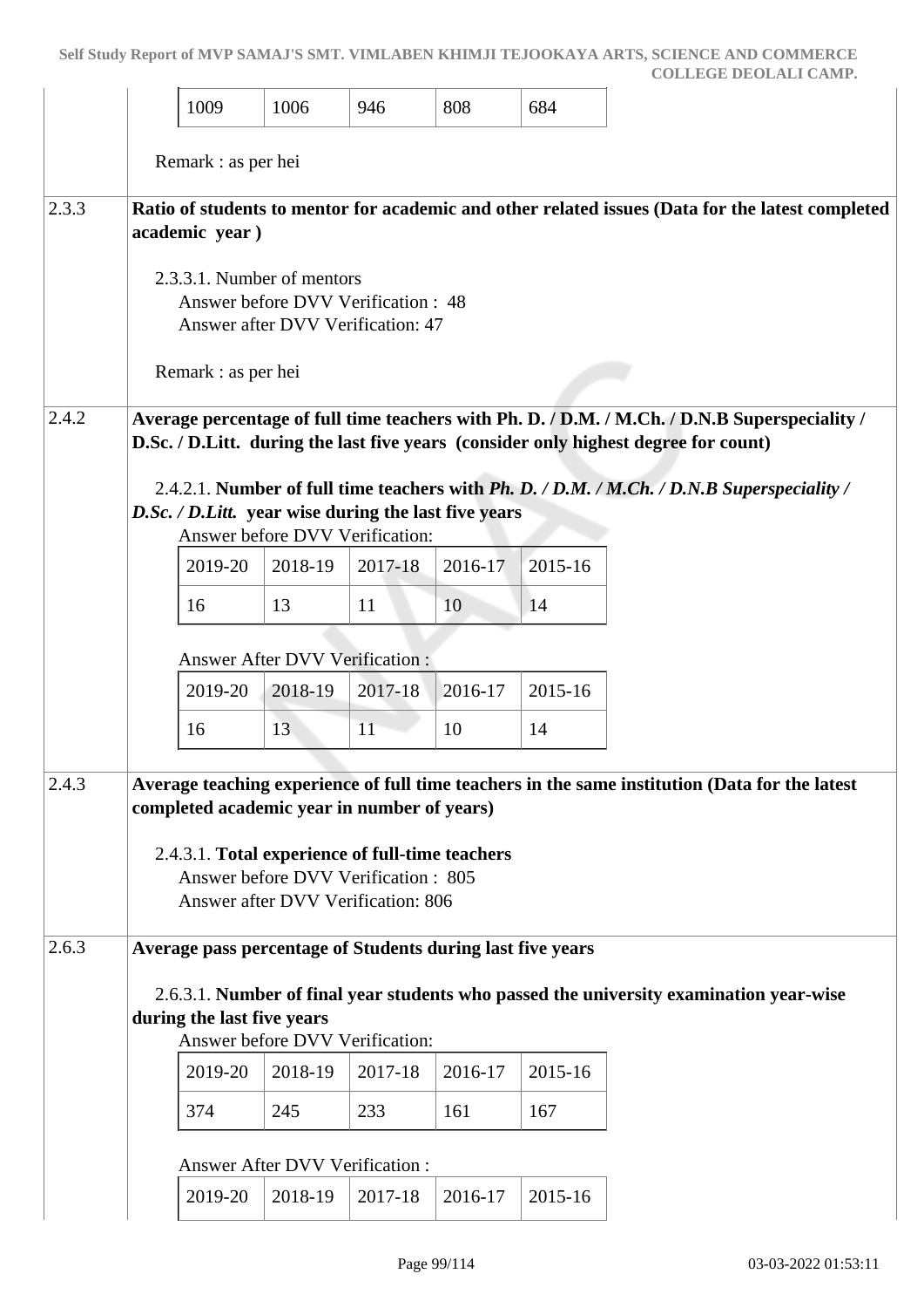| 1009 | 1006 | 946 | 808 | 684 |
|---|---|---|---|---|

Remark : as per hei

**2.3.3** **Ratio of students to mentor for academic and other related issues (Data for the latest completed academic year )**

2.3.3.1. Number of mentors
Answer before DVV Verification : 48
Answer after DVV Verification: 47

Remark : as per hei

**2.4.2** **Average percentage of full time teachers with Ph. D. / D.M. / M.Ch. / D.N.B Superspeciality / D.Sc. / D.Litt. during the last five years (consider only highest degree for count)**

2.4.2.1. **Number of full time teachers with *Ph. D. / D.M. / M.Ch. / D.N.B Superspeciality / D.Sc. / D.Litt.* year wise during the last five years**

Answer before DVV Verification:

| 2019-20 | 2018-19 | 2017-18 | 2016-17 | 2015-16 |
|---|---|---|---|---|
| 16 | 13 | 11 | 10 | 14 |

Answer After DVV Verification :

| 2019-20 | 2018-19 | 2017-18 | 2016-17 | 2015-16 |
|---|---|---|---|---|
| 16 | 13 | 11 | 10 | 14 |

**2.4.3** **Average teaching experience of full time teachers in the same institution (Data for the latest completed academic year in number of years)**

2.4.3.1. **Total experience of full-time teachers**
Answer before DVV Verification : 805
Answer after DVV Verification: 806

**2.6.3** **Average pass percentage of Students during last five years**

2.6.3.1. **Number of final year students who passed the university examination year-wise during the last five years**

Answer before DVV Verification:

| 2019-20 | 2018-19 | 2017-18 | 2016-17 | 2015-16 |
|---|---|---|---|---|
| 374 | 245 | 233 | 161 | 167 |

Answer After DVV Verification :

| 2019-20 | 2018-19 | 2017-18 | 2016-17 | 2015-16 |
|---|---|---|---|---|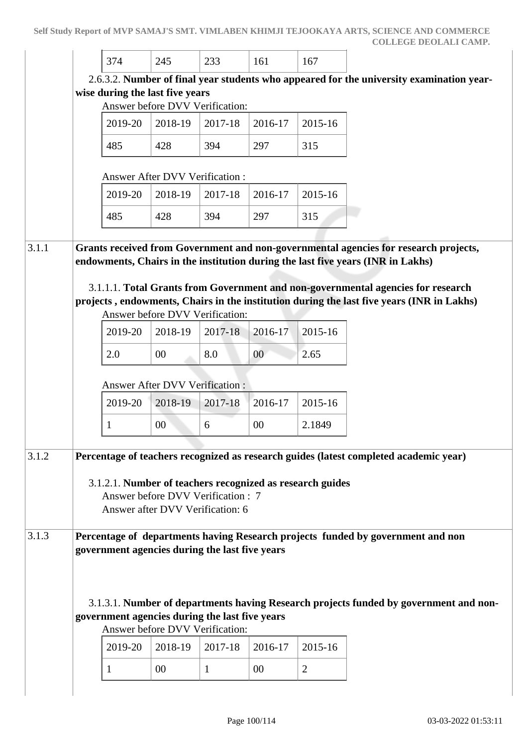| 374 | 245 | 233 | 161 | 167 |
|---|---|---|---|---|

2.6.3.2. **Number of final year students who appeared for the university examination year-wise during the last five years**

Answer before DVV Verification:

| 2019-20 | 2018-19 | 2017-18 | 2016-17 | 2015-16 |
|---|---|---|---|---|
| 485 | 428 | 394 | 297 | 315 |

Answer After DVV Verification :

| 2019-20 | 2018-19 | 2017-18 | 2016-17 | 2015-16 |
|---|---|---|---|---|
| 485 | 428 | 394 | 297 | 315 |

**3.1.1 Grants received from Government and non-governmental agencies for research projects, endowments, Chairs in the institution during the last five years (INR in Lakhs)**

3.1.1.1. **Total Grants from Government and non-governmental agencies for research projects , endowments, Chairs in the institution during the last five years (INR in Lakhs)**

Answer before DVV Verification:

| 2019-20 | 2018-19 | 2017-18 | 2016-17 | 2015-16 |
|---|---|---|---|---|
| 2.0 | 00 | 8.0 | 00 | 2.65 |

Answer After DVV Verification :

| 2019-20 | 2018-19 | 2017-18 | 2016-17 | 2015-16 |
|---|---|---|---|---|
| 1 | 00 | 6 | 00 | 2.1849 |

**3.1.2 Percentage of teachers recognized as research guides (latest completed academic year)**

3.1.2.1. **Number of teachers recognized as research guides**

Answer before DVV Verification : 7

Answer after DVV Verification: 6

**3.1.3 Percentage of departments having Research projects funded by government and non government agencies during the last five years**

3.1.3.1. **Number of departments having Research projects funded by government and non-government agencies during the last five years**

Answer before DVV Verification:

| 2019-20 | 2018-19 | 2017-18 | 2016-17 | 2015-16 |
|---|---|---|---|---|
| 1 | 00 | 1 | 00 | 2 |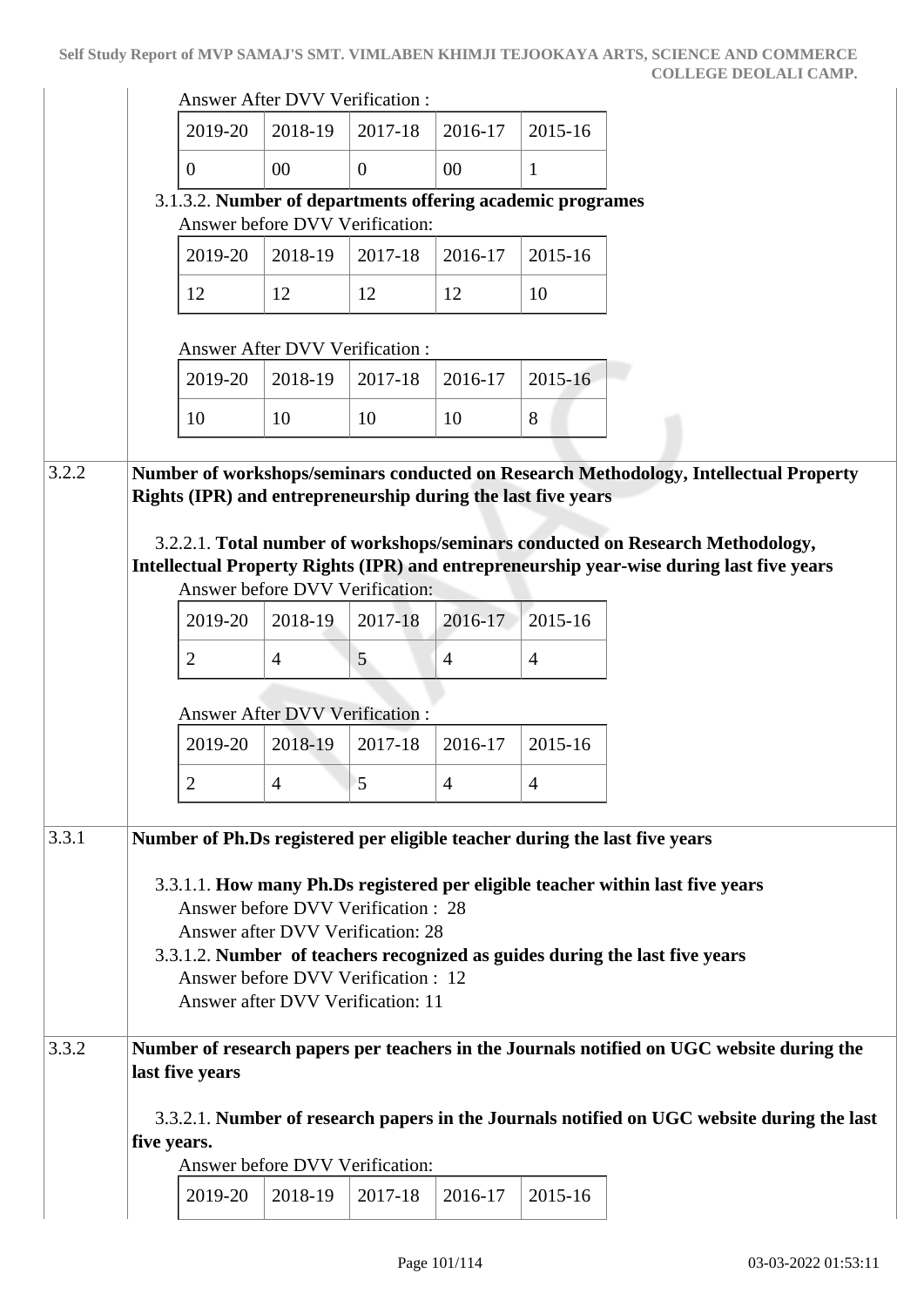Answer After DVV Verification :

| 2019-20 | 2018-19 | 2017-18 | 2016-17 | 2015-16 |
|---|---|---|---|---|
| 0 | 00 | 0 | 00 | 1 |

3.1.3.2. **Number of departments offering academic programes**

Answer before DVV Verification:

| 2019-20 | 2018-19 | 2017-18 | 2016-17 | 2015-16 |
|---|---|---|---|---|
| 12 | 12 | 12 | 12 | 10 |

Answer After DVV Verification :

| 2019-20 | 2018-19 | 2017-18 | 2016-17 | 2015-16 |
|---|---|---|---|---|
| 10 | 10 | 10 | 10 | 8 |

**3.2.2 Number of workshops/seminars conducted on Research Methodology, Intellectual Property Rights (IPR) and entrepreneurship during the last five years**

3.2.2.1. **Total number of workshops/seminars conducted on Research Methodology, Intellectual Property Rights (IPR) and entrepreneurship year-wise during last five years**

Answer before DVV Verification:

| 2019-20 | 2018-19 | 2017-18 | 2016-17 | 2015-16 |
|---|---|---|---|---|
| 2 | 4 | 5 | 4 | 4 |

Answer After DVV Verification :

| 2019-20 | 2018-19 | 2017-18 | 2016-17 | 2015-16 |
|---|---|---|---|---|
| 2 | 4 | 5 | 4 | 4 |

**3.3.1 Number of Ph.Ds registered per eligible teacher during the last five years**

3.3.1.1. **How many Ph.Ds registered per eligible teacher within last five years**

Answer before DVV Verification : 28

Answer after DVV Verification: 28

3.3.1.2. **Number of teachers recognized as guides during the last five years**

Answer before DVV Verification : 12

Answer after DVV Verification: 11

**3.3.2 Number of research papers per teachers in the Journals notified on UGC website during the last five years**

3.3.2.1. **Number of research papers in the Journals notified on UGC website during the last five years.**

Answer before DVV Verification:

| 2019-20 | 2018-19 | 2017-18 | 2016-17 | 2015-16 |
|---|---|---|---|---|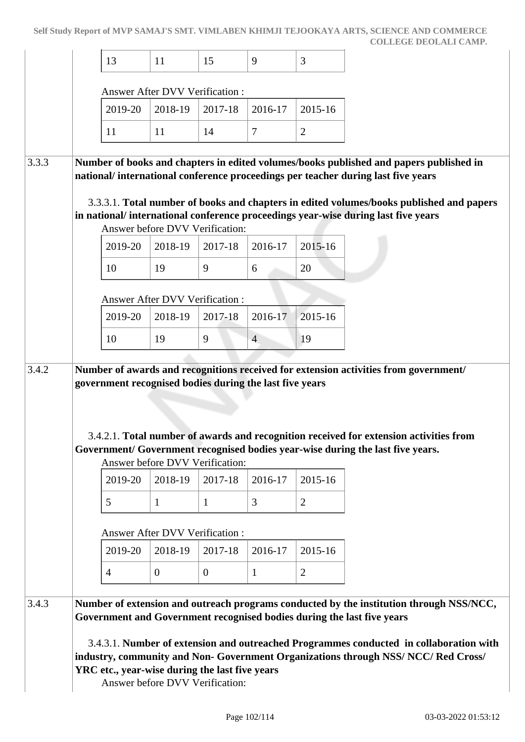| 13 | 11 | 15 | 9 | 3 |
|---|---|---|---|---|

Answer After DVV Verification :

| 2019-20 | 2018-19 | 2017-18 | 2016-17 | 2015-16 |
|---|---|---|---|---|
| 11 | 11 | 14 | 7 | 2 |

**3.3.3** **Number of books and chapters in edited volumes/books published and papers published in national/ international conference proceedings per teacher during last five years**

3.3.3.1. **Total number of books and chapters in edited volumes/books published and papers in national/ international conference proceedings year-wise during last five years**

Answer before DVV Verification:

| 2019-20 | 2018-19 | 2017-18 | 2016-17 | 2015-16 |
|---|---|---|---|---|
| 10 | 19 | 9 | 6 | 20 |

Answer After DVV Verification :

| 2019-20 | 2018-19 | 2017-18 | 2016-17 | 2015-16 |
|---|---|---|---|---|
| 10 | 19 | 9 | 4 | 19 |

**3.4.2** **Number of awards and recognitions received for extension activities from government/ government recognised bodies during the last five years**

3.4.2.1. **Total number of awards and recognition received for extension activities from Government/ Government recognised bodies year-wise during the last five years.**

Answer before DVV Verification:

| 2019-20 | 2018-19 | 2017-18 | 2016-17 | 2015-16 |
|---|---|---|---|---|
| 5 | 1 | 1 | 3 | 2 |

Answer After DVV Verification :

| 2019-20 | 2018-19 | 2017-18 | 2016-17 | 2015-16 |
|---|---|---|---|---|
| 4 | 0 | 0 | 1 | 2 |

**3.4.3** **Number of extension and outreach programs conducted by the institution through NSS/NCC, Government and Government recognised bodies during the last five years**

3.4.3.1. **Number of extension and outreached Programmes conducted in collaboration with industry, community and Non- Government Organizations through NSS/ NCC/ Red Cross/ YRC etc., year-wise during the last five years**

Answer before DVV Verification: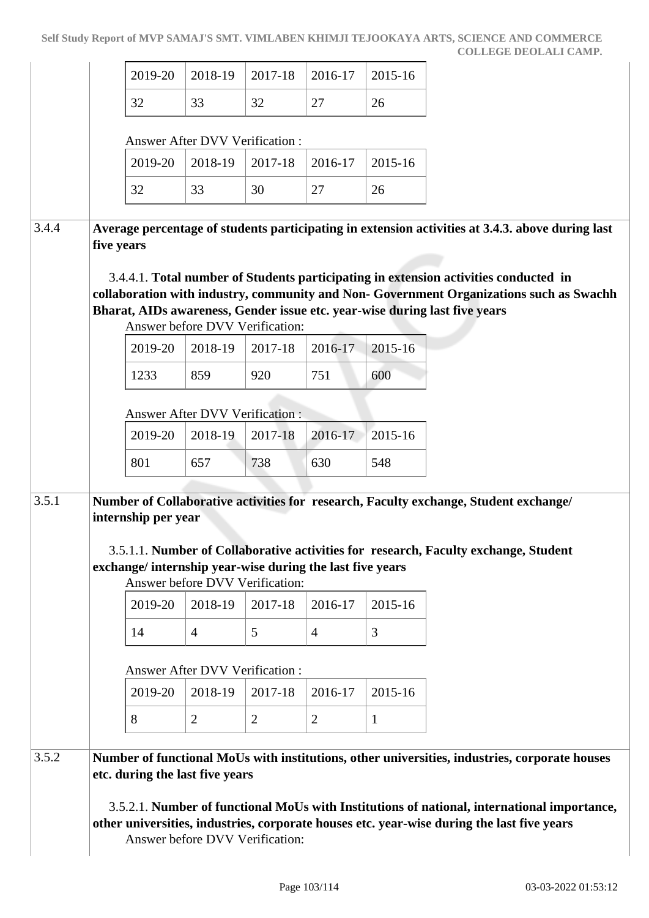| 2019-20 | 2018-19 | 2017-18 | 2016-17 | 2015-16 |
|---|---|---|---|---|
| 32 | 33 | 32 | 27 | 26 |

Answer After DVV Verification :

| 2019-20 | 2018-19 | 2017-18 | 2016-17 | 2015-16 |
|---|---|---|---|---|
| 32 | 33 | 30 | 27 | 26 |

**3.4.4 Average percentage of students participating in extension activities at 3.4.3. above during last five years**

3.4.4.1. **Total number of Students participating in extension activities conducted in collaboration with industry, community and Non- Government Organizations such as Swachh Bharat, AIDs awareness, Gender issue etc. year-wise during last five years**

Answer before DVV Verification:

| 2019-20 | 2018-19 | 2017-18 | 2016-17 | 2015-16 |
|---|---|---|---|---|
| 1233 | 859 | 920 | 751 | 600 |

Answer After DVV Verification :

| 2019-20 | 2018-19 | 2017-18 | 2016-17 | 2015-16 |
|---|---|---|---|---|
| 801 | 657 | 738 | 630 | 548 |

**3.5.1 Number of Collaborative activities for research, Faculty exchange, Student exchange/ internship per year**

3.5.1.1. **Number of Collaborative activities for research, Faculty exchange, Student exchange/ internship year-wise during the last five years**

Answer before DVV Verification:

| 2019-20 | 2018-19 | 2017-18 | 2016-17 | 2015-16 |
|---|---|---|---|---|
| 14 | 4 | 5 | 4 | 3 |

Answer After DVV Verification :

| 2019-20 | 2018-19 | 2017-18 | 2016-17 | 2015-16 |
|---|---|---|---|---|
| 8 | 2 | 2 | 2 | 1 |

**3.5.2 Number of functional MoUs with institutions, other universities, industries, corporate houses etc. during the last five years**

3.5.2.1. **Number of functional MoUs with Institutions of national, international importance, other universities, industries, corporate houses etc. year-wise during the last five years**

Answer before DVV Verification: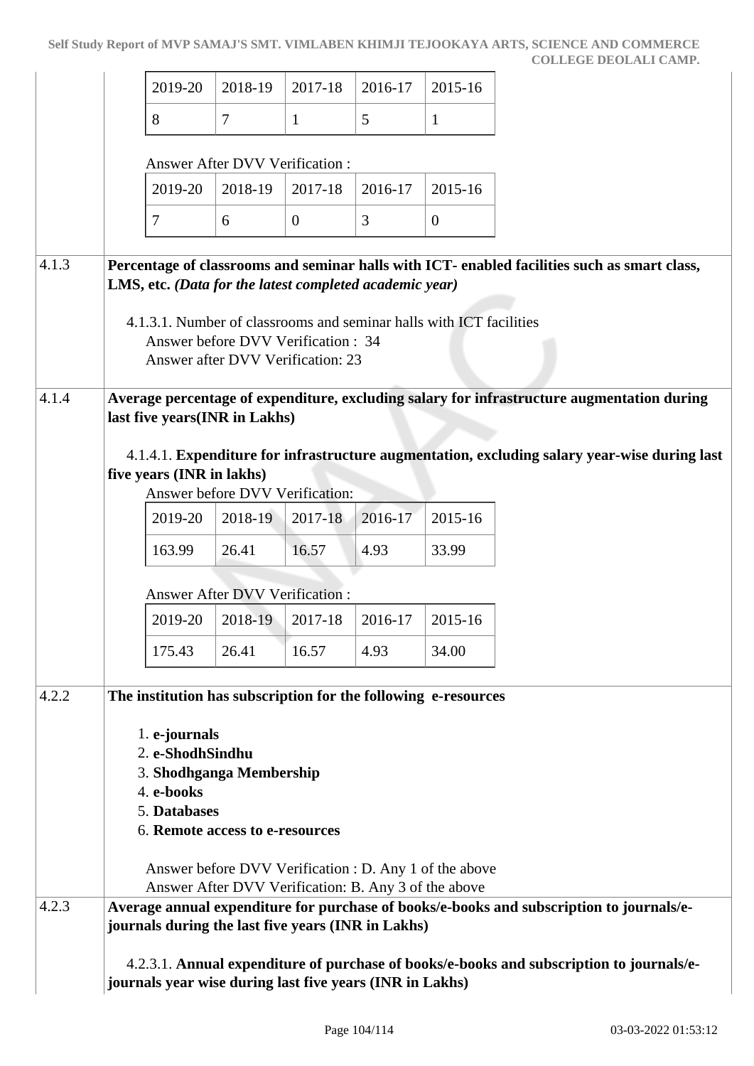| 2019-20 | 2018-19 | 2017-18 | 2016-17 | 2015-16 |
|---|---|---|---|---|
| 8 | 7 | 1 | 5 | 1 |

Answer After DVV Verification :

| 2019-20 | 2018-19 | 2017-18 | 2016-17 | 2015-16 |
|---|---|---|---|---|
| 7 | 6 | 0 | 3 | 0 |

**4.1.3** **Percentage of classrooms and seminar halls with ICT- enabled facilities such as smart class, LMS, etc.** ***(Data for the latest completed academic year)***

4.1.3.1. Number of classrooms and seminar halls with ICT facilities
Answer before DVV Verification : 34
Answer after DVV Verification: 23

**4.1.4** **Average percentage of expenditure, excluding salary for infrastructure augmentation during last five years(INR in Lakhs)**

4.1.4.1. **Expenditure for infrastructure augmentation, excluding salary year-wise during last five years (INR in lakhs)**

Answer before DVV Verification:

| 2019-20 | 2018-19 | 2017-18 | 2016-17 | 2015-16 |
|---|---|---|---|---|
| 163.99 | 26.41 | 16.57 | 4.93 | 33.99 |

Answer After DVV Verification :

| 2019-20 | 2018-19 | 2017-18 | 2016-17 | 2015-16 |
|---|---|---|---|---|
| 175.43 | 26.41 | 16.57 | 4.93 | 34.00 |

**4.2.2** **The institution has subscription for the following e-resources**

1. **e-journals**
2. **e-ShodhSindhu**
3. **Shodhganga Membership**
4. **e-books**
5. **Databases**
6. **Remote access to e-resources**

Answer before DVV Verification : D. Any 1 of the above
Answer After DVV Verification: B. Any 3 of the above

**4.2.3** **Average annual expenditure for purchase of books/e-books and subscription to journals/e-journals during the last five years (INR in Lakhs)**

4.2.3.1. **Annual expenditure of purchase of books/e-books and subscription to journals/e-journals year wise during last five years (INR in Lakhs)**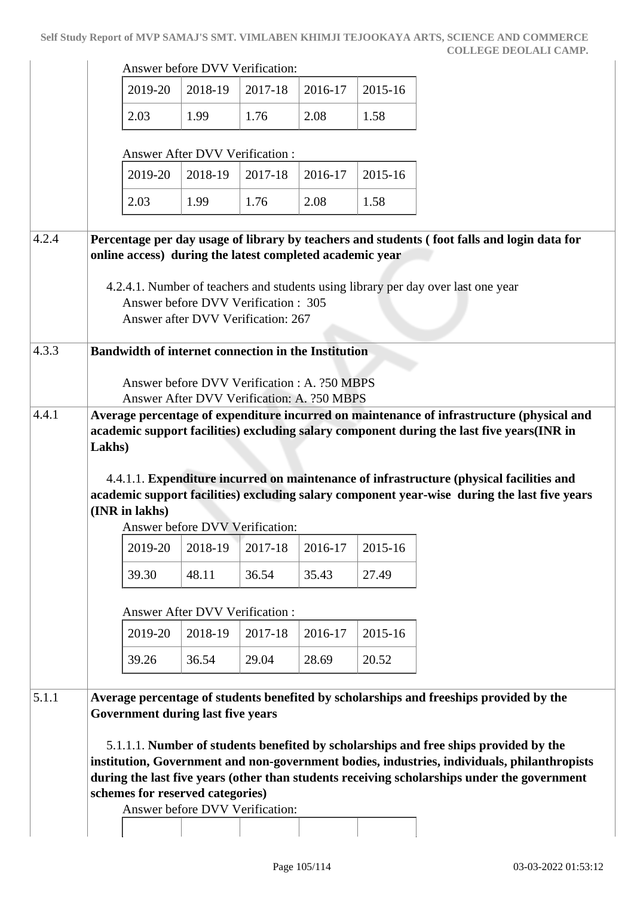Answer before DVV Verification:

| 2019-20 | 2018-19 | 2017-18 | 2016-17 | 2015-16 |
|---|---|---|---|---|
| 2.03 | 1.99 | 1.76 | 2.08 | 1.58 |

Answer After DVV Verification :

| 2019-20 | 2018-19 | 2017-18 | 2016-17 | 2015-16 |
|---|---|---|---|---|
| 2.03 | 1.99 | 1.76 | 2.08 | 1.58 |

**4.2.4 Percentage per day usage of library by teachers and students ( foot falls and login data for online access) during the latest completed academic year**

4.2.4.1. Number of teachers and students using library per day over last one year

Answer before DVV Verification : 305

Answer after DVV Verification: 267

**4.3.3 Bandwidth of internet connection in the Institution**

Answer before DVV Verification : A. ?50 MBPS

Answer After DVV Verification: A. ?50 MBPS

**4.4.1 Average percentage of expenditure incurred on maintenance of infrastructure (physical and academic support facilities) excluding salary component during the last five years(INR in Lakhs)**

4.4.1.1. **Expenditure incurred on maintenance of infrastructure (physical facilities and academic support facilities) excluding salary component year-wise during the last five years (INR in lakhs)**

Answer before DVV Verification:

| 2019-20 | 2018-19 | 2017-18 | 2016-17 | 2015-16 |
|---|---|---|---|---|
| 39.30 | 48.11 | 36.54 | 35.43 | 27.49 |

Answer After DVV Verification :

| 2019-20 | 2018-19 | 2017-18 | 2016-17 | 2015-16 |
|---|---|---|---|---|
| 39.26 | 36.54 | 29.04 | 28.69 | 20.52 |

**5.1.1 Average percentage of students benefited by scholarships and freeships provided by the Government during last five years**

5.1.1.1. **Number of students benefited by scholarships and free ships provided by the institution, Government and non-government bodies, industries, individuals, philanthropists during the last five years (other than students receiving scholarships under the government schemes for reserved categories)**

Answer before DVV Verification: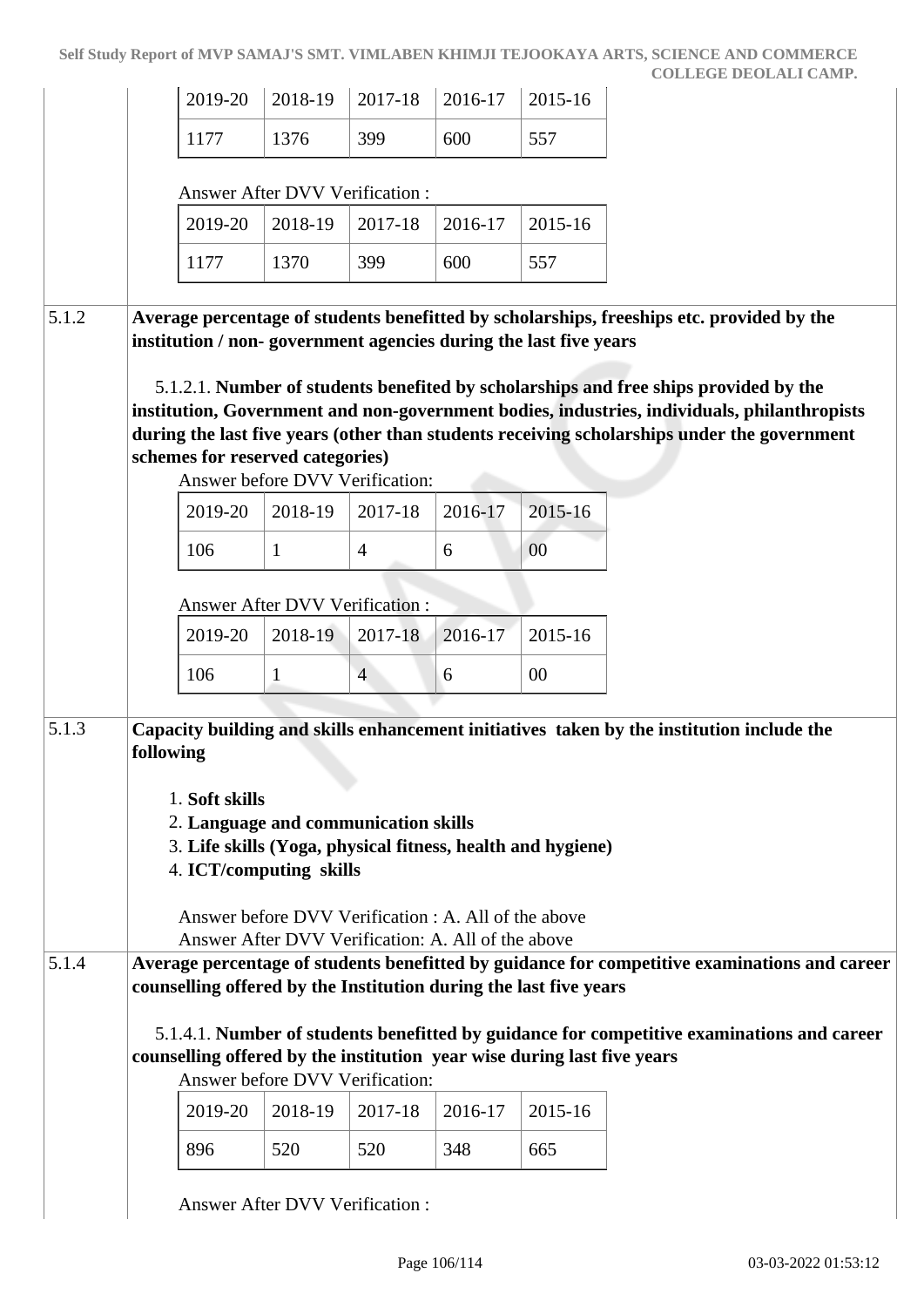| 2019-20 | 2018-19 | 2017-18 | 2016-17 | 2015-16 |
|---|---|---|---|---|
| 1177 | 1376 | 399 | 600 | 557 |

Answer After DVV Verification :

| 2019-20 | 2018-19 | 2017-18 | 2016-17 | 2015-16 |
|---|---|---|---|---|
| 1177 | 1370 | 399 | 600 | 557 |

5.1.2 **Average percentage of students benefitted by scholarships, freeships etc. provided by the institution / non- government agencies during the last five years**

5.1.2.1. **Number of students benefited by scholarships and free ships provided by the institution, Government and non-government bodies, industries, individuals, philanthropists during the last five years (other than students receiving scholarships under the government schemes for reserved categories)**

Answer before DVV Verification:

| 2019-20 | 2018-19 | 2017-18 | 2016-17 | 2015-16 |
|---|---|---|---|---|
| 106 | 1 | 4 | 6 | 00 |

Answer After DVV Verification :

| 2019-20 | 2018-19 | 2017-18 | 2016-17 | 2015-16 |
|---|---|---|---|---|
| 106 | 1 | 4 | 6 | 00 |

5.1.3 **Capacity building and skills enhancement initiatives taken by the institution include the following**

1. **Soft skills**
2. **Language and communication skills**
3. **Life skills (Yoga, physical fitness, health and hygiene)**
4. **ICT/computing skills**

Answer before DVV Verification : A. All of the above
Answer After DVV Verification: A. All of the above

5.1.4 **Average percentage of students benefitted by guidance for competitive examinations and career counselling offered by the Institution during the last five years**

5.1.4.1. **Number of students benefitted by guidance for competitive examinations and career counselling offered by the institution year wise during last five years**

Answer before DVV Verification:

| 2019-20 | 2018-19 | 2017-18 | 2016-17 | 2015-16 |
|---|---|---|---|---|
| 896 | 520 | 520 | 348 | 665 |

Answer After DVV Verification :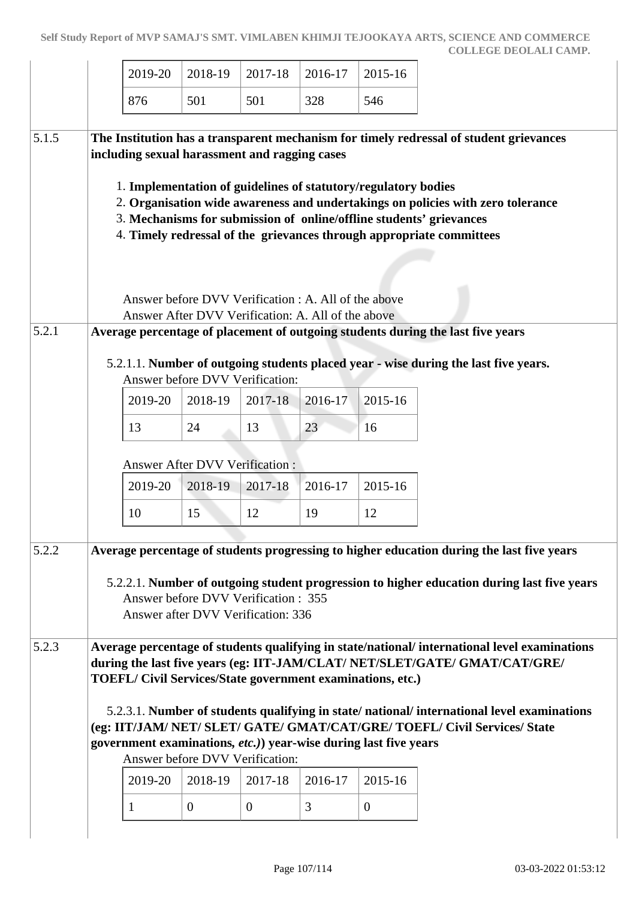| 2019-20 | 2018-19 | 2017-18 | 2016-17 | 2015-16 |
|---|---|---|---|---|
| 876 | 501 | 501 | 328 | 546 |

**5.1.5** **The Institution has a transparent mechanism for timely redressal of student grievances including sexual harassment and ragging cases**

1. **Implementation of guidelines of statutory/regulatory bodies**
2. **Organisation wide awareness and undertakings on policies with zero tolerance**
3. **Mechanisms for submission of online/offline students' grievances**
4. **Timely redressal of the grievances through appropriate committees**

Answer before DVV Verification : A. All of the above
Answer After DVV Verification: A. All of the above

**5.2.1** **Average percentage of placement of outgoing students during the last five years**

5.2.1.1. **Number of outgoing students placed year - wise during the last five years.**

Answer before DVV Verification:

| 2019-20 | 2018-19 | 2017-18 | 2016-17 | 2015-16 |
|---|---|---|---|---|
| 13 | 24 | 13 | 23 | 16 |

Answer After DVV Verification :

| 2019-20 | 2018-19 | 2017-18 | 2016-17 | 2015-16 |
|---|---|---|---|---|
| 10 | 15 | 12 | 19 | 12 |

**5.2.2** **Average percentage of students progressing to higher education during the last five years**

5.2.2.1. **Number of outgoing student progression to higher education during last five years**

Answer before DVV Verification : 355
Answer after DVV Verification: 336

**5.2.3** **Average percentage of students qualifying in state/national/ international level examinations during the last five years (eg: IIT-JAM/CLAT/ NET/SLET/GATE/ GMAT/CAT/GRE/ TOEFL/ Civil Services/State government examinations, etc.)**

5.2.3.1. **Number of students qualifying in state/ national/ international level examinations (eg: IIT/JAM/ NET/ SLET/ GATE/ GMAT/CAT/GRE/ TOEFL/ Civil Services/ State government examinations, *etc.*)) year-wise during last five years**

Answer before DVV Verification:

| 2019-20 | 2018-19 | 2017-18 | 2016-17 | 2015-16 |
|---|---|---|---|---|
| 1 | 0 | 0 | 3 | 0 |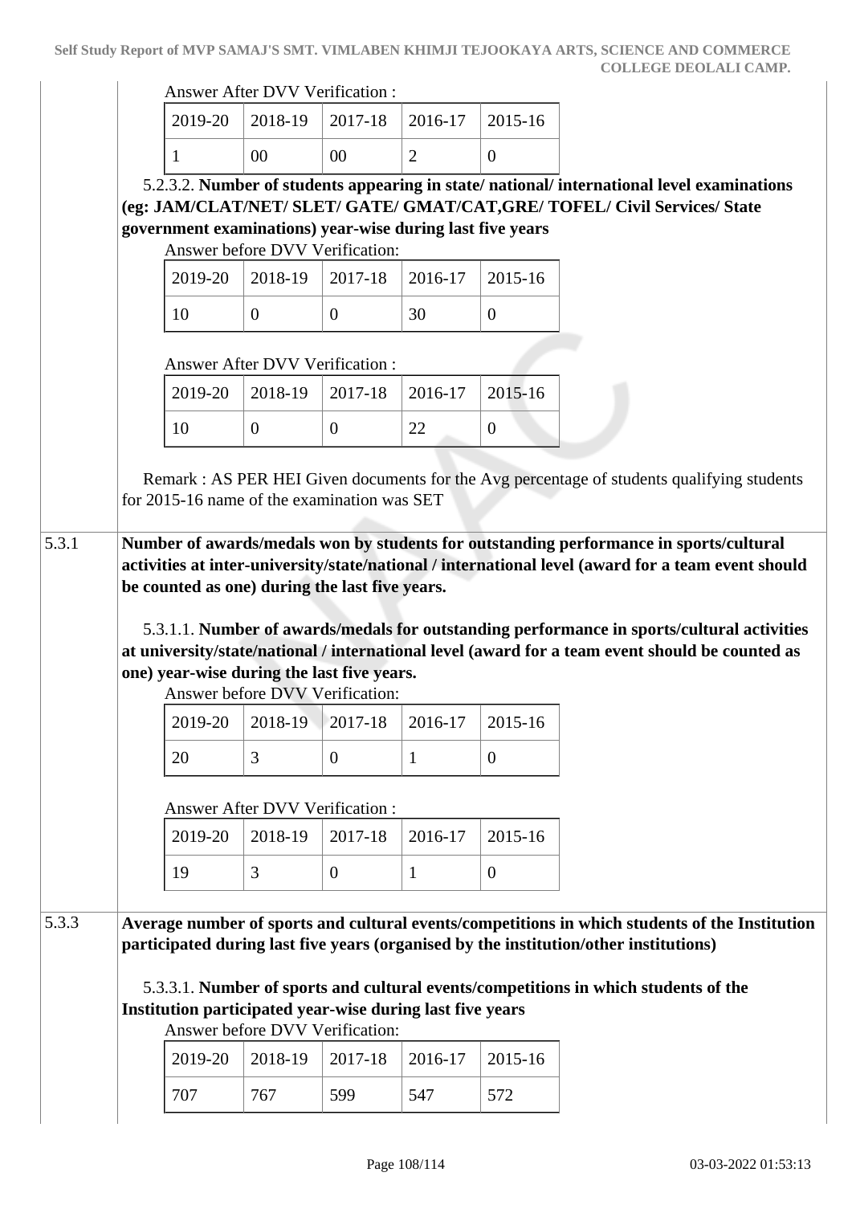Answer After DVV Verification :

| 2019-20 | 2018-19 | 2017-18 | 2016-17 | 2015-16 |
|---|---|---|---|---|
| 1 | 00 | 00 | 2 | 0 |

5.2.3.2. **Number of students appearing in state/ national/ international level examinations (eg: JAM/CLAT/NET/ SLET/ GATE/ GMAT/CAT,GRE/ TOFEL/ Civil Services/ State government examinations) year-wise during last five years**

Answer before DVV Verification:

| 2019-20 | 2018-19 | 2017-18 | 2016-17 | 2015-16 |
|---|---|---|---|---|
| 10 | 0 | 0 | 30 | 0 |

Answer After DVV Verification :

| 2019-20 | 2018-19 | 2017-18 | 2016-17 | 2015-16 |
|---|---|---|---|---|
| 10 | 0 | 0 | 22 | 0 |

Remark : AS PER HEI Given documents for the Avg percentage of students qualifying students for 2015-16 name of the examination was SET

**5.3.1 Number of awards/medals won by students for outstanding performance in sports/cultural activities at inter-university/state/national / international level (award for a team event should be counted as one) during the last five years.**

5.3.1.1. **Number of awards/medals for outstanding performance in sports/cultural activities at university/state/national / international level (award for a team event should be counted as one) year-wise during the last five years.**

Answer before DVV Verification:

| 2019-20 | 2018-19 | 2017-18 | 2016-17 | 2015-16 |
|---|---|---|---|---|
| 20 | 3 | 0 | 1 | 0 |

Answer After DVV Verification :

| 2019-20 | 2018-19 | 2017-18 | 2016-17 | 2015-16 |
|---|---|---|---|---|
| 19 | 3 | 0 | 1 | 0 |

**5.3.3 Average number of sports and cultural events/competitions in which students of the Institution participated during last five years (organised by the institution/other institutions)**

5.3.3.1. **Number of sports and cultural events/competitions in which students of the Institution participated year-wise during last five years**

Answer before DVV Verification:

| 2019-20 | 2018-19 | 2017-18 | 2016-17 | 2015-16 |
|---|---|---|---|---|
| 707 | 767 | 599 | 547 | 572 |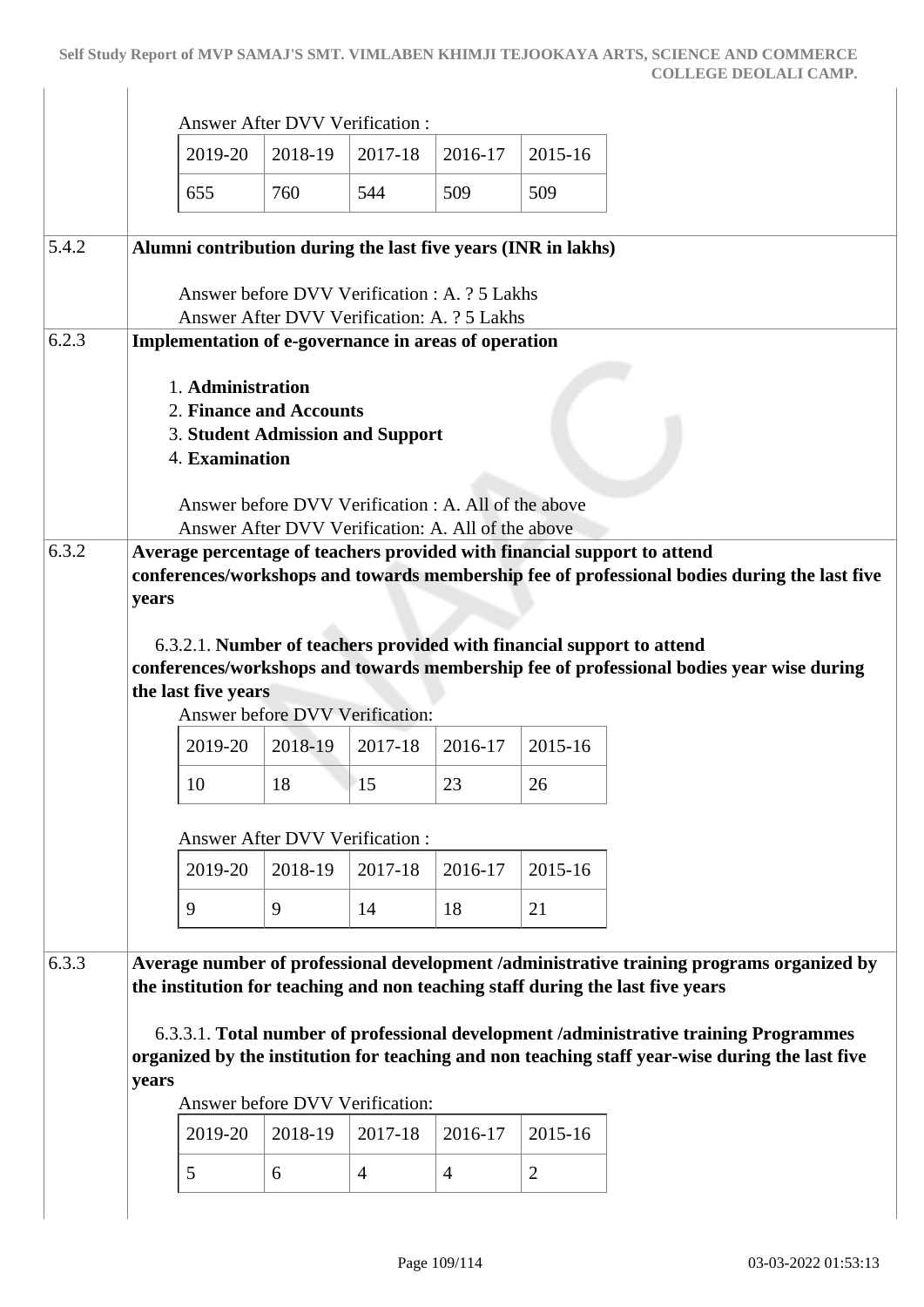Answer After DVV Verification :

| 2019-20 | 2018-19 | 2017-18 | 2016-17 | 2015-16 |
|---|---|---|---|---|
| 655 | 760 | 544 | 509 | 509 |

**5.4.2** **Alumni contribution during the last five years (INR in lakhs)**

Answer before DVV Verification : A. ? 5 Lakhs
Answer After DVV Verification: A. ? 5 Lakhs

**6.2.3** **Implementation of e-governance in areas of operation**

1. **Administration**
2. **Finance and Accounts**
3. **Student Admission and Support**
4. **Examination**

Answer before DVV Verification : A. All of the above
Answer After DVV Verification: A. All of the above

**6.3.2** **Average percentage of teachers provided with financial support to attend conferences/workshops and towards membership fee of professional bodies during the last five years**

6.3.2.1. **Number of teachers provided with financial support to attend conferences/workshops and towards membership fee of professional bodies year wise during the last five years**

Answer before DVV Verification:

| 2019-20 | 2018-19 | 2017-18 | 2016-17 | 2015-16 |
|---|---|---|---|---|
| 10 | 18 | 15 | 23 | 26 |

Answer After DVV Verification :

| 2019-20 | 2018-19 | 2017-18 | 2016-17 | 2015-16 |
|---|---|---|---|---|
| 9 | 9 | 14 | 18 | 21 |

**6.3.3** **Average number of professional development /administrative training programs organized by the institution for teaching and non teaching staff during the last five years**

6.3.3.1. **Total number of professional development /administrative training Programmes organized by the institution for teaching and non teaching staff year-wise during the last five years**

Answer before DVV Verification:

| 2019-20 | 2018-19 | 2017-18 | 2016-17 | 2015-16 |
|---|---|---|---|---|
| 5 | 6 | 4 | 4 | 2 |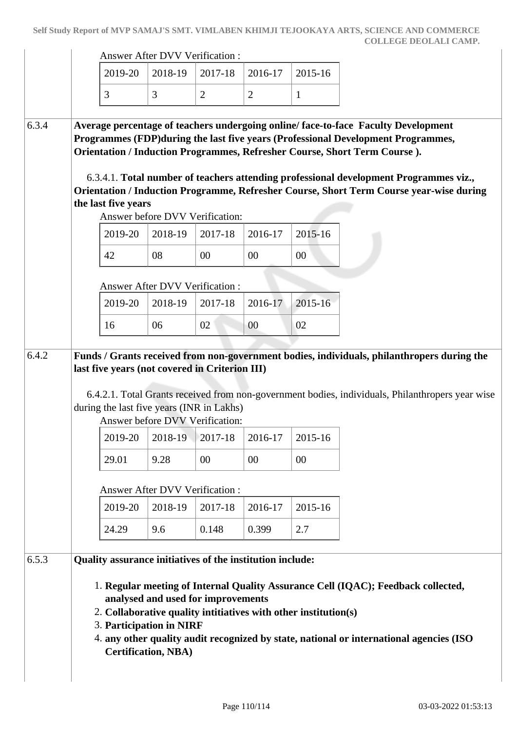Answer After DVV Verification :

| 2019-20 | 2018-19 | 2017-18 | 2016-17 | 2015-16 |
|---|---|---|---|---|
| 3 | 3 | 2 | 2 | 1 |

**6.3.4** **Average percentage of teachers undergoing online/ face-to-face Faculty Development Programmes (FDP)during the last five years (Professional Development Programmes, Orientation / Induction Programmes, Refresher Course, Short Term Course ).**

6.3.4.1. **Total number of teachers attending professional development Programmes viz., Orientation / Induction Programme, Refresher Course, Short Term Course year-wise during the last five years**

Answer before DVV Verification:

| 2019-20 | 2018-19 | 2017-18 | 2016-17 | 2015-16 |
|---|---|---|---|---|
| 42 | 08 | 00 | 00 | 00 |

Answer After DVV Verification :

| 2019-20 | 2018-19 | 2017-18 | 2016-17 | 2015-16 |
|---|---|---|---|---|
| 16 | 06 | 02 | 00 | 02 |

**6.4.2** **Funds / Grants received from non-government bodies, individuals, philanthropers during the last five years (not covered in Criterion III)**

6.4.2.1. Total Grants received from non-government bodies, individuals, Philanthropers year wise during the last five years (INR in Lakhs)

Answer before DVV Verification:

| 2019-20 | 2018-19 | 2017-18 | 2016-17 | 2015-16 |
|---|---|---|---|---|
| 29.01 | 9.28 | 00 | 00 | 00 |

Answer After DVV Verification :

| 2019-20 | 2018-19 | 2017-18 | 2016-17 | 2015-16 |
|---|---|---|---|---|
| 24.29 | 9.6 | 0.148 | 0.399 | 2.7 |

**6.5.3** **Quality assurance initiatives of the institution include:**

1. **Regular meeting of Internal Quality Assurance Cell (IQAC); Feedback collected, analysed and used for improvements**
2. **Collaborative quality intitiatives with other institution(s)**
3. **Participation in NIRF**
4. **any other quality audit recognized by state, national or international agencies (ISO Certification, NBA)**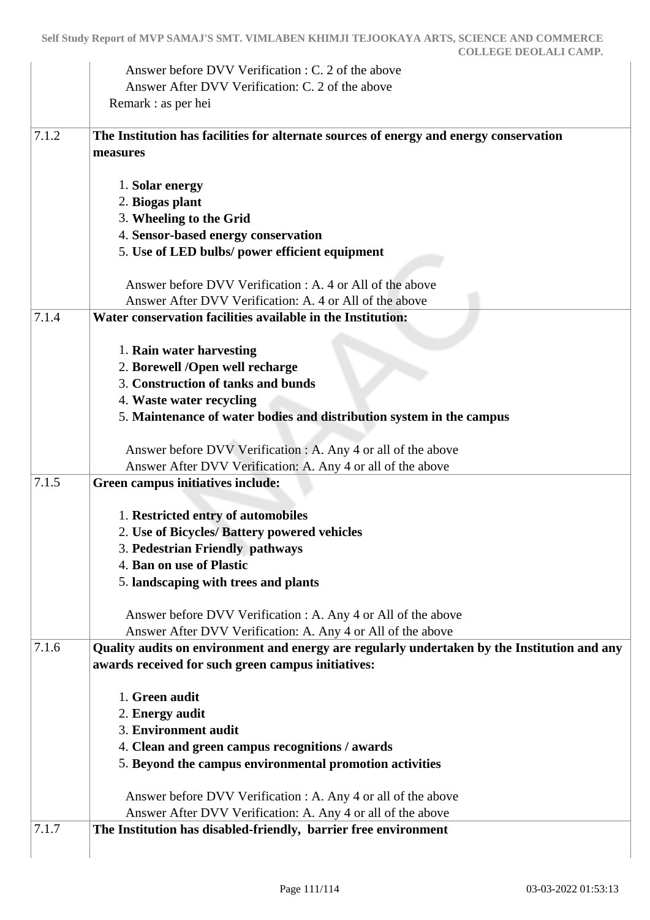| | |
|---|---|
| | Answer before DVV Verification : C. 2 of the above<br>Answer After DVV Verification: C. 2 of the above<br>Remark : as per hei |
| 7.1.2 | **The Institution has facilities for alternate sources of energy and energy conservation measures**<br><br>1. **Solar energy**<br>2. **Biogas plant**<br>3. **Wheeling to the Grid**<br>4. **Sensor-based energy conservation**<br>5. **Use of LED bulbs/ power efficient equipment**<br><br>Answer before DVV Verification : A. 4 or All of the above<br>Answer After DVV Verification: A. 4 or All of the above |
| 7.1.4 | **Water conservation facilities available in the Institution:**<br><br>1. **Rain water harvesting**<br>2. **Borewell /Open well recharge**<br>3. **Construction of tanks and bunds**<br>4. **Waste water recycling**<br>5. **Maintenance of water bodies and distribution system in the campus**<br><br>Answer before DVV Verification : A. Any 4 or all of the above<br>Answer After DVV Verification: A. Any 4 or all of the above |
| 7.1.5 | **Green campus initiatives include:**<br><br>1. **Restricted entry of automobiles**<br>2. **Use of Bicycles/ Battery powered vehicles**<br>3. **Pedestrian Friendly pathways**<br>4. **Ban on use of Plastic**<br>5. **landscaping with trees and plants**<br><br>Answer before DVV Verification : A. Any 4 or All of the above<br>Answer After DVV Verification: A. Any 4 or All of the above |
| 7.1.6 | **Quality audits on environment and energy are regularly undertaken by the Institution and any awards received for such green campus initiatives:**<br><br>1. **Green audit**<br>2. **Energy audit**<br>3. **Environment audit**<br>4. **Clean and green campus recognitions / awards**<br>5. **Beyond the campus environmental promotion activities**<br><br>Answer before DVV Verification : A. Any 4 or all of the above<br>Answer After DVV Verification: A. Any 4 or all of the above |
| 7.1.7 | **The Institution has disabled-friendly, barrier free environment** |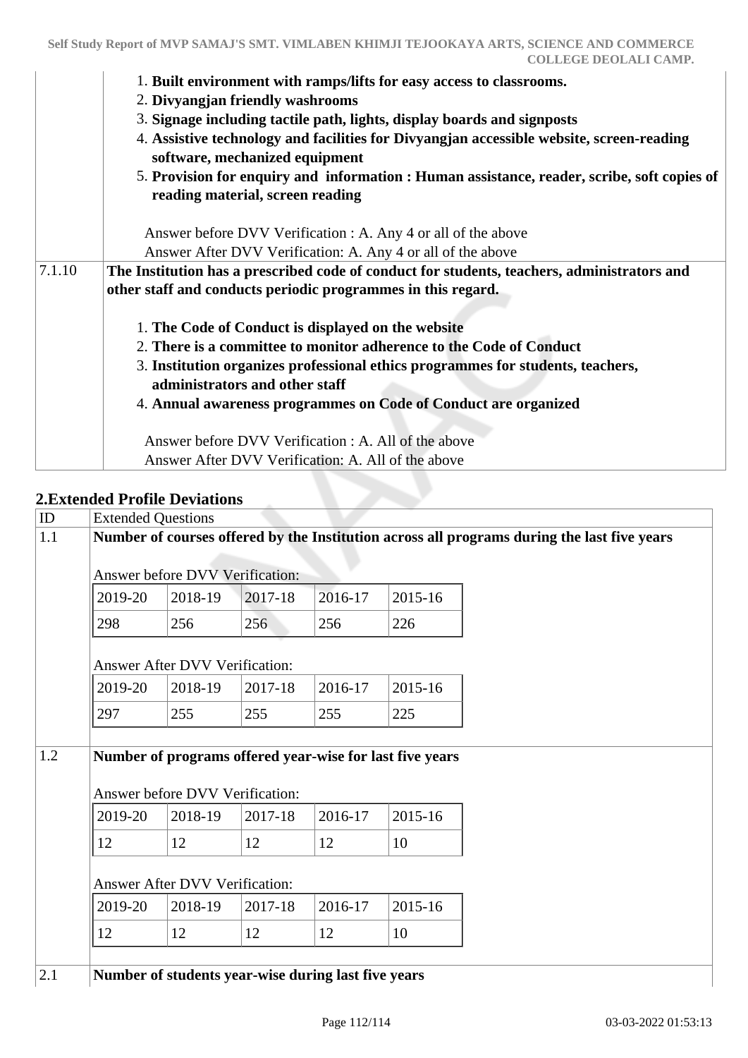| | |
|---|---|
| | 1. **Built environment with ramps/lifts for easy access to classrooms.**<br>2. **Divyangjan friendly washrooms**<br>3. **Signage including tactile path, lights, display boards and signposts**<br>4. **Assistive technology and facilities for Divyangjan accessible website, screen-reading software, mechanized equipment**<br>5. **Provision for enquiry and information : Human assistance, reader, scribe, soft copies of reading material, screen reading**<br><br>Answer before DVV Verification : A. Any 4 or all of the above<br>Answer After DVV Verification: A. Any 4 or all of the above |
| 7.1.10 | **The Institution has a prescribed code of conduct for students, teachers, administrators and other staff and conducts periodic programmes in this regard.**<br><br>1. **The Code of Conduct is displayed on the website**<br>2. **There is a committee to monitor adherence to the Code of Conduct**<br>3. **Institution organizes professional ethics programmes for students, teachers, administrators and other staff**<br>4. **Annual awareness programmes on Code of Conduct are organized**<br><br>Answer before DVV Verification : A. All of the above<br>Answer After DVV Verification: A. All of the above |

## 2.Extended Profile Deviations

| ID | Extended Questions |
|---|---|
| 1.1 | **Number of courses offered by the Institution across all programs during the last five years** |

Answer before DVV Verification:

| 2019-20 | 2018-19 | 2017-18 | 2016-17 | 2015-16 |
|---|---|---|---|---|
| 298 | 256 | 256 | 256 | 226 |

Answer After DVV Verification:

| 2019-20 | 2018-19 | 2017-18 | 2016-17 | 2015-16 |
|---|---|---|---|---|
| 297 | 255 | 255 | 255 | 225 |

| ID | Extended Questions |
|---|---|
| 1.2 | **Number of programs offered year-wise for last five years** |

Answer before DVV Verification:

| 2019-20 | 2018-19 | 2017-18 | 2016-17 | 2015-16 |
|---|---|---|---|---|
| 12 | 12 | 12 | 12 | 10 |

Answer After DVV Verification:

| 2019-20 | 2018-19 | 2017-18 | 2016-17 | 2015-16 |
|---|---|---|---|---|
| 12 | 12 | 12 | 12 | 10 |

| ID | Extended Questions |
|---|---|
| 2.1 | **Number of students year-wise during last five years** |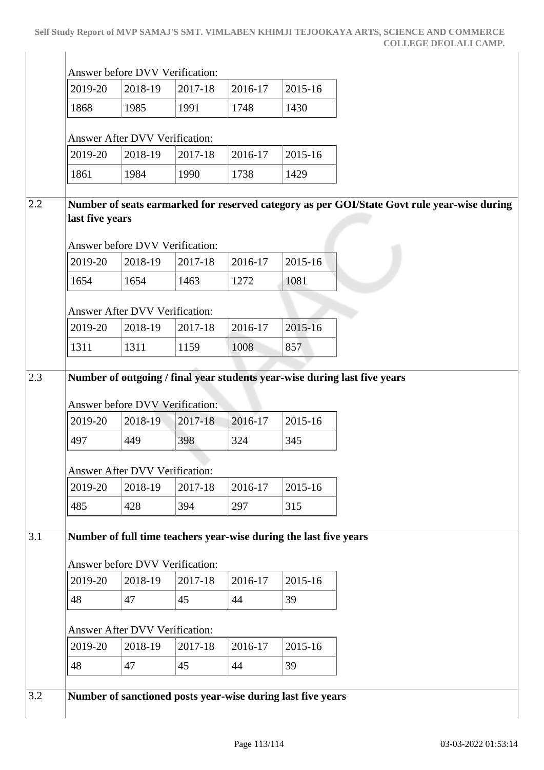Answer before DVV Verification:

| 2019-20 | 2018-19 | 2017-18 | 2016-17 | 2015-16 |
|---|---|---|---|---|
| 1868 | 1985 | 1991 | 1748 | 1430 |

Answer After DVV Verification:

| 2019-20 | 2018-19 | 2017-18 | 2016-17 | 2015-16 |
|---|---|---|---|---|
| 1861 | 1984 | 1990 | 1738 | 1429 |

**2.2 Number of seats earmarked for reserved category as per GOI/State Govt rule year-wise during last five years**

Answer before DVV Verification:

| 2019-20 | 2018-19 | 2017-18 | 2016-17 | 2015-16 |
|---|---|---|---|---|
| 1654 | 1654 | 1463 | 1272 | 1081 |

Answer After DVV Verification:

| 2019-20 | 2018-19 | 2017-18 | 2016-17 | 2015-16 |
|---|---|---|---|---|
| 1311 | 1311 | 1159 | 1008 | 857 |

**2.3 Number of outgoing / final year students year-wise during last five years**

Answer before DVV Verification:

| 2019-20 | 2018-19 | 2017-18 | 2016-17 | 2015-16 |
|---|---|---|---|---|
| 497 | 449 | 398 | 324 | 345 |

Answer After DVV Verification:

| 2019-20 | 2018-19 | 2017-18 | 2016-17 | 2015-16 |
|---|---|---|---|---|
| 485 | 428 | 394 | 297 | 315 |

**3.1 Number of full time teachers year-wise during the last five years**

Answer before DVV Verification:

| 2019-20 | 2018-19 | 2017-18 | 2016-17 | 2015-16 |
|---|---|---|---|---|
| 48 | 47 | 45 | 44 | 39 |

Answer After DVV Verification:

| 2019-20 | 2018-19 | 2017-18 | 2016-17 | 2015-16 |
|---|---|---|---|---|
| 48 | 47 | 45 | 44 | 39 |

**3.2 Number of sanctioned posts year-wise during last five years**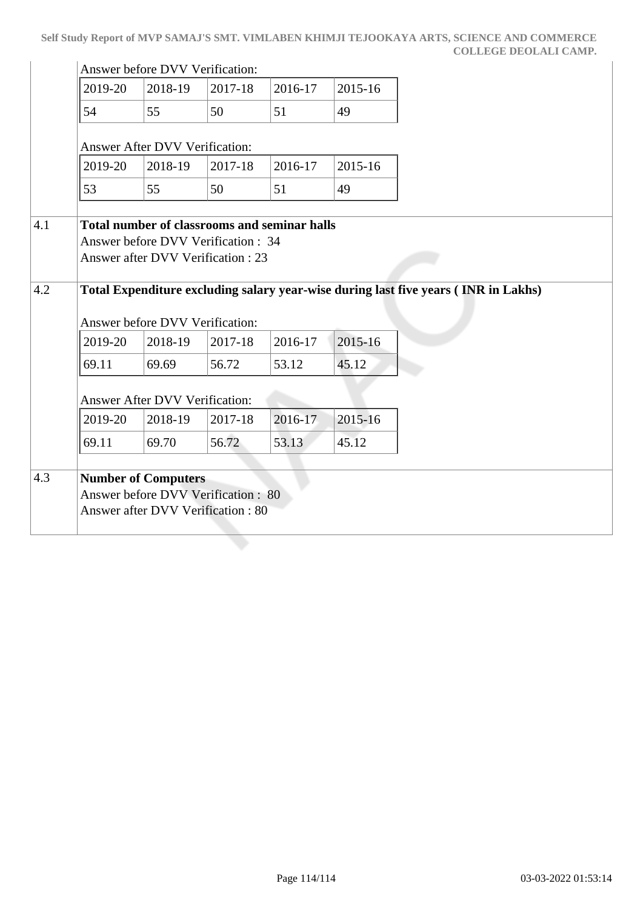Answer before DVV Verification:

| 2019-20 | 2018-19 | 2017-18 | 2016-17 | 2015-16 |
|---|---|---|---|---|
| 54 | 55 | 50 | 51 | 49 |

Answer After DVV Verification:

| 2019-20 | 2018-19 | 2017-18 | 2016-17 | 2015-16 |
|---|---|---|---|---|
| 53 | 55 | 50 | 51 | 49 |

**4.1 Total number of classrooms and seminar halls**

Answer before DVV Verification : 34

Answer after DVV Verification : 23

**4.2 Total Expenditure excluding salary year-wise during last five years ( INR in Lakhs)**

Answer before DVV Verification:

| 2019-20 | 2018-19 | 2017-18 | 2016-17 | 2015-16 |
|---|---|---|---|---|
| 69.11 | 69.69 | 56.72 | 53.12 | 45.12 |

Answer After DVV Verification:

| 2019-20 | 2018-19 | 2017-18 | 2016-17 | 2015-16 |
|---|---|---|---|---|
| 69.11 | 69.70 | 56.72 | 53.13 | 45.12 |

**4.3 Number of Computers**

Answer before DVV Verification : 80

Answer after DVV Verification : 80